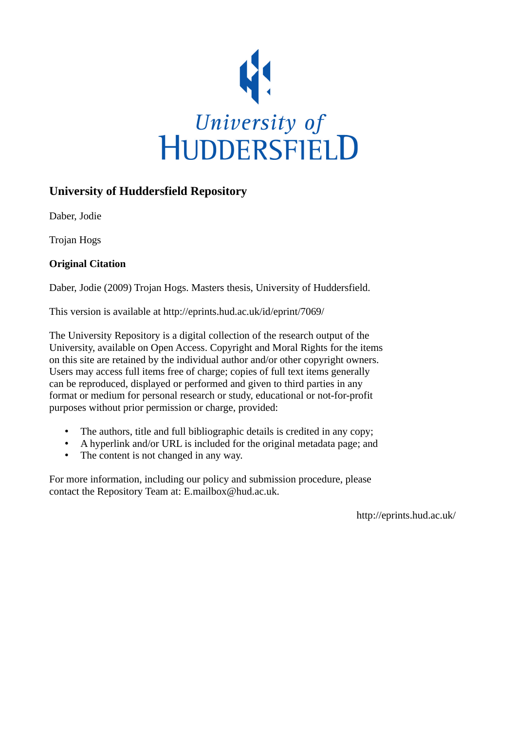University of HUDDERSFIELD

## University of Huddersfield Repository

Daber, Jodie

Trojan Hogs

**Original Citation**

Daber, Jodie (2009) Trojan Hogs. Masters thesis, University of Huddersfield.

This version is available at http://eprints.hud.ac.uk/id/eprint/7069/

The University Repository is a digital collection of the research output of the University, available on Open Access. Copyright and Moral Rights for the items on this site are retained by the individual author and/or other copyright owners. Users may access full items free of charge; copies of full text items generally can be reproduced, displayed or performed and given to third parties in any format or medium for personal research or study, educational or not-for-profit purposes without prior permission or charge, provided:

- The authors, title and full bibliographic details is credited in any copy;
- A hyperlink and/or URL is included for the original metadata page; and
- The content is not changed in any way.

For more information, including our policy and submission procedure, please contact the Repository Team at: E.mailbox@hud.ac.uk.

http://eprints.hud.ac.uk/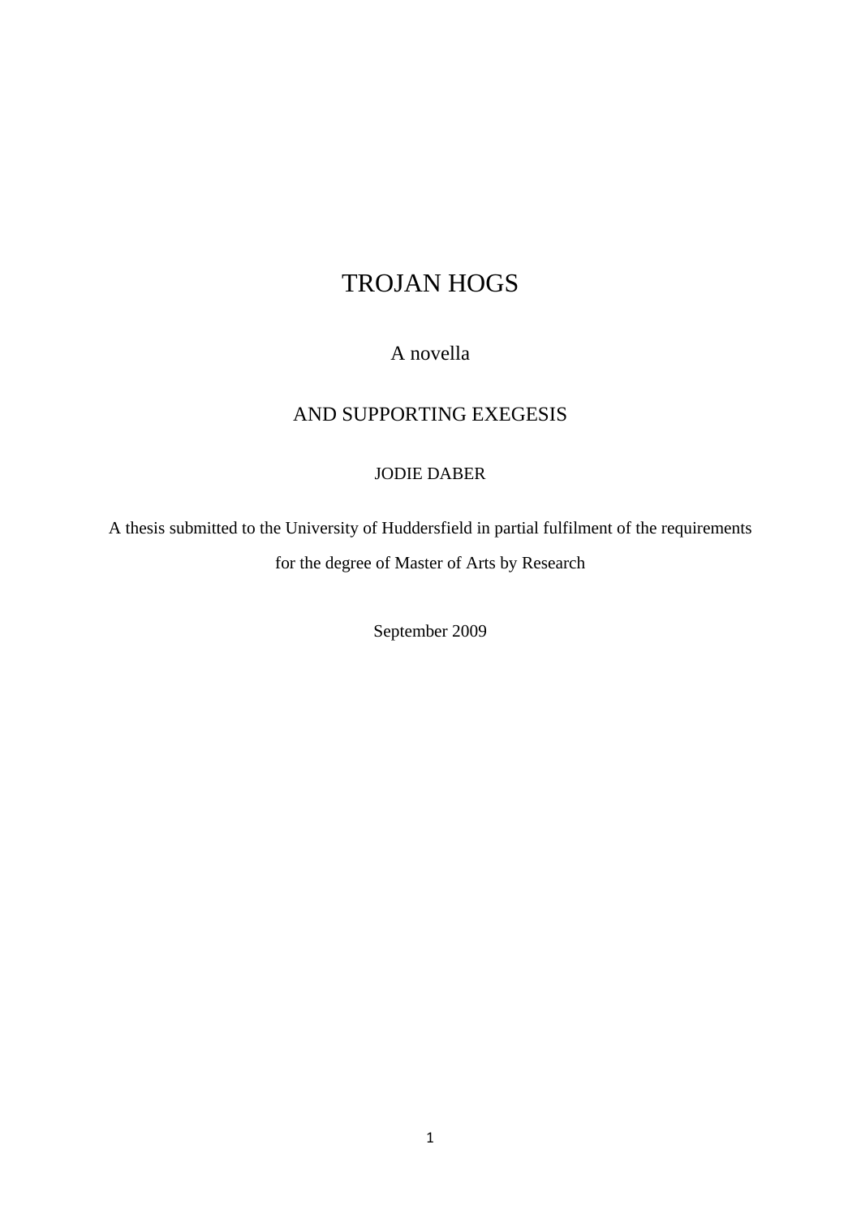# TROJAN HOGS

A novella

AND SUPPORTING EXEGESIS

JODIE DABER

A thesis submitted to the University of Huddersfield in partial fulfilment of the requirements for the degree of Master of Arts by Research

September 2009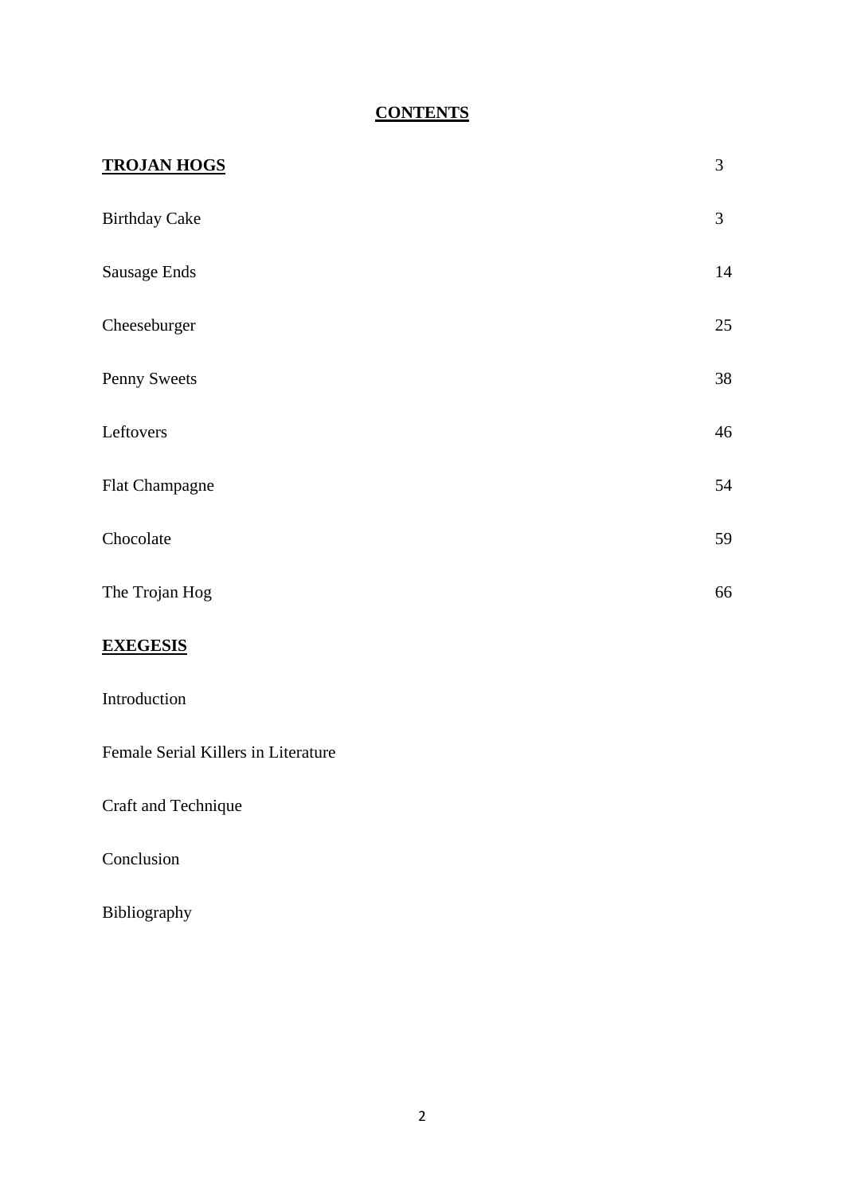# CONTENTS

| | |
|---|---|
| **TROJAN HOGS** | 3 |
| Birthday Cake | 3 |
| Sausage Ends | 14 |
| Cheeseburger | 25 |
| Penny Sweets | 38 |
| Leftovers | 46 |
| Flat Champagne | 54 |
| Chocolate | 59 |
| The Trojan Hog | 66 |
| **EXEGESIS** | |
| Introduction | |
| Female Serial Killers in Literature | |
| Craft and Technique | |
| Conclusion | |
| Bibliography | |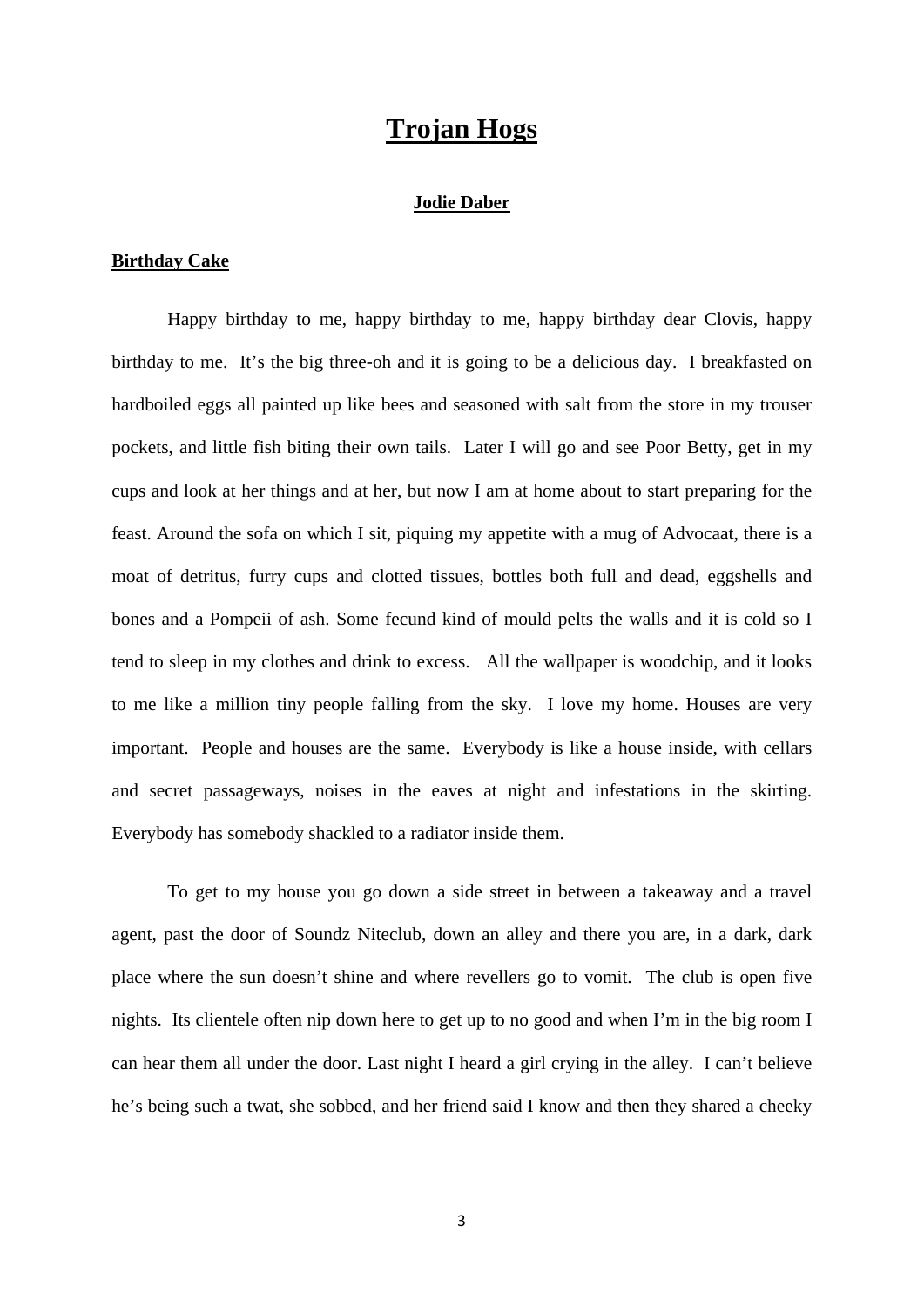# Trojan Hogs

### Jodie Daber

## Birthday Cake

Happy birthday to me, happy birthday to me, happy birthday dear Clovis, happy birthday to me. It's the big three-oh and it is going to be a delicious day. I breakfasted on hardboiled eggs all painted up like bees and seasoned with salt from the store in my trouser pockets, and little fish biting their own tails. Later I will go and see Poor Betty, get in my cups and look at her things and at her, but now I am at home about to start preparing for the feast. Around the sofa on which I sit, piquing my appetite with a mug of Advocaat, there is a moat of detritus, furry cups and clotted tissues, bottles both full and dead, eggshells and bones and a Pompeii of ash. Some fecund kind of mould pelts the walls and it is cold so I tend to sleep in my clothes and drink to excess. All the wallpaper is woodchip, and it looks to me like a million tiny people falling from the sky. I love my home. Houses are very important. People and houses are the same. Everybody is like a house inside, with cellars and secret passageways, noises in the eaves at night and infestations in the skirting. Everybody has somebody shackled to a radiator inside them.

To get to my house you go down a side street in between a takeaway and a travel agent, past the door of Soundz Niteclub, down an alley and there you are, in a dark, dark place where the sun doesn't shine and where revellers go to vomit. The club is open five nights. Its clientele often nip down here to get up to no good and when I'm in the big room I can hear them all under the door. Last night I heard a girl crying in the alley. I can't believe he's being such a twat, she sobbed, and her friend said I know and then they shared a cheeky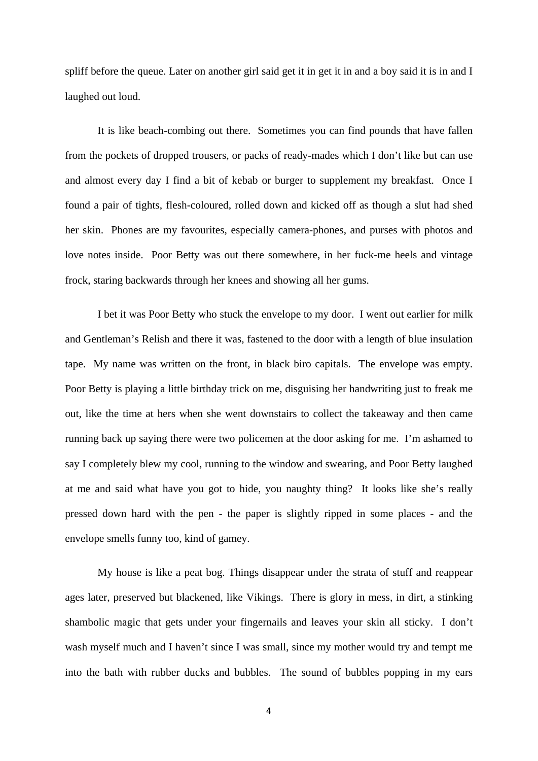spliff before the queue. Later on another girl said get it in get it in and a boy said it is in and I laughed out loud.

It is like beach-combing out there. Sometimes you can find pounds that have fallen from the pockets of dropped trousers, or packs of ready-mades which I don't like but can use and almost every day I find a bit of kebab or burger to supplement my breakfast. Once I found a pair of tights, flesh-coloured, rolled down and kicked off as though a slut had shed her skin. Phones are my favourites, especially camera-phones, and purses with photos and love notes inside. Poor Betty was out there somewhere, in her fuck-me heels and vintage frock, staring backwards through her knees and showing all her gums.

I bet it was Poor Betty who stuck the envelope to my door. I went out earlier for milk and Gentleman's Relish and there it was, fastened to the door with a length of blue insulation tape. My name was written on the front, in black biro capitals. The envelope was empty. Poor Betty is playing a little birthday trick on me, disguising her handwriting just to freak me out, like the time at hers when she went downstairs to collect the takeaway and then came running back up saying there were two policemen at the door asking for me. I'm ashamed to say I completely blew my cool, running to the window and swearing, and Poor Betty laughed at me and said what have you got to hide, you naughty thing? It looks like she's really pressed down hard with the pen - the paper is slightly ripped in some places - and the envelope smells funny too, kind of gamey.

My house is like a peat bog. Things disappear under the strata of stuff and reappear ages later, preserved but blackened, like Vikings. There is glory in mess, in dirt, a stinking shambolic magic that gets under your fingernails and leaves your skin all sticky. I don't wash myself much and I haven't since I was small, since my mother would try and tempt me into the bath with rubber ducks and bubbles. The sound of bubbles popping in my ears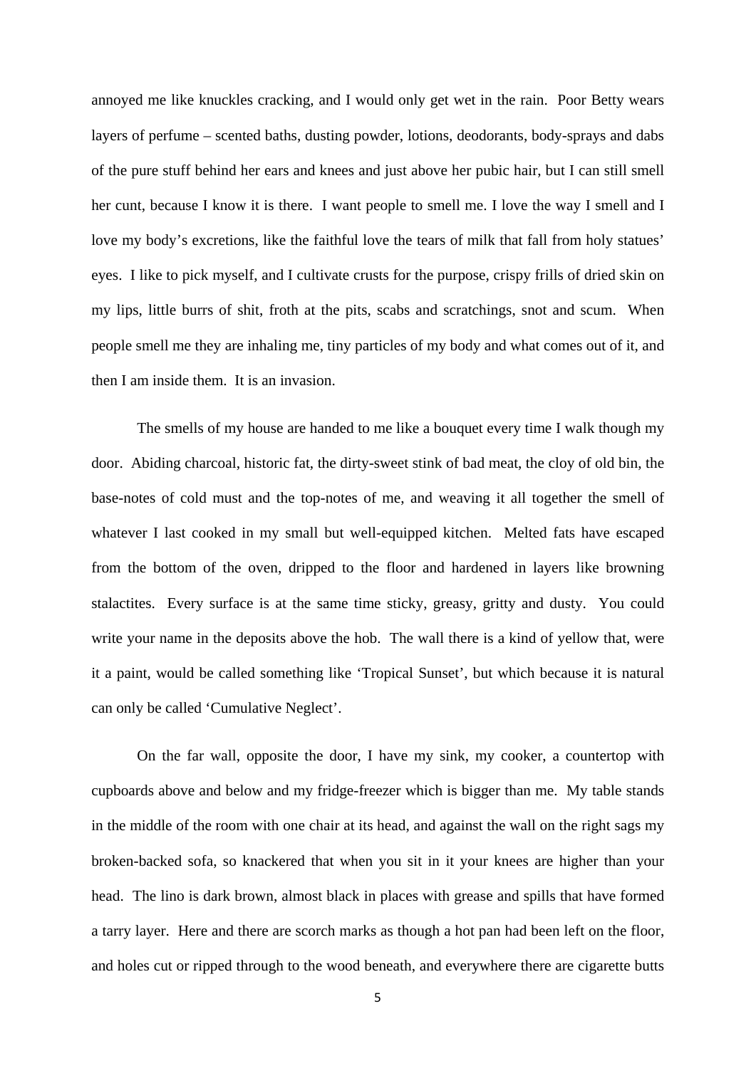annoyed me like knuckles cracking, and I would only get wet in the rain. Poor Betty wears layers of perfume – scented baths, dusting powder, lotions, deodorants, body-sprays and dabs of the pure stuff behind her ears and knees and just above her pubic hair, but I can still smell her cunt, because I know it is there. I want people to smell me. I love the way I smell and I love my body's excretions, like the faithful love the tears of milk that fall from holy statues' eyes. I like to pick myself, and I cultivate crusts for the purpose, crispy frills of dried skin on my lips, little burrs of shit, froth at the pits, scabs and scratchings, snot and scum. When people smell me they are inhaling me, tiny particles of my body and what comes out of it, and then I am inside them. It is an invasion.

The smells of my house are handed to me like a bouquet every time I walk though my door. Abiding charcoal, historic fat, the dirty-sweet stink of bad meat, the cloy of old bin, the base-notes of cold must and the top-notes of me, and weaving it all together the smell of whatever I last cooked in my small but well-equipped kitchen. Melted fats have escaped from the bottom of the oven, dripped to the floor and hardened in layers like browning stalactites. Every surface is at the same time sticky, greasy, gritty and dusty. You could write your name in the deposits above the hob. The wall there is a kind of yellow that, were it a paint, would be called something like 'Tropical Sunset', but which because it is natural can only be called 'Cumulative Neglect'.

On the far wall, opposite the door, I have my sink, my cooker, a countertop with cupboards above and below and my fridge-freezer which is bigger than me. My table stands in the middle of the room with one chair at its head, and against the wall on the right sags my broken-backed sofa, so knackered that when you sit in it your knees are higher than your head. The lino is dark brown, almost black in places with grease and spills that have formed a tarry layer. Here and there are scorch marks as though a hot pan had been left on the floor, and holes cut or ripped through to the wood beneath, and everywhere there are cigarette butts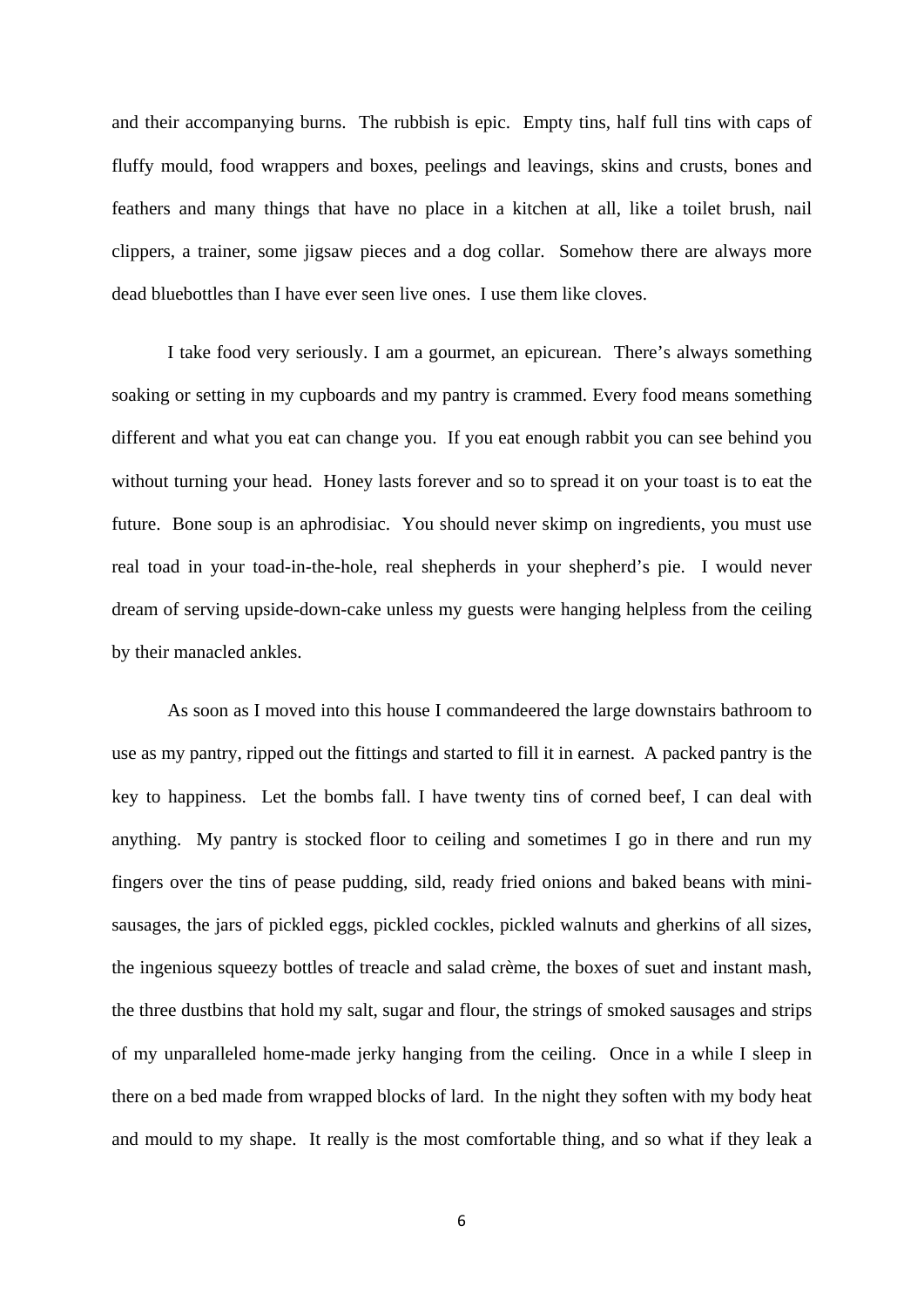and their accompanying burns. The rubbish is epic. Empty tins, half full tins with caps of fluffy mould, food wrappers and boxes, peelings and leavings, skins and crusts, bones and feathers and many things that have no place in a kitchen at all, like a toilet brush, nail clippers, a trainer, some jigsaw pieces and a dog collar. Somehow there are always more dead bluebottles than I have ever seen live ones. I use them like cloves.

I take food very seriously. I am a gourmet, an epicurean. There's always something soaking or setting in my cupboards and my pantry is crammed. Every food means something different and what you eat can change you. If you eat enough rabbit you can see behind you without turning your head. Honey lasts forever and so to spread it on your toast is to eat the future. Bone soup is an aphrodisiac. You should never skimp on ingredients, you must use real toad in your toad-in-the-hole, real shepherds in your shepherd's pie. I would never dream of serving upside-down-cake unless my guests were hanging helpless from the ceiling by their manacled ankles.

As soon as I moved into this house I commandeered the large downstairs bathroom to use as my pantry, ripped out the fittings and started to fill it in earnest. A packed pantry is the key to happiness. Let the bombs fall. I have twenty tins of corned beef, I can deal with anything. My pantry is stocked floor to ceiling and sometimes I go in there and run my fingers over the tins of pease pudding, sild, ready fried onions and baked beans with mini-sausages, the jars of pickled eggs, pickled cockles, pickled walnuts and gherkins of all sizes, the ingenious squeezy bottles of treacle and salad crème, the boxes of suet and instant mash, the three dustbins that hold my salt, sugar and flour, the strings of smoked sausages and strips of my unparalleled home-made jerky hanging from the ceiling. Once in a while I sleep in there on a bed made from wrapped blocks of lard. In the night they soften with my body heat and mould to my shape. It really is the most comfortable thing, and so what if they leak a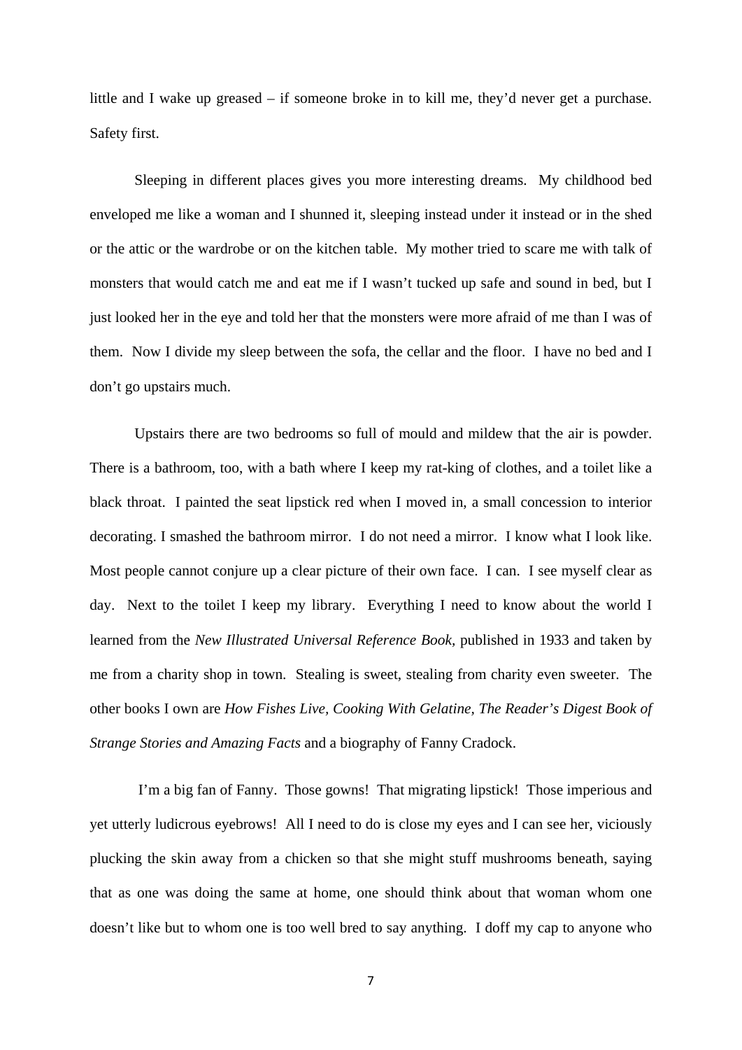little and I wake up greased – if someone broke in to kill me, they'd never get a purchase. Safety first.

Sleeping in different places gives you more interesting dreams. My childhood bed enveloped me like a woman and I shunned it, sleeping instead under it instead or in the shed or the attic or the wardrobe or on the kitchen table. My mother tried to scare me with talk of monsters that would catch me and eat me if I wasn't tucked up safe and sound in bed, but I just looked her in the eye and told her that the monsters were more afraid of me than I was of them. Now I divide my sleep between the sofa, the cellar and the floor. I have no bed and I don't go upstairs much.

Upstairs there are two bedrooms so full of mould and mildew that the air is powder. There is a bathroom, too, with a bath where I keep my rat-king of clothes, and a toilet like a black throat. I painted the seat lipstick red when I moved in, a small concession to interior decorating. I smashed the bathroom mirror. I do not need a mirror. I know what I look like. Most people cannot conjure up a clear picture of their own face. I can. I see myself clear as day. Next to the toilet I keep my library. Everything I need to know about the world I learned from the *New Illustrated Universal Reference Book*, published in 1933 and taken by me from a charity shop in town. Stealing is sweet, stealing from charity even sweeter. The other books I own are *How Fishes Live*, *Cooking With Gelatine*, *The Reader's Digest Book of Strange Stories and Amazing Facts* and a biography of Fanny Cradock.

I'm a big fan of Fanny. Those gowns! That migrating lipstick! Those imperious and yet utterly ludicrous eyebrows! All I need to do is close my eyes and I can see her, viciously plucking the skin away from a chicken so that she might stuff mushrooms beneath, saying that as one was doing the same at home, one should think about that woman whom one doesn't like but to whom one is too well bred to say anything. I doff my cap to anyone who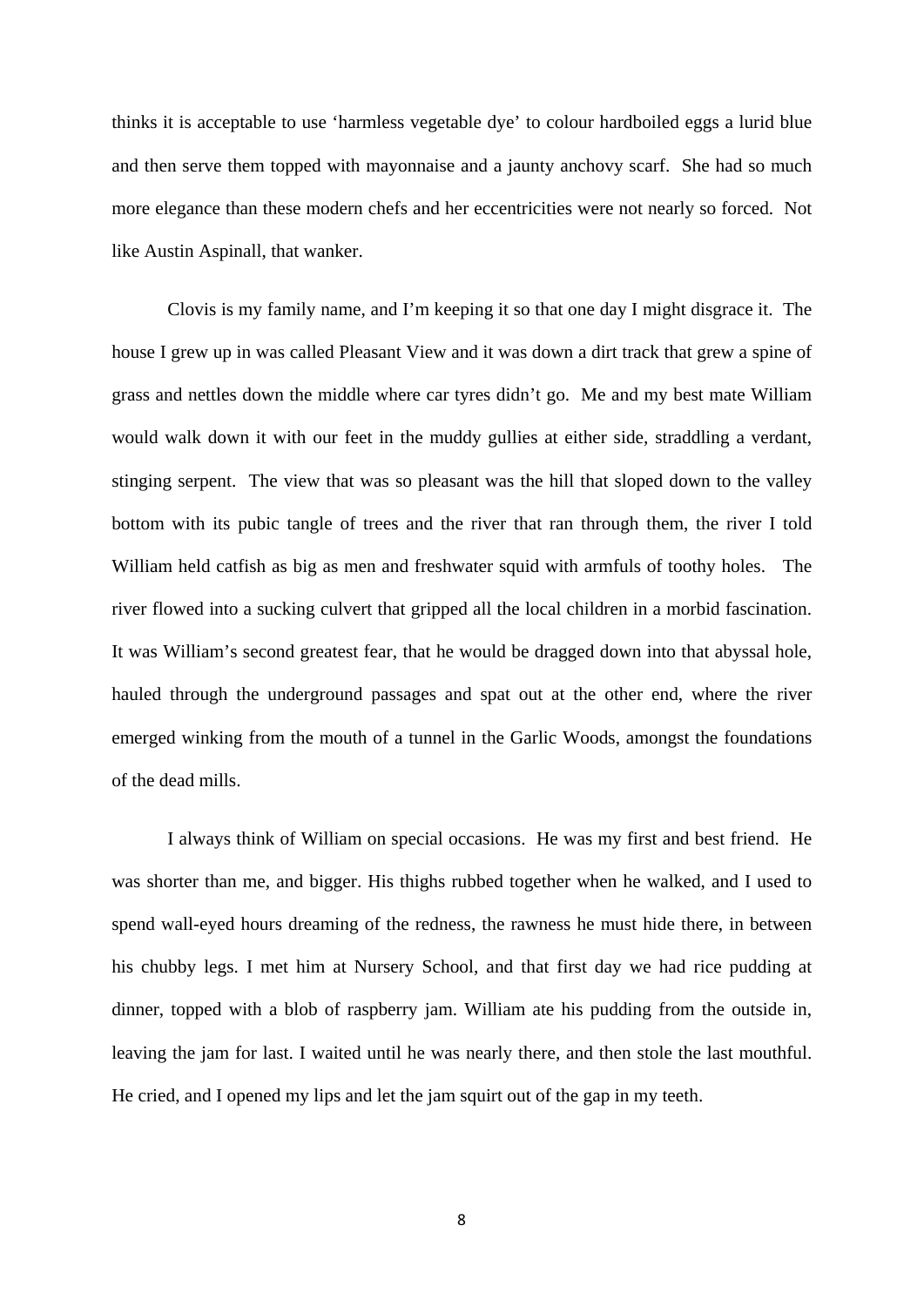thinks it is acceptable to use ‘harmless vegetable dye’ to colour hardboiled eggs a lurid blue and then serve them topped with mayonnaise and a jaunty anchovy scarf. She had so much more elegance than these modern chefs and her eccentricities were not nearly so forced. Not like Austin Aspinall, that wanker.

Clovis is my family name, and I’m keeping it so that one day I might disgrace it. The house I grew up in was called Pleasant View and it was down a dirt track that grew a spine of grass and nettles down the middle where car tyres didn’t go. Me and my best mate William would walk down it with our feet in the muddy gullies at either side, straddling a verdant, stinging serpent. The view that was so pleasant was the hill that sloped down to the valley bottom with its pubic tangle of trees and the river that ran through them, the river I told William held catfish as big as men and freshwater squid with armfuls of toothy holes. The river flowed into a sucking culvert that gripped all the local children in a morbid fascination. It was William’s second greatest fear, that he would be dragged down into that abyssal hole, hauled through the underground passages and spat out at the other end, where the river emerged winking from the mouth of a tunnel in the Garlic Woods, amongst the foundations of the dead mills.

I always think of William on special occasions. He was my first and best friend. He was shorter than me, and bigger. His thighs rubbed together when he walked, and I used to spend wall-eyed hours dreaming of the redness, the rawness he must hide there, in between his chubby legs. I met him at Nursery School, and that first day we had rice pudding at dinner, topped with a blob of raspberry jam. William ate his pudding from the outside in, leaving the jam for last. I waited until he was nearly there, and then stole the last mouthful. He cried, and I opened my lips and let the jam squirt out of the gap in my teeth.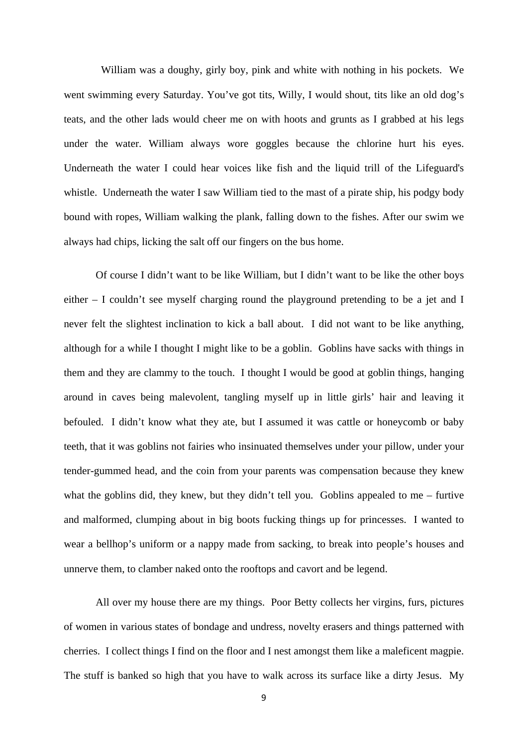William was a doughy, girly boy, pink and white with nothing in his pockets. We went swimming every Saturday. You've got tits, Willy, I would shout, tits like an old dog's teats, and the other lads would cheer me on with hoots and grunts as I grabbed at his legs under the water. William always wore goggles because the chlorine hurt his eyes. Underneath the water I could hear voices like fish and the liquid trill of the Lifeguard's whistle. Underneath the water I saw William tied to the mast of a pirate ship, his podgy body bound with ropes, William walking the plank, falling down to the fishes. After our swim we always had chips, licking the salt off our fingers on the bus home.

Of course I didn't want to be like William, but I didn't want to be like the other boys either – I couldn't see myself charging round the playground pretending to be a jet and I never felt the slightest inclination to kick a ball about. I did not want to be like anything, although for a while I thought I might like to be a goblin. Goblins have sacks with things in them and they are clammy to the touch. I thought I would be good at goblin things, hanging around in caves being malevolent, tangling myself up in little girls' hair and leaving it befouled. I didn't know what they ate, but I assumed it was cattle or honeycomb or baby teeth, that it was goblins not fairies who insinuated themselves under your pillow, under your tender-gummed head, and the coin from your parents was compensation because they knew what the goblins did, they knew, but they didn't tell you. Goblins appealed to me – furtive and malformed, clumping about in big boots fucking things up for princesses. I wanted to wear a bellhop's uniform or a nappy made from sacking, to break into people's houses and unnerve them, to clamber naked onto the rooftops and cavort and be legend.

All over my house there are my things. Poor Betty collects her virgins, furs, pictures of women in various states of bondage and undress, novelty erasers and things patterned with cherries. I collect things I find on the floor and I nest amongst them like a maleficent magpie. The stuff is banked so high that you have to walk across its surface like a dirty Jesus. My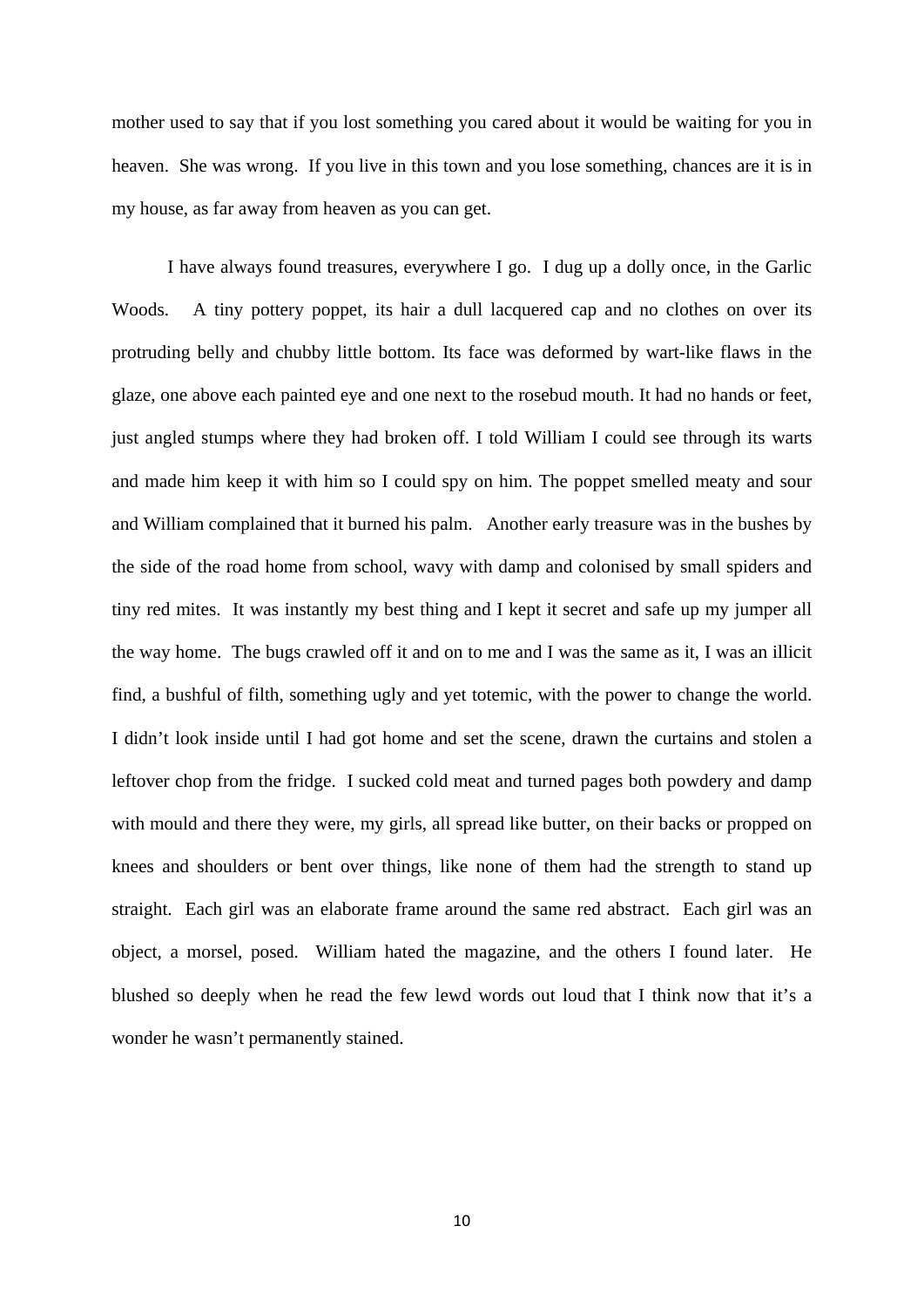mother used to say that if you lost something you cared about it would be waiting for you in heaven. She was wrong. If you live in this town and you lose something, chances are it is in my house, as far away from heaven as you can get.

I have always found treasures, everywhere I go. I dug up a dolly once, in the Garlic Woods. A tiny pottery poppet, its hair a dull lacquered cap and no clothes on over its protruding belly and chubby little bottom. Its face was deformed by wart-like flaws in the glaze, one above each painted eye and one next to the rosebud mouth. It had no hands or feet, just angled stumps where they had broken off. I told William I could see through its warts and made him keep it with him so I could spy on him. The poppet smelled meaty and sour and William complained that it burned his palm. Another early treasure was in the bushes by the side of the road home from school, wavy with damp and colonised by small spiders and tiny red mites. It was instantly my best thing and I kept it secret and safe up my jumper all the way home. The bugs crawled off it and on to me and I was the same as it, I was an illicit find, a bushful of filth, something ugly and yet totemic, with the power to change the world. I didn't look inside until I had got home and set the scene, drawn the curtains and stolen a leftover chop from the fridge. I sucked cold meat and turned pages both powdery and damp with mould and there they were, my girls, all spread like butter, on their backs or propped on knees and shoulders or bent over things, like none of them had the strength to stand up straight. Each girl was an elaborate frame around the same red abstract. Each girl was an object, a morsel, posed. William hated the magazine, and the others I found later. He blushed so deeply when he read the few lewd words out loud that I think now that it's a wonder he wasn't permanently stained.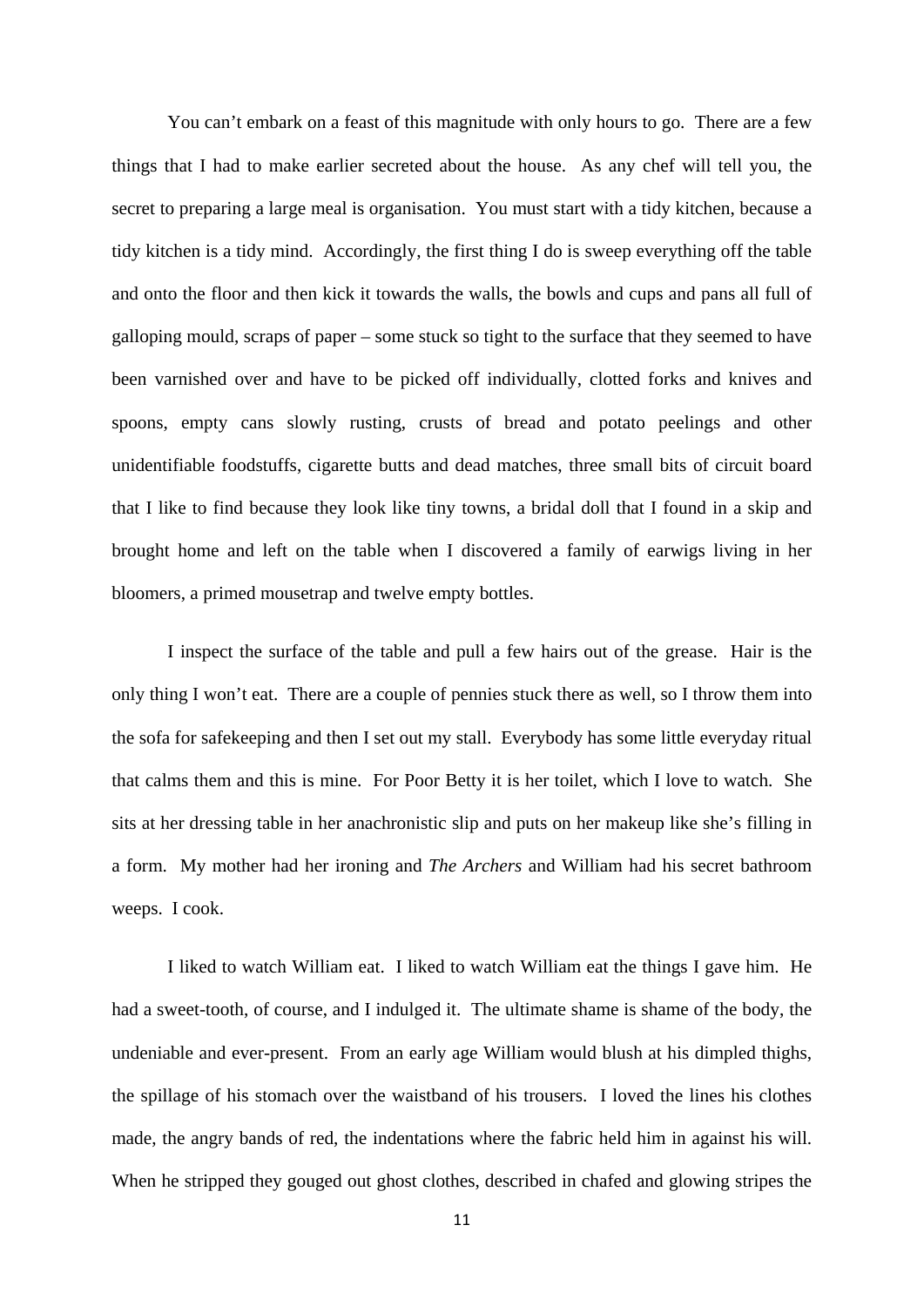You can't embark on a feast of this magnitude with only hours to go. There are a few things that I had to make earlier secreted about the house. As any chef will tell you, the secret to preparing a large meal is organisation. You must start with a tidy kitchen, because a tidy kitchen is a tidy mind. Accordingly, the first thing I do is sweep everything off the table and onto the floor and then kick it towards the walls, the bowls and cups and pans all full of galloping mould, scraps of paper – some stuck so tight to the surface that they seemed to have been varnished over and have to be picked off individually, clotted forks and knives and spoons, empty cans slowly rusting, crusts of bread and potato peelings and other unidentifiable foodstuffs, cigarette butts and dead matches, three small bits of circuit board that I like to find because they look like tiny towns, a bridal doll that I found in a skip and brought home and left on the table when I discovered a family of earwigs living in her bloomers, a primed mousetrap and twelve empty bottles.

I inspect the surface of the table and pull a few hairs out of the grease. Hair is the only thing I won't eat. There are a couple of pennies stuck there as well, so I throw them into the sofa for safekeeping and then I set out my stall. Everybody has some little everyday ritual that calms them and this is mine. For Poor Betty it is her toilet, which I love to watch. She sits at her dressing table in her anachronistic slip and puts on her makeup like she's filling in a form. My mother had her ironing and *The Archers* and William had his secret bathroom weeps. I cook.

I liked to watch William eat. I liked to watch William eat the things I gave him. He had a sweet-tooth, of course, and I indulged it. The ultimate shame is shame of the body, the undeniable and ever-present. From an early age William would blush at his dimpled thighs, the spillage of his stomach over the waistband of his trousers. I loved the lines his clothes made, the angry bands of red, the indentations where the fabric held him in against his will. When he stripped they gouged out ghost clothes, described in chafed and glowing stripes the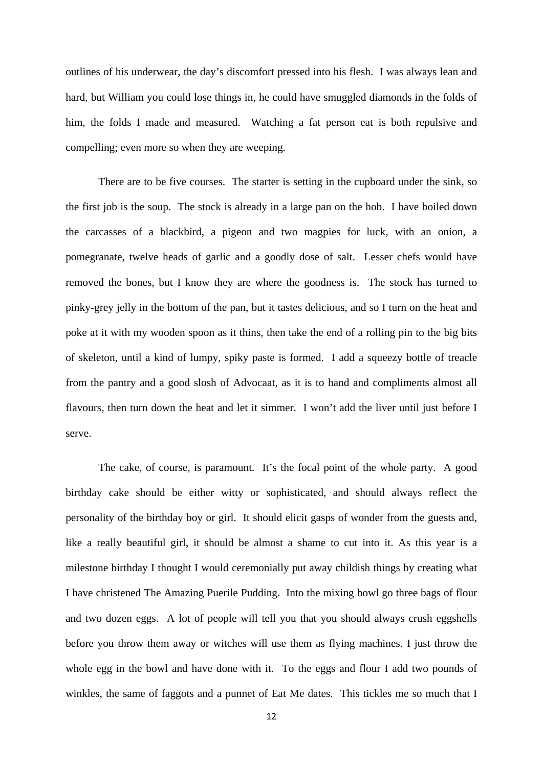outlines of his underwear, the day's discomfort pressed into his flesh. I was always lean and hard, but William you could lose things in, he could have smuggled diamonds in the folds of him, the folds I made and measured. Watching a fat person eat is both repulsive and compelling; even more so when they are weeping.

There are to be five courses. The starter is setting in the cupboard under the sink, so the first job is the soup. The stock is already in a large pan on the hob. I have boiled down the carcasses of a blackbird, a pigeon and two magpies for luck, with an onion, a pomegranate, twelve heads of garlic and a goodly dose of salt. Lesser chefs would have removed the bones, but I know they are where the goodness is. The stock has turned to pinky-grey jelly in the bottom of the pan, but it tastes delicious, and so I turn on the heat and poke at it with my wooden spoon as it thins, then take the end of a rolling pin to the big bits of skeleton, until a kind of lumpy, spiky paste is formed. I add a squeezy bottle of treacle from the pantry and a good slosh of Advocaat, as it is to hand and compliments almost all flavours, then turn down the heat and let it simmer. I won't add the liver until just before I serve.

The cake, of course, is paramount. It's the focal point of the whole party. A good birthday cake should be either witty or sophisticated, and should always reflect the personality of the birthday boy or girl. It should elicit gasps of wonder from the guests and, like a really beautiful girl, it should be almost a shame to cut into it. As this year is a milestone birthday I thought I would ceremonially put away childish things by creating what I have christened The Amazing Puerile Pudding. Into the mixing bowl go three bags of flour and two dozen eggs. A lot of people will tell you that you should always crush eggshells before you throw them away or witches will use them as flying machines. I just throw the whole egg in the bowl and have done with it. To the eggs and flour I add two pounds of winkles, the same of faggots and a punnet of Eat Me dates. This tickles me so much that I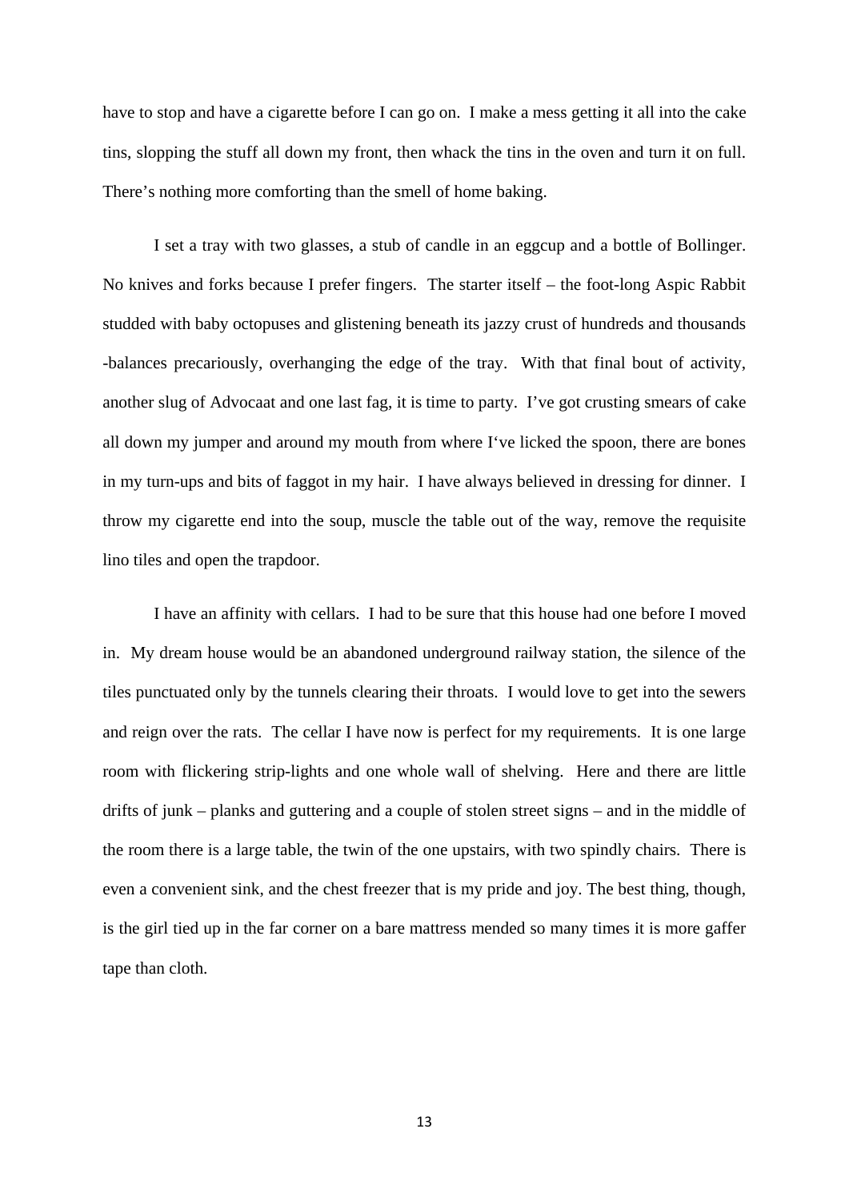have to stop and have a cigarette before I can go on. I make a mess getting it all into the cake tins, slopping the stuff all down my front, then whack the tins in the oven and turn it on full. There's nothing more comforting than the smell of home baking.

I set a tray with two glasses, a stub of candle in an eggcup and a bottle of Bollinger. No knives and forks because I prefer fingers. The starter itself – the foot-long Aspic Rabbit studded with baby octopuses and glistening beneath its jazzy crust of hundreds and thousands -balances precariously, overhanging the edge of the tray. With that final bout of activity, another slug of Advocaat and one last fag, it is time to party. I've got crusting smears of cake all down my jumper and around my mouth from where I've licked the spoon, there are bones in my turn-ups and bits of faggot in my hair. I have always believed in dressing for dinner. I throw my cigarette end into the soup, muscle the table out of the way, remove the requisite lino tiles and open the trapdoor.

I have an affinity with cellars. I had to be sure that this house had one before I moved in. My dream house would be an abandoned underground railway station, the silence of the tiles punctuated only by the tunnels clearing their throats. I would love to get into the sewers and reign over the rats. The cellar I have now is perfect for my requirements. It is one large room with flickering strip-lights and one whole wall of shelving. Here and there are little drifts of junk – planks and guttering and a couple of stolen street signs – and in the middle of the room there is a large table, the twin of the one upstairs, with two spindly chairs. There is even a convenient sink, and the chest freezer that is my pride and joy. The best thing, though, is the girl tied up in the far corner on a bare mattress mended so many times it is more gaffer tape than cloth.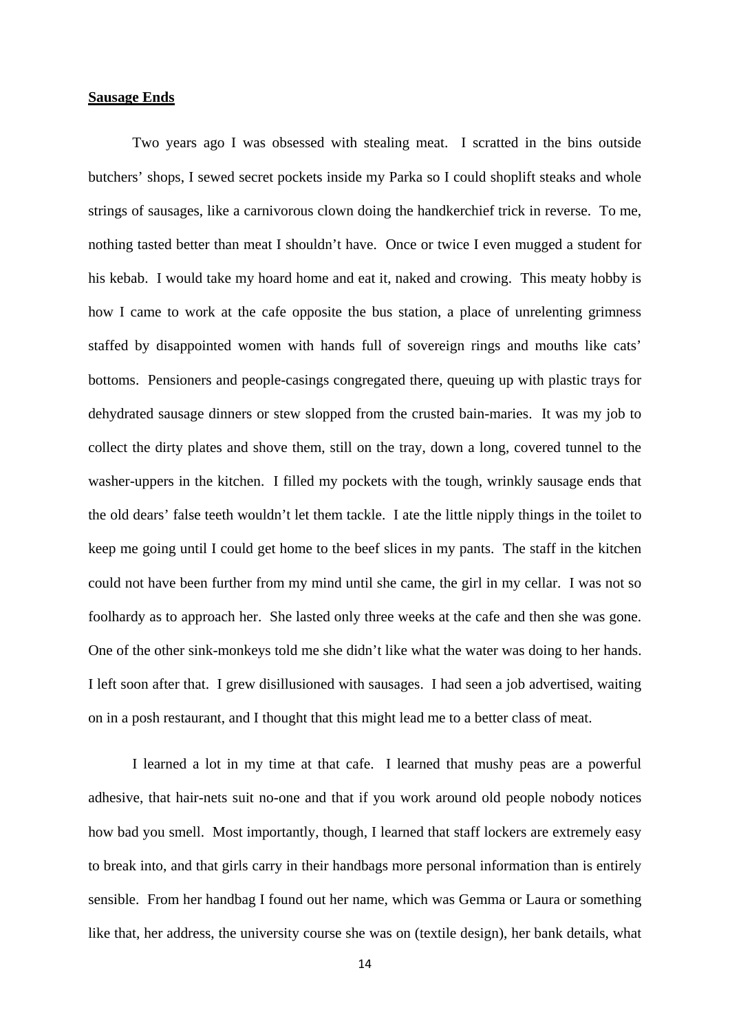**Sausage Ends**

Two years ago I was obsessed with stealing meat. I scratted in the bins outside butchers' shops, I sewed secret pockets inside my Parka so I could shoplift steaks and whole strings of sausages, like a carnivorous clown doing the handkerchief trick in reverse. To me, nothing tasted better than meat I shouldn't have. Once or twice I even mugged a student for his kebab. I would take my hoard home and eat it, naked and crowing. This meaty hobby is how I came to work at the cafe opposite the bus station, a place of unrelenting grimness staffed by disappointed women with hands full of sovereign rings and mouths like cats' bottoms. Pensioners and people-casings congregated there, queuing up with plastic trays for dehydrated sausage dinners or stew slopped from the crusted bain-maries. It was my job to collect the dirty plates and shove them, still on the tray, down a long, covered tunnel to the washer-uppers in the kitchen. I filled my pockets with the tough, wrinkly sausage ends that the old dears' false teeth wouldn't let them tackle. I ate the little nipply things in the toilet to keep me going until I could get home to the beef slices in my pants. The staff in the kitchen could not have been further from my mind until she came, the girl in my cellar. I was not so foolhardy as to approach her. She lasted only three weeks at the cafe and then she was gone. One of the other sink-monkeys told me she didn't like what the water was doing to her hands. I left soon after that. I grew disillusioned with sausages. I had seen a job advertised, waiting on in a posh restaurant, and I thought that this might lead me to a better class of meat.

I learned a lot in my time at that cafe. I learned that mushy peas are a powerful adhesive, that hair-nets suit no-one and that if you work around old people nobody notices how bad you smell. Most importantly, though, I learned that staff lockers are extremely easy to break into, and that girls carry in their handbags more personal information than is entirely sensible. From her handbag I found out her name, which was Gemma or Laura or something like that, her address, the university course she was on (textile design), her bank details, what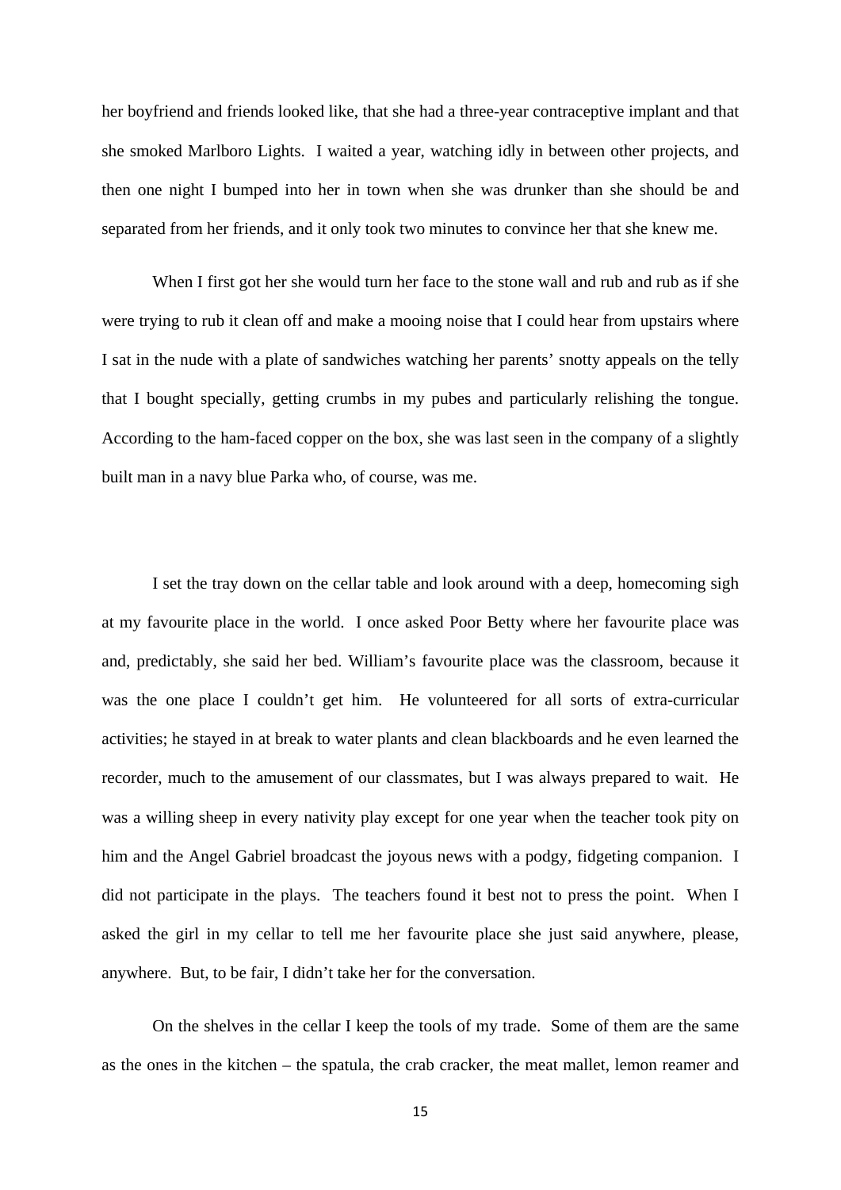her boyfriend and friends looked like, that she had a three-year contraceptive implant and that she smoked Marlboro Lights. I waited a year, watching idly in between other projects, and then one night I bumped into her in town when she was drunker than she should be and separated from her friends, and it only took two minutes to convince her that she knew me.

When I first got her she would turn her face to the stone wall and rub and rub as if she were trying to rub it clean off and make a mooing noise that I could hear from upstairs where I sat in the nude with a plate of sandwiches watching her parents' snotty appeals on the telly that I bought specially, getting crumbs in my pubes and particularly relishing the tongue. According to the ham-faced copper on the box, she was last seen in the company of a slightly built man in a navy blue Parka who, of course, was me.

I set the tray down on the cellar table and look around with a deep, homecoming sigh at my favourite place in the world. I once asked Poor Betty where her favourite place was and, predictably, she said her bed. William's favourite place was the classroom, because it was the one place I couldn't get him. He volunteered for all sorts of extra-curricular activities; he stayed in at break to water plants and clean blackboards and he even learned the recorder, much to the amusement of our classmates, but I was always prepared to wait. He was a willing sheep in every nativity play except for one year when the teacher took pity on him and the Angel Gabriel broadcast the joyous news with a podgy, fidgeting companion. I did not participate in the plays. The teachers found it best not to press the point. When I asked the girl in my cellar to tell me her favourite place she just said anywhere, please, anywhere. But, to be fair, I didn't take her for the conversation.

On the shelves in the cellar I keep the tools of my trade. Some of them are the same as the ones in the kitchen – the spatula, the crab cracker, the meat mallet, lemon reamer and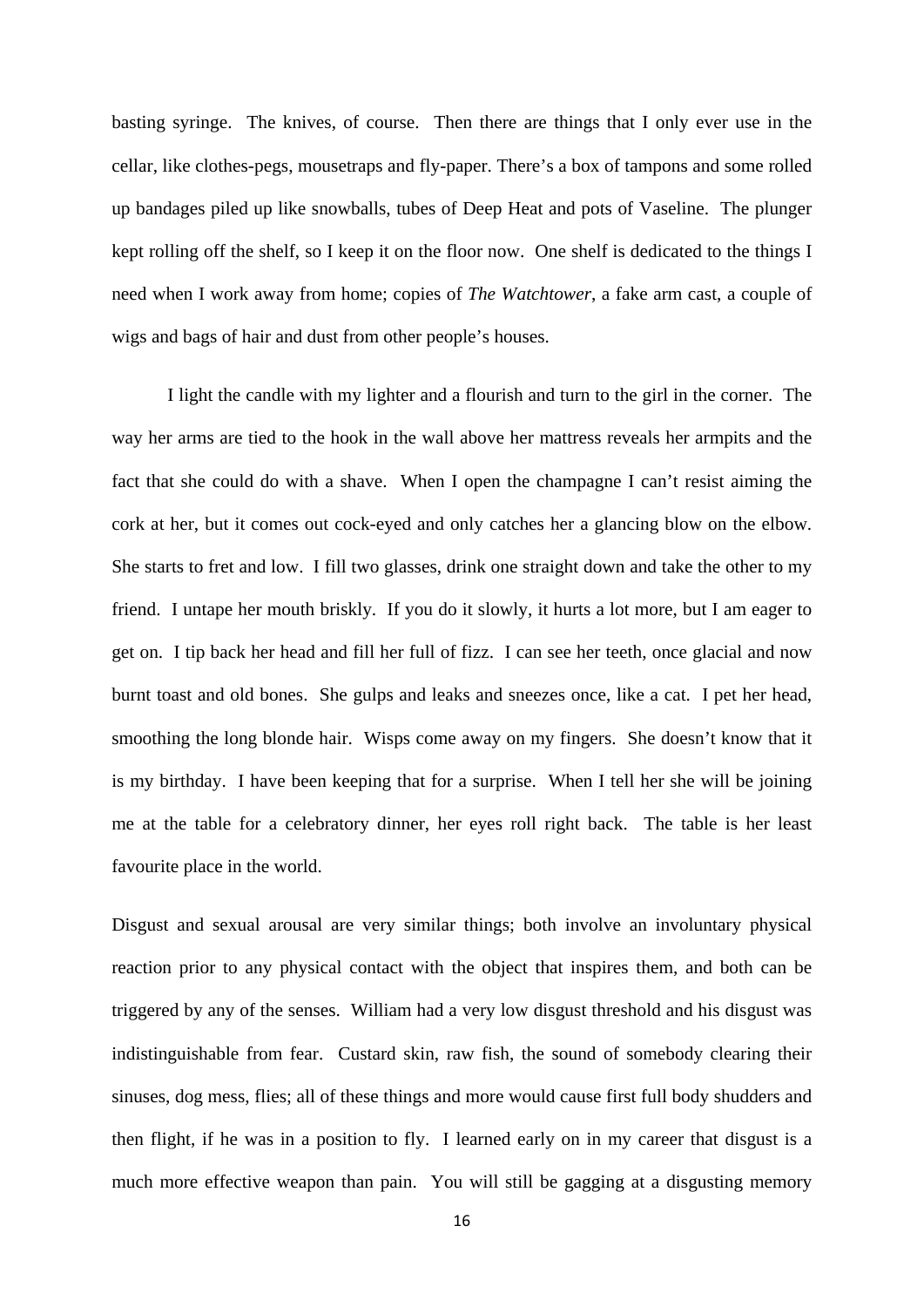basting syringe. The knives, of course. Then there are things that I only ever use in the cellar, like clothes-pegs, mousetraps and fly-paper. There's a box of tampons and some rolled up bandages piled up like snowballs, tubes of Deep Heat and pots of Vaseline. The plunger kept rolling off the shelf, so I keep it on the floor now. One shelf is dedicated to the things I need when I work away from home; copies of *The Watchtower*, a fake arm cast, a couple of wigs and bags of hair and dust from other people's houses.

I light the candle with my lighter and a flourish and turn to the girl in the corner. The way her arms are tied to the hook in the wall above her mattress reveals her armpits and the fact that she could do with a shave. When I open the champagne I can't resist aiming the cork at her, but it comes out cock-eyed and only catches her a glancing blow on the elbow. She starts to fret and low. I fill two glasses, drink one straight down and take the other to my friend. I untape her mouth briskly. If you do it slowly, it hurts a lot more, but I am eager to get on. I tip back her head and fill her full of fizz. I can see her teeth, once glacial and now burnt toast and old bones. She gulps and leaks and sneezes once, like a cat. I pet her head, smoothing the long blonde hair. Wisps come away on my fingers. She doesn't know that it is my birthday. I have been keeping that for a surprise. When I tell her she will be joining me at the table for a celebratory dinner, her eyes roll right back. The table is her least favourite place in the world.

Disgust and sexual arousal are very similar things; both involve an involuntary physical reaction prior to any physical contact with the object that inspires them, and both can be triggered by any of the senses. William had a very low disgust threshold and his disgust was indistinguishable from fear. Custard skin, raw fish, the sound of somebody clearing their sinuses, dog mess, flies; all of these things and more would cause first full body shudders and then flight, if he was in a position to fly. I learned early on in my career that disgust is a much more effective weapon than pain. You will still be gagging at a disgusting memory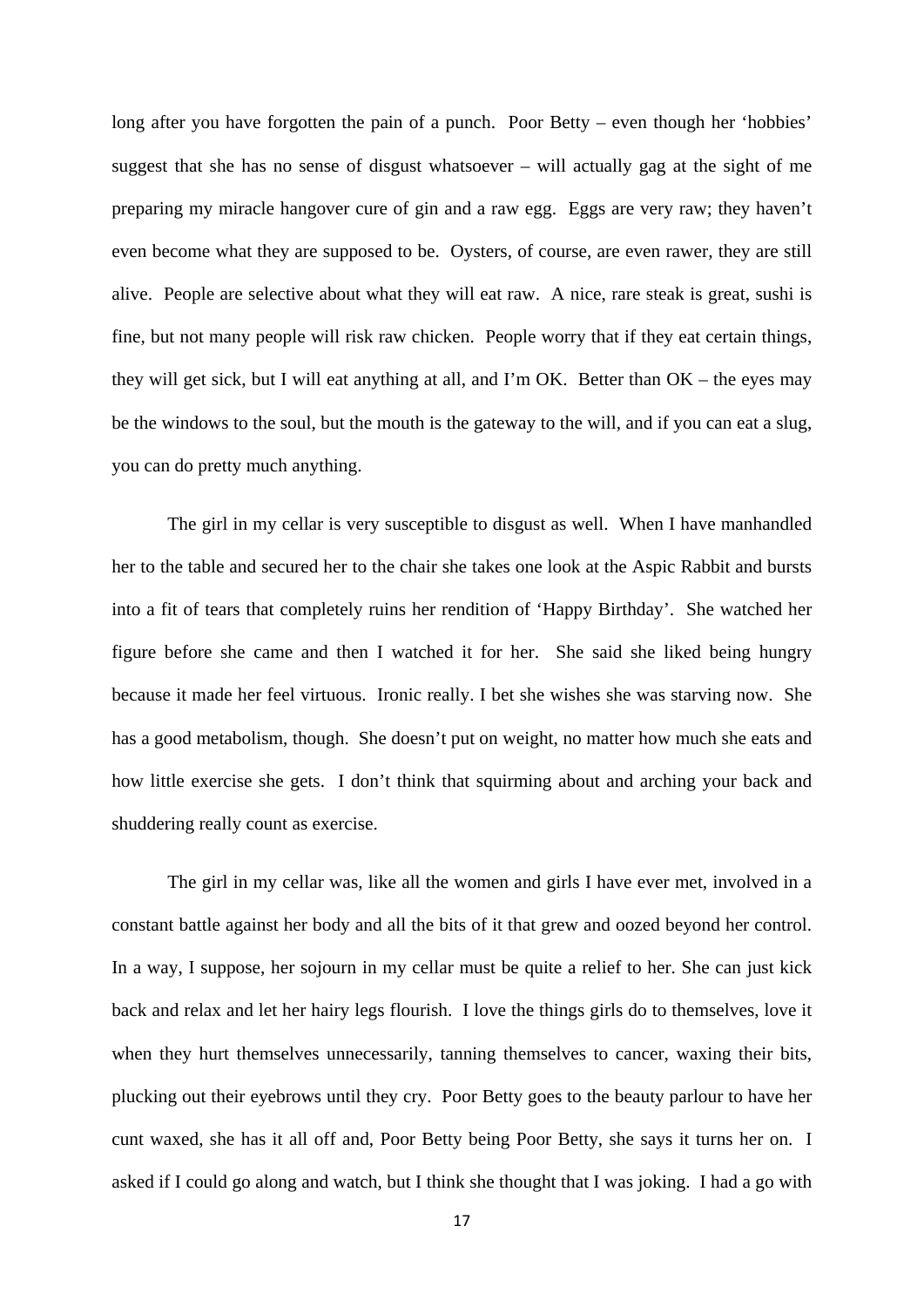long after you have forgotten the pain of a punch. Poor Betty – even though her 'hobbies' suggest that she has no sense of disgust whatsoever – will actually gag at the sight of me preparing my miracle hangover cure of gin and a raw egg. Eggs are very raw; they haven't even become what they are supposed to be. Oysters, of course, are even rawer, they are still alive. People are selective about what they will eat raw. A nice, rare steak is great, sushi is fine, but not many people will risk raw chicken. People worry that if they eat certain things, they will get sick, but I will eat anything at all, and I'm OK. Better than OK – the eyes may be the windows to the soul, but the mouth is the gateway to the will, and if you can eat a slug, you can do pretty much anything.

The girl in my cellar is very susceptible to disgust as well. When I have manhandled her to the table and secured her to the chair she takes one look at the Aspic Rabbit and bursts into a fit of tears that completely ruins her rendition of 'Happy Birthday'. She watched her figure before she came and then I watched it for her. She said she liked being hungry because it made her feel virtuous. Ironic really. I bet she wishes she was starving now. She has a good metabolism, though. She doesn't put on weight, no matter how much she eats and how little exercise she gets. I don't think that squirming about and arching your back and shuddering really count as exercise.

The girl in my cellar was, like all the women and girls I have ever met, involved in a constant battle against her body and all the bits of it that grew and oozed beyond her control. In a way, I suppose, her sojourn in my cellar must be quite a relief to her. She can just kick back and relax and let her hairy legs flourish. I love the things girls do to themselves, love it when they hurt themselves unnecessarily, tanning themselves to cancer, waxing their bits, plucking out their eyebrows until they cry. Poor Betty goes to the beauty parlour to have her cunt waxed, she has it all off and, Poor Betty being Poor Betty, she says it turns her on. I asked if I could go along and watch, but I think she thought that I was joking. I had a go with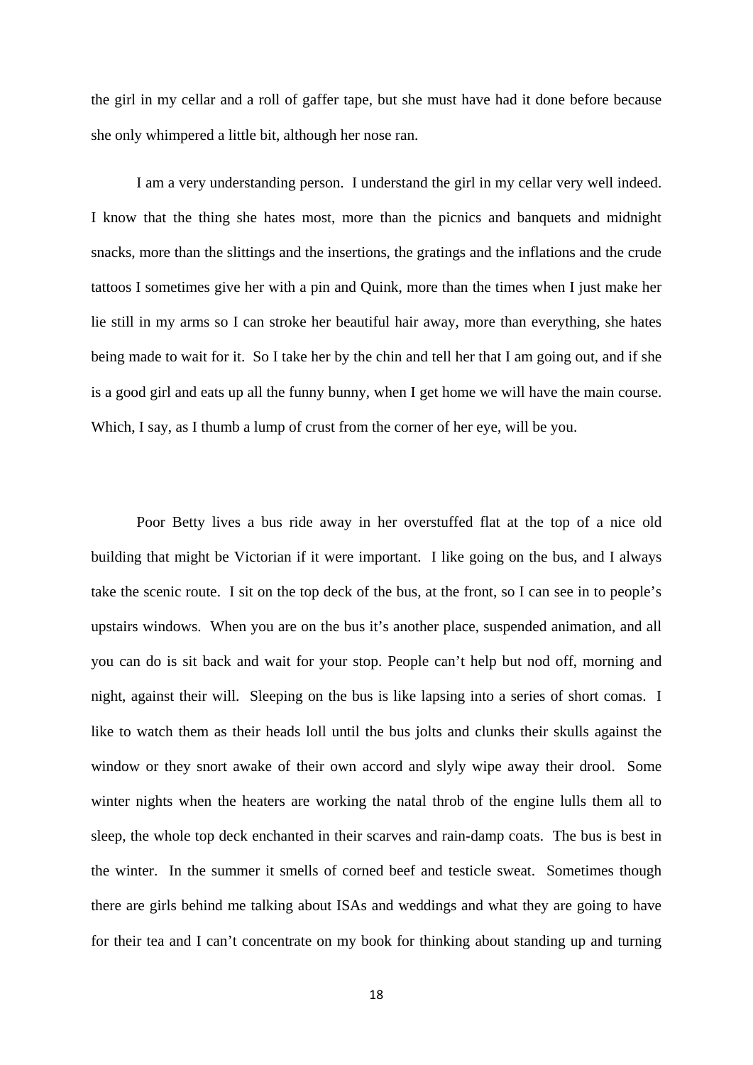the girl in my cellar and a roll of gaffer tape, but she must have had it done before because she only whimpered a little bit, although her nose ran.

I am a very understanding person. I understand the girl in my cellar very well indeed. I know that the thing she hates most, more than the picnics and banquets and midnight snacks, more than the slittings and the insertions, the gratings and the inflations and the crude tattoos I sometimes give her with a pin and Quink, more than the times when I just make her lie still in my arms so I can stroke her beautiful hair away, more than everything, she hates being made to wait for it. So I take her by the chin and tell her that I am going out, and if she is a good girl and eats up all the funny bunny, when I get home we will have the main course. Which, I say, as I thumb a lump of crust from the corner of her eye, will be you.

Poor Betty lives a bus ride away in her overstuffed flat at the top of a nice old building that might be Victorian if it were important. I like going on the bus, and I always take the scenic route. I sit on the top deck of the bus, at the front, so I can see in to people's upstairs windows. When you are on the bus it's another place, suspended animation, and all you can do is sit back and wait for your stop. People can't help but nod off, morning and night, against their will. Sleeping on the bus is like lapsing into a series of short comas. I like to watch them as their heads loll until the bus jolts and clunks their skulls against the window or they snort awake of their own accord and slyly wipe away their drool. Some winter nights when the heaters are working the natal throb of the engine lulls them all to sleep, the whole top deck enchanted in their scarves and rain-damp coats. The bus is best in the winter. In the summer it smells of corned beef and testicle sweat. Sometimes though there are girls behind me talking about ISAs and weddings and what they are going to have for their tea and I can't concentrate on my book for thinking about standing up and turning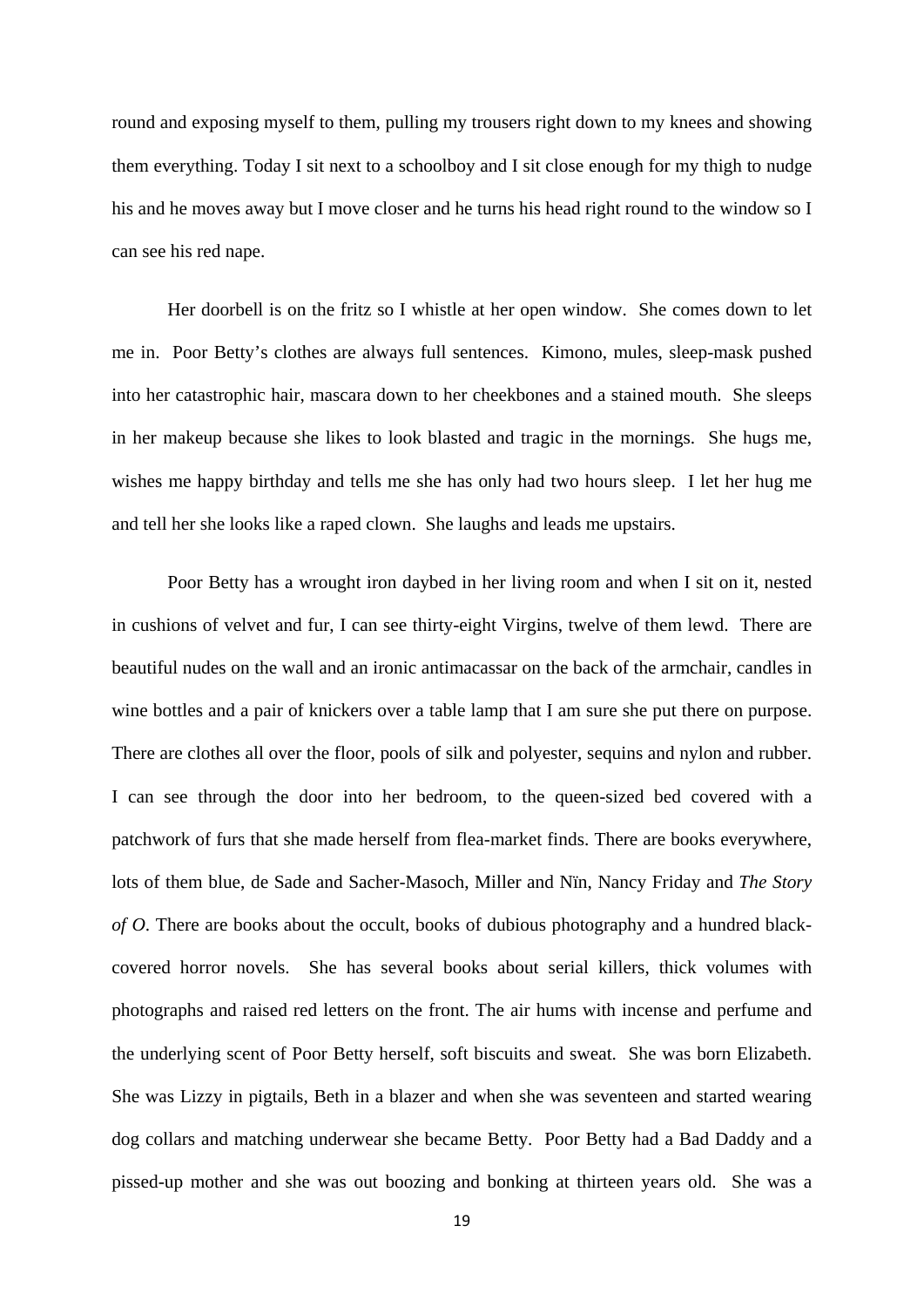round and exposing myself to them, pulling my trousers right down to my knees and showing them everything. Today I sit next to a schoolboy and I sit close enough for my thigh to nudge his and he moves away but I move closer and he turns his head right round to the window so I can see his red nape.

Her doorbell is on the fritz so I whistle at her open window. She comes down to let me in. Poor Betty's clothes are always full sentences. Kimono, mules, sleep-mask pushed into her catastrophic hair, mascara down to her cheekbones and a stained mouth. She sleeps in her makeup because she likes to look blasted and tragic in the mornings. She hugs me, wishes me happy birthday and tells me she has only had two hours sleep. I let her hug me and tell her she looks like a raped clown. She laughs and leads me upstairs.

Poor Betty has a wrought iron daybed in her living room and when I sit on it, nested in cushions of velvet and fur, I can see thirty-eight Virgins, twelve of them lewd. There are beautiful nudes on the wall and an ironic antimacassar on the back of the armchair, candles in wine bottles and a pair of knickers over a table lamp that I am sure she put there on purpose. There are clothes all over the floor, pools of silk and polyester, sequins and nylon and rubber. I can see through the door into her bedroom, to the queen-sized bed covered with a patchwork of furs that she made herself from flea-market finds. There are books everywhere, lots of them blue, de Sade and Sacher-Masoch, Miller and Nïn, Nancy Friday and *The Story of O*. There are books about the occult, books of dubious photography and a hundred black-covered horror novels. She has several books about serial killers, thick volumes with photographs and raised red letters on the front. The air hums with incense and perfume and the underlying scent of Poor Betty herself, soft biscuits and sweat. She was born Elizabeth. She was Lizzy in pigtails, Beth in a blazer and when she was seventeen and started wearing dog collars and matching underwear she became Betty. Poor Betty had a Bad Daddy and a pissed-up mother and she was out boozing and bonking at thirteen years old. She was a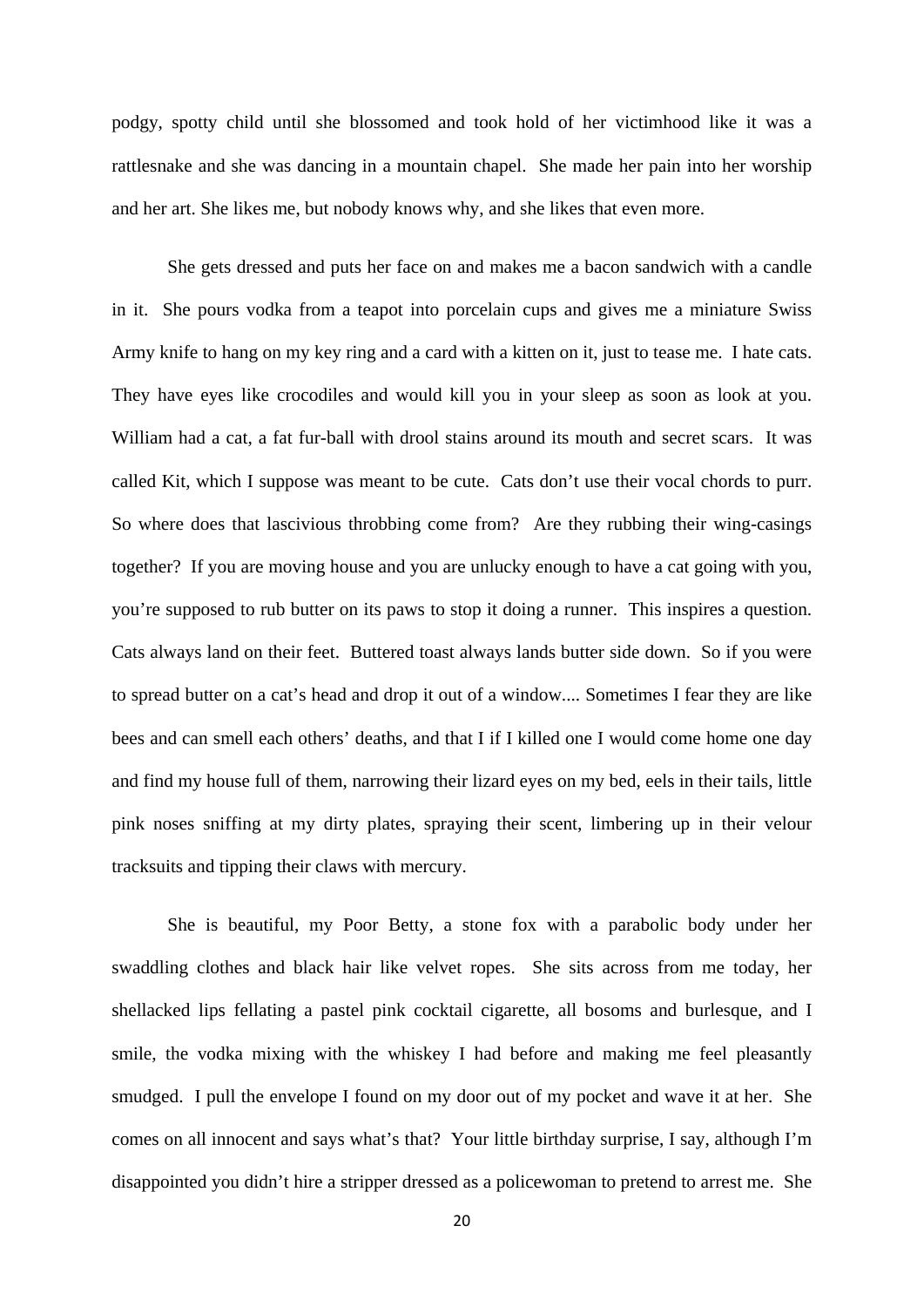podgy, spotty child until she blossomed and took hold of her victimhood like it was a rattlesnake and she was dancing in a mountain chapel. She made her pain into her worship and her art. She likes me, but nobody knows why, and she likes that even more.

She gets dressed and puts her face on and makes me a bacon sandwich with a candle in it. She pours vodka from a teapot into porcelain cups and gives me a miniature Swiss Army knife to hang on my key ring and a card with a kitten on it, just to tease me. I hate cats. They have eyes like crocodiles and would kill you in your sleep as soon as look at you. William had a cat, a fat fur-ball with drool stains around its mouth and secret scars. It was called Kit, which I suppose was meant to be cute. Cats don't use their vocal chords to purr. So where does that lascivious throbbing come from? Are they rubbing their wing-casings together? If you are moving house and you are unlucky enough to have a cat going with you, you're supposed to rub butter on its paws to stop it doing a runner. This inspires a question. Cats always land on their feet. Buttered toast always lands butter side down. So if you were to spread butter on a cat's head and drop it out of a window.... Sometimes I fear they are like bees and can smell each others' deaths, and that I if I killed one I would come home one day and find my house full of them, narrowing their lizard eyes on my bed, eels in their tails, little pink noses sniffing at my dirty plates, spraying their scent, limbering up in their velour tracksuits and tipping their claws with mercury.

She is beautiful, my Poor Betty, a stone fox with a parabolic body under her swaddling clothes and black hair like velvet ropes. She sits across from me today, her shellacked lips fellating a pastel pink cocktail cigarette, all bosoms and burlesque, and I smile, the vodka mixing with the whiskey I had before and making me feel pleasantly smudged. I pull the envelope I found on my door out of my pocket and wave it at her. She comes on all innocent and says what's that? Your little birthday surprise, I say, although I'm disappointed you didn't hire a stripper dressed as a policewoman to pretend to arrest me. She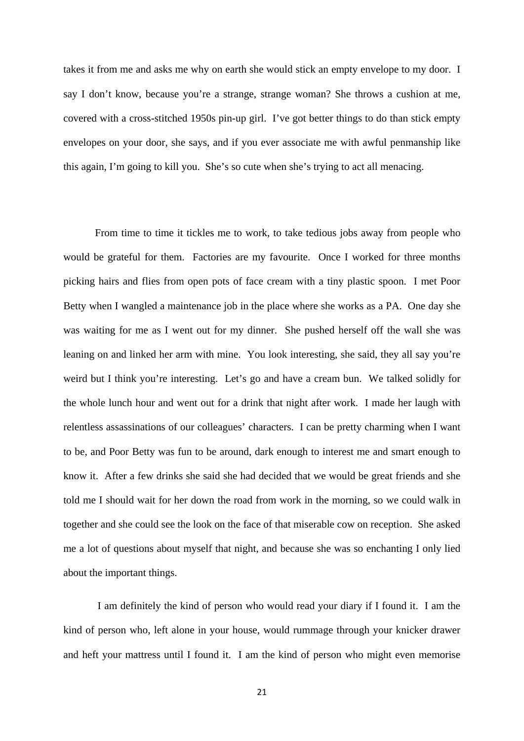takes it from me and asks me why on earth she would stick an empty envelope to my door. I say I don't know, because you're a strange, strange woman? She throws a cushion at me, covered with a cross-stitched 1950s pin-up girl. I've got better things to do than stick empty envelopes on your door, she says, and if you ever associate me with awful penmanship like this again, I'm going to kill you. She's so cute when she's trying to act all menacing.

From time to time it tickles me to work, to take tedious jobs away from people who would be grateful for them. Factories are my favourite. Once I worked for three months picking hairs and flies from open pots of face cream with a tiny plastic spoon. I met Poor Betty when I wangled a maintenance job in the place where she works as a PA. One day she was waiting for me as I went out for my dinner. She pushed herself off the wall she was leaning on and linked her arm with mine. You look interesting, she said, they all say you're weird but I think you're interesting. Let's go and have a cream bun. We talked solidly for the whole lunch hour and went out for a drink that night after work. I made her laugh with relentless assassinations of our colleagues' characters. I can be pretty charming when I want to be, and Poor Betty was fun to be around, dark enough to interest me and smart enough to know it. After a few drinks she said she had decided that we would be great friends and she told me I should wait for her down the road from work in the morning, so we could walk in together and she could see the look on the face of that miserable cow on reception. She asked me a lot of questions about myself that night, and because she was so enchanting I only lied about the important things.

I am definitely the kind of person who would read your diary if I found it. I am the kind of person who, left alone in your house, would rummage through your knicker drawer and heft your mattress until I found it. I am the kind of person who might even memorise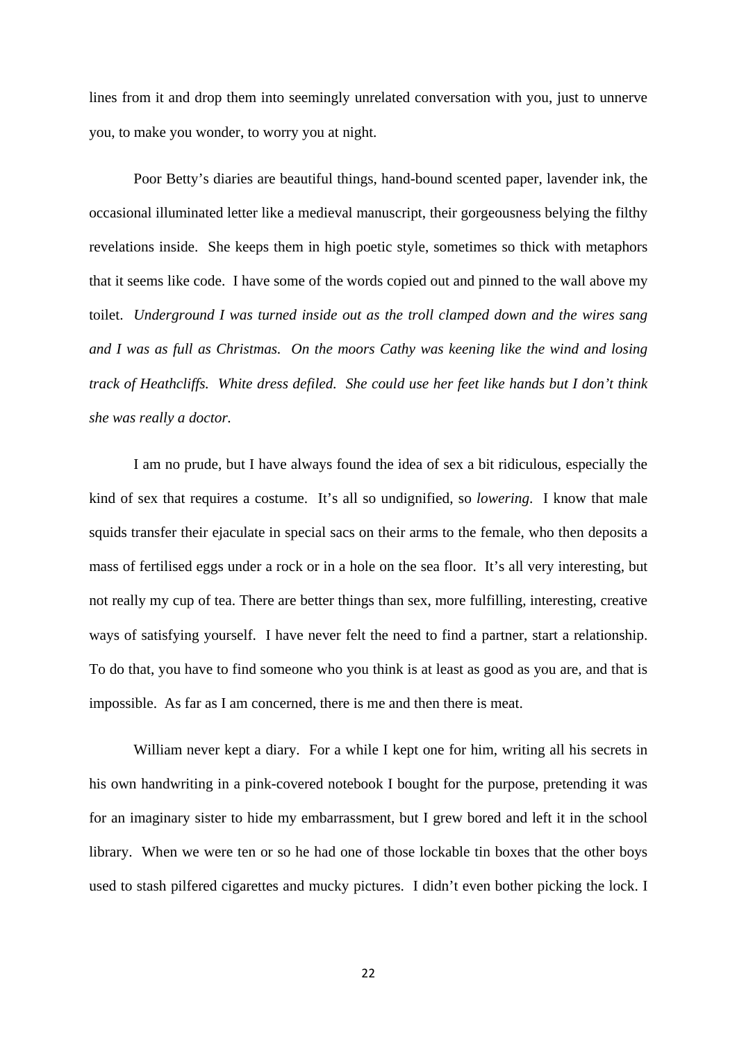lines from it and drop them into seemingly unrelated conversation with you, just to unnerve you, to make you wonder, to worry you at night.

Poor Betty's diaries are beautiful things, hand-bound scented paper, lavender ink, the occasional illuminated letter like a medieval manuscript, their gorgeousness belying the filthy revelations inside. She keeps them in high poetic style, sometimes so thick with metaphors that it seems like code. I have some of the words copied out and pinned to the wall above my toilet. *Underground I was turned inside out as the troll clamped down and the wires sang and I was as full as Christmas. On the moors Cathy was keening like the wind and losing track of Heathcliffs. White dress defiled. She could use her feet like hands but I don't think she was really a doctor.*

I am no prude, but I have always found the idea of sex a bit ridiculous, especially the kind of sex that requires a costume. It's all so undignified, so *lowering*. I know that male squids transfer their ejaculate in special sacs on their arms to the female, who then deposits a mass of fertilised eggs under a rock or in a hole on the sea floor. It's all very interesting, but not really my cup of tea. There are better things than sex, more fulfilling, interesting, creative ways of satisfying yourself. I have never felt the need to find a partner, start a relationship. To do that, you have to find someone who you think is at least as good as you are, and that is impossible. As far as I am concerned, there is me and then there is meat.

William never kept a diary. For a while I kept one for him, writing all his secrets in his own handwriting in a pink-covered notebook I bought for the purpose, pretending it was for an imaginary sister to hide my embarrassment, but I grew bored and left it in the school library. When we were ten or so he had one of those lockable tin boxes that the other boys used to stash pilfered cigarettes and mucky pictures. I didn't even bother picking the lock. I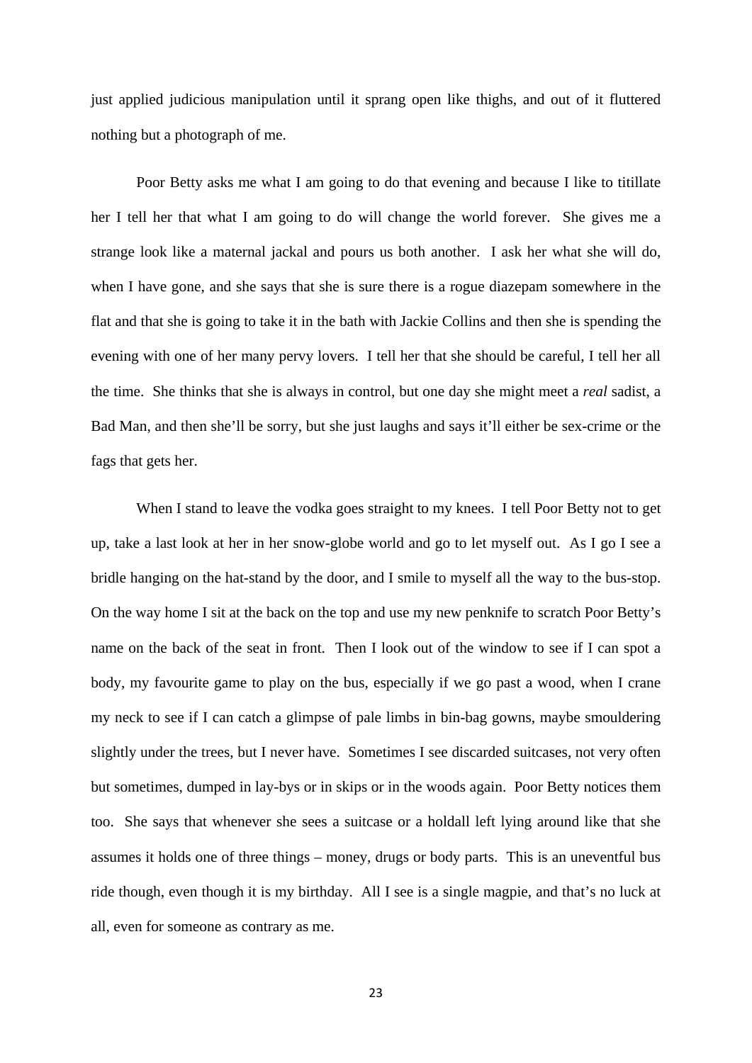just applied judicious manipulation until it sprang open like thighs, and out of it fluttered nothing but a photograph of me.

Poor Betty asks me what I am going to do that evening and because I like to titillate her I tell her that what I am going to do will change the world forever. She gives me a strange look like a maternal jackal and pours us both another. I ask her what she will do, when I have gone, and she says that she is sure there is a rogue diazepam somewhere in the flat and that she is going to take it in the bath with Jackie Collins and then she is spending the evening with one of her many pervy lovers. I tell her that she should be careful, I tell her all the time. She thinks that she is always in control, but one day she might meet a *real* sadist, a Bad Man, and then she'll be sorry, but she just laughs and says it'll either be sex-crime or the fags that gets her.

When I stand to leave the vodka goes straight to my knees. I tell Poor Betty not to get up, take a last look at her in her snow-globe world and go to let myself out. As I go I see a bridle hanging on the hat-stand by the door, and I smile to myself all the way to the bus-stop. On the way home I sit at the back on the top and use my new penknife to scratch Poor Betty's name on the back of the seat in front. Then I look out of the window to see if I can spot a body, my favourite game to play on the bus, especially if we go past a wood, when I crane my neck to see if I can catch a glimpse of pale limbs in bin-bag gowns, maybe smouldering slightly under the trees, but I never have. Sometimes I see discarded suitcases, not very often but sometimes, dumped in lay-bys or in skips or in the woods again. Poor Betty notices them too. She says that whenever she sees a suitcase or a holdall left lying around like that she assumes it holds one of three things – money, drugs or body parts. This is an uneventful bus ride though, even though it is my birthday. All I see is a single magpie, and that's no luck at all, even for someone as contrary as me.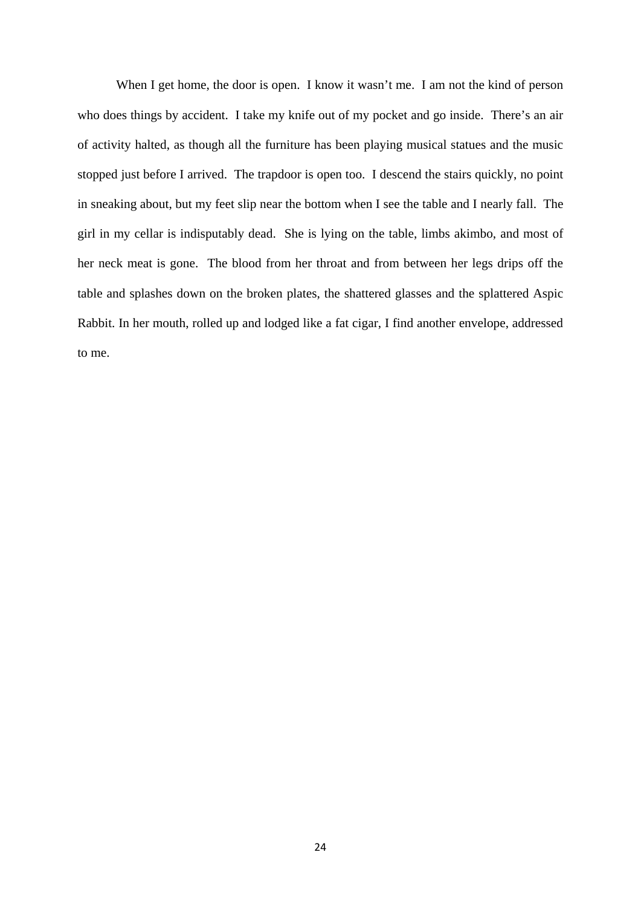When I get home, the door is open. I know it wasn't me. I am not the kind of person who does things by accident. I take my knife out of my pocket and go inside. There's an air of activity halted, as though all the furniture has been playing musical statues and the music stopped just before I arrived. The trapdoor is open too. I descend the stairs quickly, no point in sneaking about, but my feet slip near the bottom when I see the table and I nearly fall. The girl in my cellar is indisputably dead. She is lying on the table, limbs akimbo, and most of her neck meat is gone. The blood from her throat and from between her legs drips off the table and splashes down on the broken plates, the shattered glasses and the splattered Aspic Rabbit. In her mouth, rolled up and lodged like a fat cigar, I find another envelope, addressed to me.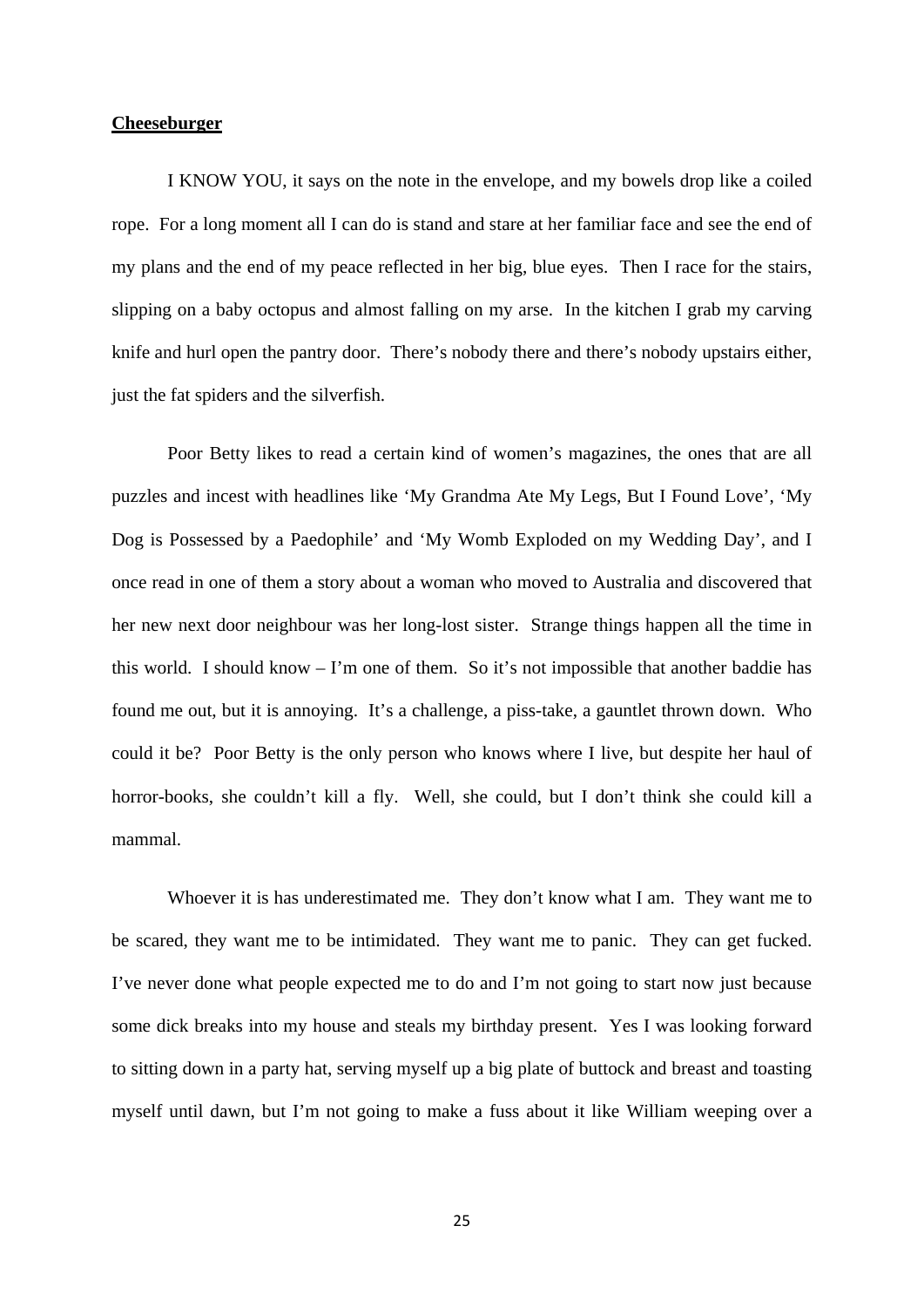**Cheeseburger**

I KNOW YOU, it says on the note in the envelope, and my bowels drop like a coiled rope. For a long moment all I can do is stand and stare at her familiar face and see the end of my plans and the end of my peace reflected in her big, blue eyes. Then I race for the stairs, slipping on a baby octopus and almost falling on my arse. In the kitchen I grab my carving knife and hurl open the pantry door. There's nobody there and there's nobody upstairs either, just the fat spiders and the silverfish.

Poor Betty likes to read a certain kind of women's magazines, the ones that are all puzzles and incest with headlines like 'My Grandma Ate My Legs, But I Found Love', 'My Dog is Possessed by a Paedophile' and 'My Womb Exploded on my Wedding Day', and I once read in one of them a story about a woman who moved to Australia and discovered that her new next door neighbour was her long-lost sister. Strange things happen all the time in this world. I should know – I'm one of them. So it's not impossible that another baddie has found me out, but it is annoying. It's a challenge, a piss-take, a gauntlet thrown down. Who could it be? Poor Betty is the only person who knows where I live, but despite her haul of horror-books, she couldn't kill a fly. Well, she could, but I don't think she could kill a mammal.

Whoever it is has underestimated me. They don't know what I am. They want me to be scared, they want me to be intimidated. They want me to panic. They can get fucked. I've never done what people expected me to do and I'm not going to start now just because some dick breaks into my house and steals my birthday present. Yes I was looking forward to sitting down in a party hat, serving myself up a big plate of buttock and breast and toasting myself until dawn, but I'm not going to make a fuss about it like William weeping over a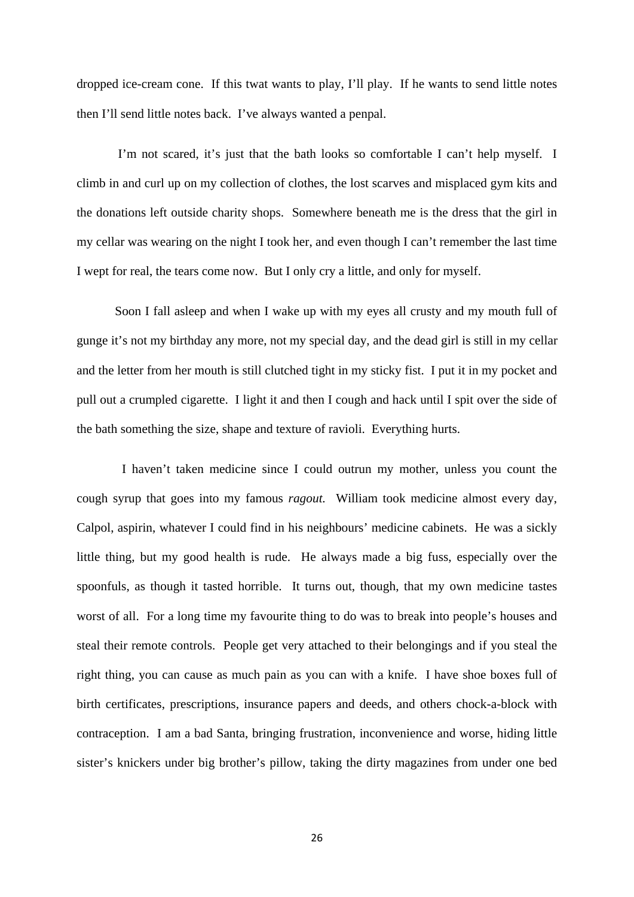dropped ice-cream cone. If this twat wants to play, I'll play. If he wants to send little notes then I'll send little notes back. I've always wanted a penpal.

I'm not scared, it's just that the bath looks so comfortable I can't help myself. I climb in and curl up on my collection of clothes, the lost scarves and misplaced gym kits and the donations left outside charity shops. Somewhere beneath me is the dress that the girl in my cellar was wearing on the night I took her, and even though I can't remember the last time I wept for real, the tears come now. But I only cry a little, and only for myself.

Soon I fall asleep and when I wake up with my eyes all crusty and my mouth full of gunge it's not my birthday any more, not my special day, and the dead girl is still in my cellar and the letter from her mouth is still clutched tight in my sticky fist. I put it in my pocket and pull out a crumpled cigarette. I light it and then I cough and hack until I spit over the side of the bath something the size, shape and texture of ravioli. Everything hurts.

I haven't taken medicine since I could outrun my mother, unless you count the cough syrup that goes into my famous *ragout.* William took medicine almost every day, Calpol, aspirin, whatever I could find in his neighbours' medicine cabinets. He was a sickly little thing, but my good health is rude. He always made a big fuss, especially over the spoonfuls, as though it tasted horrible. It turns out, though, that my own medicine tastes worst of all. For a long time my favourite thing to do was to break into people's houses and steal their remote controls. People get very attached to their belongings and if you steal the right thing, you can cause as much pain as you can with a knife. I have shoe boxes full of birth certificates, prescriptions, insurance papers and deeds, and others chock-a-block with contraception. I am a bad Santa, bringing frustration, inconvenience and worse, hiding little sister's knickers under big brother's pillow, taking the dirty magazines from under one bed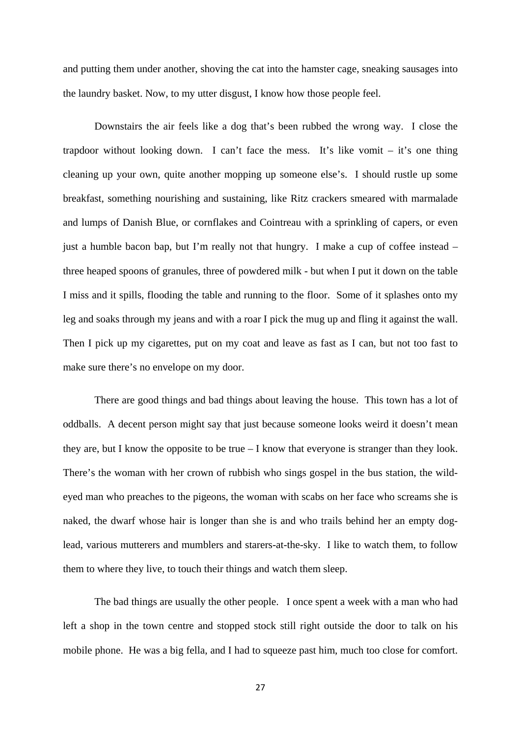and putting them under another, shoving the cat into the hamster cage, sneaking sausages into the laundry basket. Now, to my utter disgust, I know how those people feel.

Downstairs the air feels like a dog that's been rubbed the wrong way. I close the trapdoor without looking down. I can't face the mess. It's like vomit – it's one thing cleaning up your own, quite another mopping up someone else's. I should rustle up some breakfast, something nourishing and sustaining, like Ritz crackers smeared with marmalade and lumps of Danish Blue, or cornflakes and Cointreau with a sprinkling of capers, or even just a humble bacon bap, but I'm really not that hungry. I make a cup of coffee instead – three heaped spoons of granules, three of powdered milk - but when I put it down on the table I miss and it spills, flooding the table and running to the floor. Some of it splashes onto my leg and soaks through my jeans and with a roar I pick the mug up and fling it against the wall. Then I pick up my cigarettes, put on my coat and leave as fast as I can, but not too fast to make sure there's no envelope on my door.

There are good things and bad things about leaving the house. This town has a lot of oddballs. A decent person might say that just because someone looks weird it doesn't mean they are, but I know the opposite to be true – I know that everyone is stranger than they look. There's the woman with her crown of rubbish who sings gospel in the bus station, the wild-eyed man who preaches to the pigeons, the woman with scabs on her face who screams she is naked, the dwarf whose hair is longer than she is and who trails behind her an empty dog-lead, various mutterers and mumblers and starers-at-the-sky. I like to watch them, to follow them to where they live, to touch their things and watch them sleep.

The bad things are usually the other people. I once spent a week with a man who had left a shop in the town centre and stopped stock still right outside the door to talk on his mobile phone. He was a big fella, and I had to squeeze past him, much too close for comfort.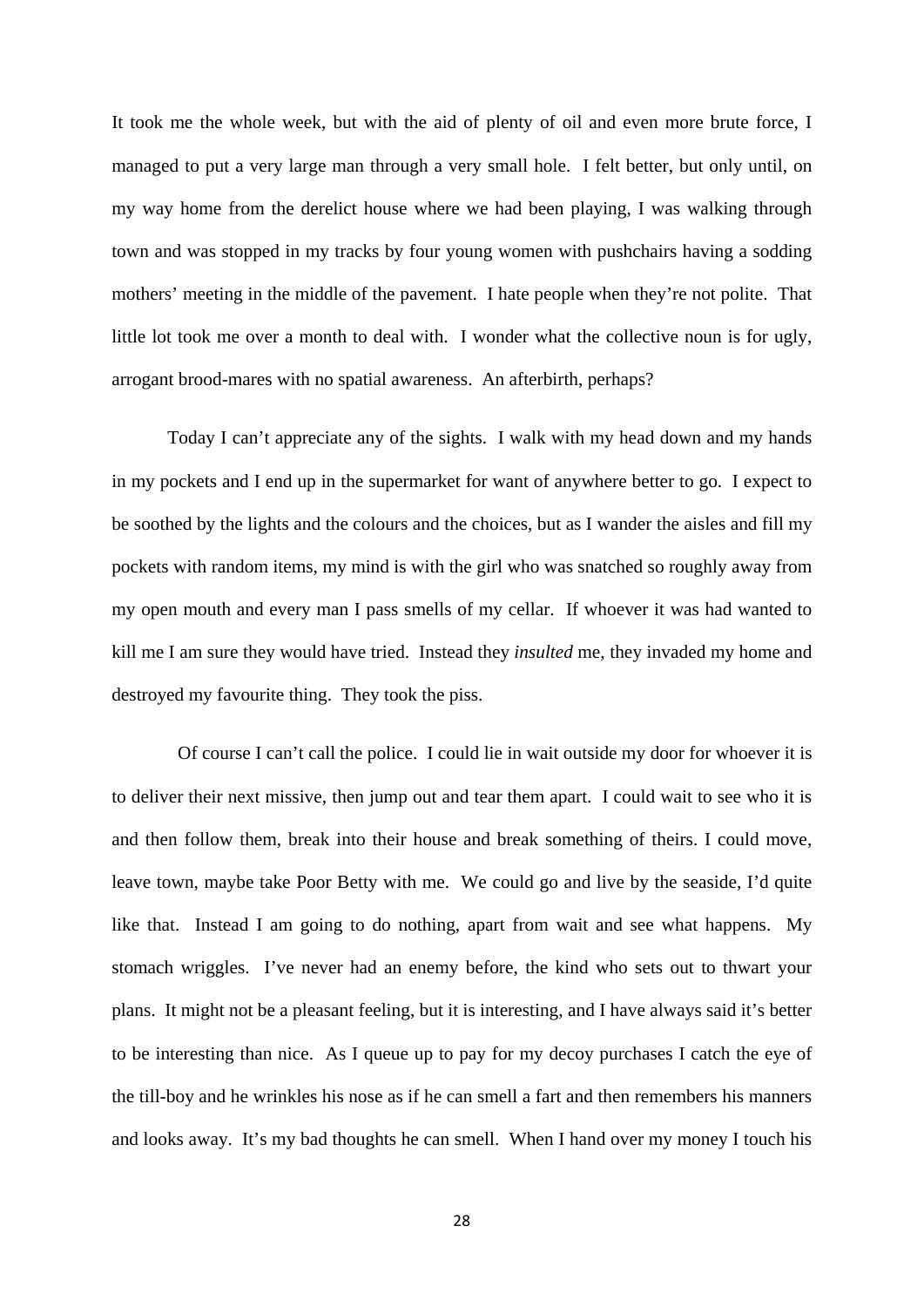It took me the whole week, but with the aid of plenty of oil and even more brute force, I managed to put a very large man through a very small hole. I felt better, but only until, on my way home from the derelict house where we had been playing, I was walking through town and was stopped in my tracks by four young women with pushchairs having a sodding mothers' meeting in the middle of the pavement. I hate people when they're not polite. That little lot took me over a month to deal with. I wonder what the collective noun is for ugly, arrogant brood-mares with no spatial awareness. An afterbirth, perhaps?

Today I can't appreciate any of the sights. I walk with my head down and my hands in my pockets and I end up in the supermarket for want of anywhere better to go. I expect to be soothed by the lights and the colours and the choices, but as I wander the aisles and fill my pockets with random items, my mind is with the girl who was snatched so roughly away from my open mouth and every man I pass smells of my cellar. If whoever it was had wanted to kill me I am sure they would have tried. Instead they *insulted* me, they invaded my home and destroyed my favourite thing. They took the piss.

Of course I can't call the police. I could lie in wait outside my door for whoever it is to deliver their next missive, then jump out and tear them apart. I could wait to see who it is and then follow them, break into their house and break something of theirs. I could move, leave town, maybe take Poor Betty with me. We could go and live by the seaside, I'd quite like that. Instead I am going to do nothing, apart from wait and see what happens. My stomach wriggles. I've never had an enemy before, the kind who sets out to thwart your plans. It might not be a pleasant feeling, but it is interesting, and I have always said it's better to be interesting than nice. As I queue up to pay for my decoy purchases I catch the eye of the till-boy and he wrinkles his nose as if he can smell a fart and then remembers his manners and looks away. It's my bad thoughts he can smell. When I hand over my money I touch his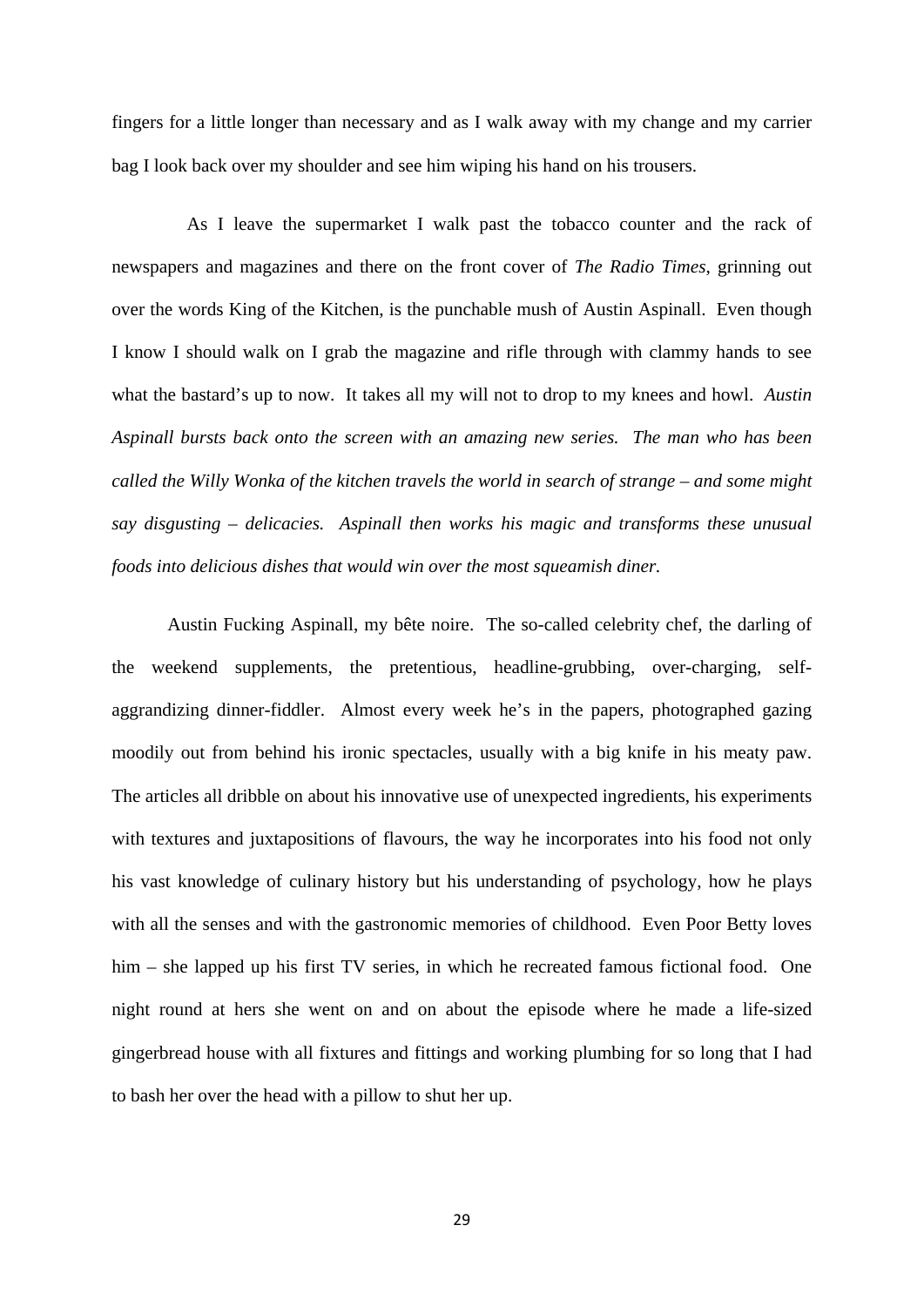fingers for a little longer than necessary and as I walk away with my change and my carrier bag I look back over my shoulder and see him wiping his hand on his trousers.

As I leave the supermarket I walk past the tobacco counter and the rack of newspapers and magazines and there on the front cover of *The Radio Times*, grinning out over the words King of the Kitchen, is the punchable mush of Austin Aspinall. Even though I know I should walk on I grab the magazine and rifle through with clammy hands to see what the bastard's up to now. It takes all my will not to drop to my knees and howl. *Austin Aspinall bursts back onto the screen with an amazing new series. The man who has been called the Willy Wonka of the kitchen travels the world in search of strange – and some might say disgusting – delicacies. Aspinall then works his magic and transforms these unusual foods into delicious dishes that would win over the most squeamish diner.*

Austin Fucking Aspinall, my bête noire. The so-called celebrity chef, the darling of the weekend supplements, the pretentious, headline-grubbing, over-charging, self-aggrandizing dinner-fiddler. Almost every week he's in the papers, photographed gazing moodily out from behind his ironic spectacles, usually with a big knife in his meaty paw. The articles all dribble on about his innovative use of unexpected ingredients, his experiments with textures and juxtapositions of flavours, the way he incorporates into his food not only his vast knowledge of culinary history but his understanding of psychology, how he plays with all the senses and with the gastronomic memories of childhood. Even Poor Betty loves him – she lapped up his first TV series, in which he recreated famous fictional food. One night round at hers she went on and on about the episode where he made a life-sized gingerbread house with all fixtures and fittings and working plumbing for so long that I had to bash her over the head with a pillow to shut her up.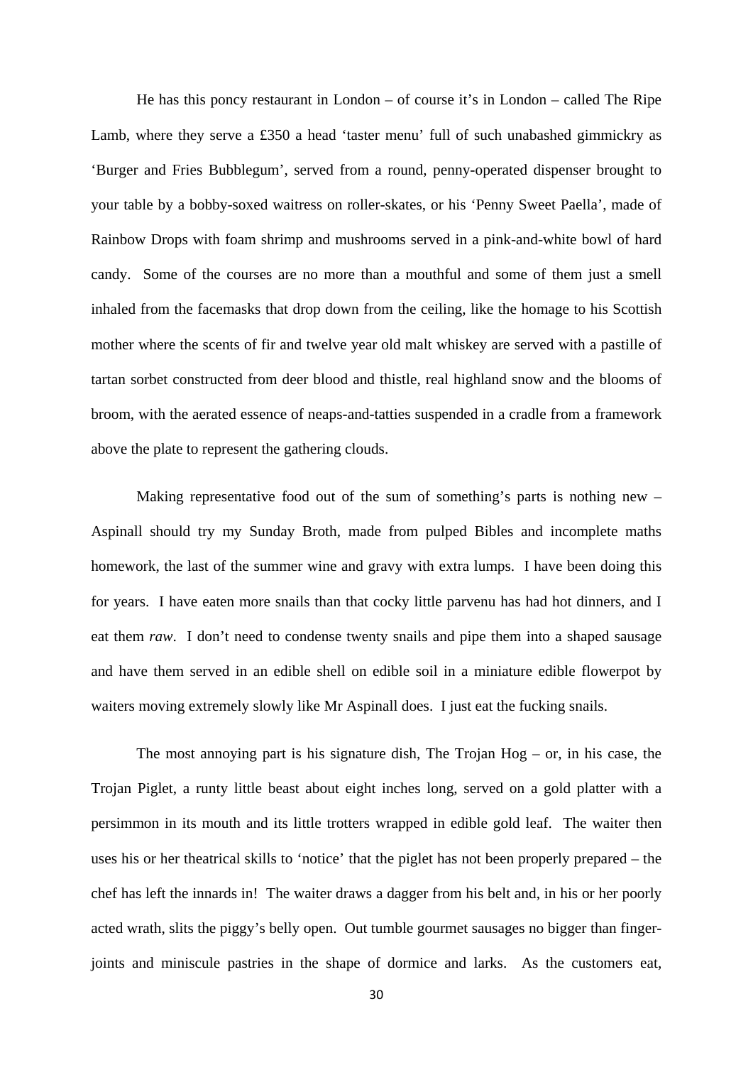He has this poncy restaurant in London – of course it's in London – called The Ripe Lamb, where they serve a £350 a head 'taster menu' full of such unabashed gimmickry as 'Burger and Fries Bubblegum', served from a round, penny-operated dispenser brought to your table by a bobby-soxed waitress on roller-skates, or his 'Penny Sweet Paella', made of Rainbow Drops with foam shrimp and mushrooms served in a pink-and-white bowl of hard candy. Some of the courses are no more than a mouthful and some of them just a smell inhaled from the facemasks that drop down from the ceiling, like the homage to his Scottish mother where the scents of fir and twelve year old malt whiskey are served with a pastille of tartan sorbet constructed from deer blood and thistle, real highland snow and the blooms of broom, with the aerated essence of neaps-and-tatties suspended in a cradle from a framework above the plate to represent the gathering clouds.

Making representative food out of the sum of something's parts is nothing new – Aspinall should try my Sunday Broth, made from pulped Bibles and incomplete maths homework, the last of the summer wine and gravy with extra lumps. I have been doing this for years. I have eaten more snails than that cocky little parvenu has had hot dinners, and I eat them *raw*. I don't need to condense twenty snails and pipe them into a shaped sausage and have them served in an edible shell on edible soil in a miniature edible flowerpot by waiters moving extremely slowly like Mr Aspinall does. I just eat the fucking snails.

The most annoying part is his signature dish, The Trojan Hog – or, in his case, the Trojan Piglet, a runty little beast about eight inches long, served on a gold platter with a persimmon in its mouth and its little trotters wrapped in edible gold leaf. The waiter then uses his or her theatrical skills to 'notice' that the piglet has not been properly prepared – the chef has left the innards in! The waiter draws a dagger from his belt and, in his or her poorly acted wrath, slits the piggy's belly open. Out tumble gourmet sausages no bigger than finger-joints and miniscule pastries in the shape of dormice and larks. As the customers eat,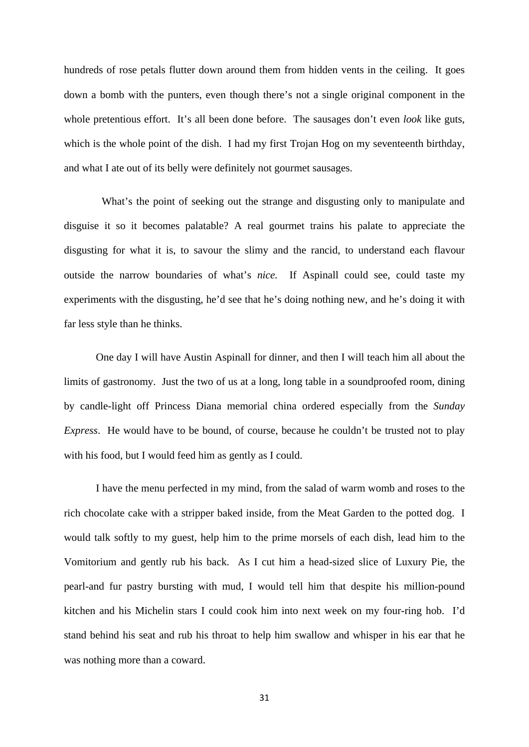hundreds of rose petals flutter down around them from hidden vents in the ceiling. It goes down a bomb with the punters, even though there's not a single original component in the whole pretentious effort. It's all been done before. The sausages don't even *look* like guts, which is the whole point of the dish. I had my first Trojan Hog on my seventeenth birthday, and what I ate out of its belly were definitely not gourmet sausages.

What's the point of seeking out the strange and disgusting only to manipulate and disguise it so it becomes palatable? A real gourmet trains his palate to appreciate the disgusting for what it is, to savour the slimy and the rancid, to understand each flavour outside the narrow boundaries of what's *nice.* If Aspinall could see, could taste my experiments with the disgusting, he'd see that he's doing nothing new, and he's doing it with far less style than he thinks.

One day I will have Austin Aspinall for dinner, and then I will teach him all about the limits of gastronomy. Just the two of us at a long, long table in a soundproofed room, dining by candle-light off Princess Diana memorial china ordered especially from the *Sunday Express*. He would have to be bound, of course, because he couldn't be trusted not to play with his food, but I would feed him as gently as I could.

I have the menu perfected in my mind, from the salad of warm womb and roses to the rich chocolate cake with a stripper baked inside, from the Meat Garden to the potted dog. I would talk softly to my guest, help him to the prime morsels of each dish, lead him to the Vomitorium and gently rub his back. As I cut him a head-sized slice of Luxury Pie, the pearl-and fur pastry bursting with mud, I would tell him that despite his million-pound kitchen and his Michelin stars I could cook him into next week on my four-ring hob. I'd stand behind his seat and rub his throat to help him swallow and whisper in his ear that he was nothing more than a coward.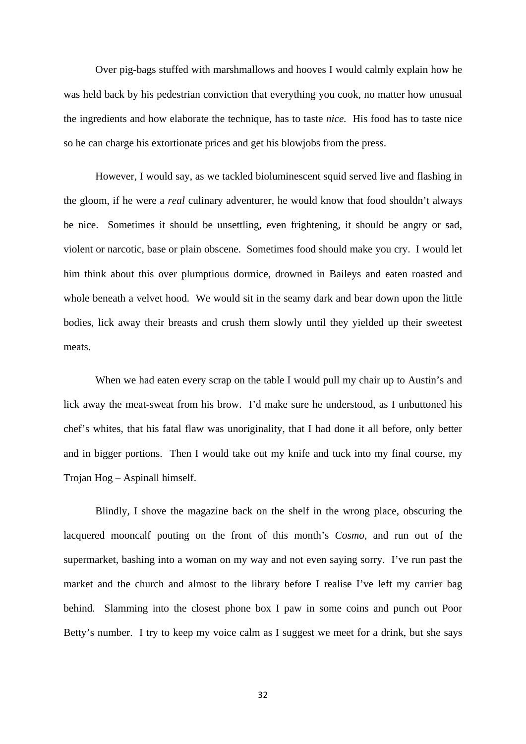Over pig-bags stuffed with marshmallows and hooves I would calmly explain how he was held back by his pedestrian conviction that everything you cook, no matter how unusual the ingredients and how elaborate the technique, has to taste *nice.* His food has to taste nice so he can charge his extortionate prices and get his blowjobs from the press.

However, I would say, as we tackled bioluminescent squid served live and flashing in the gloom, if he were a *real* culinary adventurer, he would know that food shouldn't always be nice. Sometimes it should be unsettling, even frightening, it should be angry or sad, violent or narcotic, base or plain obscene. Sometimes food should make you cry. I would let him think about this over plumptious dormice, drowned in Baileys and eaten roasted and whole beneath a velvet hood. We would sit in the seamy dark and bear down upon the little bodies, lick away their breasts and crush them slowly until they yielded up their sweetest meats.

When we had eaten every scrap on the table I would pull my chair up to Austin's and lick away the meat-sweat from his brow. I'd make sure he understood, as I unbuttoned his chef's whites, that his fatal flaw was unoriginality, that I had done it all before, only better and in bigger portions. Then I would take out my knife and tuck into my final course, my Trojan Hog – Aspinall himself.

Blindly, I shove the magazine back on the shelf in the wrong place, obscuring the lacquered mooncalf pouting on the front of this month's *Cosmo*, and run out of the supermarket, bashing into a woman on my way and not even saying sorry. I've run past the market and the church and almost to the library before I realise I've left my carrier bag behind. Slamming into the closest phone box I paw in some coins and punch out Poor Betty's number. I try to keep my voice calm as I suggest we meet for a drink, but she says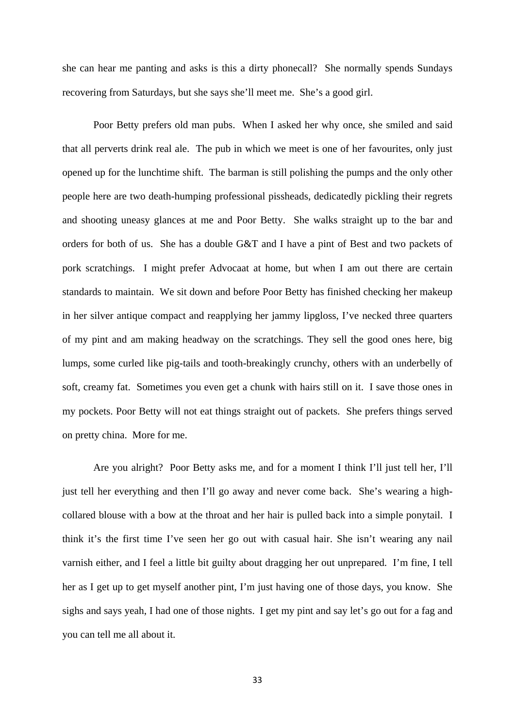she can hear me panting and asks is this a dirty phonecall? She normally spends Sundays recovering from Saturdays, but she says she'll meet me. She's a good girl.

Poor Betty prefers old man pubs. When I asked her why once, she smiled and said that all perverts drink real ale. The pub in which we meet is one of her favourites, only just opened up for the lunchtime shift. The barman is still polishing the pumps and the only other people here are two death-humping professional pissheads, dedicatedly pickling their regrets and shooting uneasy glances at me and Poor Betty. She walks straight up to the bar and orders for both of us. She has a double G&T and I have a pint of Best and two packets of pork scratchings. I might prefer Advocaat at home, but when I am out there are certain standards to maintain. We sit down and before Poor Betty has finished checking her makeup in her silver antique compact and reapplying her jammy lipgloss, I've necked three quarters of my pint and am making headway on the scratchings. They sell the good ones here, big lumps, some curled like pig-tails and tooth-breakingly crunchy, others with an underbelly of soft, creamy fat. Sometimes you even get a chunk with hairs still on it. I save those ones in my pockets. Poor Betty will not eat things straight out of packets. She prefers things served on pretty china. More for me.

Are you alright? Poor Betty asks me, and for a moment I think I'll just tell her, I'll just tell her everything and then I'll go away and never come back. She's wearing a high-collared blouse with a bow at the throat and her hair is pulled back into a simple ponytail. I think it's the first time I've seen her go out with casual hair. She isn't wearing any nail varnish either, and I feel a little bit guilty about dragging her out unprepared. I'm fine, I tell her as I get up to get myself another pint, I'm just having one of those days, you know. She sighs and says yeah, I had one of those nights. I get my pint and say let's go out for a fag and you can tell me all about it.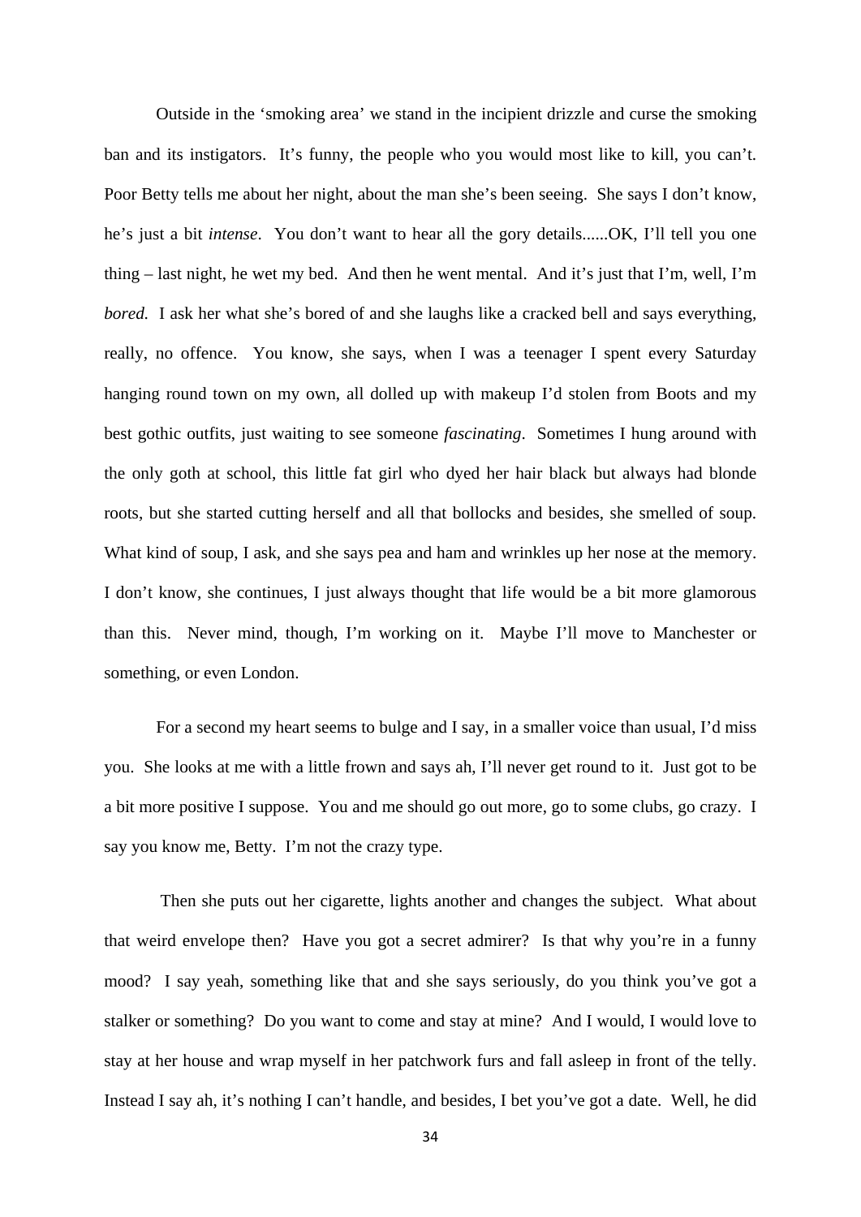Outside in the ‘smoking area’ we stand in the incipient drizzle and curse the smoking ban and its instigators. It’s funny, the people who you would most like to kill, you can’t. Poor Betty tells me about her night, about the man she’s been seeing. She says I don’t know, he’s just a bit *intense*. You don’t want to hear all the gory details......OK, I’ll tell you one thing – last night, he wet my bed. And then he went mental. And it’s just that I’m, well, I’m *bored.* I ask her what she’s bored of and she laughs like a cracked bell and says everything, really, no offence. You know, she says, when I was a teenager I spent every Saturday hanging round town on my own, all dolled up with makeup I’d stolen from Boots and my best gothic outfits, just waiting to see someone *fascinating*. Sometimes I hung around with the only goth at school, this little fat girl who dyed her hair black but always had blonde roots, but she started cutting herself and all that bollocks and besides, she smelled of soup. What kind of soup, I ask, and she says pea and ham and wrinkles up her nose at the memory. I don’t know, she continues, I just always thought that life would be a bit more glamorous than this. Never mind, though, I’m working on it. Maybe I’ll move to Manchester or something, or even London.

For a second my heart seems to bulge and I say, in a smaller voice than usual, I’d miss you. She looks at me with a little frown and says ah, I’ll never get round to it. Just got to be a bit more positive I suppose. You and me should go out more, go to some clubs, go crazy. I say you know me, Betty. I’m not the crazy type.

Then she puts out her cigarette, lights another and changes the subject. What about that weird envelope then? Have you got a secret admirer? Is that why you’re in a funny mood? I say yeah, something like that and she says seriously, do you think you’ve got a stalker or something? Do you want to come and stay at mine? And I would, I would love to stay at her house and wrap myself in her patchwork furs and fall asleep in front of the telly. Instead I say ah, it’s nothing I can’t handle, and besides, I bet you’ve got a date. Well, he did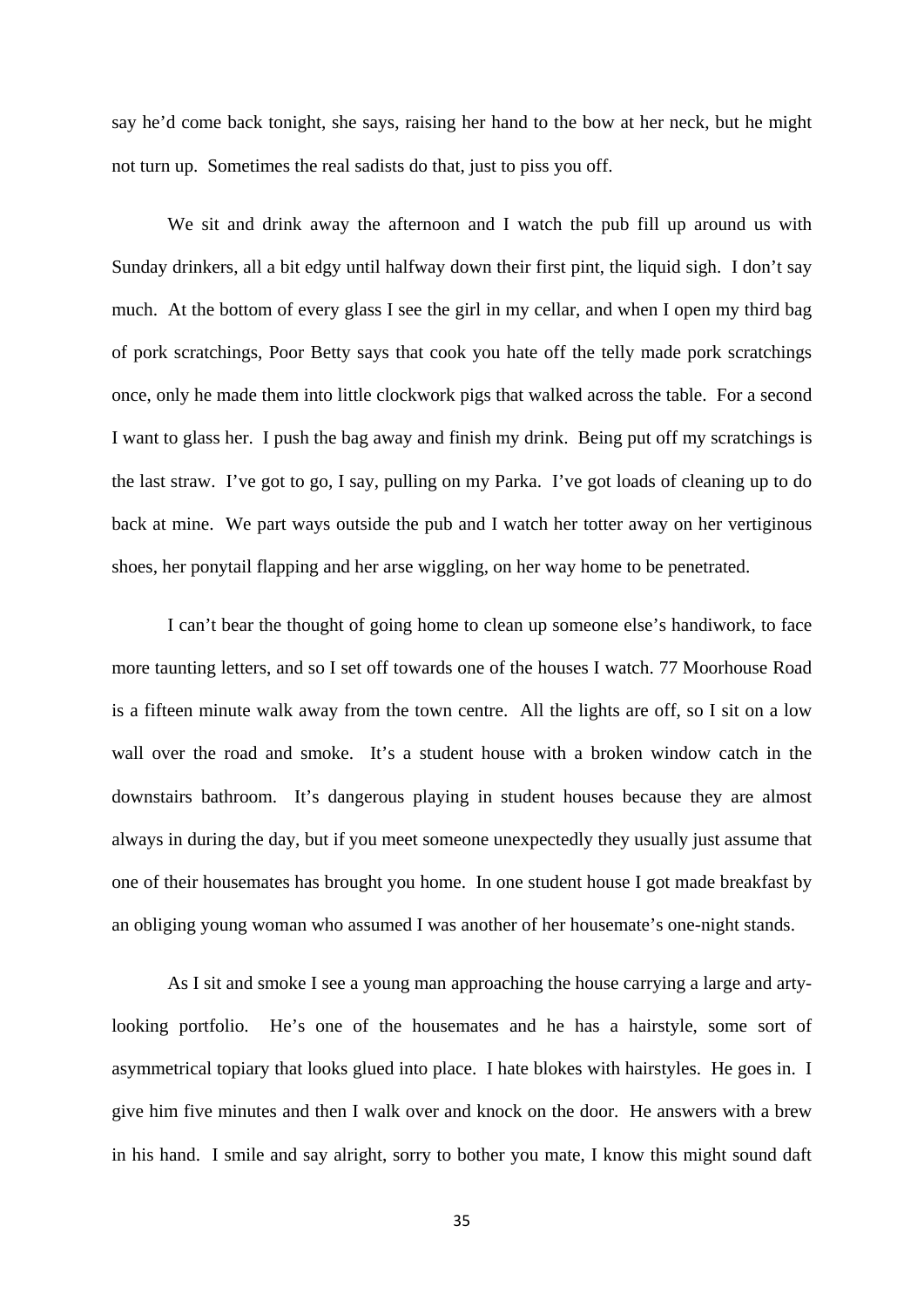say he'd come back tonight, she says, raising her hand to the bow at her neck, but he might not turn up. Sometimes the real sadists do that, just to piss you off.

We sit and drink away the afternoon and I watch the pub fill up around us with Sunday drinkers, all a bit edgy until halfway down their first pint, the liquid sigh. I don't say much. At the bottom of every glass I see the girl in my cellar, and when I open my third bag of pork scratchings, Poor Betty says that cook you hate off the telly made pork scratchings once, only he made them into little clockwork pigs that walked across the table. For a second I want to glass her. I push the bag away and finish my drink. Being put off my scratchings is the last straw. I've got to go, I say, pulling on my Parka. I've got loads of cleaning up to do back at mine. We part ways outside the pub and I watch her totter away on her vertiginous shoes, her ponytail flapping and her arse wiggling, on her way home to be penetrated.

I can't bear the thought of going home to clean up someone else's handiwork, to face more taunting letters, and so I set off towards one of the houses I watch. 77 Moorhouse Road is a fifteen minute walk away from the town centre. All the lights are off, so I sit on a low wall over the road and smoke. It's a student house with a broken window catch in the downstairs bathroom. It's dangerous playing in student houses because they are almost always in during the day, but if you meet someone unexpectedly they usually just assume that one of their housemates has brought you home. In one student house I got made breakfast by an obliging young woman who assumed I was another of her housemate's one-night stands.

As I sit and smoke I see a young man approaching the house carrying a large and arty-looking portfolio. He's one of the housemates and he has a hairstyle, some sort of asymmetrical topiary that looks glued into place. I hate blokes with hairstyles. He goes in. I give him five minutes and then I walk over and knock on the door. He answers with a brew in his hand. I smile and say alright, sorry to bother you mate, I know this might sound daft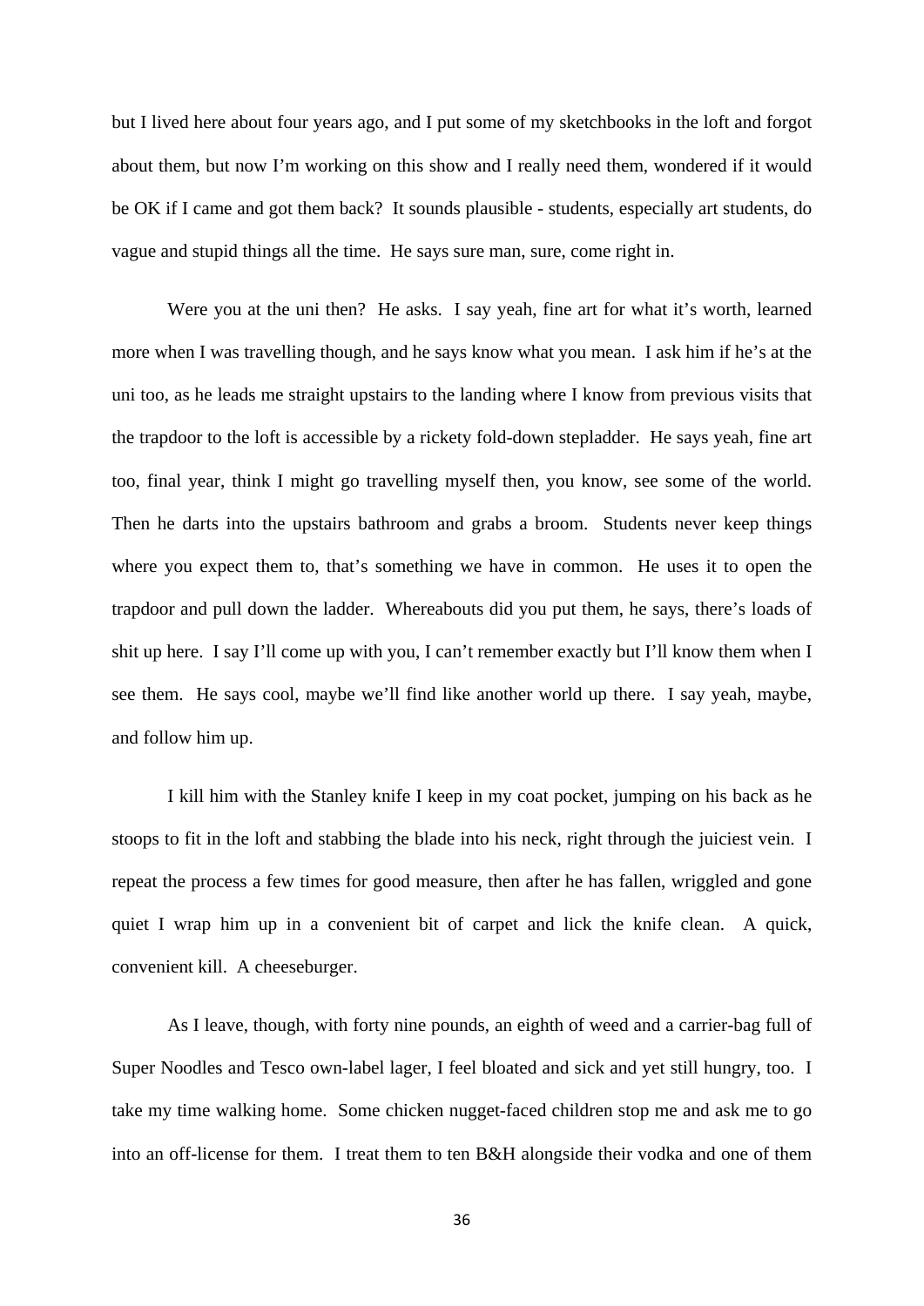but I lived here about four years ago, and I put some of my sketchbooks in the loft and forgot about them, but now I'm working on this show and I really need them, wondered if it would be OK if I came and got them back? It sounds plausible - students, especially art students, do vague and stupid things all the time. He says sure man, sure, come right in.

Were you at the uni then? He asks. I say yeah, fine art for what it's worth, learned more when I was travelling though, and he says know what you mean. I ask him if he's at the uni too, as he leads me straight upstairs to the landing where I know from previous visits that the trapdoor to the loft is accessible by a rickety fold-down stepladder. He says yeah, fine art too, final year, think I might go travelling myself then, you know, see some of the world. Then he darts into the upstairs bathroom and grabs a broom. Students never keep things where you expect them to, that's something we have in common. He uses it to open the trapdoor and pull down the ladder. Whereabouts did you put them, he says, there's loads of shit up here. I say I'll come up with you, I can't remember exactly but I'll know them when I see them. He says cool, maybe we'll find like another world up there. I say yeah, maybe, and follow him up.

I kill him with the Stanley knife I keep in my coat pocket, jumping on his back as he stoops to fit in the loft and stabbing the blade into his neck, right through the juiciest vein. I repeat the process a few times for good measure, then after he has fallen, wriggled and gone quiet I wrap him up in a convenient bit of carpet and lick the knife clean. A quick, convenient kill. A cheeseburger.

As I leave, though, with forty nine pounds, an eighth of weed and a carrier-bag full of Super Noodles and Tesco own-label lager, I feel bloated and sick and yet still hungry, too. I take my time walking home. Some chicken nugget-faced children stop me and ask me to go into an off-license for them. I treat them to ten B&H alongside their vodka and one of them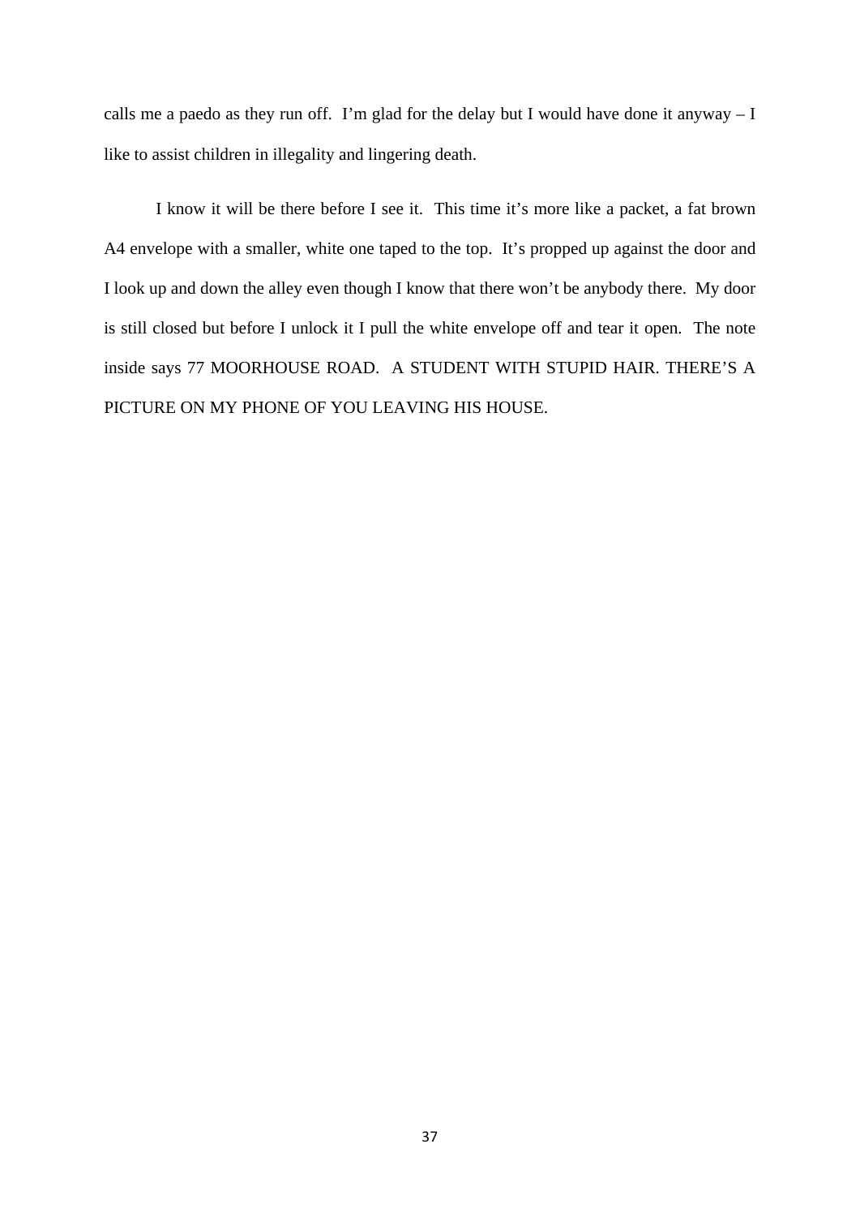calls me a paedo as they run off. I'm glad for the delay but I would have done it anyway – I like to assist children in illegality and lingering death.

I know it will be there before I see it. This time it's more like a packet, a fat brown A4 envelope with a smaller, white one taped to the top. It's propped up against the door and I look up and down the alley even though I know that there won't be anybody there. My door is still closed but before I unlock it I pull the white envelope off and tear it open. The note inside says 77 MOORHOUSE ROAD. A STUDENT WITH STUPID HAIR. THERE'S A PICTURE ON MY PHONE OF YOU LEAVING HIS HOUSE.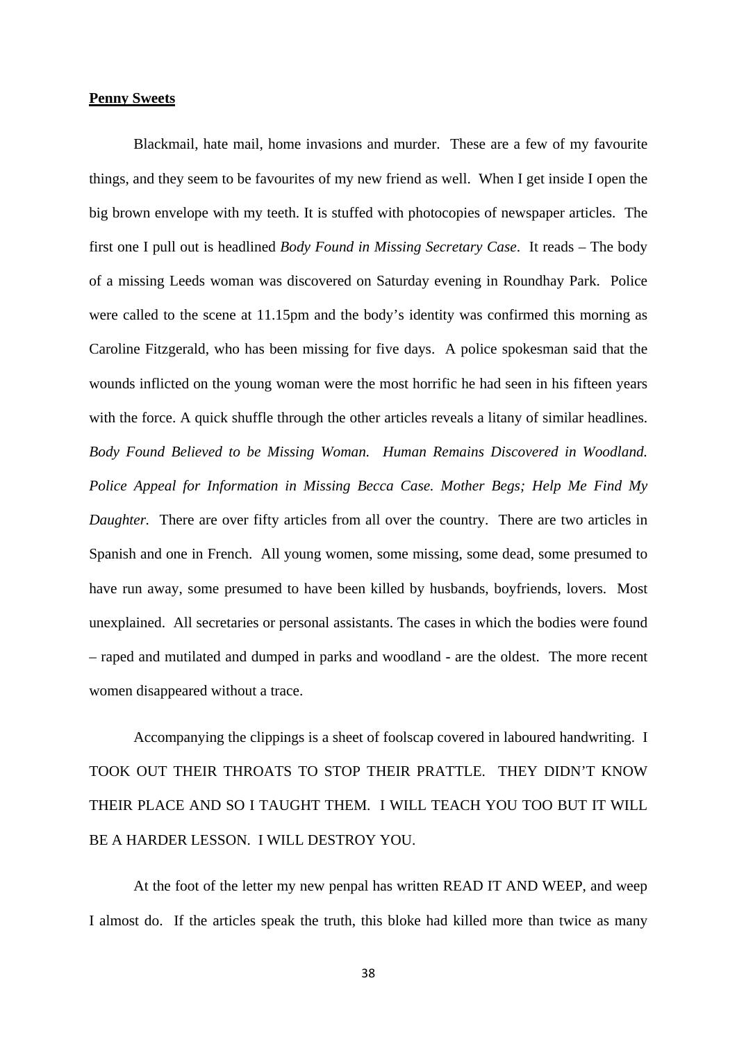**Penny Sweets**

Blackmail, hate mail, home invasions and murder. These are a few of my favourite things, and they seem to be favourites of my new friend as well. When I get inside I open the big brown envelope with my teeth. It is stuffed with photocopies of newspaper articles. The first one I pull out is headlined *Body Found in Missing Secretary Case*. It reads – The body of a missing Leeds woman was discovered on Saturday evening in Roundhay Park. Police were called to the scene at 11.15pm and the body's identity was confirmed this morning as Caroline Fitzgerald, who has been missing for five days. A police spokesman said that the wounds inflicted on the young woman were the most horrific he had seen in his fifteen years with the force. A quick shuffle through the other articles reveals a litany of similar headlines. *Body Found Believed to be Missing Woman. Human Remains Discovered in Woodland. Police Appeal for Information in Missing Becca Case. Mother Begs; Help Me Find My Daughter.* There are over fifty articles from all over the country. There are two articles in Spanish and one in French. All young women, some missing, some dead, some presumed to have run away, some presumed to have been killed by husbands, boyfriends, lovers. Most unexplained. All secretaries or personal assistants. The cases in which the bodies were found – raped and mutilated and dumped in parks and woodland - are the oldest. The more recent women disappeared without a trace.

Accompanying the clippings is a sheet of foolscap covered in laboured handwriting. I TOOK OUT THEIR THROATS TO STOP THEIR PRATTLE. THEY DIDN'T KNOW THEIR PLACE AND SO I TAUGHT THEM. I WILL TEACH YOU TOO BUT IT WILL BE A HARDER LESSON. I WILL DESTROY YOU.

At the foot of the letter my new penpal has written READ IT AND WEEP, and weep I almost do. If the articles speak the truth, this bloke had killed more than twice as many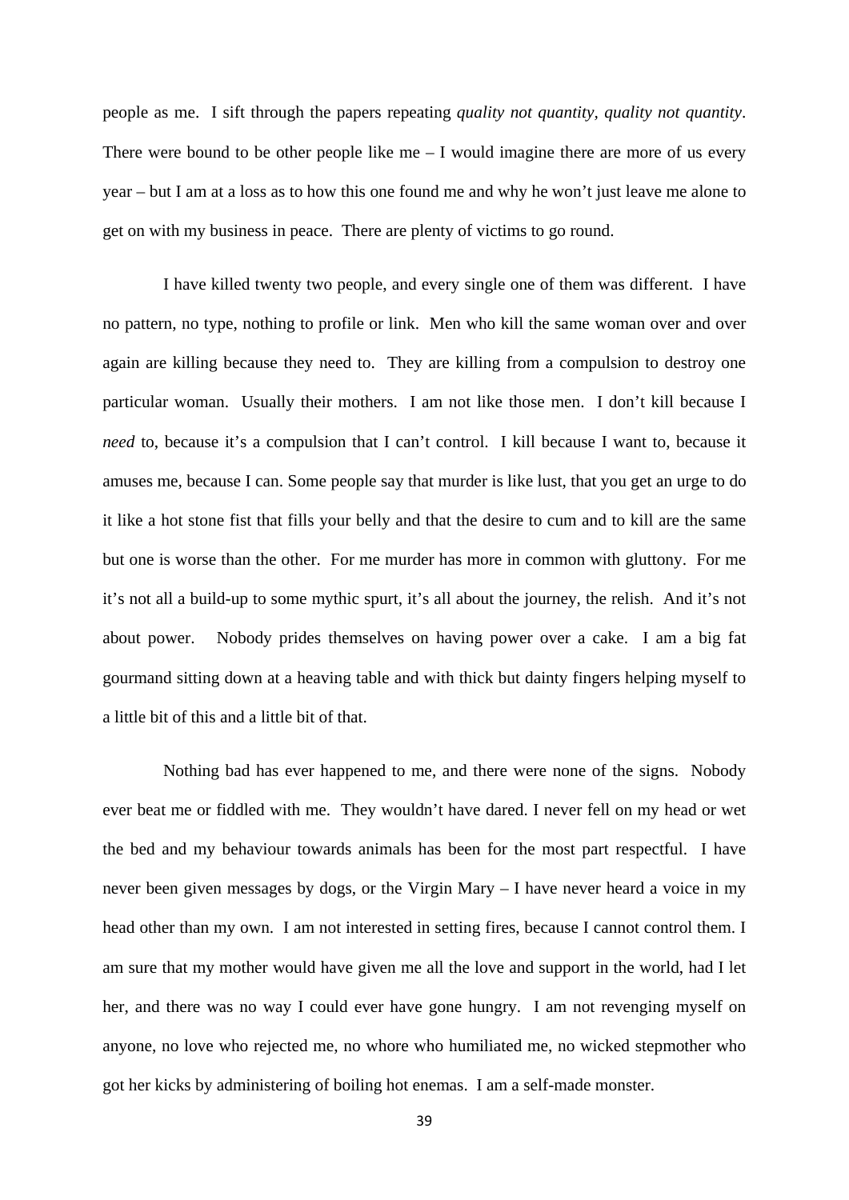people as me. I sift through the papers repeating *quality not quantity, quality not quantity*. There were bound to be other people like me – I would imagine there are more of us every year – but I am at a loss as to how this one found me and why he won't just leave me alone to get on with my business in peace. There are plenty of victims to go round.

I have killed twenty two people, and every single one of them was different. I have no pattern, no type, nothing to profile or link. Men who kill the same woman over and over again are killing because they need to. They are killing from a compulsion to destroy one particular woman. Usually their mothers. I am not like those men. I don't kill because I *need* to, because it's a compulsion that I can't control. I kill because I want to, because it amuses me, because I can. Some people say that murder is like lust, that you get an urge to do it like a hot stone fist that fills your belly and that the desire to cum and to kill are the same but one is worse than the other. For me murder has more in common with gluttony. For me it's not all a build-up to some mythic spurt, it's all about the journey, the relish. And it's not about power. Nobody prides themselves on having power over a cake. I am a big fat gourmand sitting down at a heaving table and with thick but dainty fingers helping myself to a little bit of this and a little bit of that.

Nothing bad has ever happened to me, and there were none of the signs. Nobody ever beat me or fiddled with me. They wouldn't have dared. I never fell on my head or wet the bed and my behaviour towards animals has been for the most part respectful. I have never been given messages by dogs, or the Virgin Mary – I have never heard a voice in my head other than my own. I am not interested in setting fires, because I cannot control them. I am sure that my mother would have given me all the love and support in the world, had I let her, and there was no way I could ever have gone hungry. I am not revenging myself on anyone, no love who rejected me, no whore who humiliated me, no wicked stepmother who got her kicks by administering of boiling hot enemas. I am a self-made monster.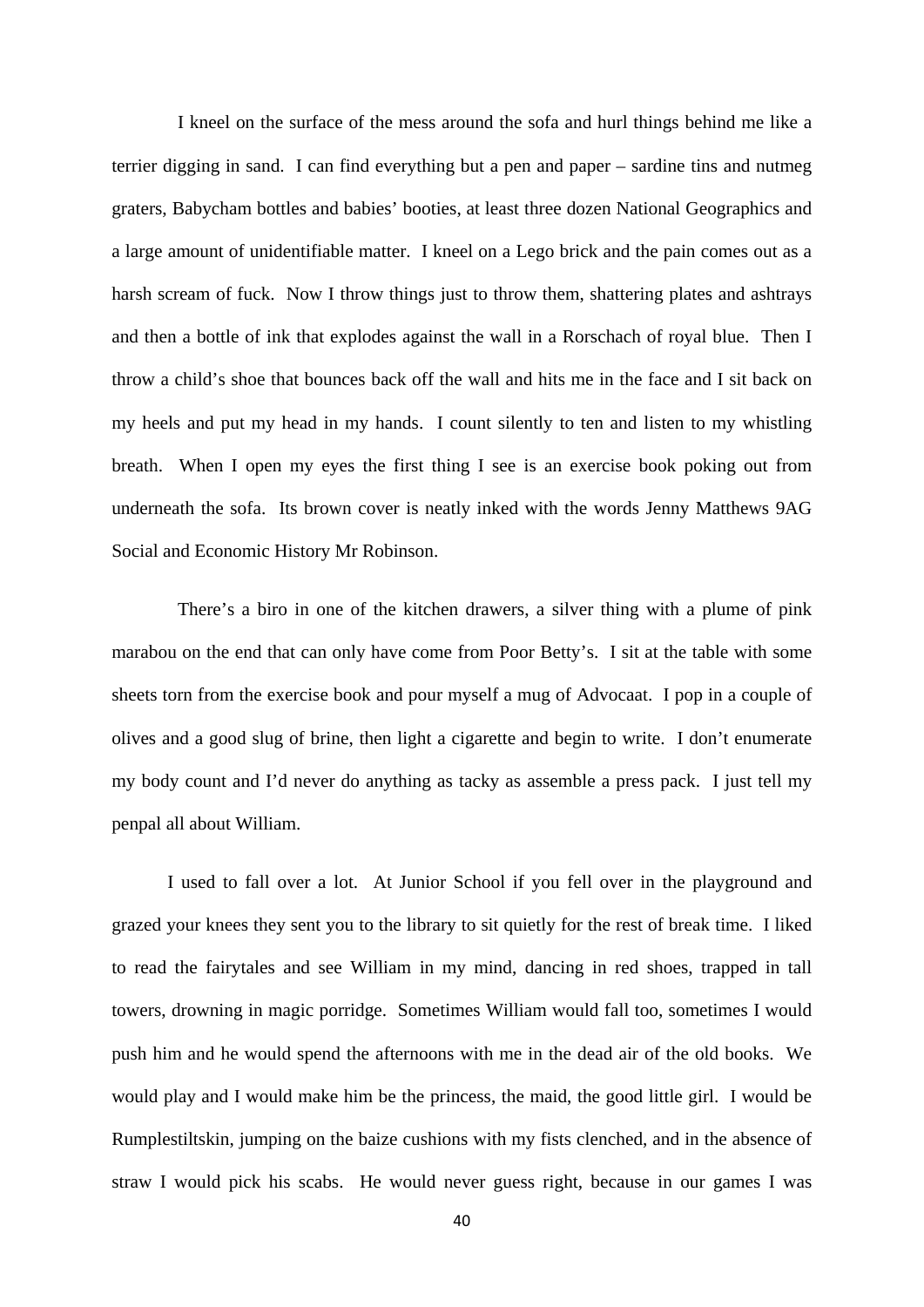I kneel on the surface of the mess around the sofa and hurl things behind me like a terrier digging in sand. I can find everything but a pen and paper – sardine tins and nutmeg graters, Babycham bottles and babies' booties, at least three dozen National Geographics and a large amount of unidentifiable matter. I kneel on a Lego brick and the pain comes out as a harsh scream of fuck. Now I throw things just to throw them, shattering plates and ashtrays and then a bottle of ink that explodes against the wall in a Rorschach of royal blue. Then I throw a child's shoe that bounces back off the wall and hits me in the face and I sit back on my heels and put my head in my hands. I count silently to ten and listen to my whistling breath. When I open my eyes the first thing I see is an exercise book poking out from underneath the sofa. Its brown cover is neatly inked with the words Jenny Matthews 9AG Social and Economic History Mr Robinson.

There's a biro in one of the kitchen drawers, a silver thing with a plume of pink marabou on the end that can only have come from Poor Betty's. I sit at the table with some sheets torn from the exercise book and pour myself a mug of Advocaat. I pop in a couple of olives and a good slug of brine, then light a cigarette and begin to write. I don't enumerate my body count and I'd never do anything as tacky as assemble a press pack. I just tell my penpal all about William.

I used to fall over a lot. At Junior School if you fell over in the playground and grazed your knees they sent you to the library to sit quietly for the rest of break time. I liked to read the fairytales and see William in my mind, dancing in red shoes, trapped in tall towers, drowning in magic porridge. Sometimes William would fall too, sometimes I would push him and he would spend the afternoons with me in the dead air of the old books. We would play and I would make him be the princess, the maid, the good little girl. I would be Rumplestiltskin, jumping on the baize cushions with my fists clenched, and in the absence of straw I would pick his scabs. He would never guess right, because in our games I was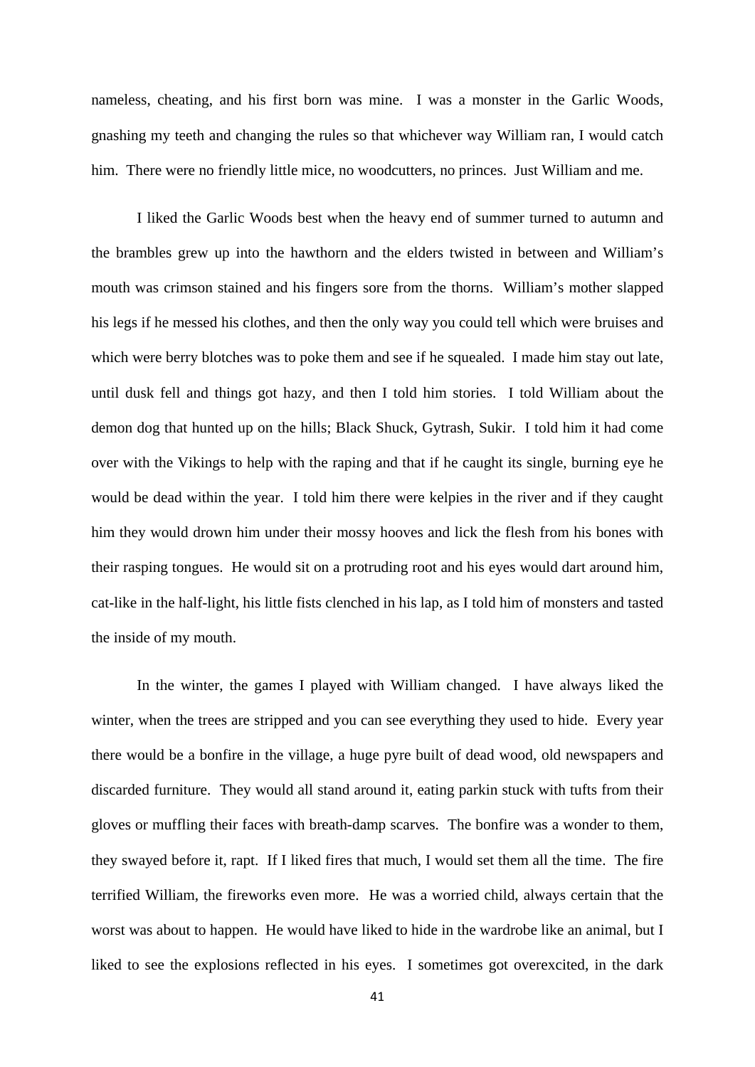nameless, cheating, and his first born was mine. I was a monster in the Garlic Woods, gnashing my teeth and changing the rules so that whichever way William ran, I would catch him. There were no friendly little mice, no woodcutters, no princes. Just William and me.

I liked the Garlic Woods best when the heavy end of summer turned to autumn and the brambles grew up into the hawthorn and the elders twisted in between and William's mouth was crimson stained and his fingers sore from the thorns. William's mother slapped his legs if he messed his clothes, and then the only way you could tell which were bruises and which were berry blotches was to poke them and see if he squealed. I made him stay out late, until dusk fell and things got hazy, and then I told him stories. I told William about the demon dog that hunted up on the hills; Black Shuck, Gytrash, Sukir. I told him it had come over with the Vikings to help with the raping and that if he caught its single, burning eye he would be dead within the year. I told him there were kelpies in the river and if they caught him they would drown him under their mossy hooves and lick the flesh from his bones with their rasping tongues. He would sit on a protruding root and his eyes would dart around him, cat-like in the half-light, his little fists clenched in his lap, as I told him of monsters and tasted the inside of my mouth.

In the winter, the games I played with William changed. I have always liked the winter, when the trees are stripped and you can see everything they used to hide. Every year there would be a bonfire in the village, a huge pyre built of dead wood, old newspapers and discarded furniture. They would all stand around it, eating parkin stuck with tufts from their gloves or muffling their faces with breath-damp scarves. The bonfire was a wonder to them, they swayed before it, rapt. If I liked fires that much, I would set them all the time. The fire terrified William, the fireworks even more. He was a worried child, always certain that the worst was about to happen. He would have liked to hide in the wardrobe like an animal, but I liked to see the explosions reflected in his eyes. I sometimes got overexcited, in the dark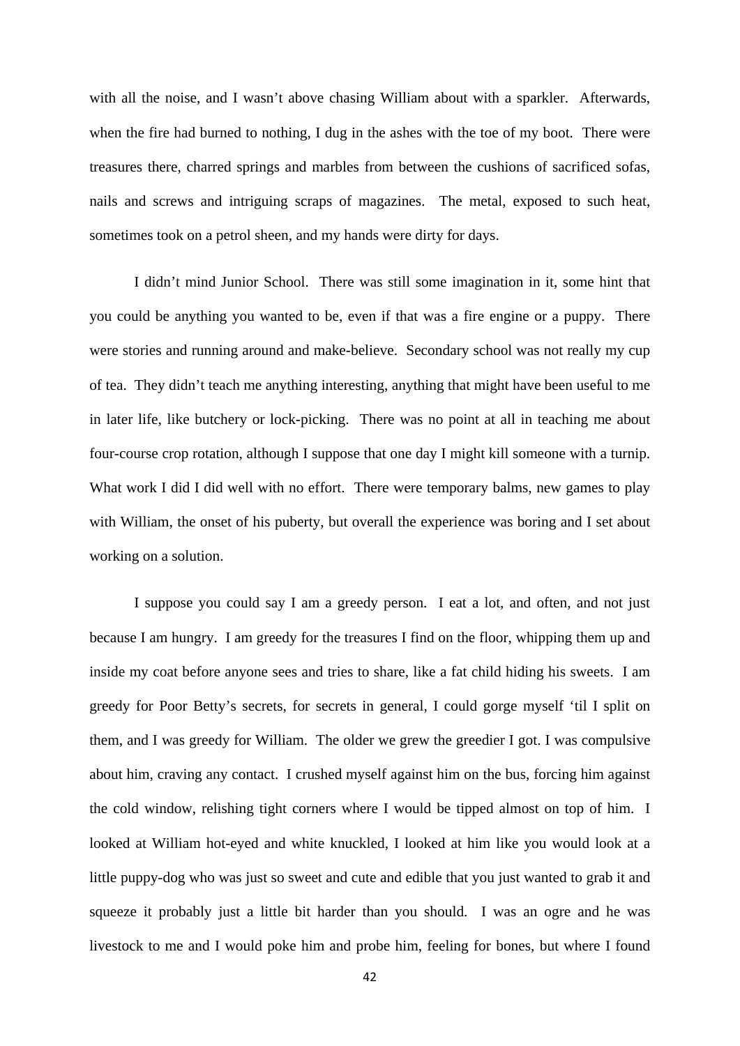with all the noise, and I wasn't above chasing William about with a sparkler. Afterwards, when the fire had burned to nothing, I dug in the ashes with the toe of my boot. There were treasures there, charred springs and marbles from between the cushions of sacrificed sofas, nails and screws and intriguing scraps of magazines. The metal, exposed to such heat, sometimes took on a petrol sheen, and my hands were dirty for days.

I didn't mind Junior School. There was still some imagination in it, some hint that you could be anything you wanted to be, even if that was a fire engine or a puppy. There were stories and running around and make-believe. Secondary school was not really my cup of tea. They didn't teach me anything interesting, anything that might have been useful to me in later life, like butchery or lock-picking. There was no point at all in teaching me about four-course crop rotation, although I suppose that one day I might kill someone with a turnip. What work I did I did well with no effort. There were temporary balms, new games to play with William, the onset of his puberty, but overall the experience was boring and I set about working on a solution.

I suppose you could say I am a greedy person. I eat a lot, and often, and not just because I am hungry. I am greedy for the treasures I find on the floor, whipping them up and inside my coat before anyone sees and tries to share, like a fat child hiding his sweets. I am greedy for Poor Betty's secrets, for secrets in general, I could gorge myself 'til I split on them, and I was greedy for William. The older we grew the greedier I got. I was compulsive about him, craving any contact. I crushed myself against him on the bus, forcing him against the cold window, relishing tight corners where I would be tipped almost on top of him. I looked at William hot-eyed and white knuckled, I looked at him like you would look at a little puppy-dog who was just so sweet and cute and edible that you just wanted to grab it and squeeze it probably just a little bit harder than you should. I was an ogre and he was livestock to me and I would poke him and probe him, feeling for bones, but where I found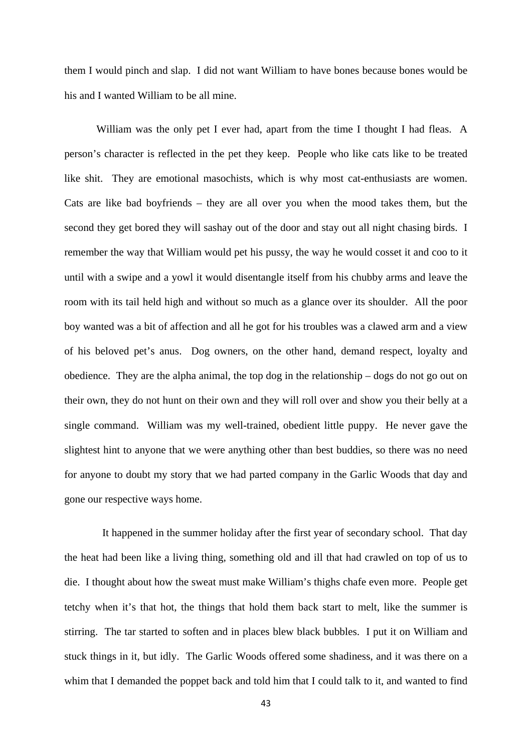them I would pinch and slap. I did not want William to have bones because bones would be his and I wanted William to be all mine.

William was the only pet I ever had, apart from the time I thought I had fleas. A person's character is reflected in the pet they keep. People who like cats like to be treated like shit. They are emotional masochists, which is why most cat-enthusiasts are women. Cats are like bad boyfriends – they are all over you when the mood takes them, but the second they get bored they will sashay out of the door and stay out all night chasing birds. I remember the way that William would pet his pussy, the way he would cosset it and coo to it until with a swipe and a yowl it would disentangle itself from his chubby arms and leave the room with its tail held high and without so much as a glance over its shoulder. All the poor boy wanted was a bit of affection and all he got for his troubles was a clawed arm and a view of his beloved pet's anus. Dog owners, on the other hand, demand respect, loyalty and obedience. They are the alpha animal, the top dog in the relationship – dogs do not go out on their own, they do not hunt on their own and they will roll over and show you their belly at a single command. William was my well-trained, obedient little puppy. He never gave the slightest hint to anyone that we were anything other than best buddies, so there was no need for anyone to doubt my story that we had parted company in the Garlic Woods that day and gone our respective ways home.

It happened in the summer holiday after the first year of secondary school. That day the heat had been like a living thing, something old and ill that had crawled on top of us to die. I thought about how the sweat must make William's thighs chafe even more. People get tetchy when it's that hot, the things that hold them back start to melt, like the summer is stirring. The tar started to soften and in places blew black bubbles. I put it on William and stuck things in it, but idly. The Garlic Woods offered some shadiness, and it was there on a whim that I demanded the poppet back and told him that I could talk to it, and wanted to find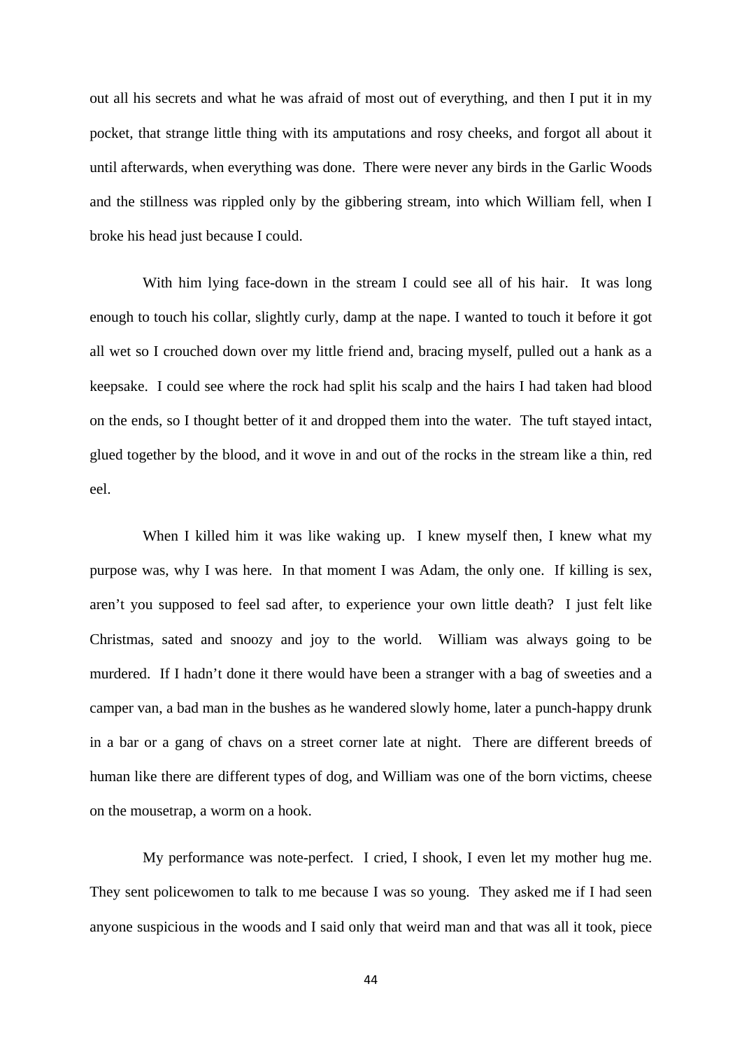out all his secrets and what he was afraid of most out of everything, and then I put it in my pocket, that strange little thing with its amputations and rosy cheeks, and forgot all about it until afterwards, when everything was done. There were never any birds in the Garlic Woods and the stillness was rippled only by the gibbering stream, into which William fell, when I broke his head just because I could.

With him lying face-down in the stream I could see all of his hair. It was long enough to touch his collar, slightly curly, damp at the nape. I wanted to touch it before it got all wet so I crouched down over my little friend and, bracing myself, pulled out a hank as a keepsake. I could see where the rock had split his scalp and the hairs I had taken had blood on the ends, so I thought better of it and dropped them into the water. The tuft stayed intact, glued together by the blood, and it wove in and out of the rocks in the stream like a thin, red eel.

When I killed him it was like waking up. I knew myself then, I knew what my purpose was, why I was here. In that moment I was Adam, the only one. If killing is sex, aren't you supposed to feel sad after, to experience your own little death? I just felt like Christmas, sated and snoozy and joy to the world. William was always going to be murdered. If I hadn't done it there would have been a stranger with a bag of sweeties and a camper van, a bad man in the bushes as he wandered slowly home, later a punch-happy drunk in a bar or a gang of chavs on a street corner late at night. There are different breeds of human like there are different types of dog, and William was one of the born victims, cheese on the mousetrap, a worm on a hook.

My performance was note-perfect. I cried, I shook, I even let my mother hug me. They sent policewomen to talk to me because I was so young. They asked me if I had seen anyone suspicious in the woods and I said only that weird man and that was all it took, piece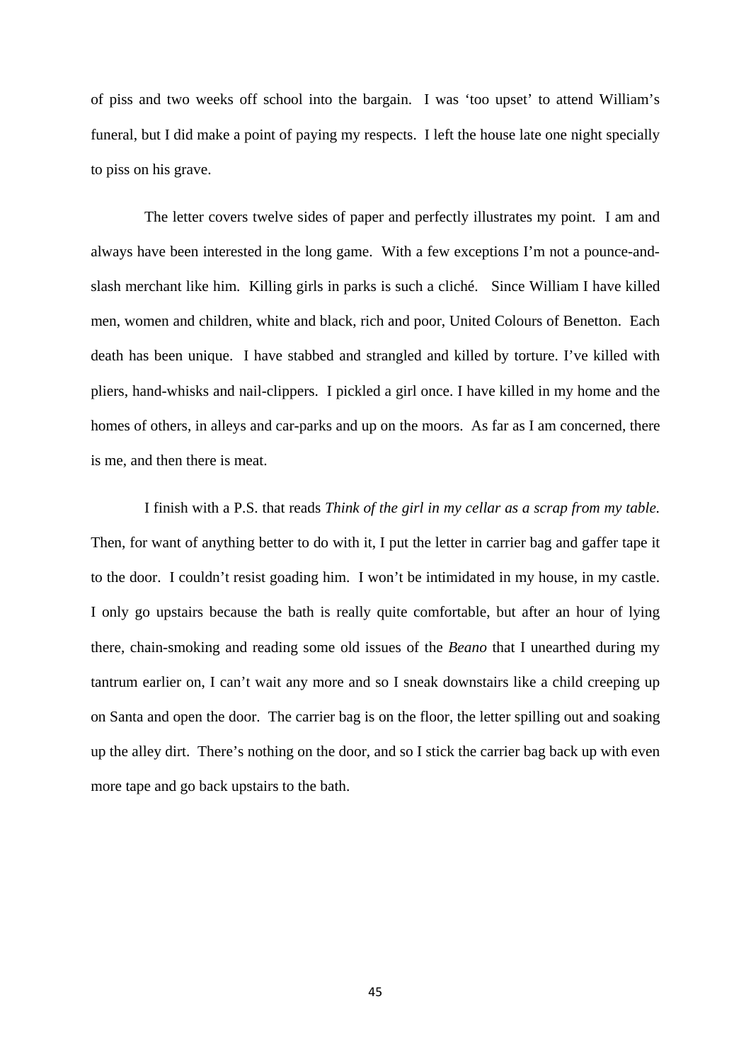of piss and two weeks off school into the bargain.  I was 'too upset' to attend William's funeral, but I did make a point of paying my respects.  I left the house late one night specially to piss on his grave.

The letter covers twelve sides of paper and perfectly illustrates my point.  I am and always have been interested in the long game.  With a few exceptions I'm not a pounce-and-slash merchant like him.  Killing girls in parks is such a cliché.   Since William I have killed men, women and children, white and black, rich and poor, United Colours of Benetton.  Each death has been unique.  I have stabbed and strangled and killed by torture. I've killed with pliers, hand-whisks and nail-clippers.  I pickled a girl once. I have killed in my home and the homes of others, in alleys and car-parks and up on the moors.  As far as I am concerned, there is me, and then there is meat.

I finish with a P.S. that reads *Think of the girl in my cellar as a scrap from my table.* Then, for want of anything better to do with it, I put the letter in carrier bag and gaffer tape it to the door.  I couldn't resist goading him.  I won't be intimidated in my house, in my castle.  I only go upstairs because the bath is really quite comfortable, but after an hour of lying there, chain-smoking and reading some old issues of the *Beano* that I unearthed during my tantrum earlier on, I can't wait any more and so I sneak downstairs like a child creeping up on Santa and open the door.  The carrier bag is on the floor, the letter spilling out and soaking up the alley dirt.  There's nothing on the door, and so I stick the carrier bag back up with even more tape and go back upstairs to the bath.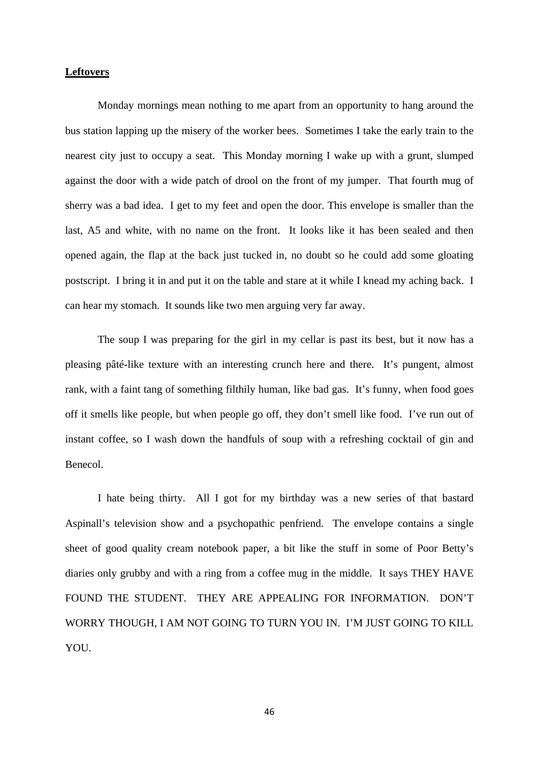**Leftovers**

Monday mornings mean nothing to me apart from an opportunity to hang around the bus station lapping up the misery of the worker bees. Sometimes I take the early train to the nearest city just to occupy a seat. This Monday morning I wake up with a grunt, slumped against the door with a wide patch of drool on the front of my jumper. That fourth mug of sherry was a bad idea. I get to my feet and open the door. This envelope is smaller than the last, A5 and white, with no name on the front. It looks like it has been sealed and then opened again, the flap at the back just tucked in, no doubt so he could add some gloating postscript. I bring it in and put it on the table and stare at it while I knead my aching back. I can hear my stomach. It sounds like two men arguing very far away.

The soup I was preparing for the girl in my cellar is past its best, but it now has a pleasing pâté-like texture with an interesting crunch here and there. It's pungent, almost rank, with a faint tang of something filthily human, like bad gas. It's funny, when food goes off it smells like people, but when people go off, they don't smell like food. I've run out of instant coffee, so I wash down the handfuls of soup with a refreshing cocktail of gin and Benecol.

I hate being thirty. All I got for my birthday was a new series of that bastard Aspinall's television show and a psychopathic penfriend. The envelope contains a single sheet of good quality cream notebook paper, a bit like the stuff in some of Poor Betty's diaries only grubby and with a ring from a coffee mug in the middle. It says THEY HAVE FOUND THE STUDENT. THEY ARE APPEALING FOR INFORMATION. DON'T WORRY THOUGH, I AM NOT GOING TO TURN YOU IN. I'M JUST GOING TO KILL YOU.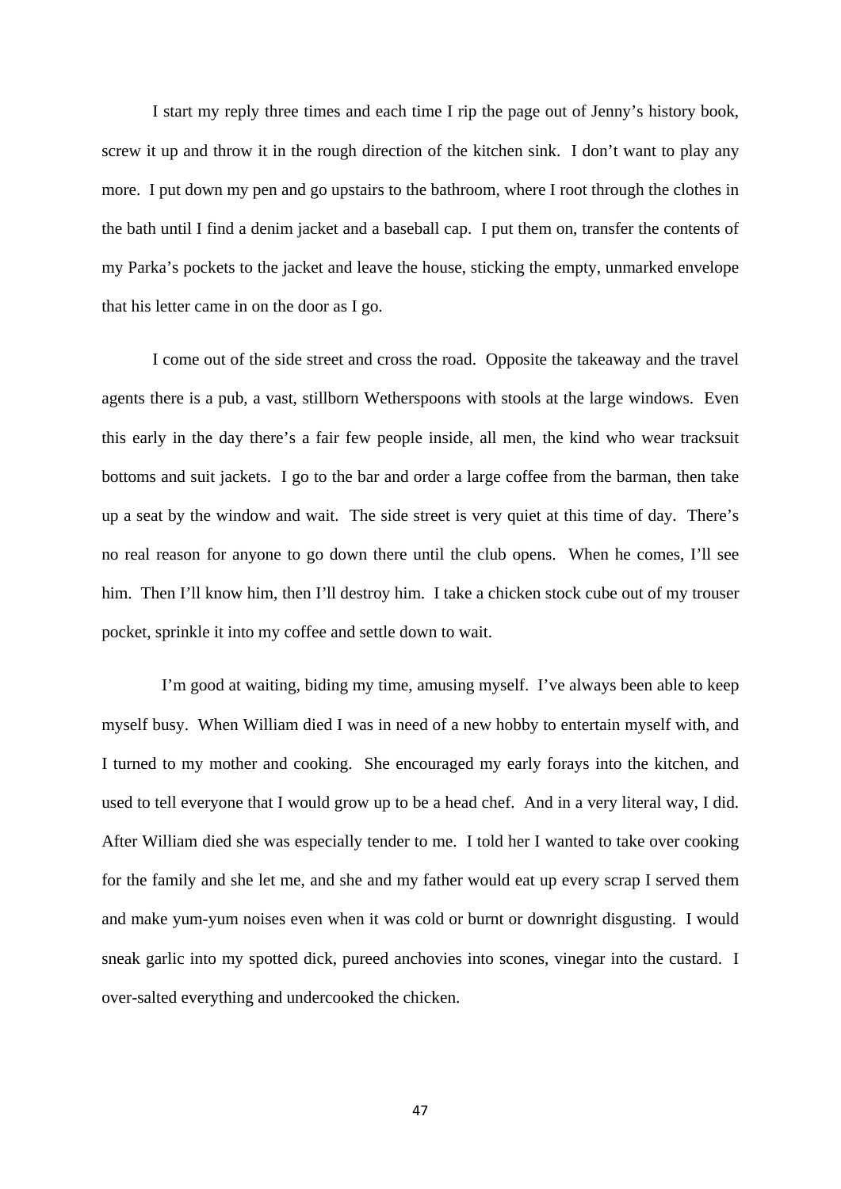I start my reply three times and each time I rip the page out of Jenny's history book, screw it up and throw it in the rough direction of the kitchen sink. I don't want to play any more. I put down my pen and go upstairs to the bathroom, where I root through the clothes in the bath until I find a denim jacket and a baseball cap. I put them on, transfer the contents of my Parka's pockets to the jacket and leave the house, sticking the empty, unmarked envelope that his letter came in on the door as I go.

I come out of the side street and cross the road. Opposite the takeaway and the travel agents there is a pub, a vast, stillborn Wetherspoons with stools at the large windows. Even this early in the day there's a fair few people inside, all men, the kind who wear tracksuit bottoms and suit jackets. I go to the bar and order a large coffee from the barman, then take up a seat by the window and wait. The side street is very quiet at this time of day. There's no real reason for anyone to go down there until the club opens. When he comes, I'll see him. Then I'll know him, then I'll destroy him. I take a chicken stock cube out of my trouser pocket, sprinkle it into my coffee and settle down to wait.

I'm good at waiting, biding my time, amusing myself. I've always been able to keep myself busy. When William died I was in need of a new hobby to entertain myself with, and I turned to my mother and cooking. She encouraged my early forays into the kitchen, and used to tell everyone that I would grow up to be a head chef. And in a very literal way, I did. After William died she was especially tender to me. I told her I wanted to take over cooking for the family and she let me, and she and my father would eat up every scrap I served them and make yum-yum noises even when it was cold or burnt or downright disgusting. I would sneak garlic into my spotted dick, pureed anchovies into scones, vinegar into the custard. I over-salted everything and undercooked the chicken.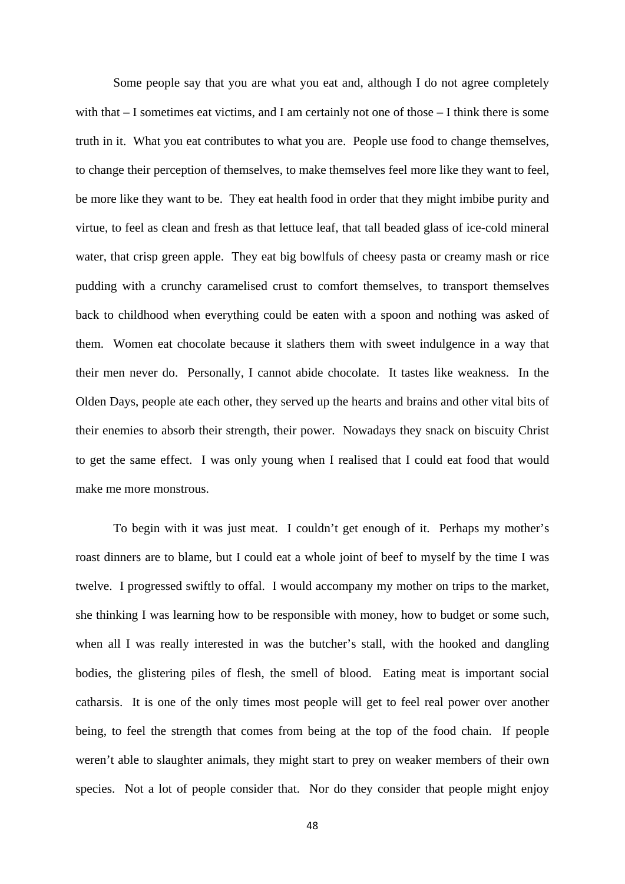Some people say that you are what you eat and, although I do not agree completely with that – I sometimes eat victims, and I am certainly not one of those – I think there is some truth in it. What you eat contributes to what you are. People use food to change themselves, to change their perception of themselves, to make themselves feel more like they want to feel, be more like they want to be. They eat health food in order that they might imbibe purity and virtue, to feel as clean and fresh as that lettuce leaf, that tall beaded glass of ice-cold mineral water, that crisp green apple. They eat big bowlfuls of cheesy pasta or creamy mash or rice pudding with a crunchy caramelised crust to comfort themselves, to transport themselves back to childhood when everything could be eaten with a spoon and nothing was asked of them. Women eat chocolate because it slathers them with sweet indulgence in a way that their men never do. Personally, I cannot abide chocolate. It tastes like weakness. In the Olden Days, people ate each other, they served up the hearts and brains and other vital bits of their enemies to absorb their strength, their power. Nowadays they snack on biscuity Christ to get the same effect. I was only young when I realised that I could eat food that would make me more monstrous.

To begin with it was just meat. I couldn't get enough of it. Perhaps my mother's roast dinners are to blame, but I could eat a whole joint of beef to myself by the time I was twelve. I progressed swiftly to offal. I would accompany my mother on trips to the market, she thinking I was learning how to be responsible with money, how to budget or some such, when all I was really interested in was the butcher's stall, with the hooked and dangling bodies, the glistering piles of flesh, the smell of blood. Eating meat is important social catharsis. It is one of the only times most people will get to feel real power over another being, to feel the strength that comes from being at the top of the food chain. If people weren't able to slaughter animals, they might start to prey on weaker members of their own species. Not a lot of people consider that. Nor do they consider that people might enjoy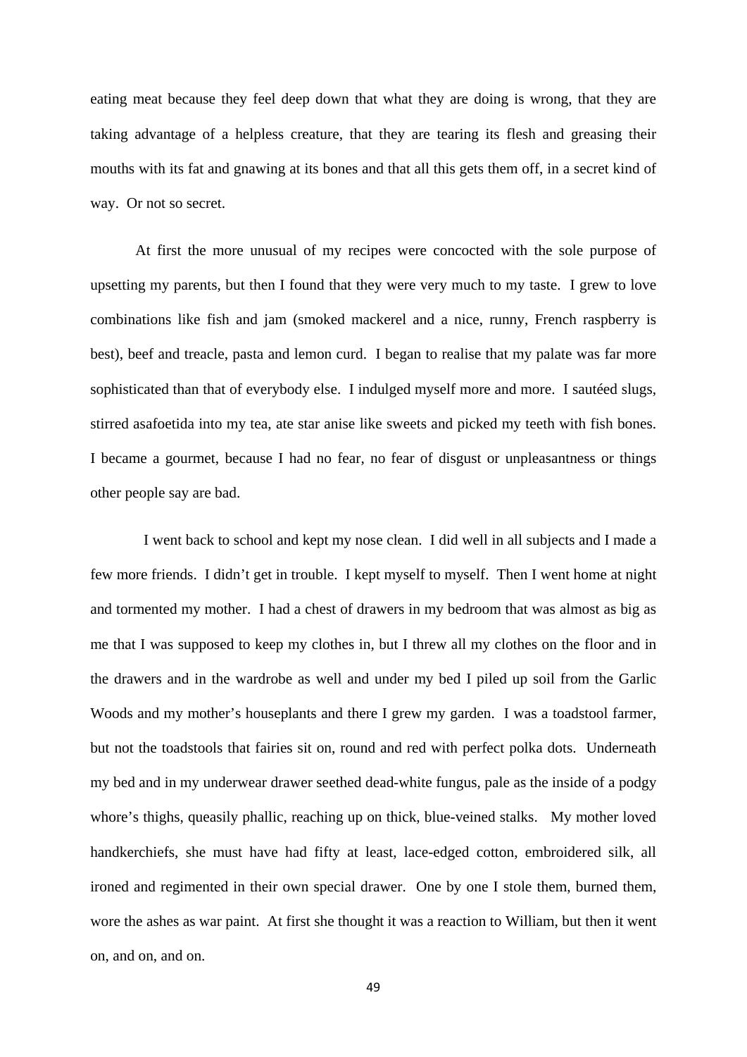eating meat because they feel deep down that what they are doing is wrong, that they are taking advantage of a helpless creature, that they are tearing its flesh and greasing their mouths with its fat and gnawing at its bones and that all this gets them off, in a secret kind of way. Or not so secret.

At first the more unusual of my recipes were concocted with the sole purpose of upsetting my parents, but then I found that they were very much to my taste. I grew to love combinations like fish and jam (smoked mackerel and a nice, runny, French raspberry is best), beef and treacle, pasta and lemon curd. I began to realise that my palate was far more sophisticated than that of everybody else. I indulged myself more and more. I sautéed slugs, stirred asafoetida into my tea, ate star anise like sweets and picked my teeth with fish bones. I became a gourmet, because I had no fear, no fear of disgust or unpleasantness or things other people say are bad.

I went back to school and kept my nose clean. I did well in all subjects and I made a few more friends. I didn't get in trouble. I kept myself to myself. Then I went home at night and tormented my mother. I had a chest of drawers in my bedroom that was almost as big as me that I was supposed to keep my clothes in, but I threw all my clothes on the floor and in the drawers and in the wardrobe as well and under my bed I piled up soil from the Garlic Woods and my mother's houseplants and there I grew my garden. I was a toadstool farmer, but not the toadstools that fairies sit on, round and red with perfect polka dots. Underneath my bed and in my underwear drawer seethed dead-white fungus, pale as the inside of a podgy whore's thighs, queasily phallic, reaching up on thick, blue-veined stalks. My mother loved handkerchiefs, she must have had fifty at least, lace-edged cotton, embroidered silk, all ironed and regimented in their own special drawer. One by one I stole them, burned them, wore the ashes as war paint. At first she thought it was a reaction to William, but then it went on, and on, and on.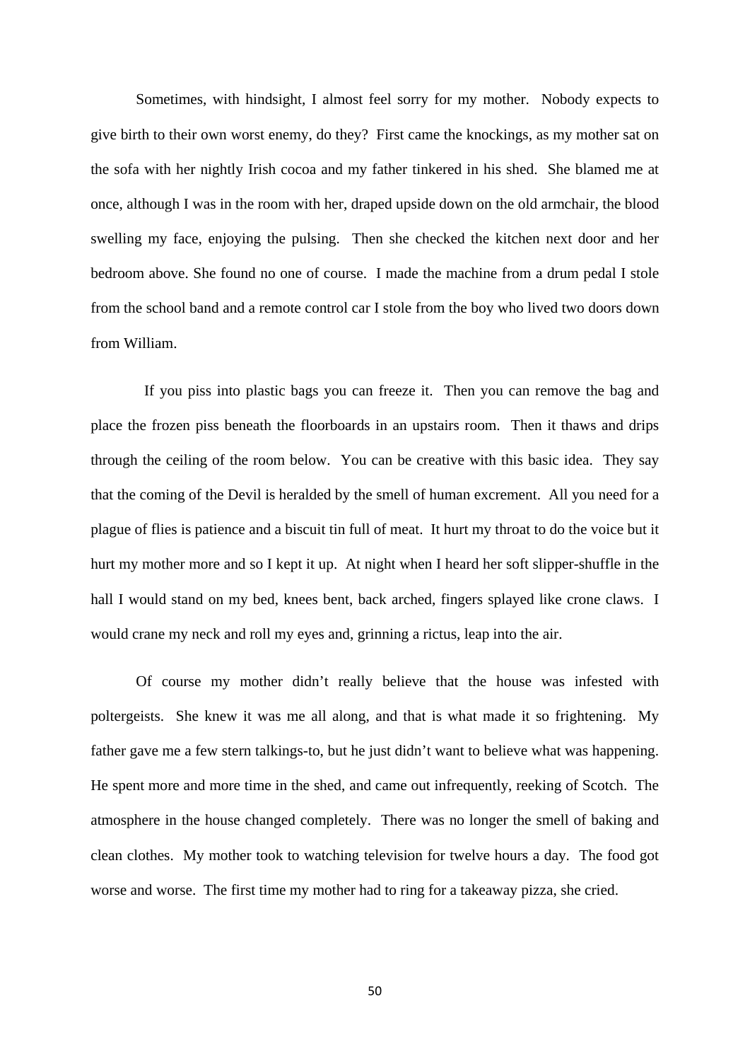Sometimes, with hindsight, I almost feel sorry for my mother. Nobody expects to give birth to their own worst enemy, do they? First came the knockings, as my mother sat on the sofa with her nightly Irish cocoa and my father tinkered in his shed. She blamed me at once, although I was in the room with her, draped upside down on the old armchair, the blood swelling my face, enjoying the pulsing. Then she checked the kitchen next door and her bedroom above. She found no one of course. I made the machine from a drum pedal I stole from the school band and a remote control car I stole from the boy who lived two doors down from William.

If you piss into plastic bags you can freeze it. Then you can remove the bag and place the frozen piss beneath the floorboards in an upstairs room. Then it thaws and drips through the ceiling of the room below. You can be creative with this basic idea. They say that the coming of the Devil is heralded by the smell of human excrement. All you need for a plague of flies is patience and a biscuit tin full of meat. It hurt my throat to do the voice but it hurt my mother more and so I kept it up. At night when I heard her soft slipper-shuffle in the hall I would stand on my bed, knees bent, back arched, fingers splayed like crone claws. I would crane my neck and roll my eyes and, grinning a rictus, leap into the air.

Of course my mother didn't really believe that the house was infested with poltergeists. She knew it was me all along, and that is what made it so frightening. My father gave me a few stern talkings-to, but he just didn't want to believe what was happening. He spent more and more time in the shed, and came out infrequently, reeking of Scotch. The atmosphere in the house changed completely. There was no longer the smell of baking and clean clothes. My mother took to watching television for twelve hours a day. The food got worse and worse. The first time my mother had to ring for a takeaway pizza, she cried.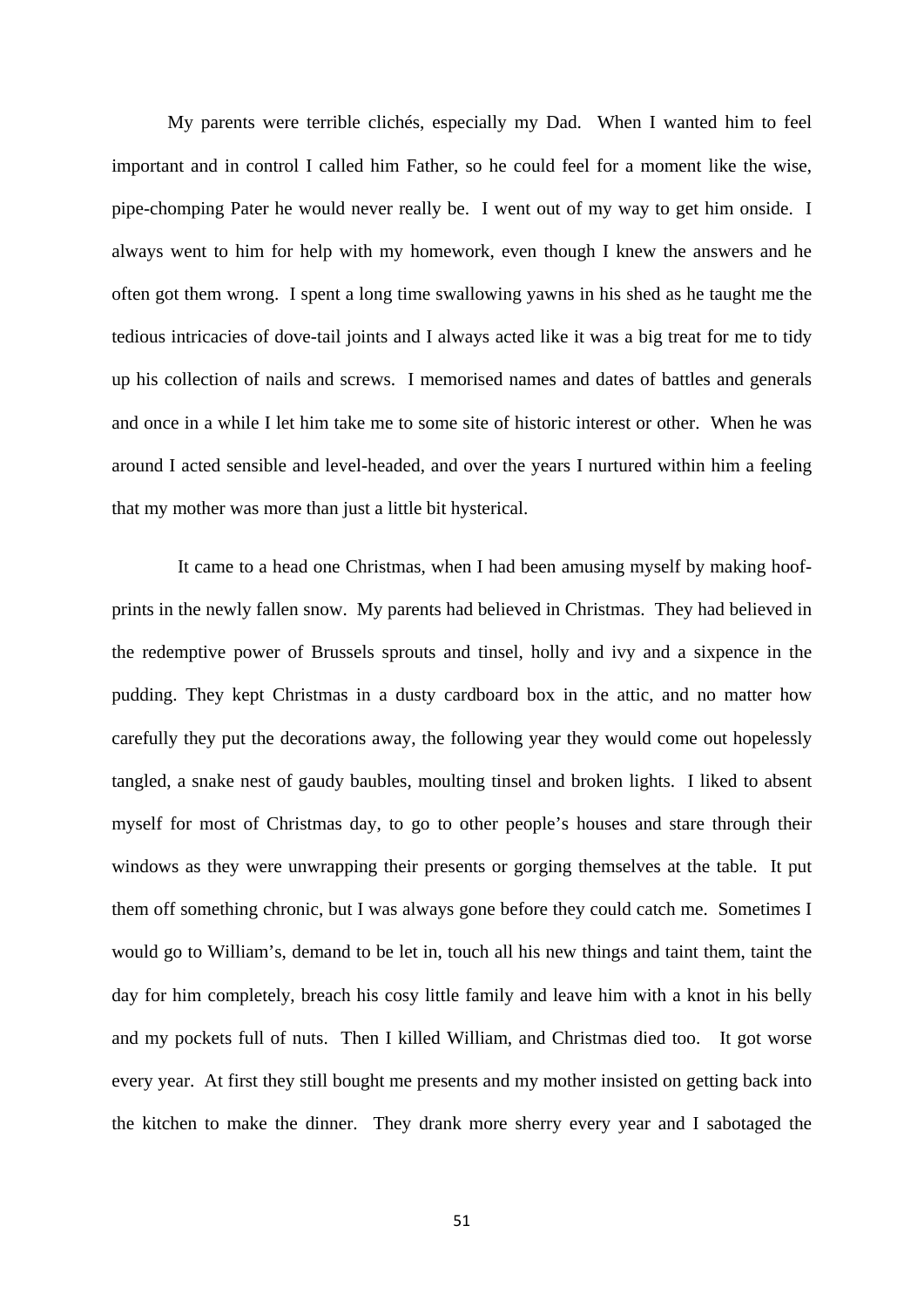My parents were terrible clichés, especially my Dad. When I wanted him to feel important and in control I called him Father, so he could feel for a moment like the wise, pipe-chomping Pater he would never really be. I went out of my way to get him onside. I always went to him for help with my homework, even though I knew the answers and he often got them wrong. I spent a long time swallowing yawns in his shed as he taught me the tedious intricacies of dove-tail joints and I always acted like it was a big treat for me to tidy up his collection of nails and screws. I memorised names and dates of battles and generals and once in a while I let him take me to some site of historic interest or other. When he was around I acted sensible and level-headed, and over the years I nurtured within him a feeling that my mother was more than just a little bit hysterical.

It came to a head one Christmas, when I had been amusing myself by making hoof-prints in the newly fallen snow. My parents had believed in Christmas. They had believed in the redemptive power of Brussels sprouts and tinsel, holly and ivy and a sixpence in the pudding. They kept Christmas in a dusty cardboard box in the attic, and no matter how carefully they put the decorations away, the following year they would come out hopelessly tangled, a snake nest of gaudy baubles, moulting tinsel and broken lights. I liked to absent myself for most of Christmas day, to go to other people's houses and stare through their windows as they were unwrapping their presents or gorging themselves at the table. It put them off something chronic, but I was always gone before they could catch me. Sometimes I would go to William's, demand to be let in, touch all his new things and taint them, taint the day for him completely, breach his cosy little family and leave him with a knot in his belly and my pockets full of nuts. Then I killed William, and Christmas died too. It got worse every year. At first they still bought me presents and my mother insisted on getting back into the kitchen to make the dinner. They drank more sherry every year and I sabotaged the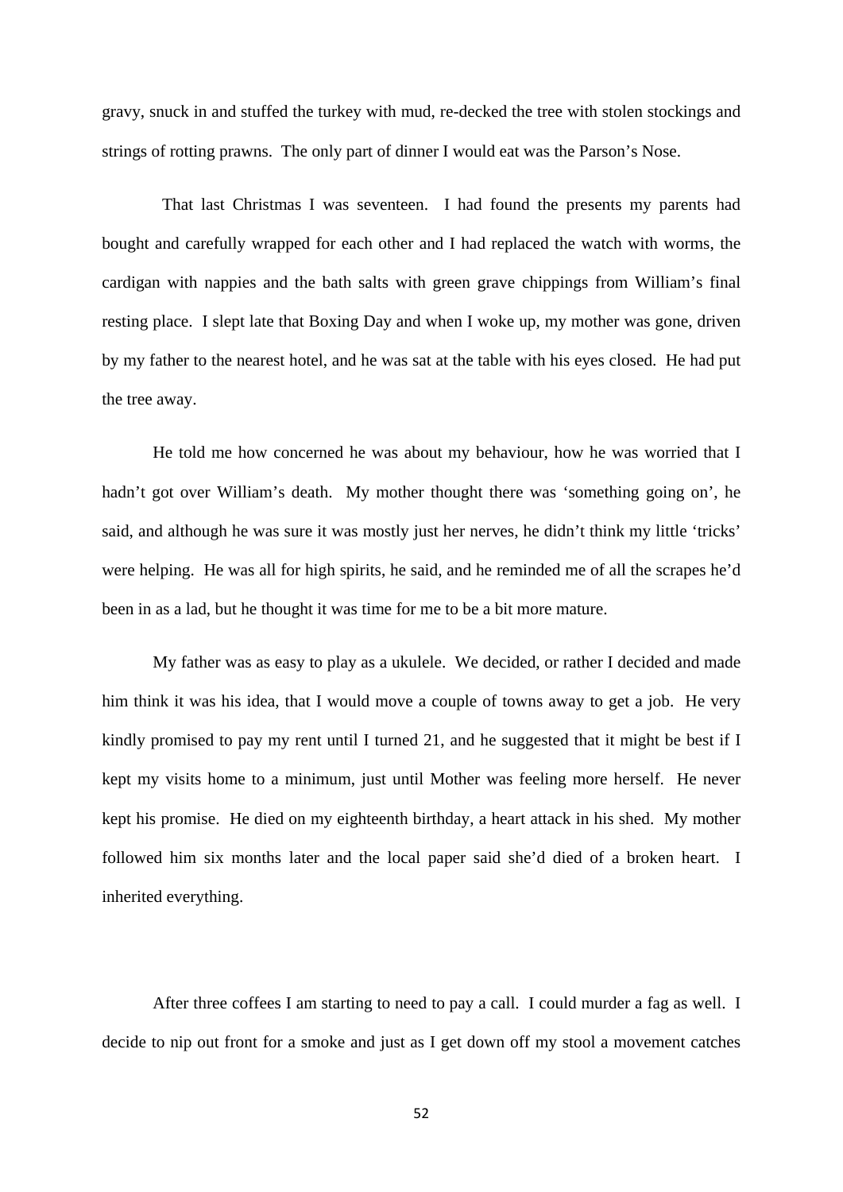gravy, snuck in and stuffed the turkey with mud, re-decked the tree with stolen stockings and strings of rotting prawns. The only part of dinner I would eat was the Parson's Nose.

That last Christmas I was seventeen. I had found the presents my parents had bought and carefully wrapped for each other and I had replaced the watch with worms, the cardigan with nappies and the bath salts with green grave chippings from William's final resting place. I slept late that Boxing Day and when I woke up, my mother was gone, driven by my father to the nearest hotel, and he was sat at the table with his eyes closed. He had put the tree away.

He told me how concerned he was about my behaviour, how he was worried that I hadn't got over William's death. My mother thought there was 'something going on', he said, and although he was sure it was mostly just her nerves, he didn't think my little 'tricks' were helping. He was all for high spirits, he said, and he reminded me of all the scrapes he'd been in as a lad, but he thought it was time for me to be a bit more mature.

My father was as easy to play as a ukulele. We decided, or rather I decided and made him think it was his idea, that I would move a couple of towns away to get a job. He very kindly promised to pay my rent until I turned 21, and he suggested that it might be best if I kept my visits home to a minimum, just until Mother was feeling more herself. He never kept his promise. He died on my eighteenth birthday, a heart attack in his shed. My mother followed him six months later and the local paper said she'd died of a broken heart. I inherited everything.

After three coffees I am starting to need to pay a call. I could murder a fag as well. I decide to nip out front for a smoke and just as I get down off my stool a movement catches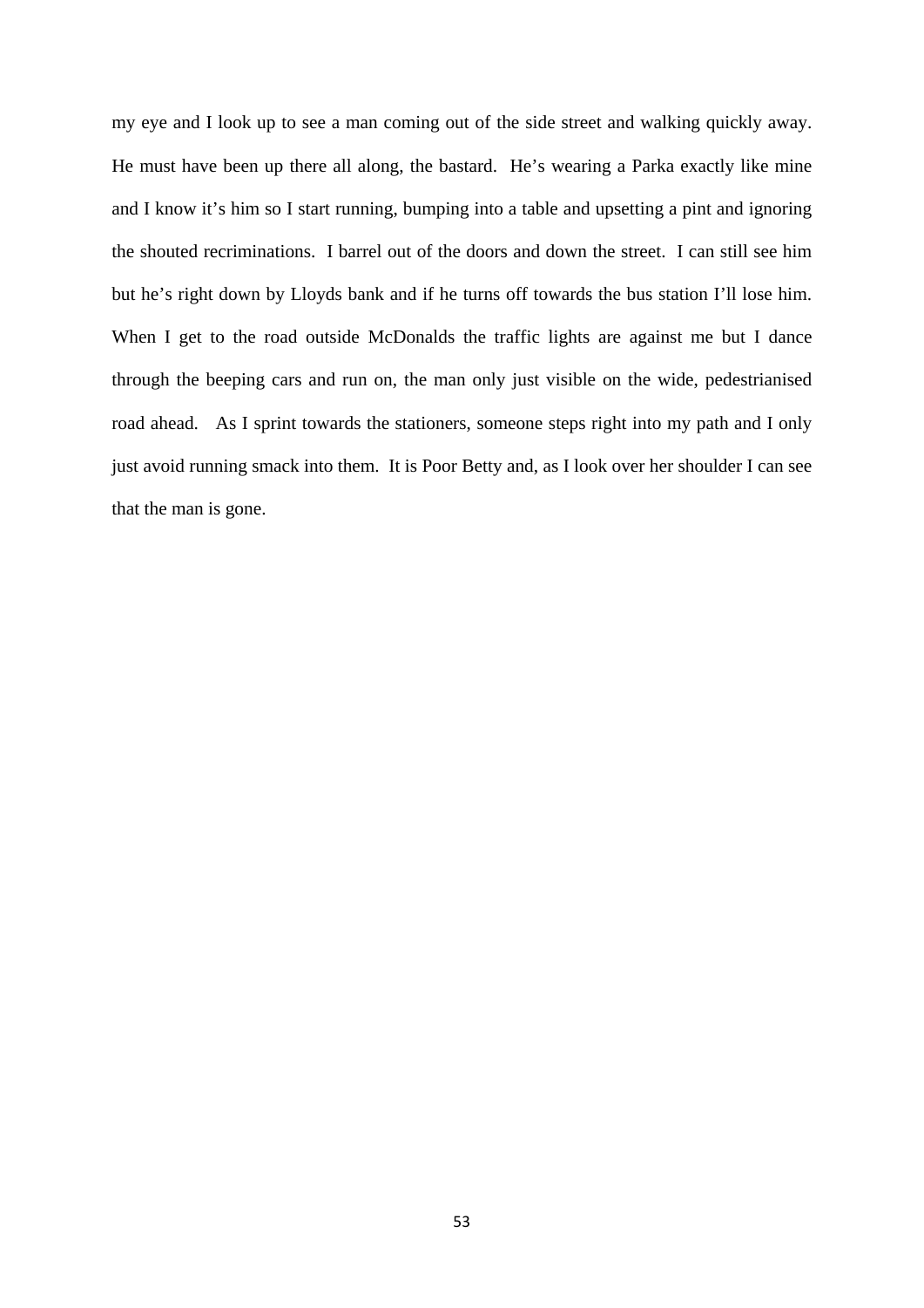my eye and I look up to see a man coming out of the side street and walking quickly away. He must have been up there all along, the bastard. He's wearing a Parka exactly like mine and I know it's him so I start running, bumping into a table and upsetting a pint and ignoring the shouted recriminations. I barrel out of the doors and down the street. I can still see him but he's right down by Lloyds bank and if he turns off towards the bus station I'll lose him. When I get to the road outside McDonalds the traffic lights are against me but I dance through the beeping cars and run on, the man only just visible on the wide, pedestrianised road ahead. As I sprint towards the stationers, someone steps right into my path and I only just avoid running smack into them. It is Poor Betty and, as I look over her shoulder I can see that the man is gone.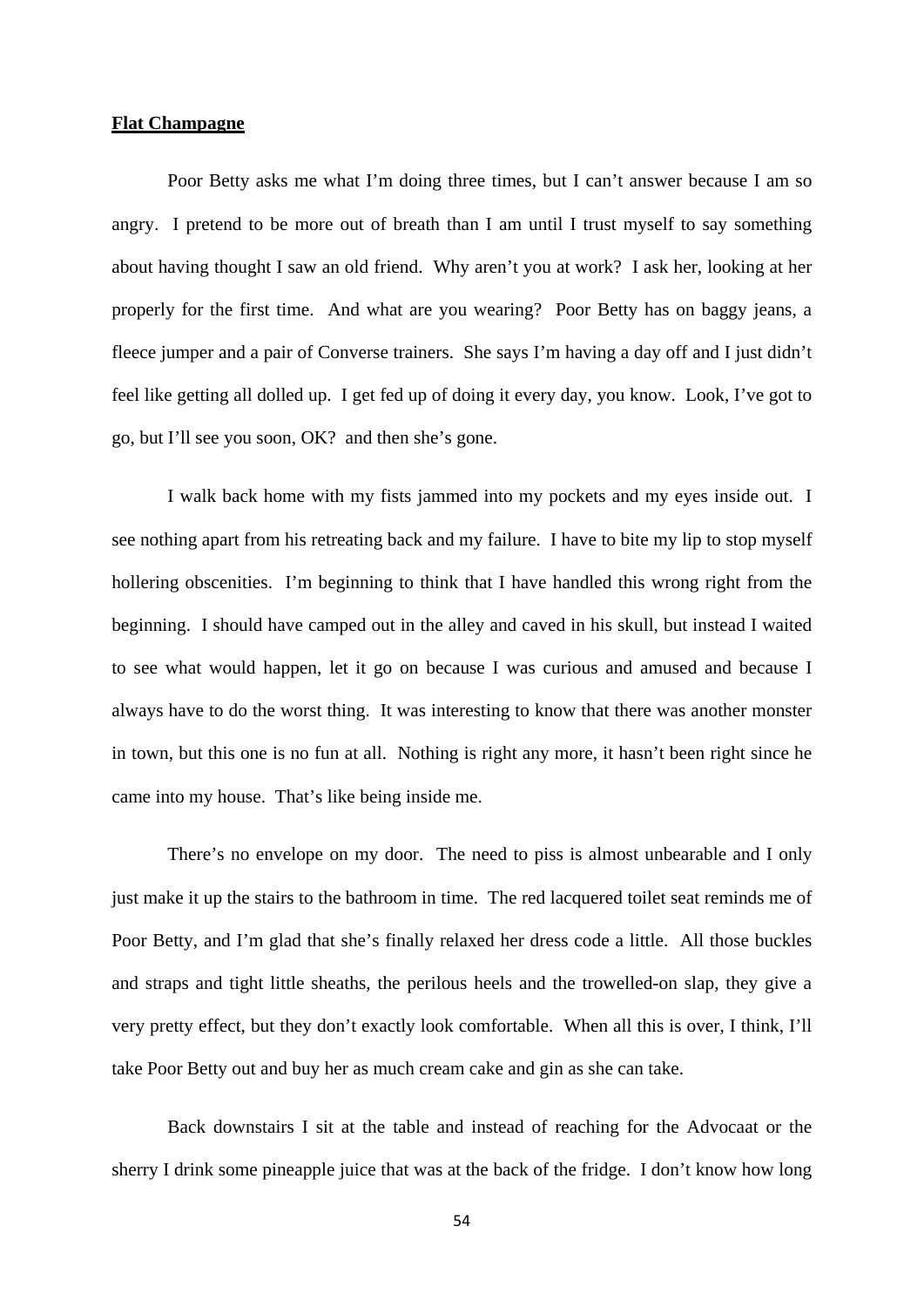**Flat Champagne**

Poor Betty asks me what I'm doing three times, but I can't answer because I am so angry. I pretend to be more out of breath than I am until I trust myself to say something about having thought I saw an old friend. Why aren't you at work? I ask her, looking at her properly for the first time. And what are you wearing? Poor Betty has on baggy jeans, a fleece jumper and a pair of Converse trainers. She says I'm having a day off and I just didn't feel like getting all dolled up. I get fed up of doing it every day, you know. Look, I've got to go, but I'll see you soon, OK? and then she's gone.

I walk back home with my fists jammed into my pockets and my eyes inside out. I see nothing apart from his retreating back and my failure. I have to bite my lip to stop myself hollering obscenities. I'm beginning to think that I have handled this wrong right from the beginning. I should have camped out in the alley and caved in his skull, but instead I waited to see what would happen, let it go on because I was curious and amused and because I always have to do the worst thing. It was interesting to know that there was another monster in town, but this one is no fun at all. Nothing is right any more, it hasn't been right since he came into my house. That's like being inside me.

There's no envelope on my door. The need to piss is almost unbearable and I only just make it up the stairs to the bathroom in time. The red lacquered toilet seat reminds me of Poor Betty, and I'm glad that she's finally relaxed her dress code a little. All those buckles and straps and tight little sheaths, the perilous heels and the trowelled-on slap, they give a very pretty effect, but they don't exactly look comfortable. When all this is over, I think, I'll take Poor Betty out and buy her as much cream cake and gin as she can take.

Back downstairs I sit at the table and instead of reaching for the Advocaat or the sherry I drink some pineapple juice that was at the back of the fridge. I don't know how long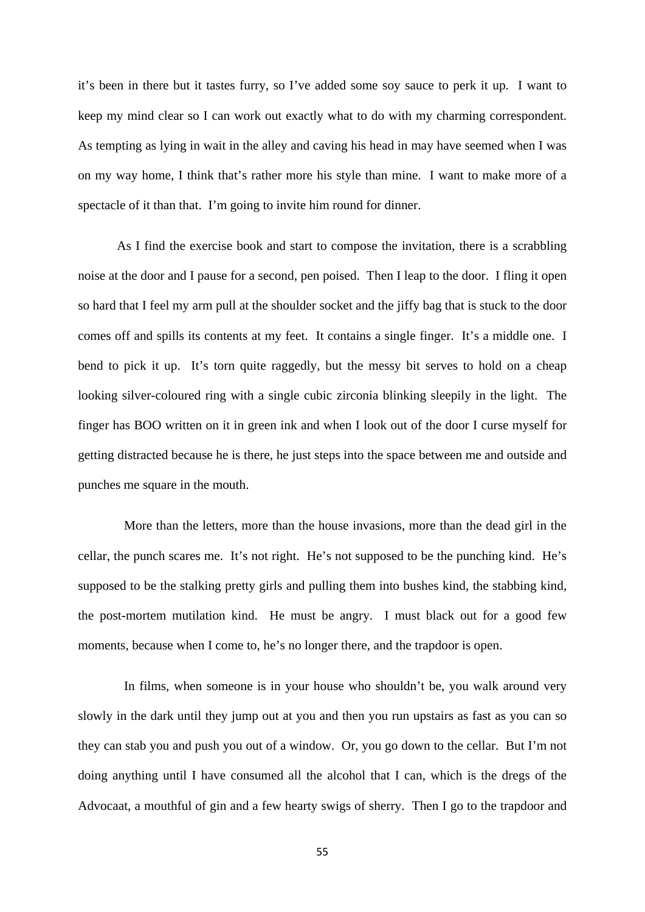it's been in there but it tastes furry, so I've added some soy sauce to perk it up. I want to keep my mind clear so I can work out exactly what to do with my charming correspondent. As tempting as lying in wait in the alley and caving his head in may have seemed when I was on my way home, I think that's rather more his style than mine. I want to make more of a spectacle of it than that. I'm going to invite him round for dinner.

As I find the exercise book and start to compose the invitation, there is a scrabbling noise at the door and I pause for a second, pen poised. Then I leap to the door. I fling it open so hard that I feel my arm pull at the shoulder socket and the jiffy bag that is stuck to the door comes off and spills its contents at my feet. It contains a single finger. It's a middle one. I bend to pick it up. It's torn quite raggedly, but the messy bit serves to hold on a cheap looking silver-coloured ring with a single cubic zirconia blinking sleepily in the light. The finger has BOO written on it in green ink and when I look out of the door I curse myself for getting distracted because he is there, he just steps into the space between me and outside and punches me square in the mouth.

More than the letters, more than the house invasions, more than the dead girl in the cellar, the punch scares me. It's not right. He's not supposed to be the punching kind. He's supposed to be the stalking pretty girls and pulling them into bushes kind, the stabbing kind, the post-mortem mutilation kind. He must be angry. I must black out for a good few moments, because when I come to, he's no longer there, and the trapdoor is open.

In films, when someone is in your house who shouldn't be, you walk around very slowly in the dark until they jump out at you and then you run upstairs as fast as you can so they can stab you and push you out of a window. Or, you go down to the cellar. But I'm not doing anything until I have consumed all the alcohol that I can, which is the dregs of the Advocaat, a mouthful of gin and a few hearty swigs of sherry. Then I go to the trapdoor and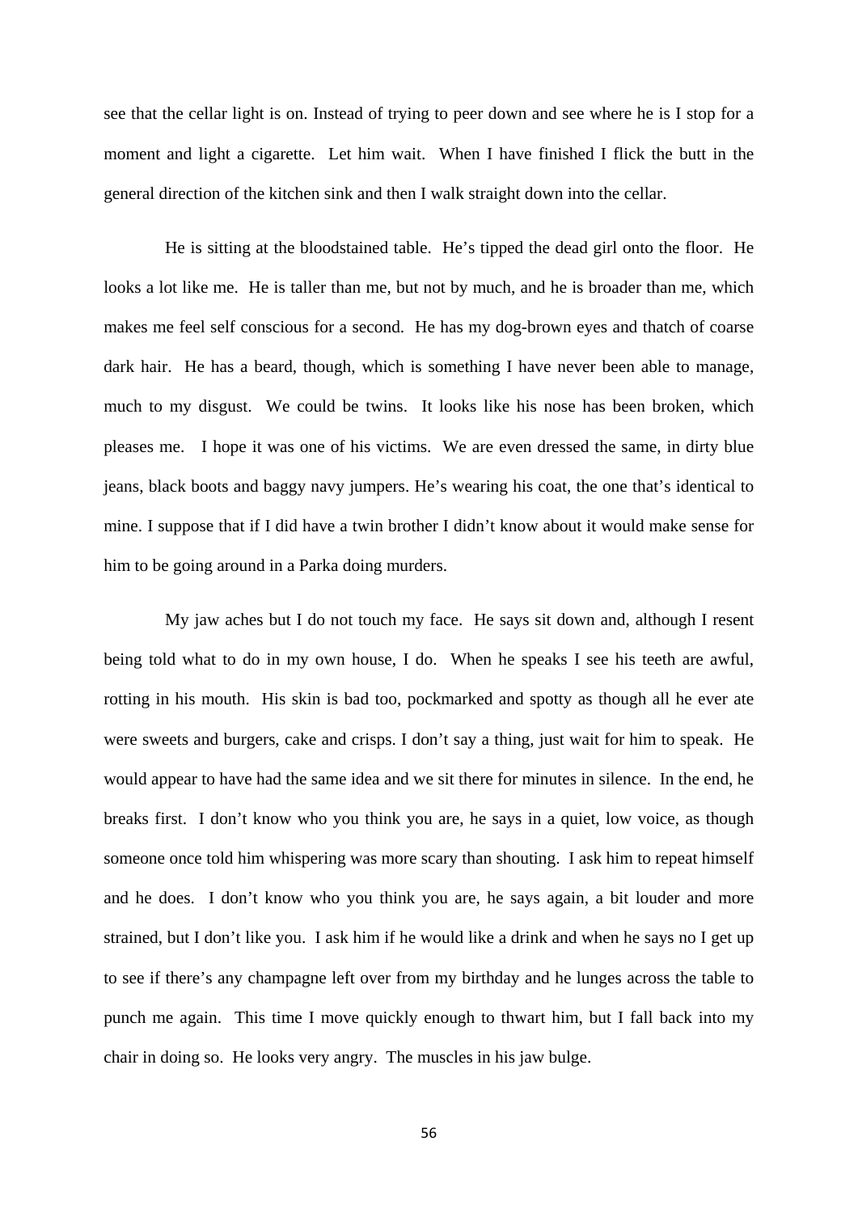see that the cellar light is on. Instead of trying to peer down and see where he is I stop for a moment and light a cigarette. Let him wait. When I have finished I flick the butt in the general direction of the kitchen sink and then I walk straight down into the cellar.

He is sitting at the bloodstained table. He's tipped the dead girl onto the floor. He looks a lot like me. He is taller than me, but not by much, and he is broader than me, which makes me feel self conscious for a second. He has my dog-brown eyes and thatch of coarse dark hair. He has a beard, though, which is something I have never been able to manage, much to my disgust. We could be twins. It looks like his nose has been broken, which pleases me. I hope it was one of his victims. We are even dressed the same, in dirty blue jeans, black boots and baggy navy jumpers. He's wearing his coat, the one that's identical to mine. I suppose that if I did have a twin brother I didn't know about it would make sense for him to be going around in a Parka doing murders.

My jaw aches but I do not touch my face. He says sit down and, although I resent being told what to do in my own house, I do. When he speaks I see his teeth are awful, rotting in his mouth. His skin is bad too, pockmarked and spotty as though all he ever ate were sweets and burgers, cake and crisps. I don't say a thing, just wait for him to speak. He would appear to have had the same idea and we sit there for minutes in silence. In the end, he breaks first. I don't know who you think you are, he says in a quiet, low voice, as though someone once told him whispering was more scary than shouting. I ask him to repeat himself and he does. I don't know who you think you are, he says again, a bit louder and more strained, but I don't like you. I ask him if he would like a drink and when he says no I get up to see if there's any champagne left over from my birthday and he lunges across the table to punch me again. This time I move quickly enough to thwart him, but I fall back into my chair in doing so. He looks very angry. The muscles in his jaw bulge.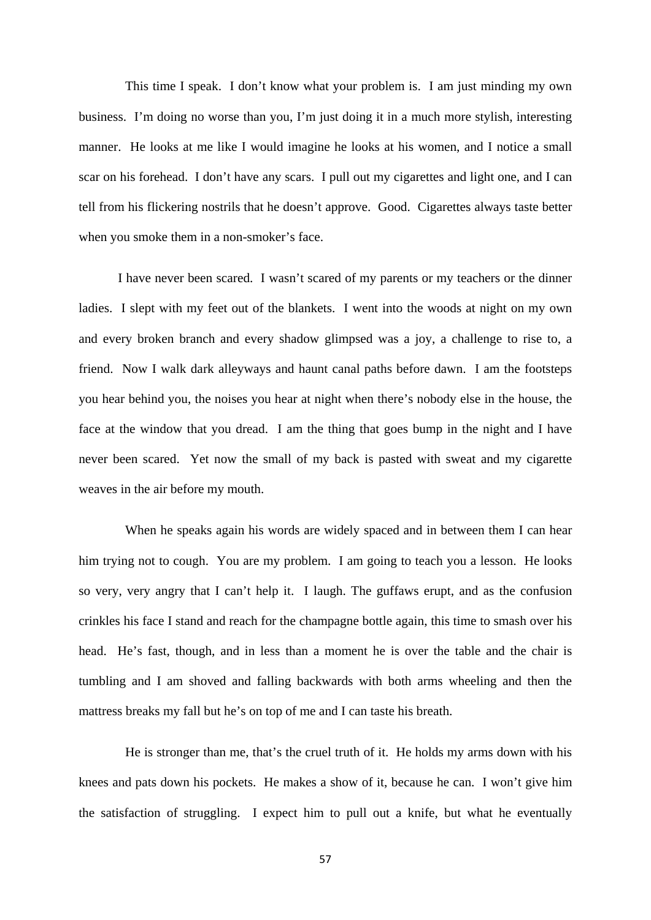This time I speak. I don't know what your problem is. I am just minding my own business. I'm doing no worse than you, I'm just doing it in a much more stylish, interesting manner. He looks at me like I would imagine he looks at his women, and I notice a small scar on his forehead. I don't have any scars. I pull out my cigarettes and light one, and I can tell from his flickering nostrils that he doesn't approve. Good. Cigarettes always taste better when you smoke them in a non-smoker's face.

I have never been scared. I wasn't scared of my parents or my teachers or the dinner ladies. I slept with my feet out of the blankets. I went into the woods at night on my own and every broken branch and every shadow glimpsed was a joy, a challenge to rise to, a friend. Now I walk dark alleyways and haunt canal paths before dawn. I am the footsteps you hear behind you, the noises you hear at night when there's nobody else in the house, the face at the window that you dread. I am the thing that goes bump in the night and I have never been scared. Yet now the small of my back is pasted with sweat and my cigarette weaves in the air before my mouth.

When he speaks again his words are widely spaced and in between them I can hear him trying not to cough. You are my problem. I am going to teach you a lesson. He looks so very, very angry that I can't help it. I laugh. The guffaws erupt, and as the confusion crinkles his face I stand and reach for the champagne bottle again, this time to smash over his head. He's fast, though, and in less than a moment he is over the table and the chair is tumbling and I am shoved and falling backwards with both arms wheeling and then the mattress breaks my fall but he's on top of me and I can taste his breath.

He is stronger than me, that's the cruel truth of it. He holds my arms down with his knees and pats down his pockets. He makes a show of it, because he can. I won't give him the satisfaction of struggling. I expect him to pull out a knife, but what he eventually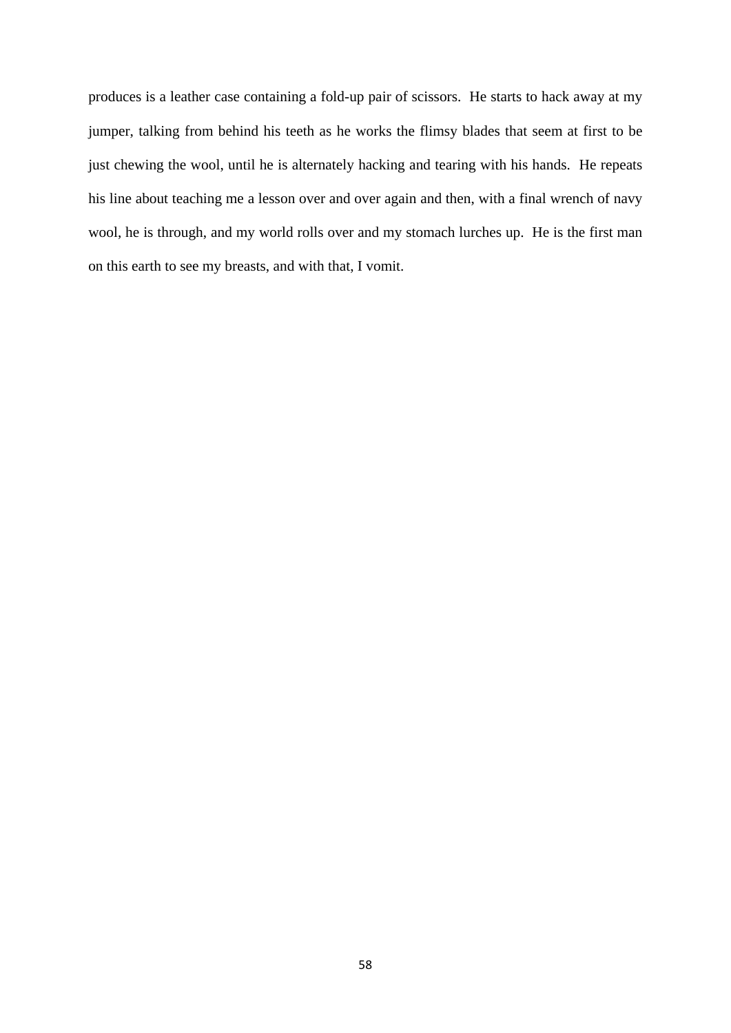produces is a leather case containing a fold-up pair of scissors.  He starts to hack away at my jumper, talking from behind his teeth as he works the flimsy blades that seem at first to be just chewing the wool, until he is alternately hacking and tearing with his hands.  He repeats his line about teaching me a lesson over and over again and then, with a final wrench of navy wool, he is through, and my world rolls over and my stomach lurches up.  He is the first man on this earth to see my breasts, and with that, I vomit.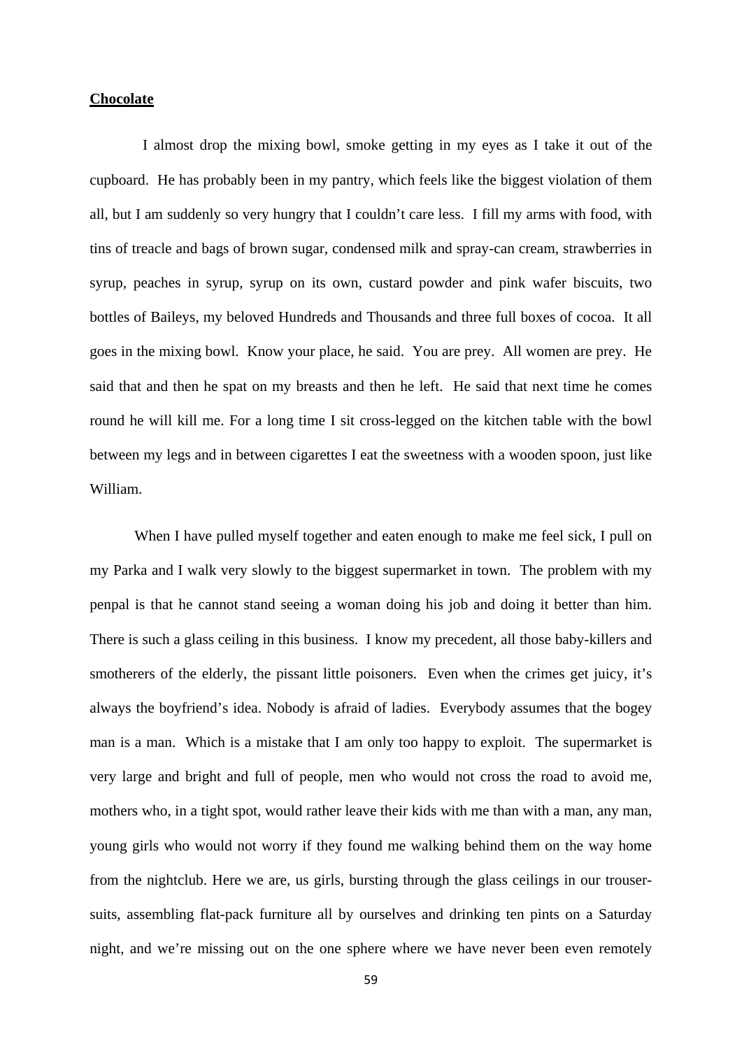**Chocolate**

I almost drop the mixing bowl, smoke getting in my eyes as I take it out of the cupboard. He has probably been in my pantry, which feels like the biggest violation of them all, but I am suddenly so very hungry that I couldn't care less. I fill my arms with food, with tins of treacle and bags of brown sugar, condensed milk and spray-can cream, strawberries in syrup, peaches in syrup, syrup on its own, custard powder and pink wafer biscuits, two bottles of Baileys, my beloved Hundreds and Thousands and three full boxes of cocoa. It all goes in the mixing bowl. Know your place, he said. You are prey. All women are prey. He said that and then he spat on my breasts and then he left. He said that next time he comes round he will kill me. For a long time I sit cross-legged on the kitchen table with the bowl between my legs and in between cigarettes I eat the sweetness with a wooden spoon, just like William.

When I have pulled myself together and eaten enough to make me feel sick, I pull on my Parka and I walk very slowly to the biggest supermarket in town. The problem with my penpal is that he cannot stand seeing a woman doing his job and doing it better than him. There is such a glass ceiling in this business. I know my precedent, all those baby-killers and smotherers of the elderly, the pissant little poisoners. Even when the crimes get juicy, it's always the boyfriend's idea. Nobody is afraid of ladies. Everybody assumes that the bogey man is a man. Which is a mistake that I am only too happy to exploit. The supermarket is very large and bright and full of people, men who would not cross the road to avoid me, mothers who, in a tight spot, would rather leave their kids with me than with a man, any man, young girls who would not worry if they found me walking behind them on the way home from the nightclub. Here we are, us girls, bursting through the glass ceilings in our trouser-suits, assembling flat-pack furniture all by ourselves and drinking ten pints on a Saturday night, and we're missing out on the one sphere where we have never been even remotely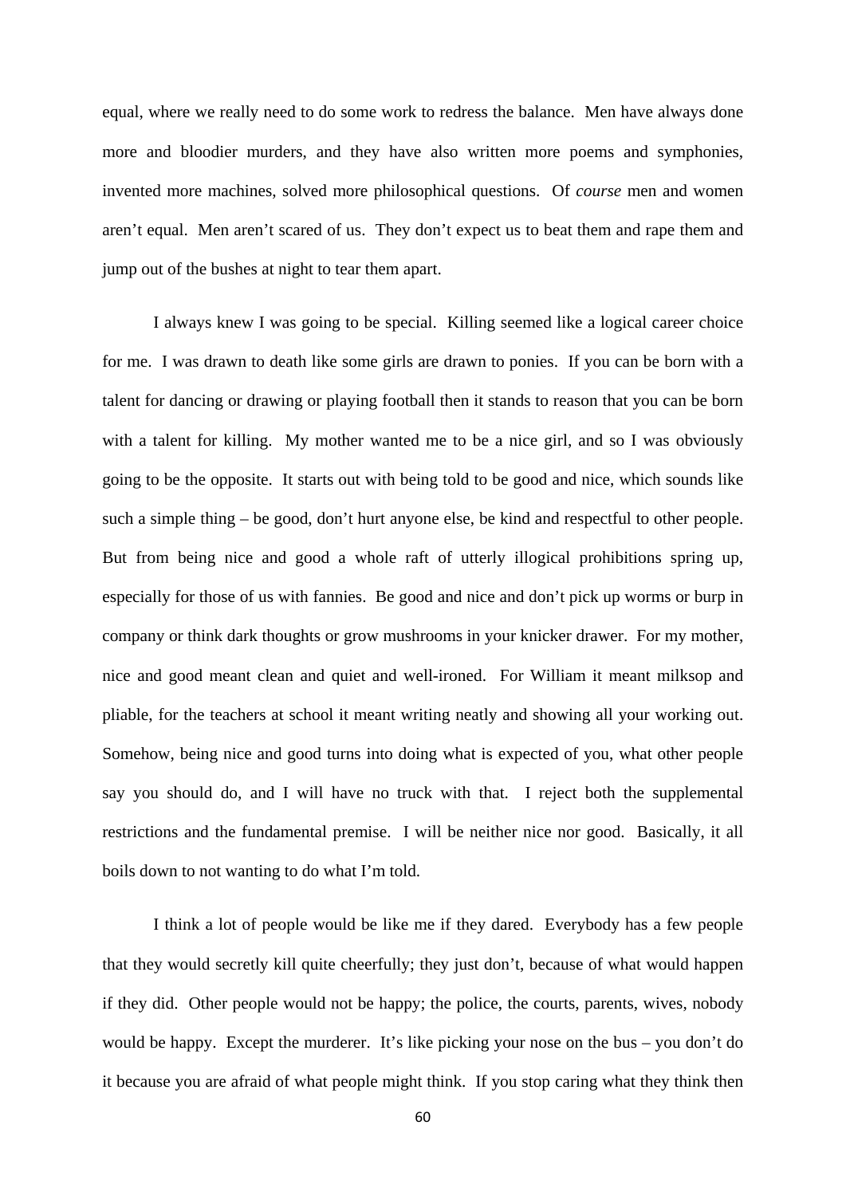equal, where we really need to do some work to redress the balance. Men have always done more and bloodier murders, and they have also written more poems and symphonies, invented more machines, solved more philosophical questions. Of *course* men and women aren't equal. Men aren't scared of us. They don't expect us to beat them and rape them and jump out of the bushes at night to tear them apart.

I always knew I was going to be special. Killing seemed like a logical career choice for me. I was drawn to death like some girls are drawn to ponies. If you can be born with a talent for dancing or drawing or playing football then it stands to reason that you can be born with a talent for killing. My mother wanted me to be a nice girl, and so I was obviously going to be the opposite. It starts out with being told to be good and nice, which sounds like such a simple thing – be good, don't hurt anyone else, be kind and respectful to other people. But from being nice and good a whole raft of utterly illogical prohibitions spring up, especially for those of us with fannies. Be good and nice and don't pick up worms or burp in company or think dark thoughts or grow mushrooms in your knicker drawer. For my mother, nice and good meant clean and quiet and well-ironed. For William it meant milksop and pliable, for the teachers at school it meant writing neatly and showing all your working out. Somehow, being nice and good turns into doing what is expected of you, what other people say you should do, and I will have no truck with that. I reject both the supplemental restrictions and the fundamental premise. I will be neither nice nor good. Basically, it all boils down to not wanting to do what I'm told.

I think a lot of people would be like me if they dared. Everybody has a few people that they would secretly kill quite cheerfully; they just don't, because of what would happen if they did. Other people would not be happy; the police, the courts, parents, wives, nobody would be happy. Except the murderer. It's like picking your nose on the bus – you don't do it because you are afraid of what people might think. If you stop caring what they think then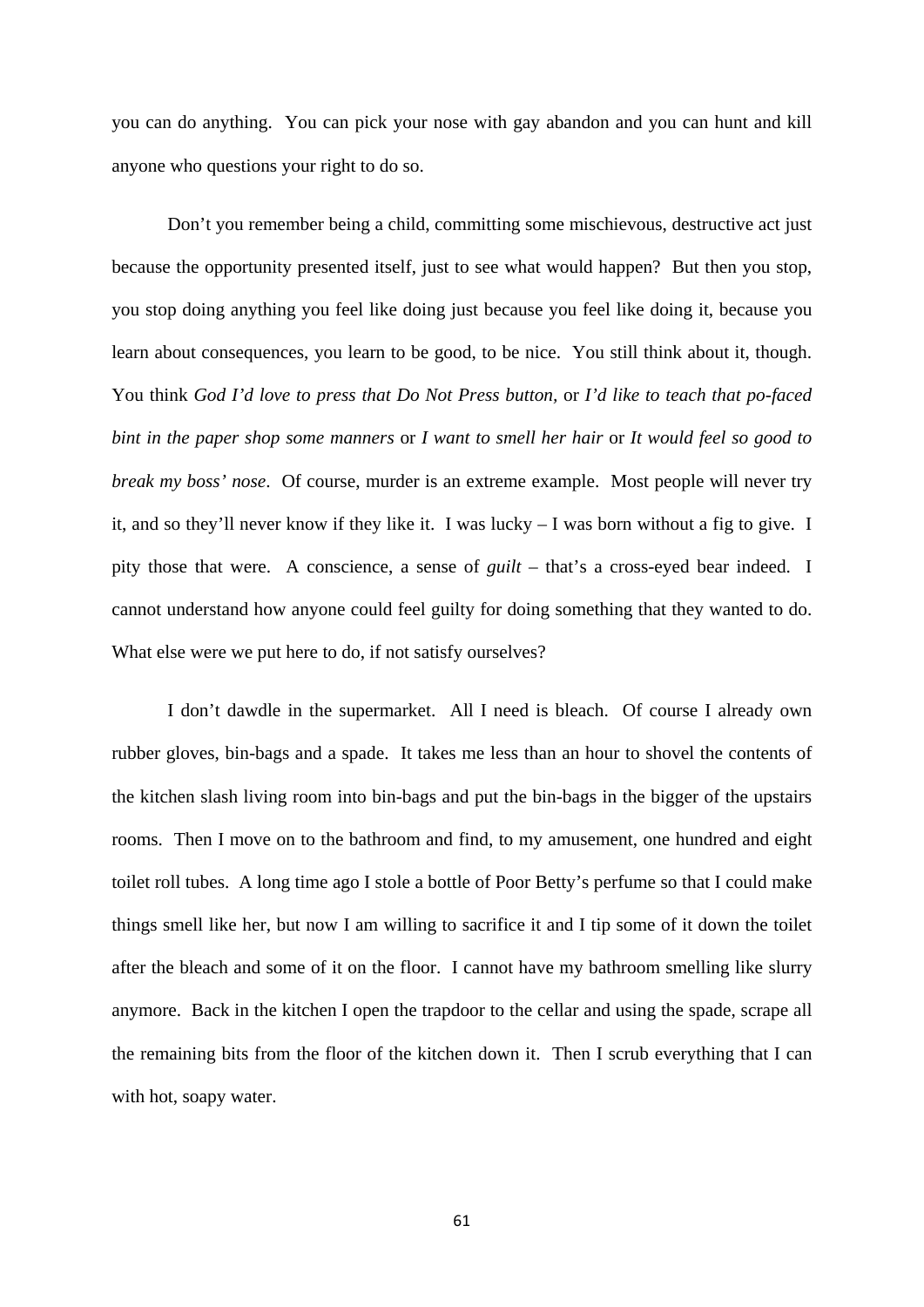you can do anything. You can pick your nose with gay abandon and you can hunt and kill anyone who questions your right to do so.

Don't you remember being a child, committing some mischievous, destructive act just because the opportunity presented itself, just to see what would happen? But then you stop, you stop doing anything you feel like doing just because you feel like doing it, because you learn about consequences, you learn to be good, to be nice. You still think about it, though. You think *God I'd love to press that Do Not Press button*, or *I'd like to teach that po-faced bint in the paper shop some manners* or *I want to smell her hair* or *It would feel so good to break my boss' nose*. Of course, murder is an extreme example. Most people will never try it, and so they'll never know if they like it. I was lucky – I was born without a fig to give. I pity those that were. A conscience, a sense of *guilt* – that's a cross-eyed bear indeed. I cannot understand how anyone could feel guilty for doing something that they wanted to do. What else were we put here to do, if not satisfy ourselves?

I don't dawdle in the supermarket. All I need is bleach. Of course I already own rubber gloves, bin-bags and a spade. It takes me less than an hour to shovel the contents of the kitchen slash living room into bin-bags and put the bin-bags in the bigger of the upstairs rooms. Then I move on to the bathroom and find, to my amusement, one hundred and eight toilet roll tubes. A long time ago I stole a bottle of Poor Betty's perfume so that I could make things smell like her, but now I am willing to sacrifice it and I tip some of it down the toilet after the bleach and some of it on the floor. I cannot have my bathroom smelling like slurry anymore. Back in the kitchen I open the trapdoor to the cellar and using the spade, scrape all the remaining bits from the floor of the kitchen down it. Then I scrub everything that I can with hot, soapy water.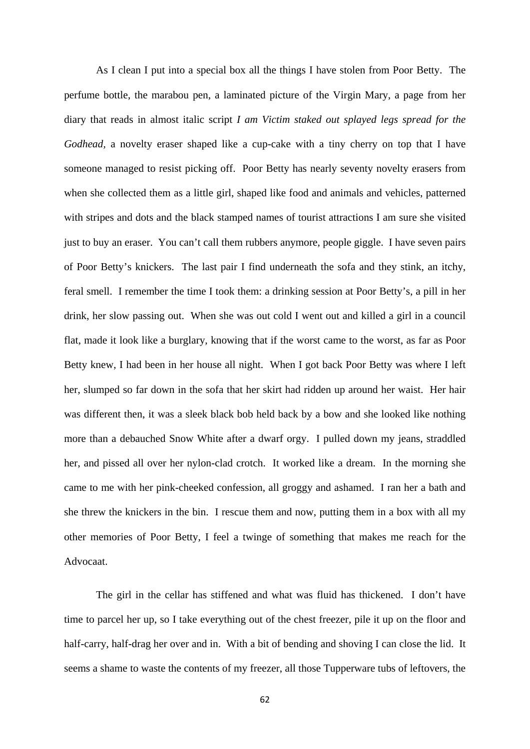As I clean I put into a special box all the things I have stolen from Poor Betty. The perfume bottle, the marabou pen, a laminated picture of the Virgin Mary, a page from her diary that reads in almost italic script *I am Victim staked out splayed legs spread for the Godhead*, a novelty eraser shaped like a cup-cake with a tiny cherry on top that I have someone managed to resist picking off. Poor Betty has nearly seventy novelty erasers from when she collected them as a little girl, shaped like food and animals and vehicles, patterned with stripes and dots and the black stamped names of tourist attractions I am sure she visited just to buy an eraser. You can't call them rubbers anymore, people giggle. I have seven pairs of Poor Betty's knickers. The last pair I find underneath the sofa and they stink, an itchy, feral smell. I remember the time I took them: a drinking session at Poor Betty's, a pill in her drink, her slow passing out. When she was out cold I went out and killed a girl in a council flat, made it look like a burglary, knowing that if the worst came to the worst, as far as Poor Betty knew, I had been in her house all night. When I got back Poor Betty was where I left her, slumped so far down in the sofa that her skirt had ridden up around her waist. Her hair was different then, it was a sleek black bob held back by a bow and she looked like nothing more than a debauched Snow White after a dwarf orgy. I pulled down my jeans, straddled her, and pissed all over her nylon-clad crotch. It worked like a dream. In the morning she came to me with her pink-cheeked confession, all groggy and ashamed. I ran her a bath and she threw the knickers in the bin. I rescue them and now, putting them in a box with all my other memories of Poor Betty, I feel a twinge of something that makes me reach for the Advocaat.

The girl in the cellar has stiffened and what was fluid has thickened. I don't have time to parcel her up, so I take everything out of the chest freezer, pile it up on the floor and half-carry, half-drag her over and in. With a bit of bending and shoving I can close the lid. It seems a shame to waste the contents of my freezer, all those Tupperware tubs of leftovers, the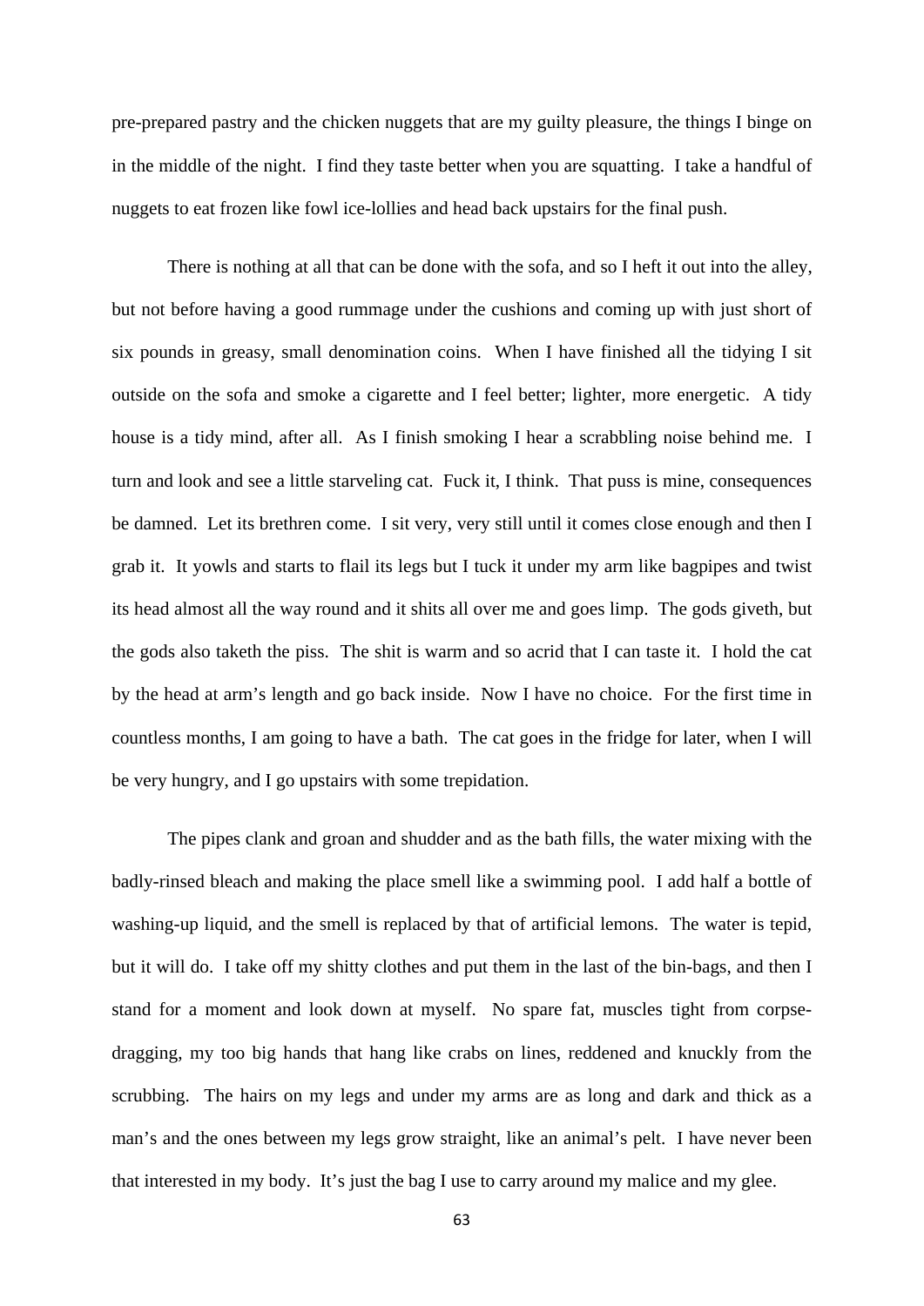pre-prepared pastry and the chicken nuggets that are my guilty pleasure, the things I binge on in the middle of the night. I find they taste better when you are squatting. I take a handful of nuggets to eat frozen like fowl ice-lollies and head back upstairs for the final push.

There is nothing at all that can be done with the sofa, and so I heft it out into the alley, but not before having a good rummage under the cushions and coming up with just short of six pounds in greasy, small denomination coins. When I have finished all the tidying I sit outside on the sofa and smoke a cigarette and I feel better; lighter, more energetic. A tidy house is a tidy mind, after all. As I finish smoking I hear a scrabbling noise behind me. I turn and look and see a little starveling cat. Fuck it, I think. That puss is mine, consequences be damned. Let its brethren come. I sit very, very still until it comes close enough and then I grab it. It yowls and starts to flail its legs but I tuck it under my arm like bagpipes and twist its head almost all the way round and it shits all over me and goes limp. The gods giveth, but the gods also taketh the piss. The shit is warm and so acrid that I can taste it. I hold the cat by the head at arm's length and go back inside. Now I have no choice. For the first time in countless months, I am going to have a bath. The cat goes in the fridge for later, when I will be very hungry, and I go upstairs with some trepidation.

The pipes clank and groan and shudder and as the bath fills, the water mixing with the badly-rinsed bleach and making the place smell like a swimming pool. I add half a bottle of washing-up liquid, and the smell is replaced by that of artificial lemons. The water is tepid, but it will do. I take off my shitty clothes and put them in the last of the bin-bags, and then I stand for a moment and look down at myself. No spare fat, muscles tight from corpse-dragging, my too big hands that hang like crabs on lines, reddened and knuckly from the scrubbing. The hairs on my legs and under my arms are as long and dark and thick as a man's and the ones between my legs grow straight, like an animal's pelt. I have never been that interested in my body. It's just the bag I use to carry around my malice and my glee.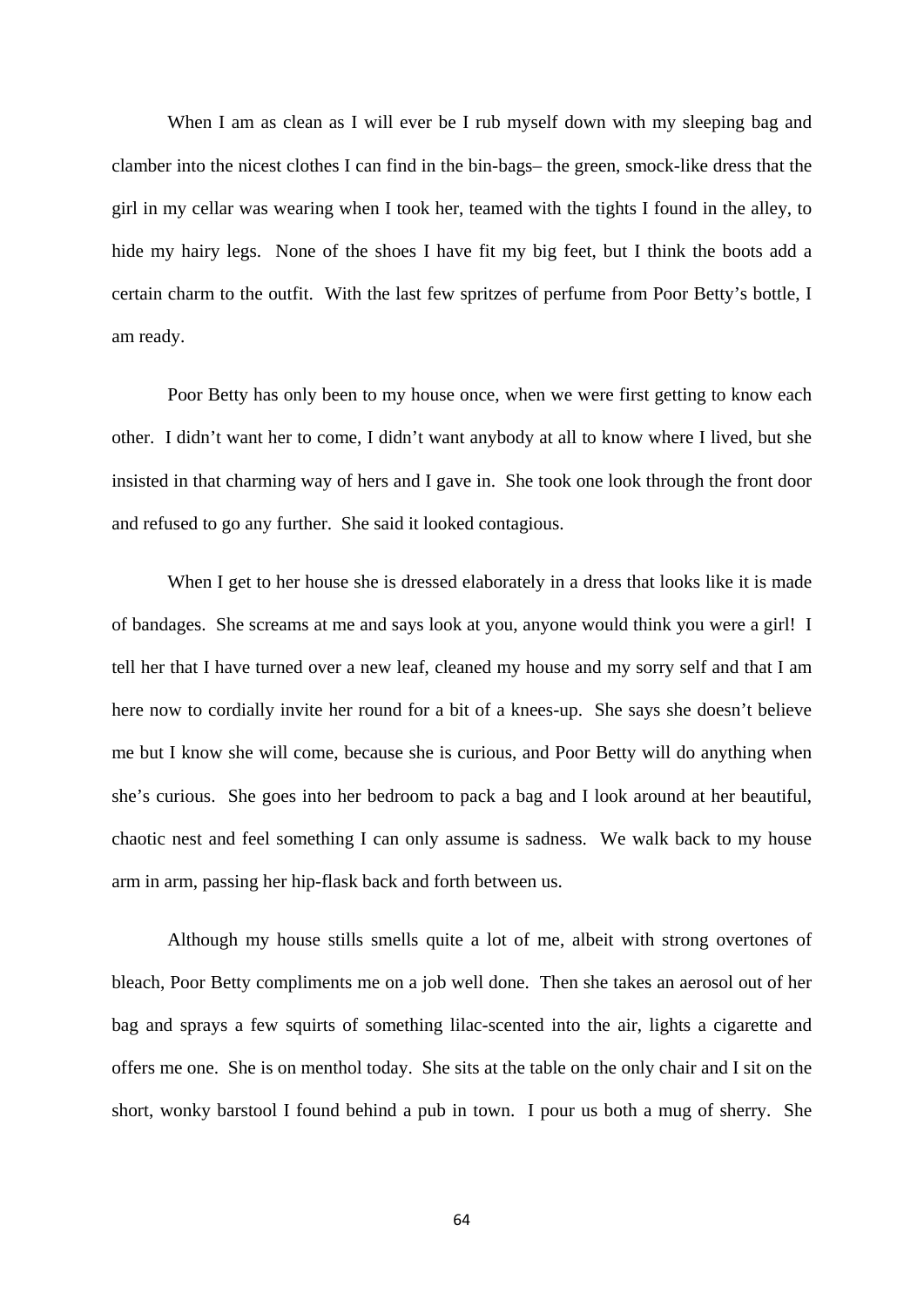When I am as clean as I will ever be I rub myself down with my sleeping bag and clamber into the nicest clothes I can find in the bin-bags– the green, smock-like dress that the girl in my cellar was wearing when I took her, teamed with the tights I found in the alley, to hide my hairy legs. None of the shoes I have fit my big feet, but I think the boots add a certain charm to the outfit. With the last few spritzes of perfume from Poor Betty's bottle, I am ready.

Poor Betty has only been to my house once, when we were first getting to know each other. I didn't want her to come, I didn't want anybody at all to know where I lived, but she insisted in that charming way of hers and I gave in. She took one look through the front door and refused to go any further. She said it looked contagious.

When I get to her house she is dressed elaborately in a dress that looks like it is made of bandages. She screams at me and says look at you, anyone would think you were a girl! I tell her that I have turned over a new leaf, cleaned my house and my sorry self and that I am here now to cordially invite her round for a bit of a knees-up. She says she doesn't believe me but I know she will come, because she is curious, and Poor Betty will do anything when she's curious. She goes into her bedroom to pack a bag and I look around at her beautiful, chaotic nest and feel something I can only assume is sadness. We walk back to my house arm in arm, passing her hip-flask back and forth between us.

Although my house stills smells quite a lot of me, albeit with strong overtones of bleach, Poor Betty compliments me on a job well done. Then she takes an aerosol out of her bag and sprays a few squirts of something lilac-scented into the air, lights a cigarette and offers me one. She is on menthol today. She sits at the table on the only chair and I sit on the short, wonky barstool I found behind a pub in town. I pour us both a mug of sherry. She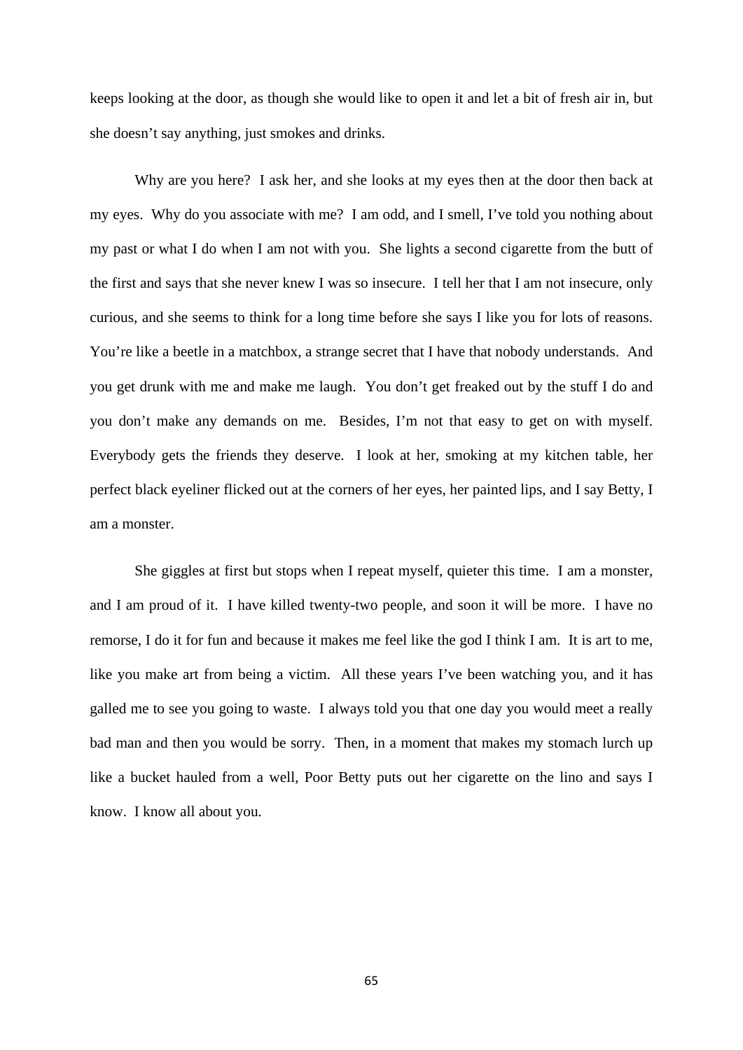keeps looking at the door, as though she would like to open it and let a bit of fresh air in, but she doesn't say anything, just smokes and drinks.

Why are you here? I ask her, and she looks at my eyes then at the door then back at my eyes. Why do you associate with me? I am odd, and I smell, I've told you nothing about my past or what I do when I am not with you. She lights a second cigarette from the butt of the first and says that she never knew I was so insecure. I tell her that I am not insecure, only curious, and she seems to think for a long time before she says I like you for lots of reasons. You're like a beetle in a matchbox, a strange secret that I have that nobody understands. And you get drunk with me and make me laugh. You don't get freaked out by the stuff I do and you don't make any demands on me. Besides, I'm not that easy to get on with myself. Everybody gets the friends they deserve. I look at her, smoking at my kitchen table, her perfect black eyeliner flicked out at the corners of her eyes, her painted lips, and I say Betty, I am a monster.

She giggles at first but stops when I repeat myself, quieter this time. I am a monster, and I am proud of it. I have killed twenty-two people, and soon it will be more. I have no remorse, I do it for fun and because it makes me feel like the god I think I am. It is art to me, like you make art from being a victim. All these years I've been watching you, and it has galled me to see you going to waste. I always told you that one day you would meet a really bad man and then you would be sorry. Then, in a moment that makes my stomach lurch up like a bucket hauled from a well, Poor Betty puts out her cigarette on the lino and says I know. I know all about you.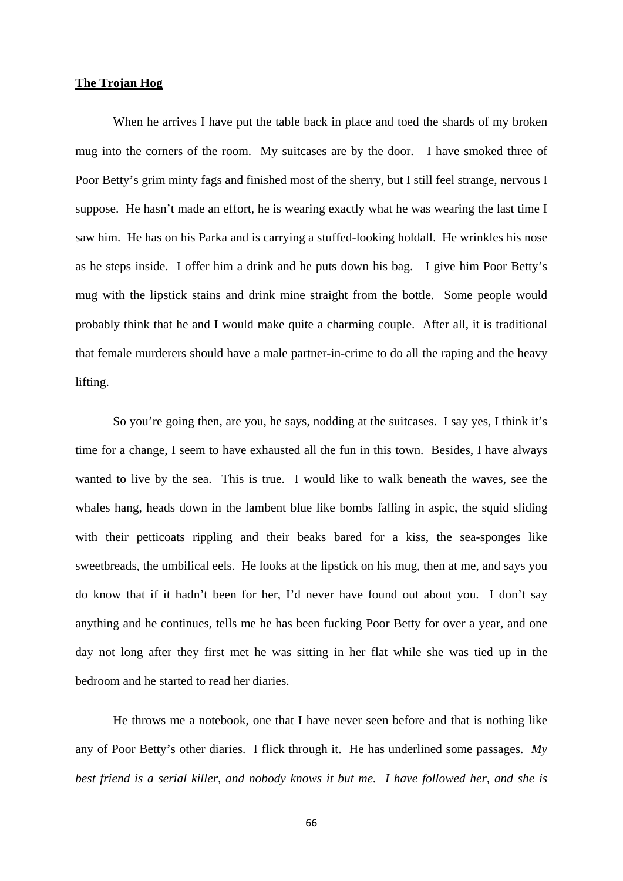**The Trojan Hog**

When he arrives I have put the table back in place and toed the shards of my broken mug into the corners of the room. My suitcases are by the door. I have smoked three of Poor Betty's grim minty fags and finished most of the sherry, but I still feel strange, nervous I suppose. He hasn't made an effort, he is wearing exactly what he was wearing the last time I saw him. He has on his Parka and is carrying a stuffed-looking holdall. He wrinkles his nose as he steps inside. I offer him a drink and he puts down his bag. I give him Poor Betty's mug with the lipstick stains and drink mine straight from the bottle. Some people would probably think that he and I would make quite a charming couple. After all, it is traditional that female murderers should have a male partner-in-crime to do all the raping and the heavy lifting.

So you're going then, are you, he says, nodding at the suitcases. I say yes, I think it's time for a change, I seem to have exhausted all the fun in this town. Besides, I have always wanted to live by the sea. This is true. I would like to walk beneath the waves, see the whales hang, heads down in the lambent blue like bombs falling in aspic, the squid sliding with their petticoats rippling and their beaks bared for a kiss, the sea-sponges like sweetbreads, the umbilical eels. He looks at the lipstick on his mug, then at me, and says you do know that if it hadn't been for her, I'd never have found out about you. I don't say anything and he continues, tells me he has been fucking Poor Betty for over a year, and one day not long after they first met he was sitting in her flat while she was tied up in the bedroom and he started to read her diaries.

He throws me a notebook, one that I have never seen before and that is nothing like any of Poor Betty's other diaries. I flick through it. He has underlined some passages. *My best friend is a serial killer, and nobody knows it but me. I have followed her, and she is*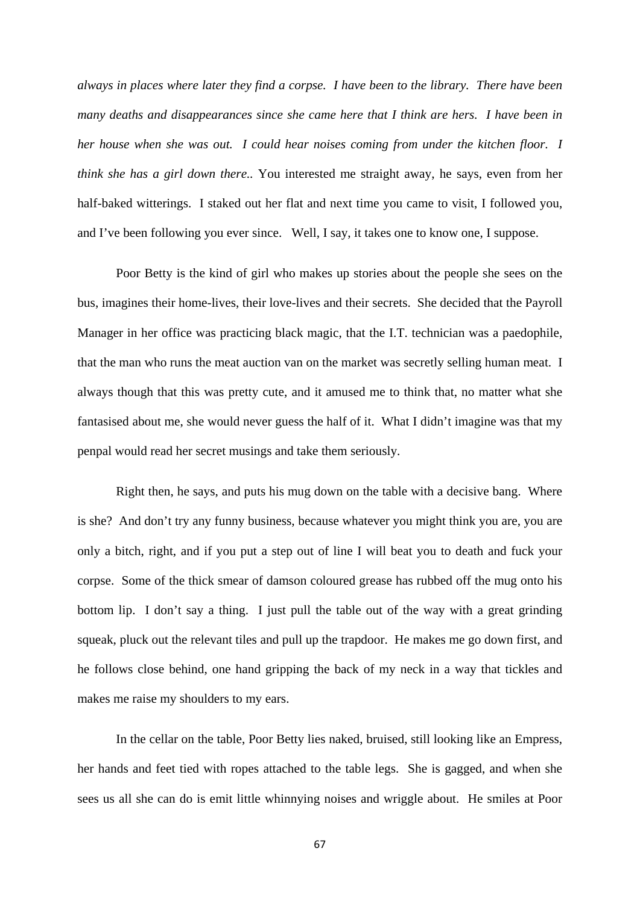*always in places where later they find a corpse. I have been to the library. There have been many deaths and disappearances since she came here that I think are hers. I have been in her house when she was out. I could hear noises coming from under the kitchen floor. I think she has a girl down there.*. You interested me straight away, he says, even from her half-baked witterings. I staked out her flat and next time you came to visit, I followed you, and I've been following you ever since. Well, I say, it takes one to know one, I suppose.

Poor Betty is the kind of girl who makes up stories about the people she sees on the bus, imagines their home-lives, their love-lives and their secrets. She decided that the Payroll Manager in her office was practicing black magic, that the I.T. technician was a paedophile, that the man who runs the meat auction van on the market was secretly selling human meat. I always though that this was pretty cute, and it amused me to think that, no matter what she fantasised about me, she would never guess the half of it. What I didn't imagine was that my penpal would read her secret musings and take them seriously.

Right then, he says, and puts his mug down on the table with a decisive bang. Where is she? And don't try any funny business, because whatever you might think you are, you are only a bitch, right, and if you put a step out of line I will beat you to death and fuck your corpse. Some of the thick smear of damson coloured grease has rubbed off the mug onto his bottom lip. I don't say a thing. I just pull the table out of the way with a great grinding squeak, pluck out the relevant tiles and pull up the trapdoor. He makes me go down first, and he follows close behind, one hand gripping the back of my neck in a way that tickles and makes me raise my shoulders to my ears.

In the cellar on the table, Poor Betty lies naked, bruised, still looking like an Empress, her hands and feet tied with ropes attached to the table legs. She is gagged, and when she sees us all she can do is emit little whinnying noises and wriggle about. He smiles at Poor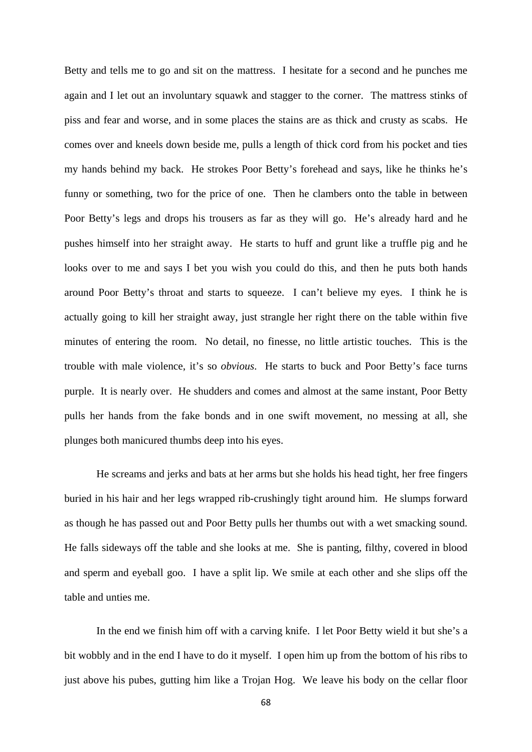Betty and tells me to go and sit on the mattress. I hesitate for a second and he punches me again and I let out an involuntary squawk and stagger to the corner. The mattress stinks of piss and fear and worse, and in some places the stains are as thick and crusty as scabs. He comes over and kneels down beside me, pulls a length of thick cord from his pocket and ties my hands behind my back. He strokes Poor Betty's forehead and says, like he thinks he's funny or something, two for the price of one. Then he clambers onto the table in between Poor Betty's legs and drops his trousers as far as they will go. He's already hard and he pushes himself into her straight away. He starts to huff and grunt like a truffle pig and he looks over to me and says I bet you wish you could do this, and then he puts both hands around Poor Betty's throat and starts to squeeze. I can't believe my eyes. I think he is actually going to kill her straight away, just strangle her right there on the table within five minutes of entering the room. No detail, no finesse, no little artistic touches. This is the trouble with male violence, it's so *obvious*. He starts to buck and Poor Betty's face turns purple. It is nearly over. He shudders and comes and almost at the same instant, Poor Betty pulls her hands from the fake bonds and in one swift movement, no messing at all, she plunges both manicured thumbs deep into his eyes.

He screams and jerks and bats at her arms but she holds his head tight, her free fingers buried in his hair and her legs wrapped rib-crushingly tight around him. He slumps forward as though he has passed out and Poor Betty pulls her thumbs out with a wet smacking sound. He falls sideways off the table and she looks at me. She is panting, filthy, covered in blood and sperm and eyeball goo. I have a split lip. We smile at each other and she slips off the table and unties me.

In the end we finish him off with a carving knife. I let Poor Betty wield it but she's a bit wobbly and in the end I have to do it myself. I open him up from the bottom of his ribs to just above his pubes, gutting him like a Trojan Hog. We leave his body on the cellar floor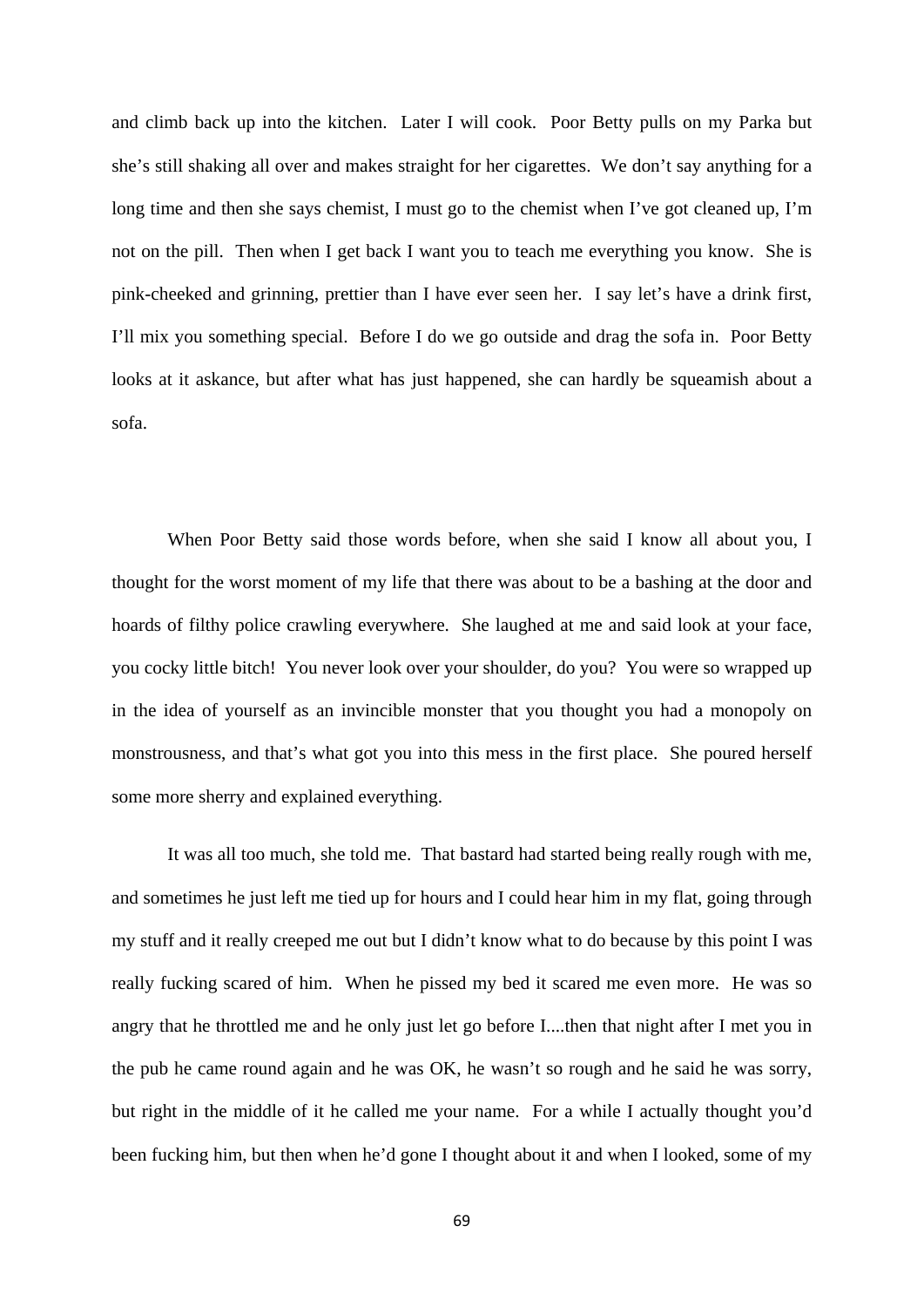and climb back up into the kitchen.  Later I will cook.  Poor Betty pulls on my Parka but she's still shaking all over and makes straight for her cigarettes.  We don't say anything for a long time and then she says chemist, I must go to the chemist when I've got cleaned up, I'm not on the pill.  Then when I get back I want you to teach me everything you know.  She is pink-cheeked and grinning, prettier than I have ever seen her.  I say let's have a drink first, I'll mix you something special.  Before I do we go outside and drag the sofa in.  Poor Betty looks at it askance, but after what has just happened, she can hardly be squeamish about a sofa.

When Poor Betty said those words before, when she said I know all about you, I thought for the worst moment of my life that there was about to be a bashing at the door and hoards of filthy police crawling everywhere.  She laughed at me and said look at your face, you cocky little bitch!  You never look over your shoulder, do you?  You were so wrapped up in the idea of yourself as an invincible monster that you thought you had a monopoly on monstrousness, and that's what got you into this mess in the first place.  She poured herself some more sherry and explained everything.

It was all too much, she told me.  That bastard had started being really rough with me, and sometimes he just left me tied up for hours and I could hear him in my flat, going through my stuff and it really creeped me out but I didn't know what to do because by this point I was really fucking scared of him.  When he pissed my bed it scared me even more.  He was so angry that he throttled me and he only just let go before I....then that night after I met you in the pub he came round again and he was OK, he wasn't so rough and he said he was sorry, but right in the middle of it he called me your name.  For a while I actually thought you'd been fucking him, but then when he'd gone I thought about it and when I looked, some of my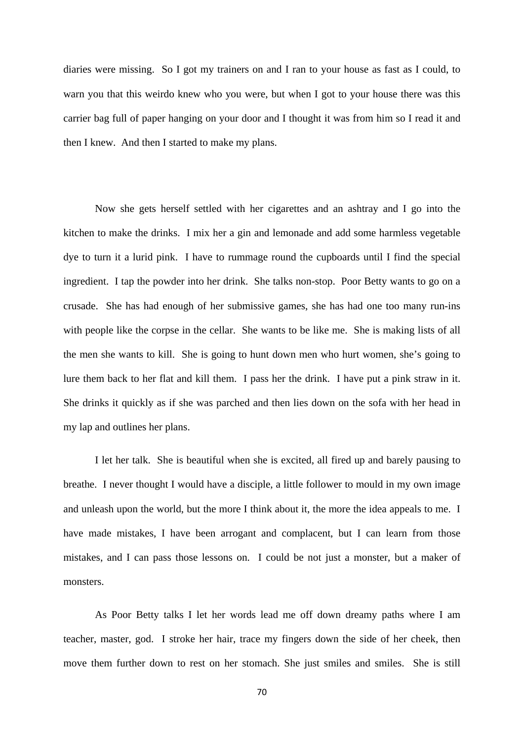diaries were missing. So I got my trainers on and I ran to your house as fast as I could, to warn you that this weirdo knew who you were, but when I got to your house there was this carrier bag full of paper hanging on your door and I thought it was from him so I read it and then I knew. And then I started to make my plans.

Now she gets herself settled with her cigarettes and an ashtray and I go into the kitchen to make the drinks. I mix her a gin and lemonade and add some harmless vegetable dye to turn it a lurid pink. I have to rummage round the cupboards until I find the special ingredient. I tap the powder into her drink. She talks non-stop. Poor Betty wants to go on a crusade. She has had enough of her submissive games, she has had one too many run-ins with people like the corpse in the cellar. She wants to be like me. She is making lists of all the men she wants to kill. She is going to hunt down men who hurt women, she's going to lure them back to her flat and kill them. I pass her the drink. I have put a pink straw in it. She drinks it quickly as if she was parched and then lies down on the sofa with her head in my lap and outlines her plans.

I let her talk. She is beautiful when she is excited, all fired up and barely pausing to breathe. I never thought I would have a disciple, a little follower to mould in my own image and unleash upon the world, but the more I think about it, the more the idea appeals to me. I have made mistakes, I have been arrogant and complacent, but I can learn from those mistakes, and I can pass those lessons on. I could be not just a monster, but a maker of monsters.

As Poor Betty talks I let her words lead me off down dreamy paths where I am teacher, master, god. I stroke her hair, trace my fingers down the side of her cheek, then move them further down to rest on her stomach. She just smiles and smiles. She is still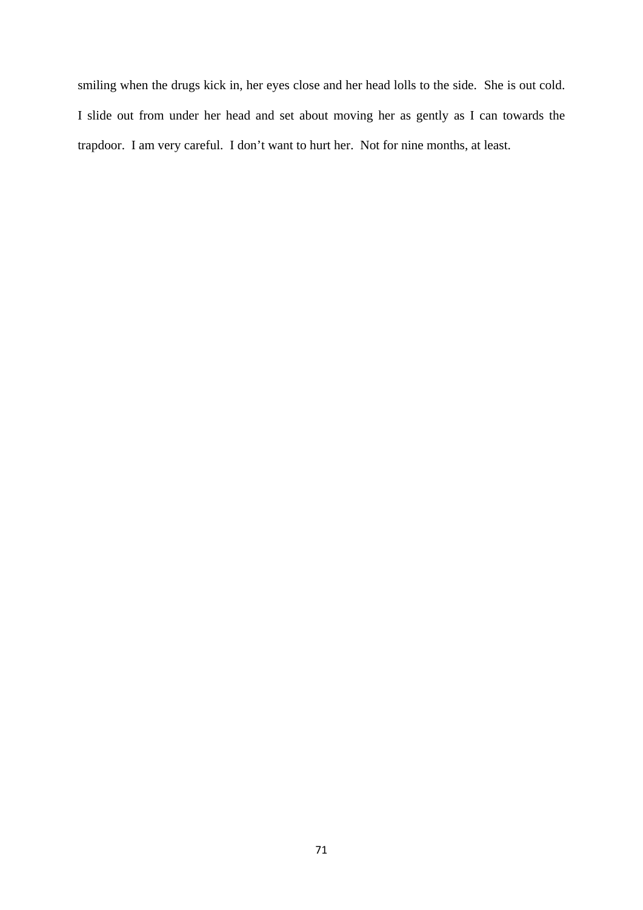smiling when the drugs kick in, her eyes close and her head lolls to the side. She is out cold. I slide out from under her head and set about moving her as gently as I can towards the trapdoor. I am very careful. I don’t want to hurt her. Not for nine months, at least.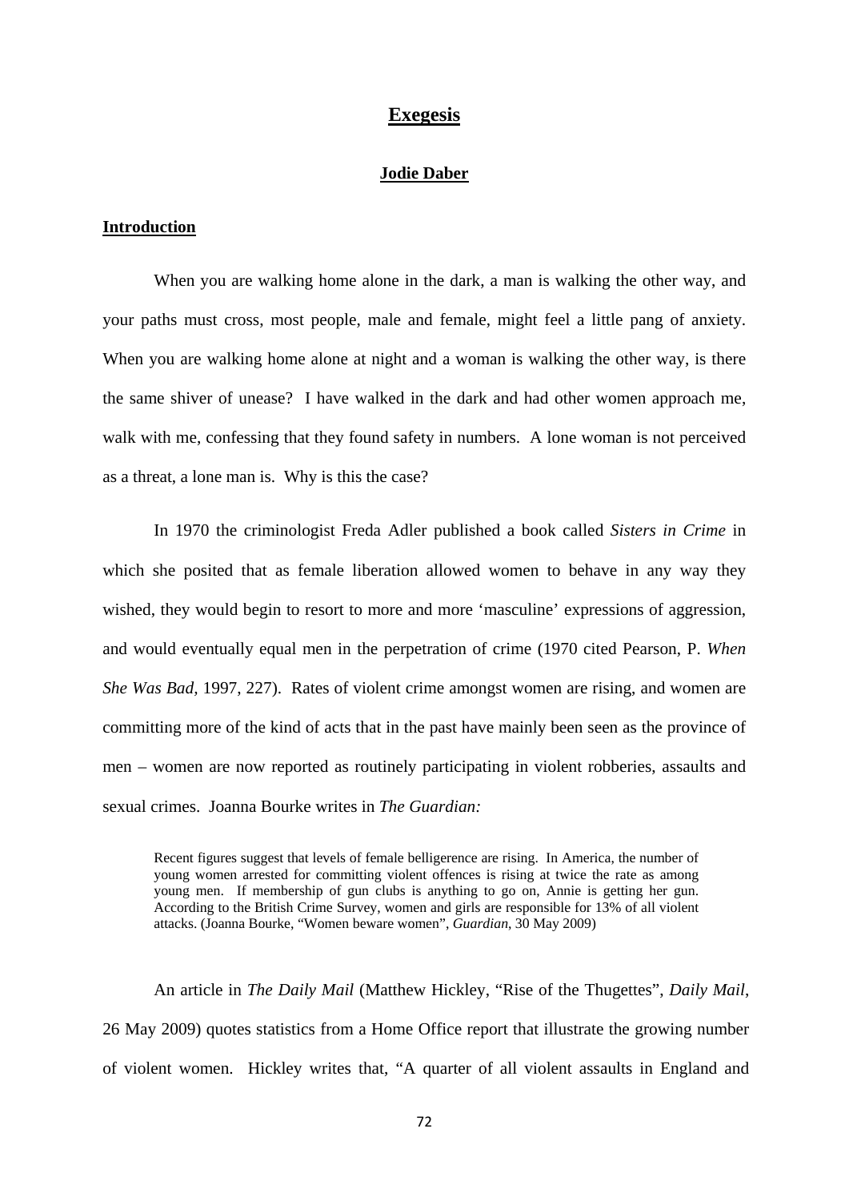# **Exegesis**

## **Jodie Daber**

### **Introduction**

When you are walking home alone in the dark, a man is walking the other way, and your paths must cross, most people, male and female, might feel a little pang of anxiety. When you are walking home alone at night and a woman is walking the other way, is there the same shiver of unease? I have walked in the dark and had other women approach me, walk with me, confessing that they found safety in numbers. A lone woman is not perceived as a threat, a lone man is. Why is this the case?

In 1970 the criminologist Freda Adler published a book called *Sisters in Crime* in which she posited that as female liberation allowed women to behave in any way they wished, they would begin to resort to more and more 'masculine' expressions of aggression, and would eventually equal men in the perpetration of crime (1970 cited Pearson, P. *When She Was Bad*, 1997, 227). Rates of violent crime amongst women are rising, and women are committing more of the kind of acts that in the past have mainly been seen as the province of men – women are now reported as routinely participating in violent robberies, assaults and sexual crimes. Joanna Bourke writes in *The Guardian:*

> Recent figures suggest that levels of female belligerence are rising. In America, the number of young women arrested for committing violent offences is rising at twice the rate as among young men. If membership of gun clubs is anything to go on, Annie is getting her gun. According to the British Crime Survey, women and girls are responsible for 13% of all violent attacks. (Joanna Bourke, "Women beware women", *Guardian*, 30 May 2009)

An article in *The Daily Mail* (Matthew Hickley, "Rise of the Thugettes", *Daily Mail*, 26 May 2009) quotes statistics from a Home Office report that illustrate the growing number of violent women. Hickley writes that, "A quarter of all violent assaults in England and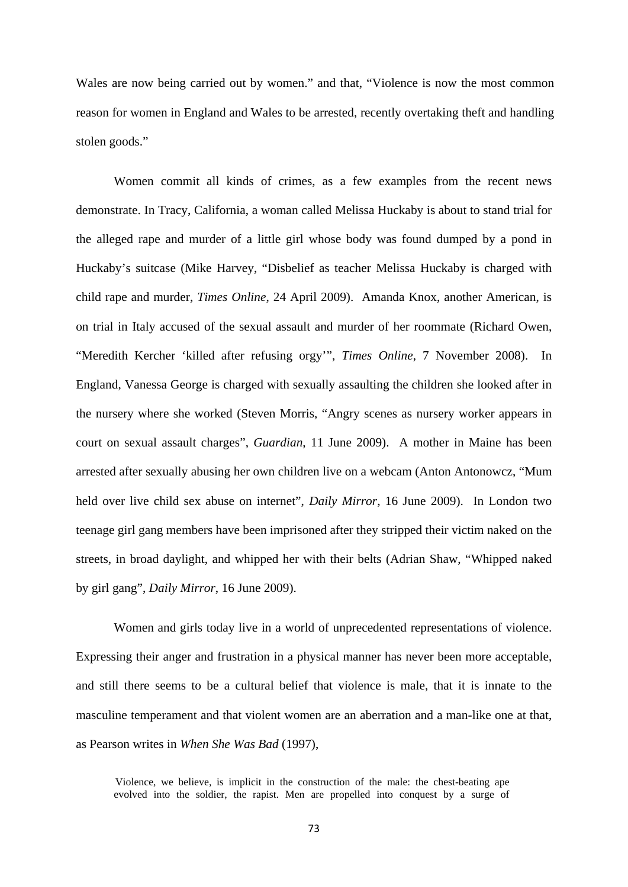Wales are now being carried out by women." and that, "Violence is now the most common reason for women in England and Wales to be arrested, recently overtaking theft and handling stolen goods."

Women commit all kinds of crimes, as a few examples from the recent news demonstrate. In Tracy, California, a woman called Melissa Huckaby is about to stand trial for the alleged rape and murder of a little girl whose body was found dumped by a pond in Huckaby's suitcase (Mike Harvey, "Disbelief as teacher Melissa Huckaby is charged with child rape and murder, *Times Online*, 24 April 2009). Amanda Knox, another American, is on trial in Italy accused of the sexual assault and murder of her roommate (Richard Owen, "Meredith Kercher 'killed after refusing orgy'", *Times Online*, 7 November 2008). In England, Vanessa George is charged with sexually assaulting the children she looked after in the nursery where she worked (Steven Morris, "Angry scenes as nursery worker appears in court on sexual assault charges", *Guardian*, 11 June 2009). A mother in Maine has been arrested after sexually abusing her own children live on a webcam (Anton Antonowcz, "Mum held over live child sex abuse on internet", *Daily Mirror*, 16 June 2009). In London two teenage girl gang members have been imprisoned after they stripped their victim naked on the streets, in broad daylight, and whipped her with their belts (Adrian Shaw, "Whipped naked by girl gang", *Daily Mirror*, 16 June 2009).

Women and girls today live in a world of unprecedented representations of violence. Expressing their anger and frustration in a physical manner has never been more acceptable, and still there seems to be a cultural belief that violence is male, that it is innate to the masculine temperament and that violent women are an aberration and a man-like one at that, as Pearson writes in *When She Was Bad* (1997),

> Violence, we believe, is implicit in the construction of the male: the chest-beating ape evolved into the soldier, the rapist. Men are propelled into conquest by a surge of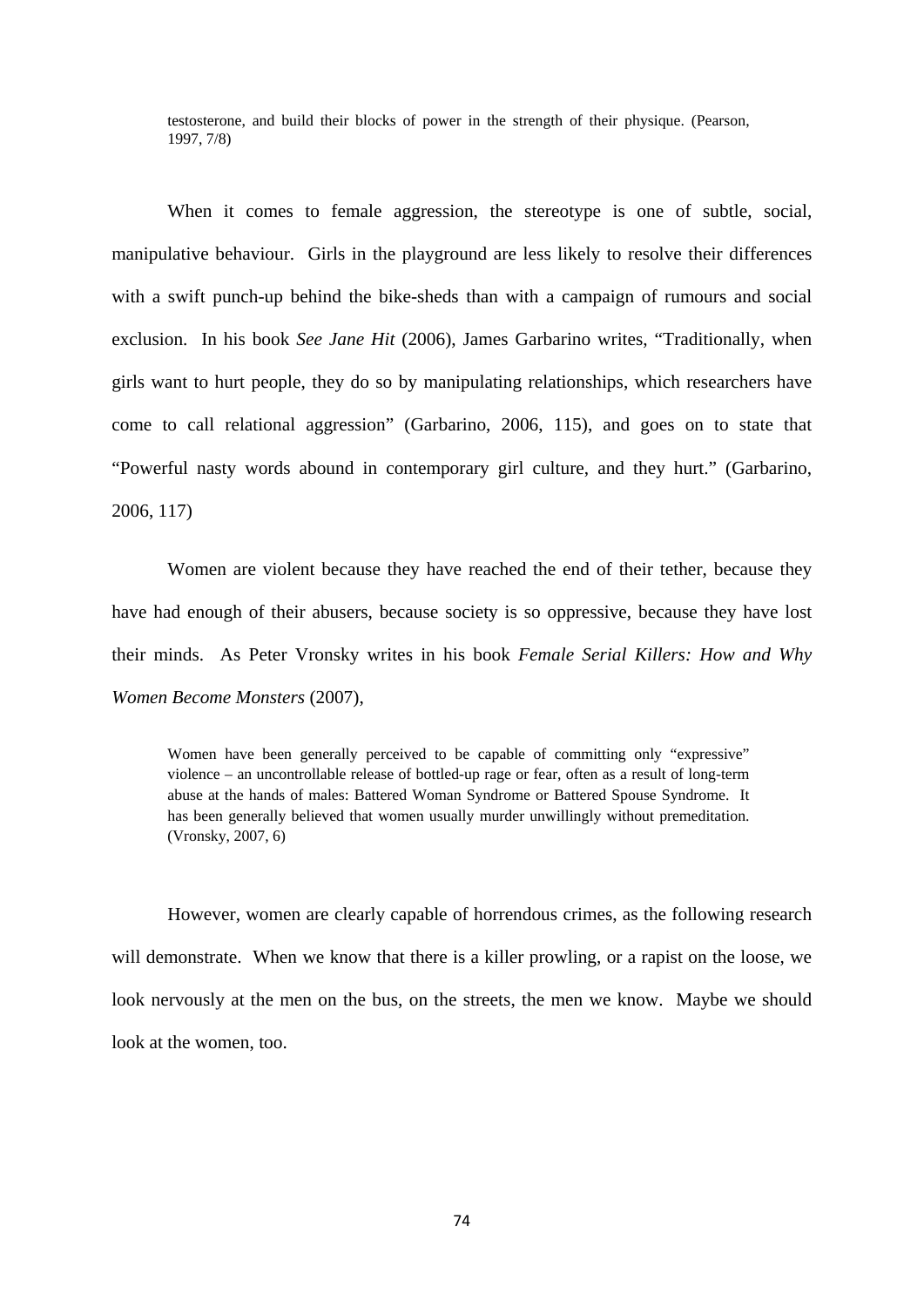> testosterone, and build their blocks of power in the strength of their physique. (Pearson, 1997, 7/8)

When it comes to female aggression, the stereotype is one of subtle, social, manipulative behaviour. Girls in the playground are less likely to resolve their differences with a swift punch-up behind the bike-sheds than with a campaign of rumours and social exclusion. In his book *See Jane Hit* (2006), James Garbarino writes, "Traditionally, when girls want to hurt people, they do so by manipulating relationships, which researchers have come to call relational aggression" (Garbarino, 2006, 115), and goes on to state that "Powerful nasty words abound in contemporary girl culture, and they hurt." (Garbarino, 2006, 117)

Women are violent because they have reached the end of their tether, because they have had enough of their abusers, because society is so oppressive, because they have lost their minds. As Peter Vronsky writes in his book *Female Serial Killers: How and Why Women Become Monsters* (2007),

> Women have been generally perceived to be capable of committing only "expressive" violence – an uncontrollable release of bottled-up rage or fear, often as a result of long-term abuse at the hands of males: Battered Woman Syndrome or Battered Spouse Syndrome. It has been generally believed that women usually murder unwillingly without premeditation. (Vronsky, 2007, 6)

However, women are clearly capable of horrendous crimes, as the following research will demonstrate. When we know that there is a killer prowling, or a rapist on the loose, we look nervously at the men on the bus, on the streets, the men we know. Maybe we should look at the women, too.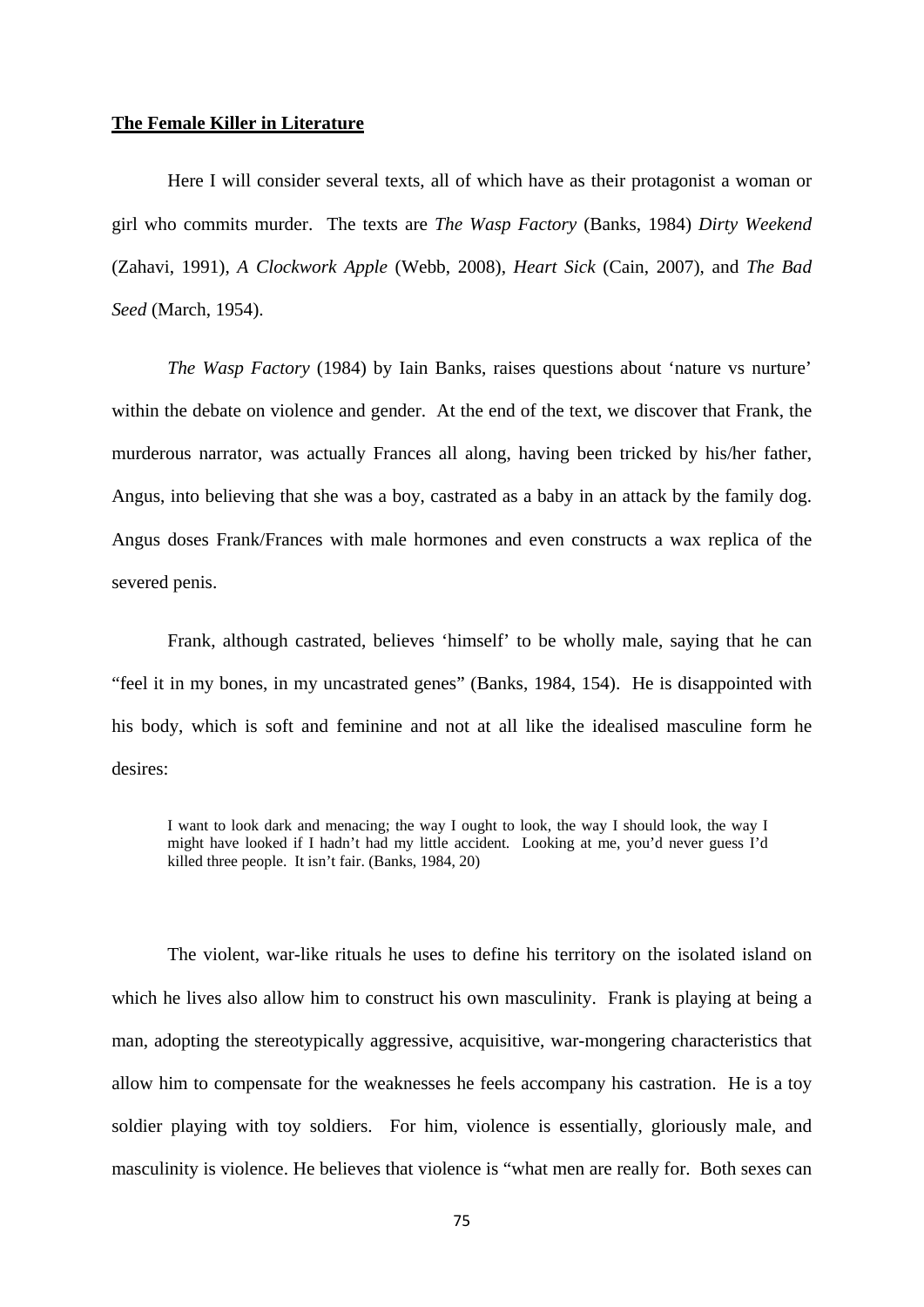**The Female Killer in Literature**

Here I will consider several texts, all of which have as their protagonist a woman or girl who commits murder. The texts are *The Wasp Factory* (Banks, 1984) *Dirty Weekend* (Zahavi, 1991), *A Clockwork Apple* (Webb, 2008), *Heart Sick* (Cain, 2007), and *The Bad Seed* (March, 1954).

*The Wasp Factory* (1984) by Iain Banks, raises questions about 'nature vs nurture' within the debate on violence and gender. At the end of the text, we discover that Frank, the murderous narrator, was actually Frances all along, having been tricked by his/her father, Angus, into believing that she was a boy, castrated as a baby in an attack by the family dog. Angus doses Frank/Frances with male hormones and even constructs a wax replica of the severed penis.

Frank, although castrated, believes 'himself' to be wholly male, saying that he can "feel it in my bones, in my uncastrated genes" (Banks, 1984, 154). He is disappointed with his body, which is soft and feminine and not at all like the idealised masculine form he desires:

> I want to look dark and menacing; the way I ought to look, the way I should look, the way I might have looked if I hadn't had my little accident. Looking at me, you'd never guess I'd killed three people. It isn't fair. (Banks, 1984, 20)

The violent, war-like rituals he uses to define his territory on the isolated island on which he lives also allow him to construct his own masculinity. Frank is playing at being a man, adopting the stereotypically aggressive, acquisitive, war-mongering characteristics that allow him to compensate for the weaknesses he feels accompany his castration. He is a toy soldier playing with toy soldiers. For him, violence is essentially, gloriously male, and masculinity is violence. He believes that violence is "what men are really for. Both sexes can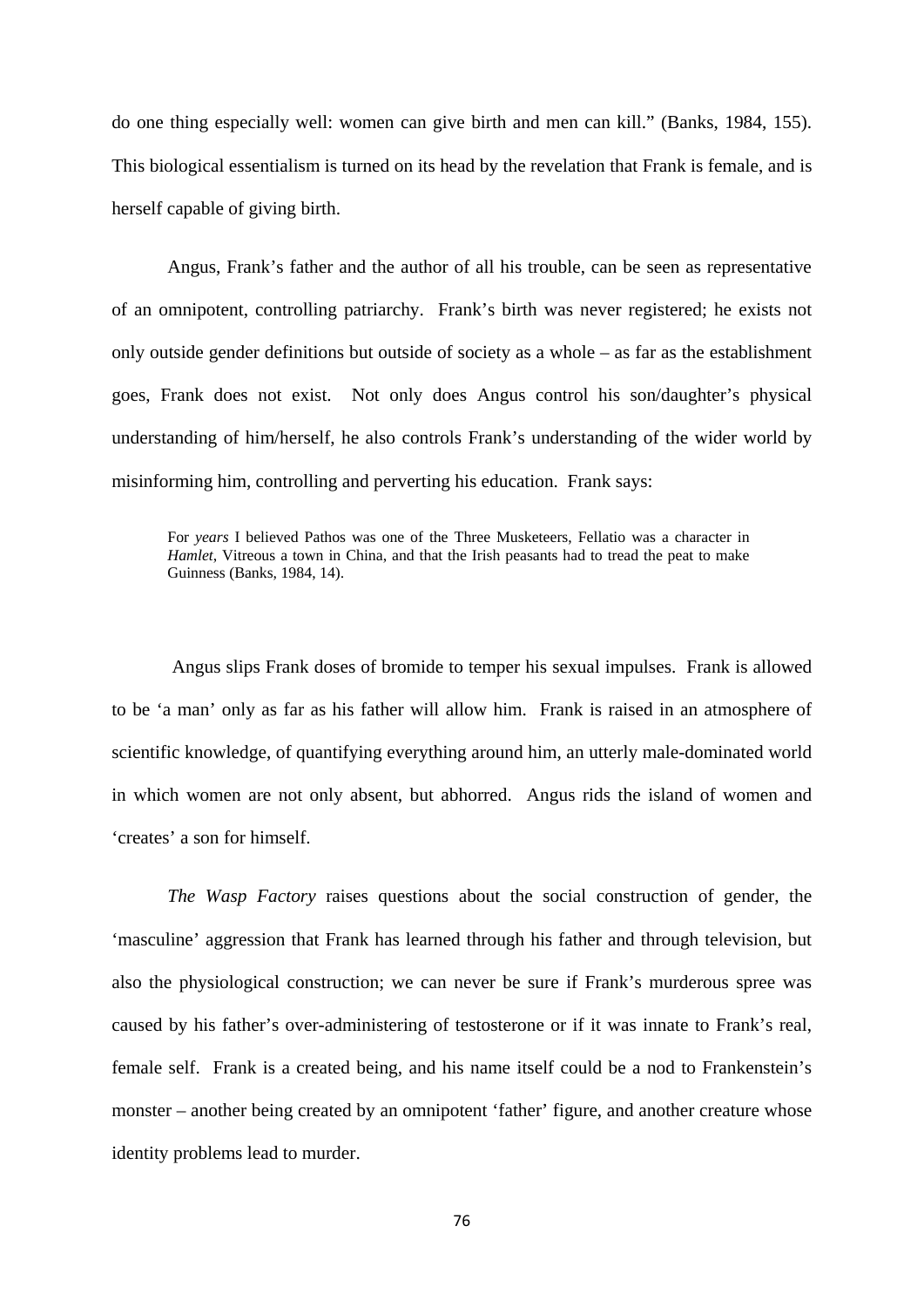do one thing especially well: women can give birth and men can kill." (Banks, 1984, 155). This biological essentialism is turned on its head by the revelation that Frank is female, and is herself capable of giving birth.

Angus, Frank's father and the author of all his trouble, can be seen as representative of an omnipotent, controlling patriarchy. Frank's birth was never registered; he exists not only outside gender definitions but outside of society as a whole – as far as the establishment goes, Frank does not exist. Not only does Angus control his son/daughter's physical understanding of him/herself, he also controls Frank's understanding of the wider world by misinforming him, controlling and perverting his education. Frank says:

> For *years* I believed Pathos was one of the Three Musketeers, Fellatio was a character in *Hamlet*, Vitreous a town in China, and that the Irish peasants had to tread the peat to make Guinness (Banks, 1984, 14).

Angus slips Frank doses of bromide to temper his sexual impulses. Frank is allowed to be 'a man' only as far as his father will allow him. Frank is raised in an atmosphere of scientific knowledge, of quantifying everything around him, an utterly male-dominated world in which women are not only absent, but abhorred. Angus rids the island of women and 'creates' a son for himself.

*The Wasp Factory* raises questions about the social construction of gender, the 'masculine' aggression that Frank has learned through his father and through television, but also the physiological construction; we can never be sure if Frank's murderous spree was caused by his father's over-administering of testosterone or if it was innate to Frank's real, female self. Frank is a created being, and his name itself could be a nod to Frankenstein's monster – another being created by an omnipotent 'father' figure, and another creature whose identity problems lead to murder.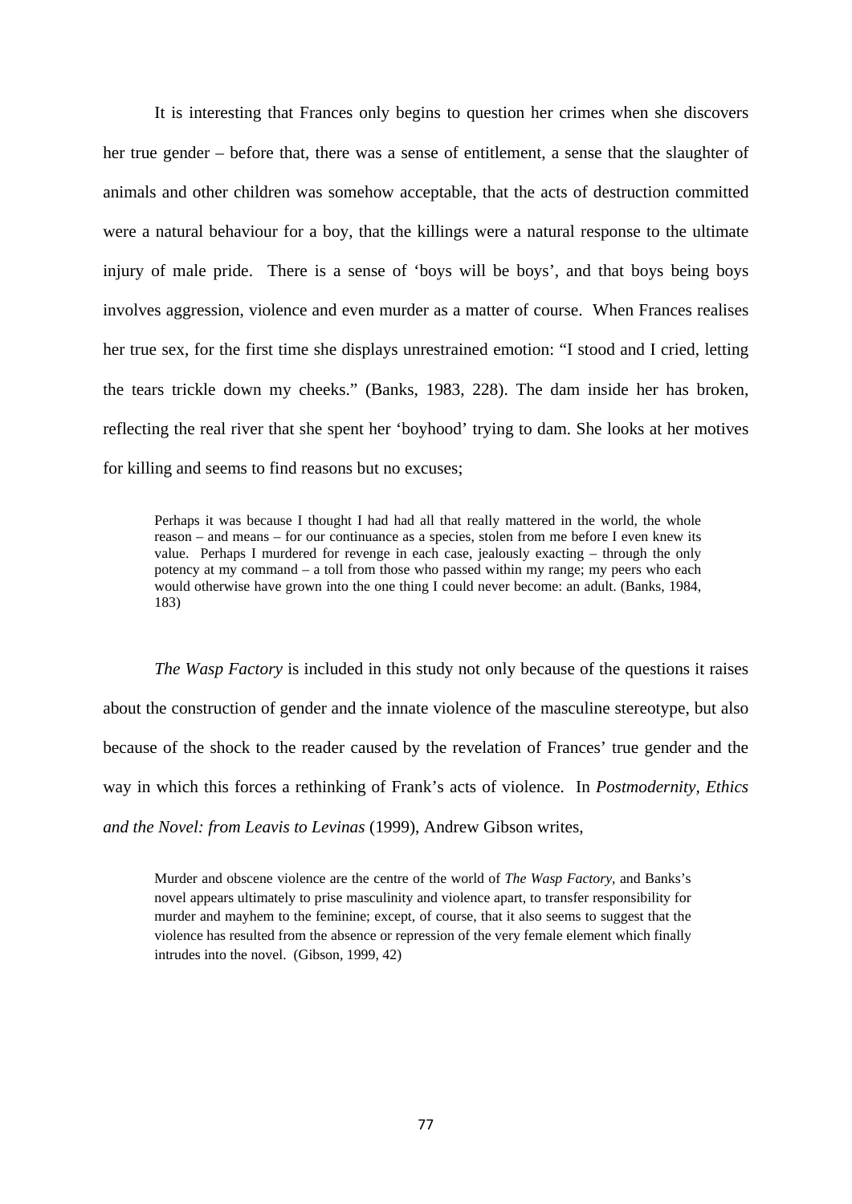It is interesting that Frances only begins to question her crimes when she discovers her true gender – before that, there was a sense of entitlement, a sense that the slaughter of animals and other children was somehow acceptable, that the acts of destruction committed were a natural behaviour for a boy, that the killings were a natural response to the ultimate injury of male pride. There is a sense of 'boys will be boys', and that boys being boys involves aggression, violence and even murder as a matter of course. When Frances realises her true sex, for the first time she displays unrestrained emotion: "I stood and I cried, letting the tears trickle down my cheeks." (Banks, 1983, 228). The dam inside her has broken, reflecting the real river that she spent her 'boyhood' trying to dam. She looks at her motives for killing and seems to find reasons but no excuses;

> Perhaps it was because I thought I had had all that really mattered in the world, the whole reason – and means – for our continuance as a species, stolen from me before I even knew its value. Perhaps I murdered for revenge in each case, jealously exacting – through the only potency at my command – a toll from those who passed within my range; my peers who each would otherwise have grown into the one thing I could never become: an adult. (Banks, 1984, 183)

*The Wasp Factory* is included in this study not only because of the questions it raises about the construction of gender and the innate violence of the masculine stereotype, but also because of the shock to the reader caused by the revelation of Frances' true gender and the way in which this forces a rethinking of Frank's acts of violence. In *Postmodernity, Ethics and the Novel: from Leavis to Levinas* (1999), Andrew Gibson writes,

> Murder and obscene violence are the centre of the world of *The Wasp Factory*, and Banks's novel appears ultimately to prise masculinity and violence apart, to transfer responsibility for murder and mayhem to the feminine; except, of course, that it also seems to suggest that the violence has resulted from the absence or repression of the very female element which finally intrudes into the novel. (Gibson, 1999, 42)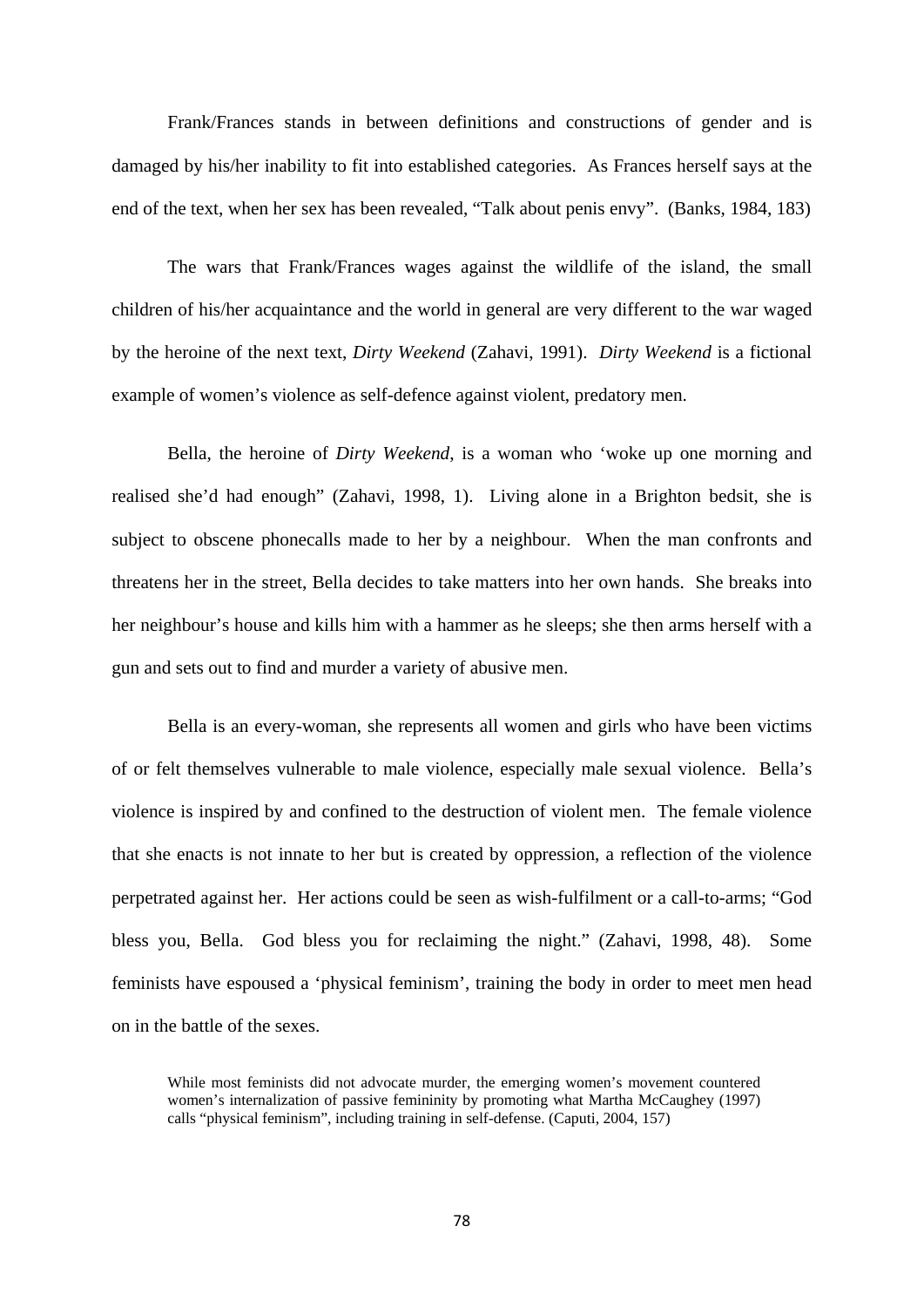Frank/Frances stands in between definitions and constructions of gender and is damaged by his/her inability to fit into established categories. As Frances herself says at the end of the text, when her sex has been revealed, “Talk about penis envy”. (Banks, 1984, 183)

The wars that Frank/Frances wages against the wildlife of the island, the small children of his/her acquaintance and the world in general are very different to the war waged by the heroine of the next text, *Dirty Weekend* (Zahavi, 1991). *Dirty Weekend* is a fictional example of women’s violence as self-defence against violent, predatory men.

Bella, the heroine of *Dirty Weekend*, is a woman who ‘woke up one morning and realised she’d had enough” (Zahavi, 1998, 1). Living alone in a Brighton bedsit, she is subject to obscene phonecalls made to her by a neighbour. When the man confronts and threatens her in the street, Bella decides to take matters into her own hands. She breaks into her neighbour’s house and kills him with a hammer as he sleeps; she then arms herself with a gun and sets out to find and murder a variety of abusive men.

Bella is an every-woman, she represents all women and girls who have been victims of or felt themselves vulnerable to male violence, especially male sexual violence. Bella’s violence is inspired by and confined to the destruction of violent men. The female violence that she enacts is not innate to her but is created by oppression, a reflection of the violence perpetrated against her. Her actions could be seen as wish-fulfilment or a call-to-arms; “God bless you, Bella. God bless you for reclaiming the night.” (Zahavi, 1998, 48). Some feminists have espoused a ‘physical feminism’, training the body in order to meet men head on in the battle of the sexes.

> While most feminists did not advocate murder, the emerging women’s movement countered women’s internalization of passive femininity by promoting what Martha McCaughey (1997) calls “physical feminism”, including training in self-defense. (Caputi, 2004, 157)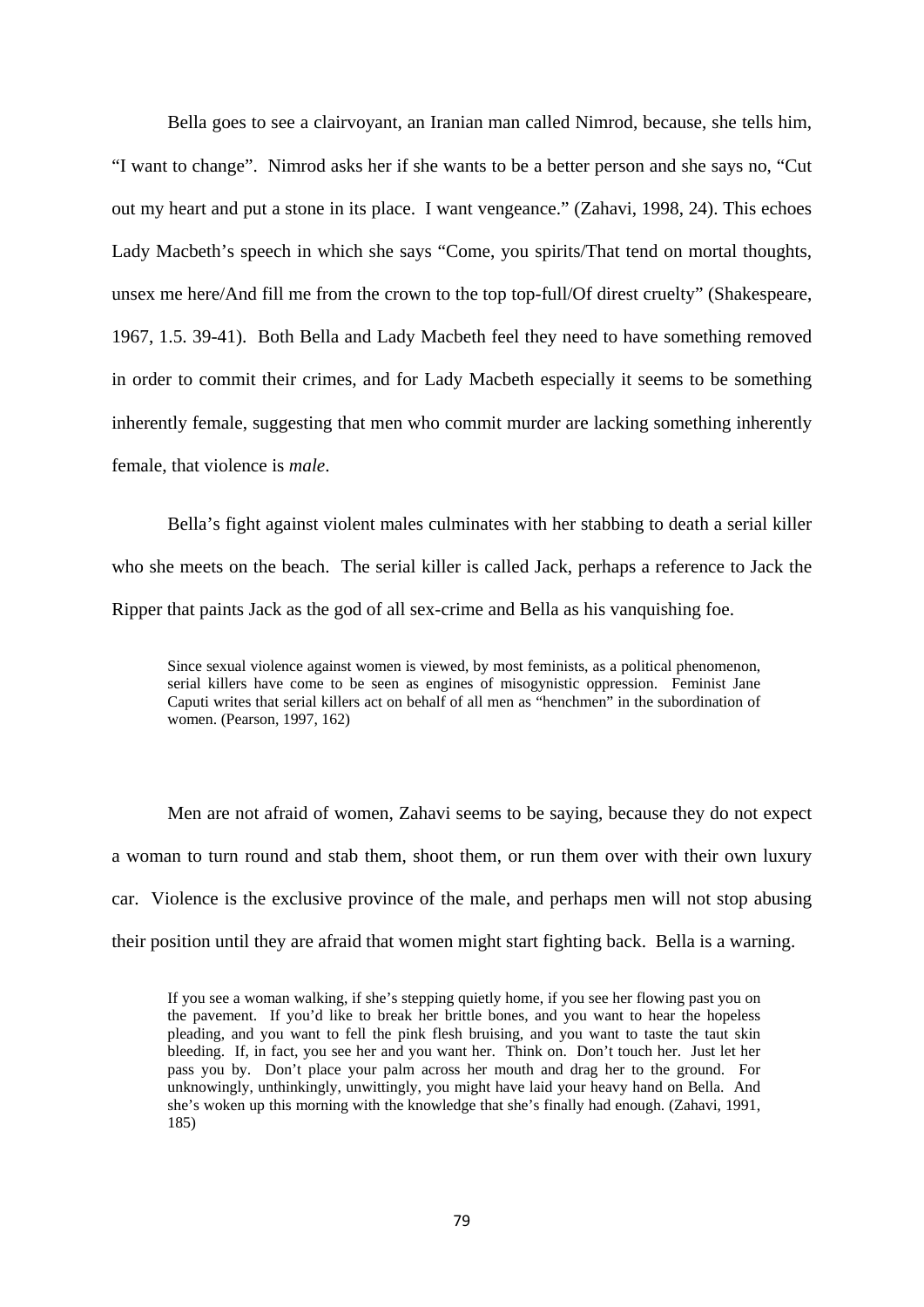Bella goes to see a clairvoyant, an Iranian man called Nimrod, because, she tells him, "I want to change". Nimrod asks her if she wants to be a better person and she says no, "Cut out my heart and put a stone in its place. I want vengeance." (Zahavi, 1998, 24). This echoes Lady Macbeth's speech in which she says "Come, you spirits/That tend on mortal thoughts, unsex me here/And fill me from the crown to the top top-full/Of direst cruelty" (Shakespeare, 1967, 1.5. 39-41). Both Bella and Lady Macbeth feel they need to have something removed in order to commit their crimes, and for Lady Macbeth especially it seems to be something inherently female, suggesting that men who commit murder are lacking something inherently female, that violence is *male*.

Bella's fight against violent males culminates with her stabbing to death a serial killer who she meets on the beach. The serial killer is called Jack, perhaps a reference to Jack the Ripper that paints Jack as the god of all sex-crime and Bella as his vanquishing foe.

> Since sexual violence against women is viewed, by most feminists, as a political phenomenon, serial killers have come to be seen as engines of misogynistic oppression. Feminist Jane Caputi writes that serial killers act on behalf of all men as "henchmen" in the subordination of women. (Pearson, 1997, 162)

Men are not afraid of women, Zahavi seems to be saying, because they do not expect a woman to turn round and stab them, shoot them, or run them over with their own luxury car. Violence is the exclusive province of the male, and perhaps men will not stop abusing their position until they are afraid that women might start fighting back. Bella is a warning.

> If you see a woman walking, if she's stepping quietly home, if you see her flowing past you on the pavement. If you'd like to break her brittle bones, and you want to hear the hopeless pleading, and you want to fell the pink flesh bruising, and you want to taste the taut skin bleeding. If, in fact, you see her and you want her. Think on. Don't touch her. Just let her pass you by. Don't place your palm across her mouth and drag her to the ground. For unknowingly, unthinkingly, unwittingly, you might have laid your heavy hand on Bella. And she's woken up this morning with the knowledge that she's finally had enough. (Zahavi, 1991, 185)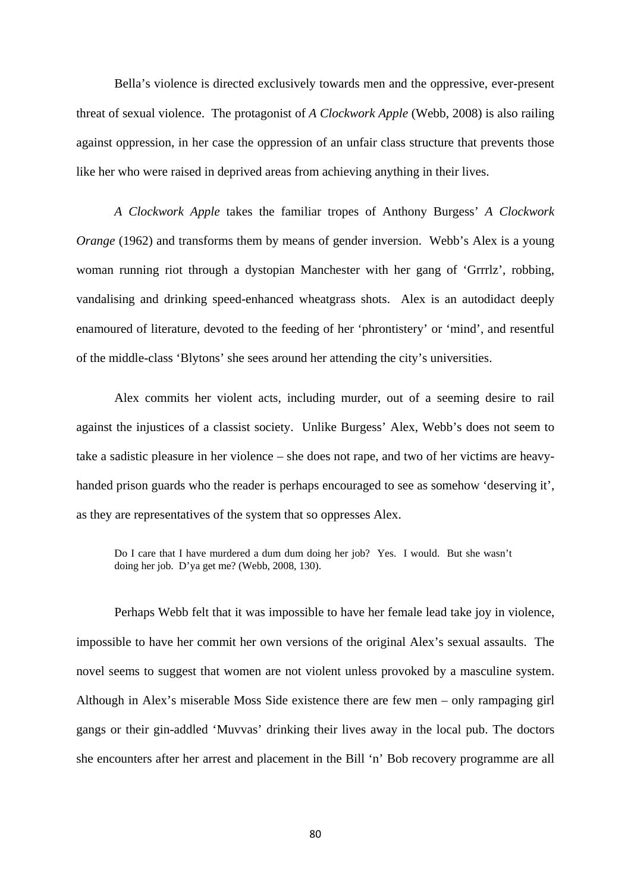Bella's violence is directed exclusively towards men and the oppressive, ever-present threat of sexual violence. The protagonist of *A Clockwork Apple* (Webb, 2008) is also railing against oppression, in her case the oppression of an unfair class structure that prevents those like her who were raised in deprived areas from achieving anything in their lives.

*A Clockwork Apple* takes the familiar tropes of Anthony Burgess' *A Clockwork Orange* (1962) and transforms them by means of gender inversion. Webb's Alex is a young woman running riot through a dystopian Manchester with her gang of 'Grrrlz', robbing, vandalising and drinking speed-enhanced wheatgrass shots. Alex is an autodidact deeply enamoured of literature, devoted to the feeding of her 'phrontistery' or 'mind', and resentful of the middle-class 'Blytons' she sees around her attending the city's universities.

Alex commits her violent acts, including murder, out of a seeming desire to rail against the injustices of a classist society. Unlike Burgess' Alex, Webb's does not seem to take a sadistic pleasure in her violence – she does not rape, and two of her victims are heavy-handed prison guards who the reader is perhaps encouraged to see as somehow 'deserving it', as they are representatives of the system that so oppresses Alex.

> Do I care that I have murdered a dum dum doing her job? Yes. I would. But she wasn't doing her job. D'ya get me? (Webb, 2008, 130).

Perhaps Webb felt that it was impossible to have her female lead take joy in violence, impossible to have her commit her own versions of the original Alex's sexual assaults. The novel seems to suggest that women are not violent unless provoked by a masculine system. Although in Alex's miserable Moss Side existence there are few men – only rampaging girl gangs or their gin-addled 'Muvvas' drinking their lives away in the local pub. The doctors she encounters after her arrest and placement in the Bill 'n' Bob recovery programme are all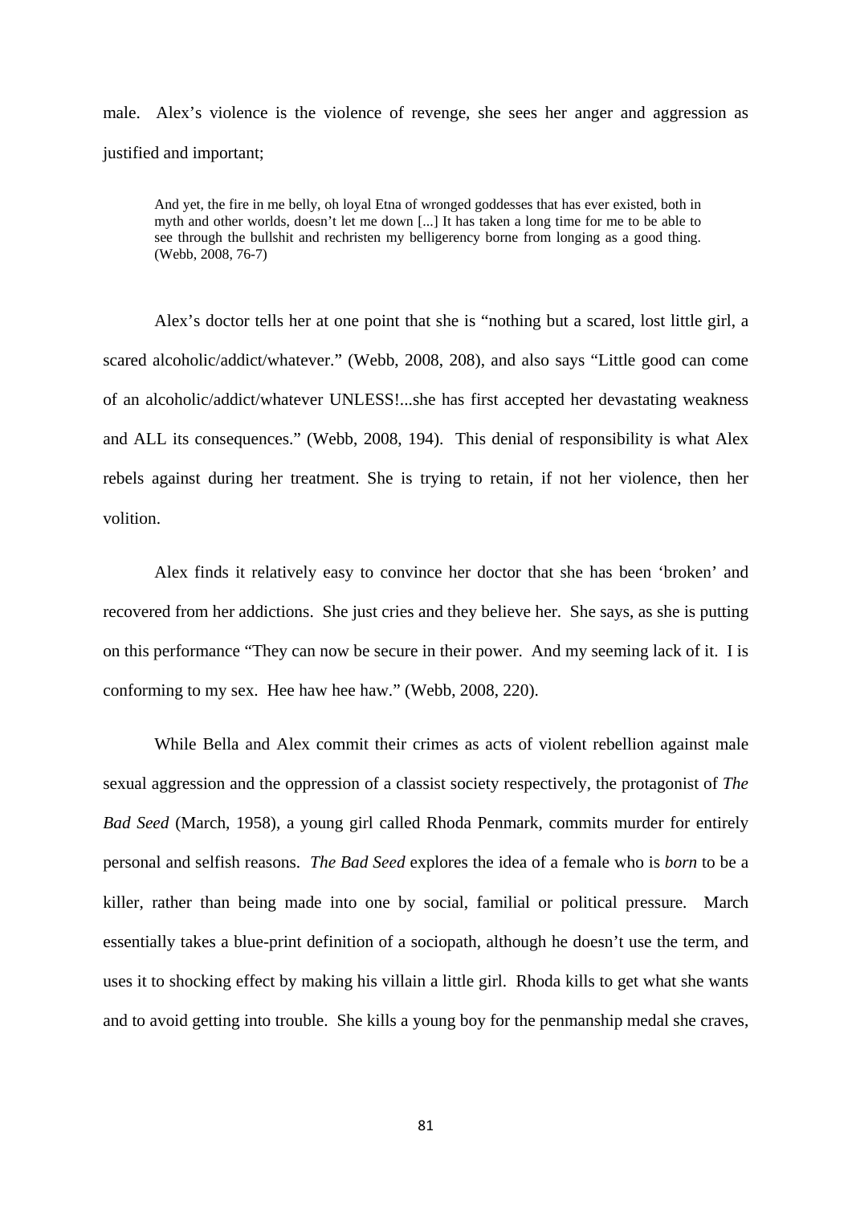male. Alex's violence is the violence of revenge, she sees her anger and aggression as justified and important;

> And yet, the fire in me belly, oh loyal Etna of wronged goddesses that has ever existed, both in myth and other worlds, doesn't let me down [...] It has taken a long time for me to be able to see through the bullshit and rechristen my belligerency borne from longing as a good thing. (Webb, 2008, 76-7)

Alex's doctor tells her at one point that she is "nothing but a scared, lost little girl, a scared alcoholic/addict/whatever." (Webb, 2008, 208), and also says "Little good can come of an alcoholic/addict/whatever UNLESS!...she has first accepted her devastating weakness and ALL its consequences." (Webb, 2008, 194). This denial of responsibility is what Alex rebels against during her treatment. She is trying to retain, if not her violence, then her volition.

Alex finds it relatively easy to convince her doctor that she has been 'broken' and recovered from her addictions. She just cries and they believe her. She says, as she is putting on this performance "They can now be secure in their power. And my seeming lack of it. I is conforming to my sex. Hee haw hee haw." (Webb, 2008, 220).

While Bella and Alex commit their crimes as acts of violent rebellion against male sexual aggression and the oppression of a classist society respectively, the protagonist of *The Bad Seed* (March, 1958), a young girl called Rhoda Penmark, commits murder for entirely personal and selfish reasons. *The Bad Seed* explores the idea of a female who is *born* to be a killer, rather than being made into one by social, familial or political pressure. March essentially takes a blue-print definition of a sociopath, although he doesn't use the term, and uses it to shocking effect by making his villain a little girl. Rhoda kills to get what she wants and to avoid getting into trouble. She kills a young boy for the penmanship medal she craves,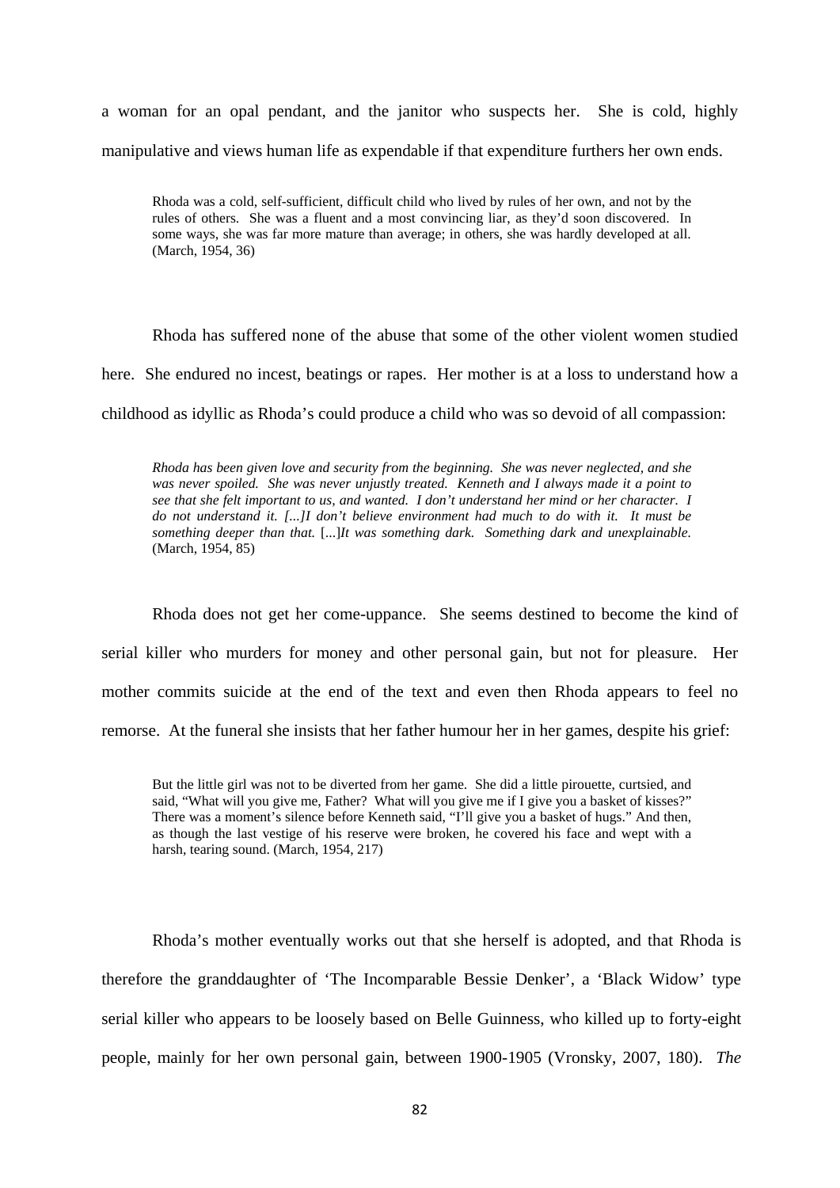a woman for an opal pendant, and the janitor who suspects her. She is cold, highly manipulative and views human life as expendable if that expenditure furthers her own ends.

> Rhoda was a cold, self-sufficient, difficult child who lived by rules of her own, and not by the rules of others. She was a fluent and a most convincing liar, as they'd soon discovered. In some ways, she was far more mature than average; in others, she was hardly developed at all. (March, 1954, 36)

Rhoda has suffered none of the abuse that some of the other violent women studied here. She endured no incest, beatings or rapes. Her mother is at a loss to understand how a childhood as idyllic as Rhoda's could produce a child who was so devoid of all compassion:

> *Rhoda has been given love and security from the beginning. She was never neglected, and she was never spoiled. She was never unjustly treated. Kenneth and I always made it a point to see that she felt important to us, and wanted. I don't understand her mind or her character. I do not understand it. [...]I don't believe environment had much to do with it. It must be something deeper than that.* [...]*It was something dark. Something dark and unexplainable.* (March, 1954, 85)

Rhoda does not get her come-uppance. She seems destined to become the kind of serial killer who murders for money and other personal gain, but not for pleasure. Her mother commits suicide at the end of the text and even then Rhoda appears to feel no remorse. At the funeral she insists that her father humour her in her games, despite his grief:

> But the little girl was not to be diverted from her game. She did a little pirouette, curtsied, and said, "What will you give me, Father? What will you give me if I give you a basket of kisses?" There was a moment's silence before Kenneth said, "I'll give you a basket of hugs." And then, as though the last vestige of his reserve were broken, he covered his face and wept with a harsh, tearing sound. (March, 1954, 217)

Rhoda's mother eventually works out that she herself is adopted, and that Rhoda is therefore the granddaughter of 'The Incomparable Bessie Denker', a 'Black Widow' type serial killer who appears to be loosely based on Belle Guinness, who killed up to forty-eight people, mainly for her own personal gain, between 1900-1905 (Vronsky, 2007, 180). *The*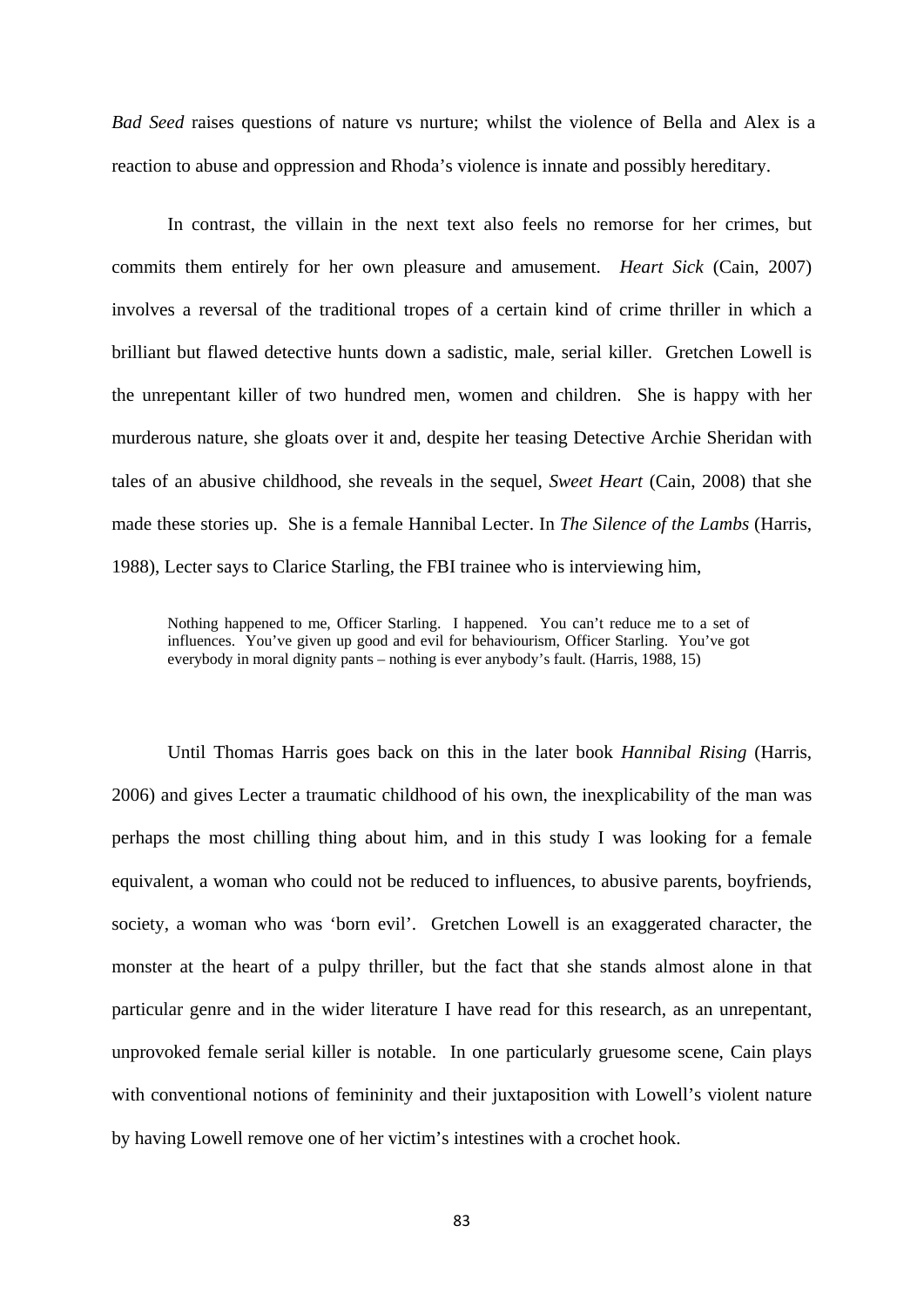*Bad Seed* raises questions of nature vs nurture; whilst the violence of Bella and Alex is a reaction to abuse and oppression and Rhoda's violence is innate and possibly hereditary.

In contrast, the villain in the next text also feels no remorse for her crimes, but commits them entirely for her own pleasure and amusement. *Heart Sick* (Cain, 2007) involves a reversal of the traditional tropes of a certain kind of crime thriller in which a brilliant but flawed detective hunts down a sadistic, male, serial killer. Gretchen Lowell is the unrepentant killer of two hundred men, women and children. She is happy with her murderous nature, she gloats over it and, despite her teasing Detective Archie Sheridan with tales of an abusive childhood, she reveals in the sequel, *Sweet Heart* (Cain, 2008) that she made these stories up. She is a female Hannibal Lecter. In *The Silence of the Lambs* (Harris, 1988), Lecter says to Clarice Starling, the FBI trainee who is interviewing him,

> Nothing happened to me, Officer Starling. I happened. You can't reduce me to a set of influences. You've given up good and evil for behaviourism, Officer Starling. You've got everybody in moral dignity pants – nothing is ever anybody's fault. (Harris, 1988, 15)

Until Thomas Harris goes back on this in the later book *Hannibal Rising* (Harris, 2006) and gives Lecter a traumatic childhood of his own, the inexplicability of the man was perhaps the most chilling thing about him, and in this study I was looking for a female equivalent, a woman who could not be reduced to influences, to abusive parents, boyfriends, society, a woman who was 'born evil'. Gretchen Lowell is an exaggerated character, the monster at the heart of a pulpy thriller, but the fact that she stands almost alone in that particular genre and in the wider literature I have read for this research, as an unrepentant, unprovoked female serial killer is notable. In one particularly gruesome scene, Cain plays with conventional notions of femininity and their juxtaposition with Lowell's violent nature by having Lowell remove one of her victim's intestines with a crochet hook.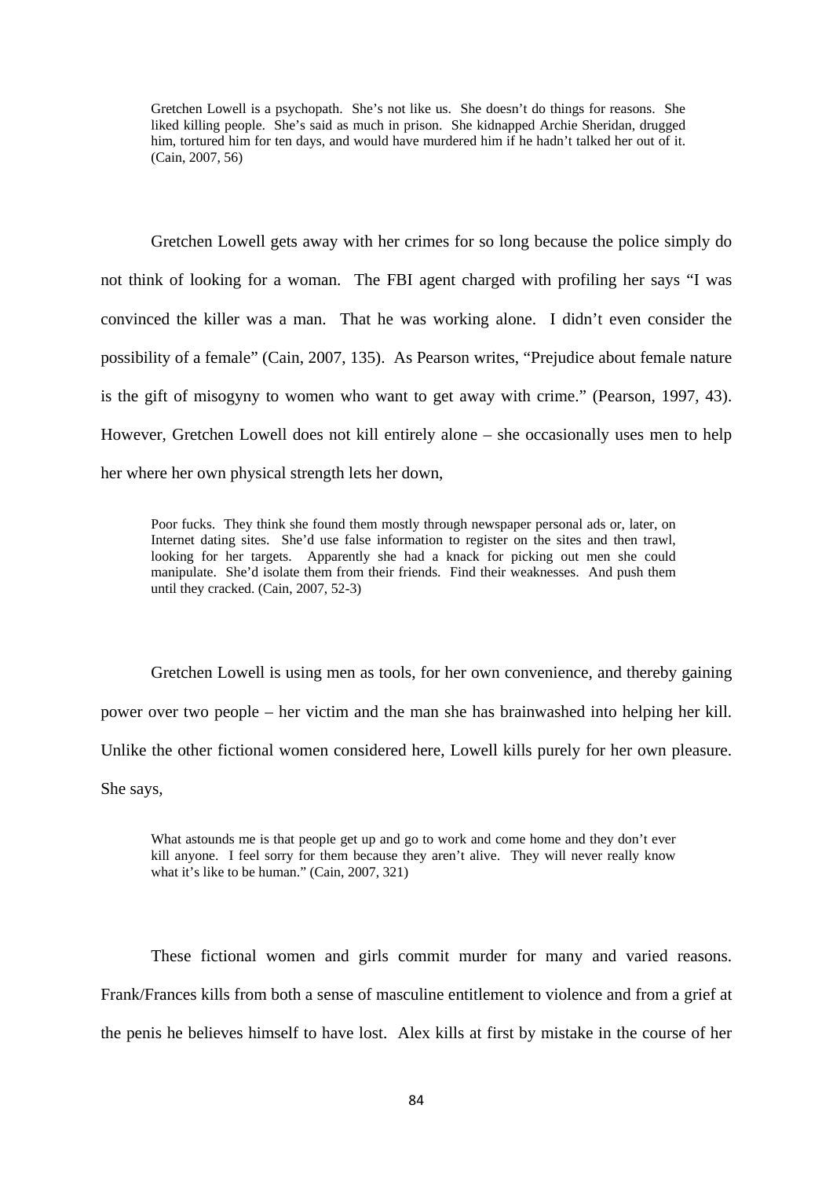> Gretchen Lowell is a psychopath. She's not like us. She doesn't do things for reasons. She liked killing people. She's said as much in prison. She kidnapped Archie Sheridan, drugged him, tortured him for ten days, and would have murdered him if he hadn't talked her out of it. (Cain, 2007, 56)

Gretchen Lowell gets away with her crimes for so long because the police simply do not think of looking for a woman. The FBI agent charged with profiling her says "I was convinced the killer was a man. That he was working alone. I didn't even consider the possibility of a female" (Cain, 2007, 135). As Pearson writes, "Prejudice about female nature is the gift of misogyny to women who want to get away with crime." (Pearson, 1997, 43). However, Gretchen Lowell does not kill entirely alone – she occasionally uses men to help her where her own physical strength lets her down,

> Poor fucks. They think she found them mostly through newspaper personal ads or, later, on Internet dating sites. She'd use false information to register on the sites and then trawl, looking for her targets. Apparently she had a knack for picking out men she could manipulate. She'd isolate them from their friends. Find their weaknesses. And push them until they cracked. (Cain, 2007, 52-3)

Gretchen Lowell is using men as tools, for her own convenience, and thereby gaining power over two people – her victim and the man she has brainwashed into helping her kill. Unlike the other fictional women considered here, Lowell kills purely for her own pleasure. She says,

> What astounds me is that people get up and go to work and come home and they don't ever kill anyone. I feel sorry for them because they aren't alive. They will never really know what it's like to be human." (Cain, 2007, 321)

These fictional women and girls commit murder for many and varied reasons. Frank/Frances kills from both a sense of masculine entitlement to violence and from a grief at the penis he believes himself to have lost. Alex kills at first by mistake in the course of her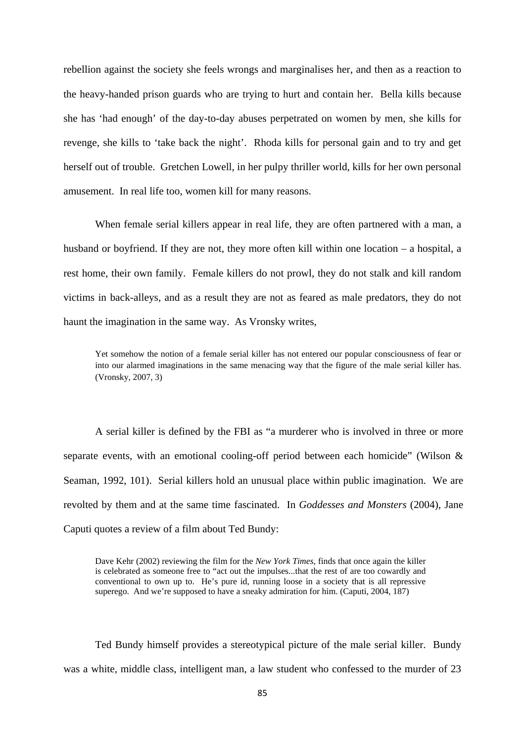rebellion against the society she feels wrongs and marginalises her, and then as a reaction to the heavy-handed prison guards who are trying to hurt and contain her. Bella kills because she has 'had enough' of the day-to-day abuses perpetrated on women by men, she kills for revenge, she kills to 'take back the night'. Rhoda kills for personal gain and to try and get herself out of trouble. Gretchen Lowell, in her pulpy thriller world, kills for her own personal amusement. In real life too, women kill for many reasons.

When female serial killers appear in real life, they are often partnered with a man, a husband or boyfriend. If they are not, they more often kill within one location – a hospital, a rest home, their own family. Female killers do not prowl, they do not stalk and kill random victims in back-alleys, and as a result they are not as feared as male predators, they do not haunt the imagination in the same way. As Vronsky writes,

> Yet somehow the notion of a female serial killer has not entered our popular consciousness of fear or into our alarmed imaginations in the same menacing way that the figure of the male serial killer has. (Vronsky, 2007, 3)

A serial killer is defined by the FBI as "a murderer who is involved in three or more separate events, with an emotional cooling-off period between each homicide" (Wilson & Seaman, 1992, 101). Serial killers hold an unusual place within public imagination. We are revolted by them and at the same time fascinated. In *Goddesses and Monsters* (2004), Jane Caputi quotes a review of a film about Ted Bundy:

> Dave Kehr (2002) reviewing the film for the *New York Times*, finds that once again the killer is celebrated as someone free to "act out the impulses...that the rest of are too cowardly and conventional to own up to. He's pure id, running loose in a society that is all repressive superego. And we're supposed to have a sneaky admiration for him. (Caputi, 2004, 187)

Ted Bundy himself provides a stereotypical picture of the male serial killer. Bundy was a white, middle class, intelligent man, a law student who confessed to the murder of 23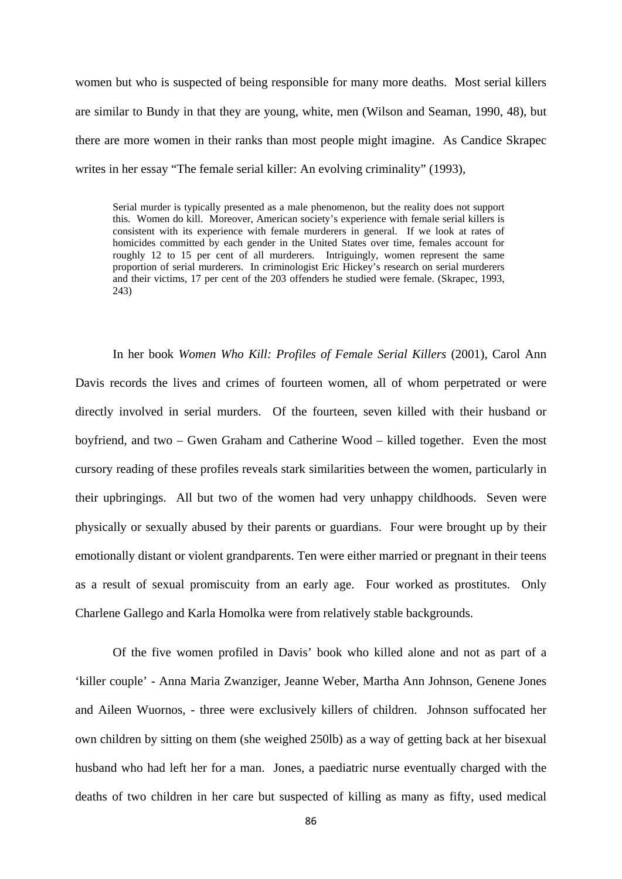women but who is suspected of being responsible for many more deaths. Most serial killers are similar to Bundy in that they are young, white, men (Wilson and Seaman, 1990, 48), but there are more women in their ranks than most people might imagine. As Candice Skrapec writes in her essay "The female serial killer: An evolving criminality" (1993),

> Serial murder is typically presented as a male phenomenon, but the reality does not support this. Women do kill. Moreover, American society's experience with female serial killers is consistent with its experience with female murderers in general. If we look at rates of homicides committed by each gender in the United States over time, females account for roughly 12 to 15 per cent of all murderers. Intriguingly, women represent the same proportion of serial murderers. In criminologist Eric Hickey's research on serial murderers and their victims, 17 per cent of the 203 offenders he studied were female. (Skrapec, 1993, 243)

In her book *Women Who Kill: Profiles of Female Serial Killers* (2001), Carol Ann Davis records the lives and crimes of fourteen women, all of whom perpetrated or were directly involved in serial murders. Of the fourteen, seven killed with their husband or boyfriend, and two – Gwen Graham and Catherine Wood – killed together. Even the most cursory reading of these profiles reveals stark similarities between the women, particularly in their upbringings. All but two of the women had very unhappy childhoods. Seven were physically or sexually abused by their parents or guardians. Four were brought up by their emotionally distant or violent grandparents. Ten were either married or pregnant in their teens as a result of sexual promiscuity from an early age. Four worked as prostitutes. Only Charlene Gallego and Karla Homolka were from relatively stable backgrounds.

Of the five women profiled in Davis' book who killed alone and not as part of a 'killer couple' - Anna Maria Zwanziger, Jeanne Weber, Martha Ann Johnson, Genene Jones and Aileen Wuornos, - three were exclusively killers of children. Johnson suffocated her own children by sitting on them (she weighed 250lb) as a way of getting back at her bisexual husband who had left her for a man. Jones, a paediatric nurse eventually charged with the deaths of two children in her care but suspected of killing as many as fifty, used medical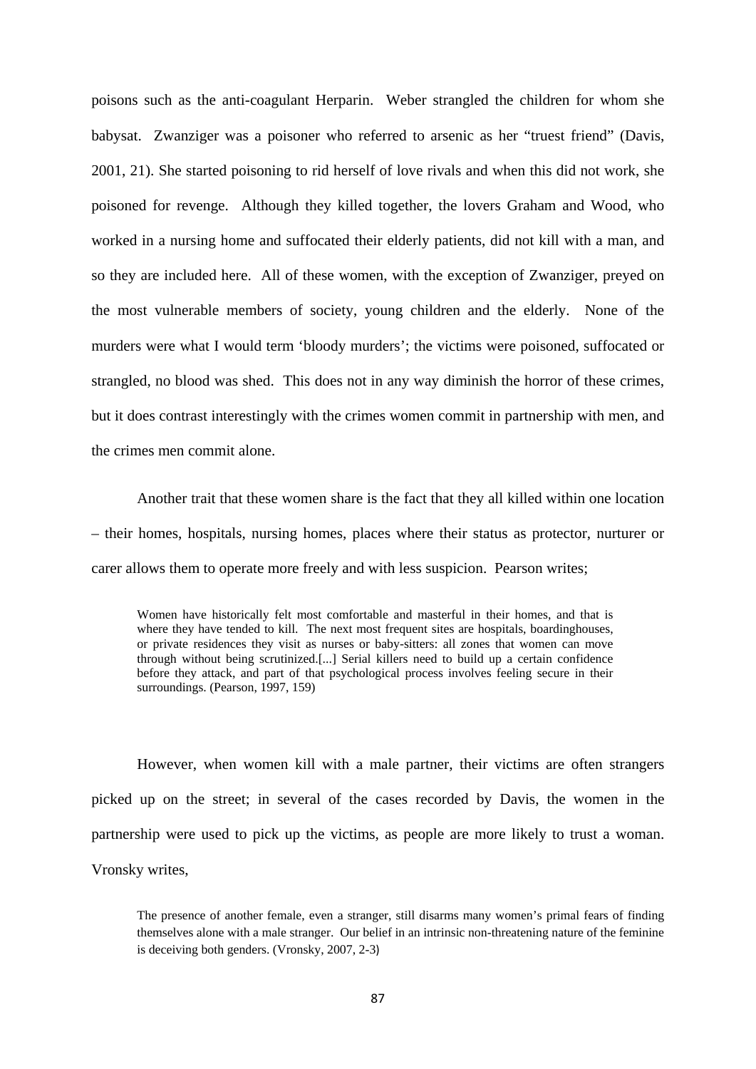poisons such as the anti-coagulant Herparin. Weber strangled the children for whom she babysat. Zwanziger was a poisoner who referred to arsenic as her "truest friend" (Davis, 2001, 21). She started poisoning to rid herself of love rivals and when this did not work, she poisoned for revenge. Although they killed together, the lovers Graham and Wood, who worked in a nursing home and suffocated their elderly patients, did not kill with a man, and so they are included here. All of these women, with the exception of Zwanziger, preyed on the most vulnerable members of society, young children and the elderly. None of the murders were what I would term 'bloody murders'; the victims were poisoned, suffocated or strangled, no blood was shed. This does not in any way diminish the horror of these crimes, but it does contrast interestingly with the crimes women commit in partnership with men, and the crimes men commit alone.

Another trait that these women share is the fact that they all killed within one location – their homes, hospitals, nursing homes, places where their status as protector, nurturer or carer allows them to operate more freely and with less suspicion. Pearson writes;

> Women have historically felt most comfortable and masterful in their homes, and that is where they have tended to kill. The next most frequent sites are hospitals, boardinghouses, or private residences they visit as nurses or baby-sitters: all zones that women can move through without being scrutinized.[...] Serial killers need to build up a certain confidence before they attack, and part of that psychological process involves feeling secure in their surroundings. (Pearson, 1997, 159)

However, when women kill with a male partner, their victims are often strangers picked up on the street; in several of the cases recorded by Davis, the women in the partnership were used to pick up the victims, as people are more likely to trust a woman. Vronsky writes,

> The presence of another female, even a stranger, still disarms many women's primal fears of finding themselves alone with a male stranger. Our belief in an intrinsic non-threatening nature of the feminine is deceiving both genders. (Vronsky, 2007, 2-3)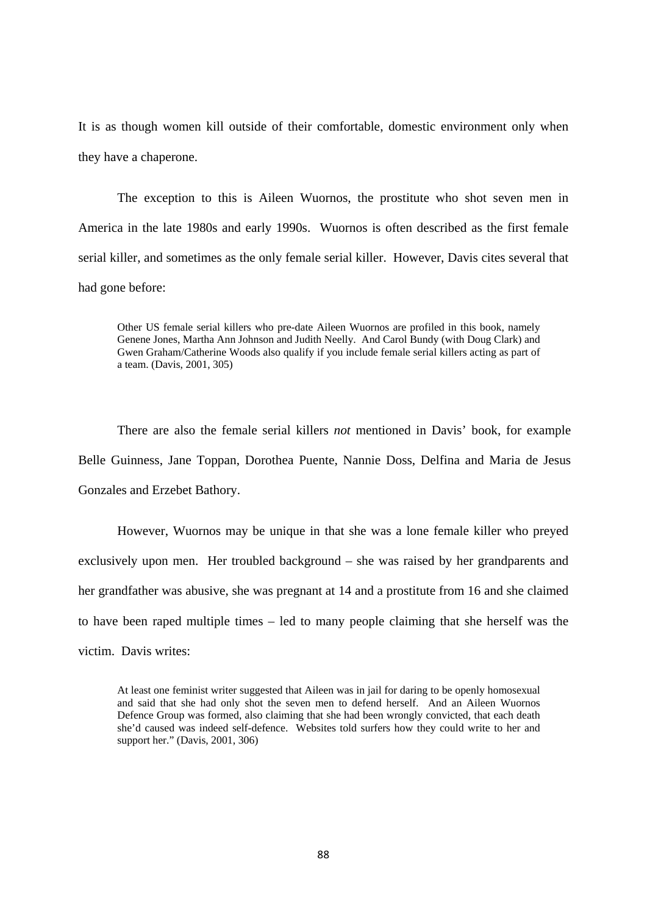It is as though women kill outside of their comfortable, domestic environment only when they have a chaperone.

The exception to this is Aileen Wuornos, the prostitute who shot seven men in America in the late 1980s and early 1990s. Wuornos is often described as the first female serial killer, and sometimes as the only female serial killer. However, Davis cites several that had gone before:

> Other US female serial killers who pre-date Aileen Wuornos are profiled in this book, namely Genene Jones, Martha Ann Johnson and Judith Neelly. And Carol Bundy (with Doug Clark) and Gwen Graham/Catherine Woods also qualify if you include female serial killers acting as part of a team. (Davis, 2001, 305)

There are also the female serial killers *not* mentioned in Davis' book, for example Belle Guinness, Jane Toppan, Dorothea Puente, Nannie Doss, Delfina and Maria de Jesus Gonzales and Erzebet Bathory.

However, Wuornos may be unique in that she was a lone female killer who preyed exclusively upon men. Her troubled background – she was raised by her grandparents and her grandfather was abusive, she was pregnant at 14 and a prostitute from 16 and she claimed to have been raped multiple times – led to many people claiming that she herself was the victim. Davis writes:

> At least one feminist writer suggested that Aileen was in jail for daring to be openly homosexual and said that she had only shot the seven men to defend herself. And an Aileen Wuornos Defence Group was formed, also claiming that she had been wrongly convicted, that each death she'd caused was indeed self-defence. Websites told surfers how they could write to her and support her." (Davis, 2001, 306)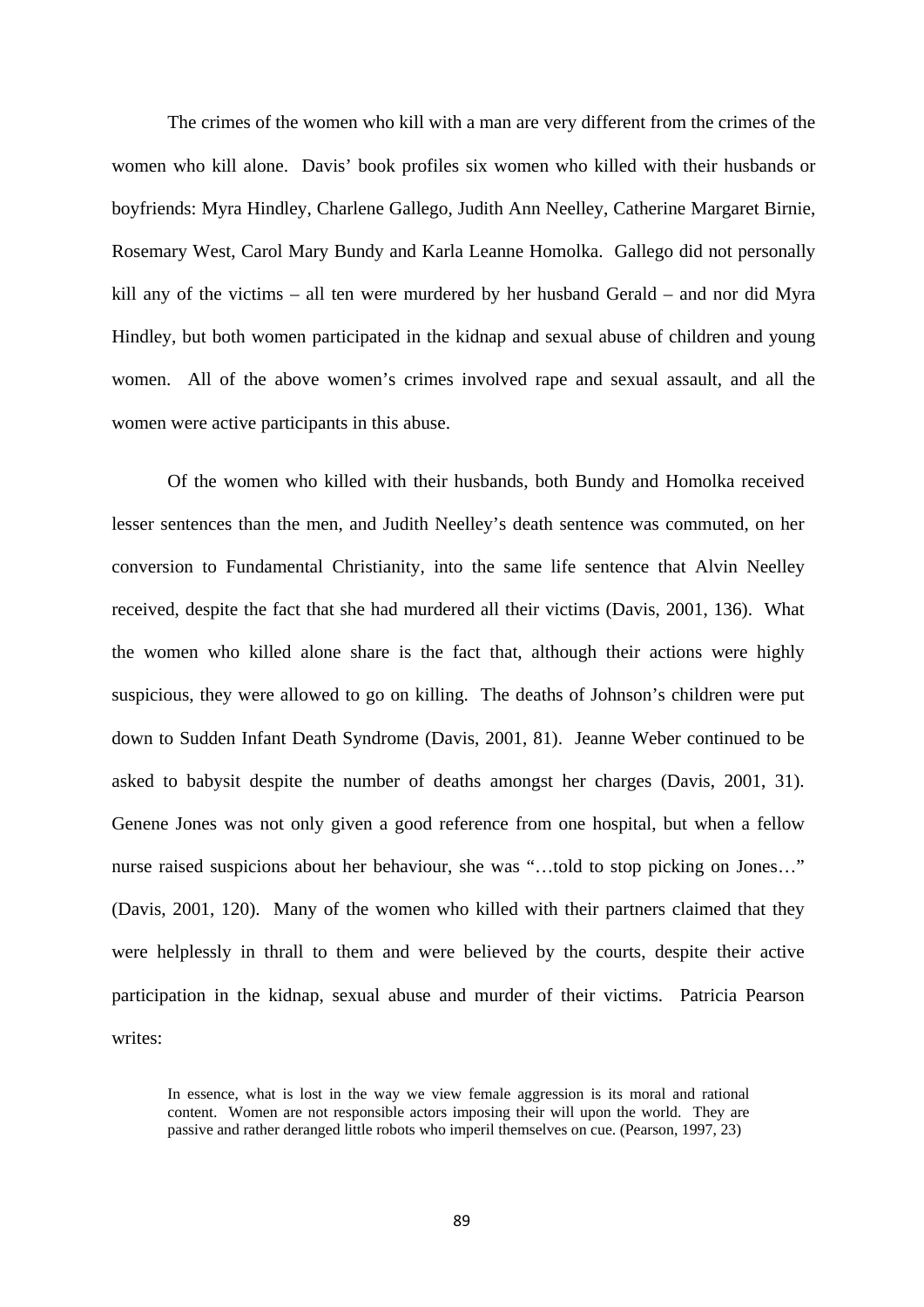The crimes of the women who kill with a man are very different from the crimes of the women who kill alone. Davis' book profiles six women who killed with their husbands or boyfriends: Myra Hindley, Charlene Gallego, Judith Ann Neelley, Catherine Margaret Birnie, Rosemary West, Carol Mary Bundy and Karla Leanne Homolka. Gallego did not personally kill any of the victims – all ten were murdered by her husband Gerald – and nor did Myra Hindley, but both women participated in the kidnap and sexual abuse of children and young women. All of the above women's crimes involved rape and sexual assault, and all the women were active participants in this abuse.

Of the women who killed with their husbands, both Bundy and Homolka received lesser sentences than the men, and Judith Neelley's death sentence was commuted, on her conversion to Fundamental Christianity, into the same life sentence that Alvin Neelley received, despite the fact that she had murdered all their victims (Davis, 2001, 136). What the women who killed alone share is the fact that, although their actions were highly suspicious, they were allowed to go on killing. The deaths of Johnson's children were put down to Sudden Infant Death Syndrome (Davis, 2001, 81). Jeanne Weber continued to be asked to babysit despite the number of deaths amongst her charges (Davis, 2001, 31). Genene Jones was not only given a good reference from one hospital, but when a fellow nurse raised suspicions about her behaviour, she was "…told to stop picking on Jones…" (Davis, 2001, 120). Many of the women who killed with their partners claimed that they were helplessly in thrall to them and were believed by the courts, despite their active participation in the kidnap, sexual abuse and murder of their victims. Patricia Pearson writes:

> In essence, what is lost in the way we view female aggression is its moral and rational content. Women are not responsible actors imposing their will upon the world. They are passive and rather deranged little robots who imperil themselves on cue. (Pearson, 1997, 23)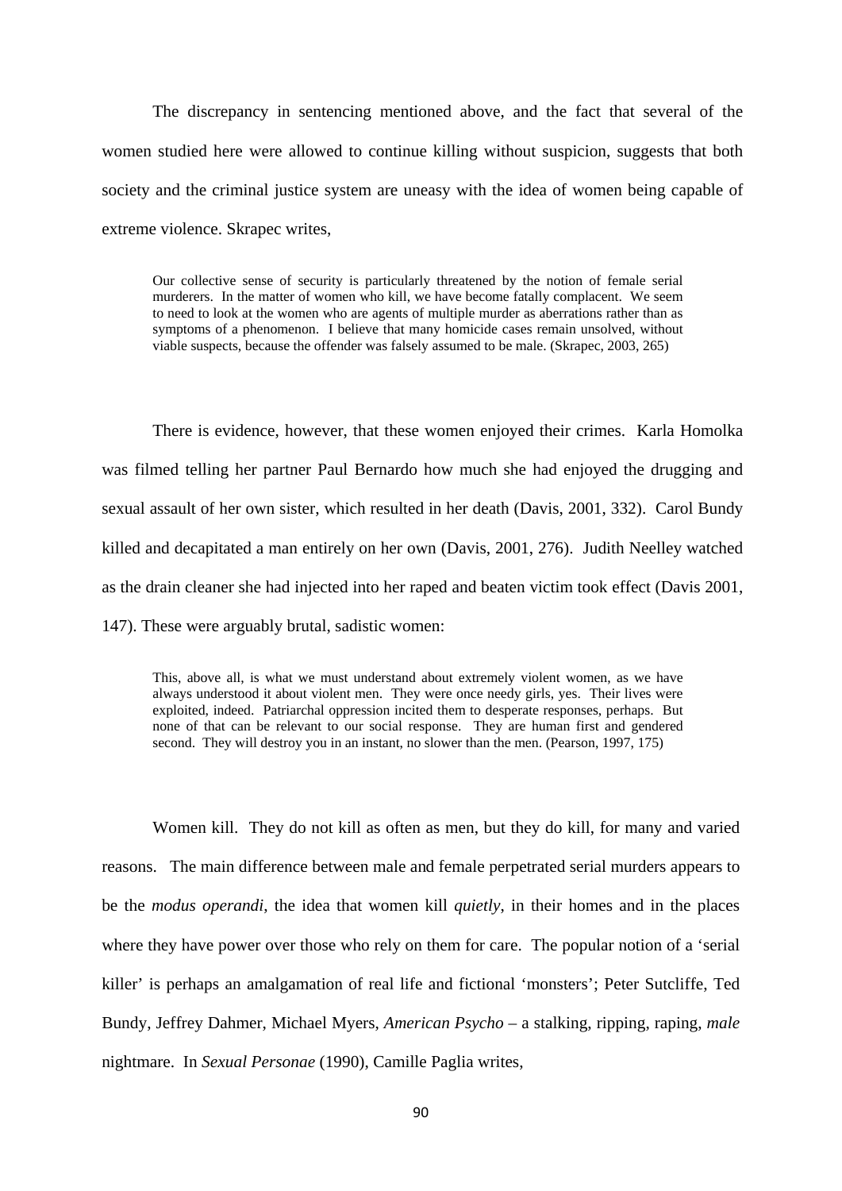The discrepancy in sentencing mentioned above, and the fact that several of the women studied here were allowed to continue killing without suspicion, suggests that both society and the criminal justice system are uneasy with the idea of women being capable of extreme violence. Skrapec writes,

> Our collective sense of security is particularly threatened by the notion of female serial murderers. In the matter of women who kill, we have become fatally complacent. We seem to need to look at the women who are agents of multiple murder as aberrations rather than as symptoms of a phenomenon. I believe that many homicide cases remain unsolved, without viable suspects, because the offender was falsely assumed to be male. (Skrapec, 2003, 265)

There is evidence, however, that these women enjoyed their crimes. Karla Homolka was filmed telling her partner Paul Bernardo how much she had enjoyed the drugging and sexual assault of her own sister, which resulted in her death (Davis, 2001, 332). Carol Bundy killed and decapitated a man entirely on her own (Davis, 2001, 276). Judith Neelley watched as the drain cleaner she had injected into her raped and beaten victim took effect (Davis 2001, 147). These were arguably brutal, sadistic women:

> This, above all, is what we must understand about extremely violent women, as we have always understood it about violent men. They were once needy girls, yes. Their lives were exploited, indeed. Patriarchal oppression incited them to desperate responses, perhaps. But none of that can be relevant to our social response. They are human first and gendered second. They will destroy you in an instant, no slower than the men. (Pearson, 1997, 175)

Women kill. They do not kill as often as men, but they do kill, for many and varied reasons. The main difference between male and female perpetrated serial murders appears to be the *modus operandi*, the idea that women kill *quietly*, in their homes and in the places where they have power over those who rely on them for care. The popular notion of a 'serial killer' is perhaps an amalgamation of real life and fictional 'monsters'; Peter Sutcliffe, Ted Bundy, Jeffrey Dahmer, Michael Myers, *American Psycho* – a stalking, ripping, raping, *male* nightmare. In *Sexual Personae* (1990), Camille Paglia writes,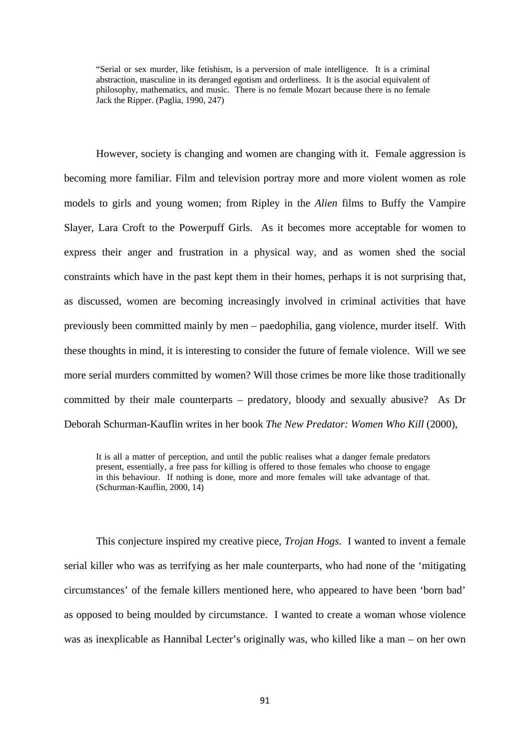> "Serial or sex murder, like fetishism, is a perversion of male intelligence. It is a criminal abstraction, masculine in its deranged egotism and orderliness. It is the asocial equivalent of philosophy, mathematics, and music. There is no female Mozart because there is no female Jack the Ripper. (Paglia, 1990, 247)

However, society is changing and women are changing with it. Female aggression is becoming more familiar. Film and television portray more and more violent women as role models to girls and young women; from Ripley in the *Alien* films to Buffy the Vampire Slayer, Lara Croft to the Powerpuff Girls. As it becomes more acceptable for women to express their anger and frustration in a physical way, and as women shed the social constraints which have in the past kept them in their homes, perhaps it is not surprising that, as discussed, women are becoming increasingly involved in criminal activities that have previously been committed mainly by men – paedophilia, gang violence, murder itself. With these thoughts in mind, it is interesting to consider the future of female violence. Will we see more serial murders committed by women? Will those crimes be more like those traditionally committed by their male counterparts – predatory, bloody and sexually abusive? As Dr Deborah Schurman-Kauflin writes in her book *The New Predator: Women Who Kill* (2000),

> It is all a matter of perception, and until the public realises what a danger female predators present, essentially, a free pass for killing is offered to those females who choose to engage in this behaviour. If nothing is done, more and more females will take advantage of that. (Schurman-Kauflin, 2000, 14)

This conjecture inspired my creative piece, *Trojan Hogs*. I wanted to invent a female serial killer who was as terrifying as her male counterparts, who had none of the 'mitigating circumstances' of the female killers mentioned here, who appeared to have been 'born bad' as opposed to being moulded by circumstance. I wanted to create a woman whose violence was as inexplicable as Hannibal Lecter's originally was, who killed like a man – on her own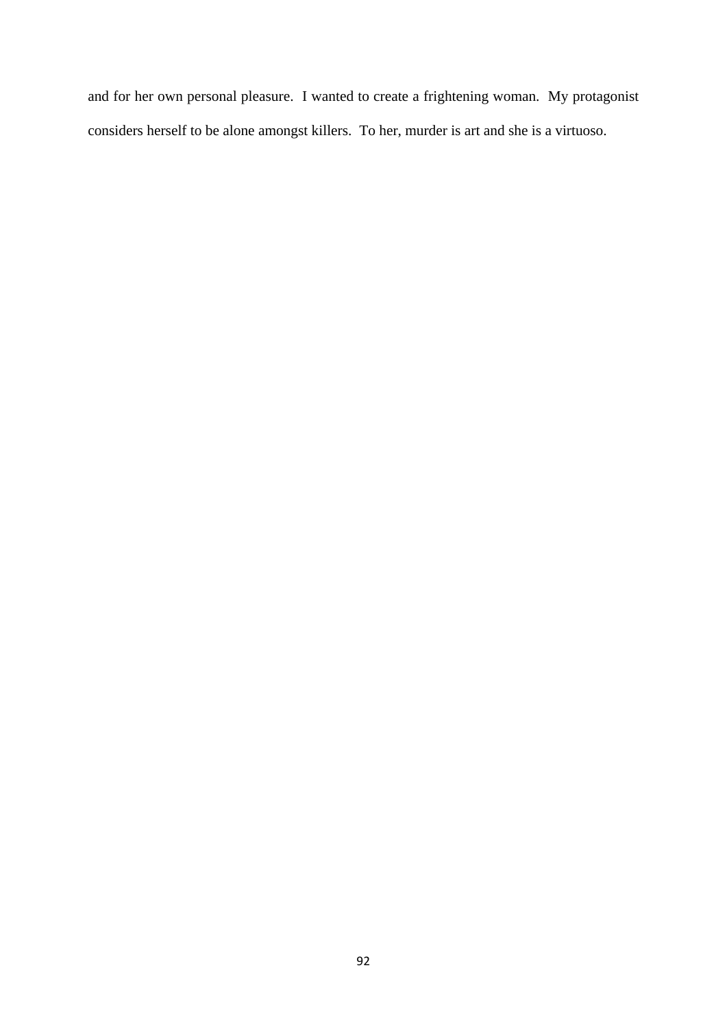and for her own personal pleasure. I wanted to create a frightening woman. My protagonist considers herself to be alone amongst killers. To her, murder is art and she is a virtuoso.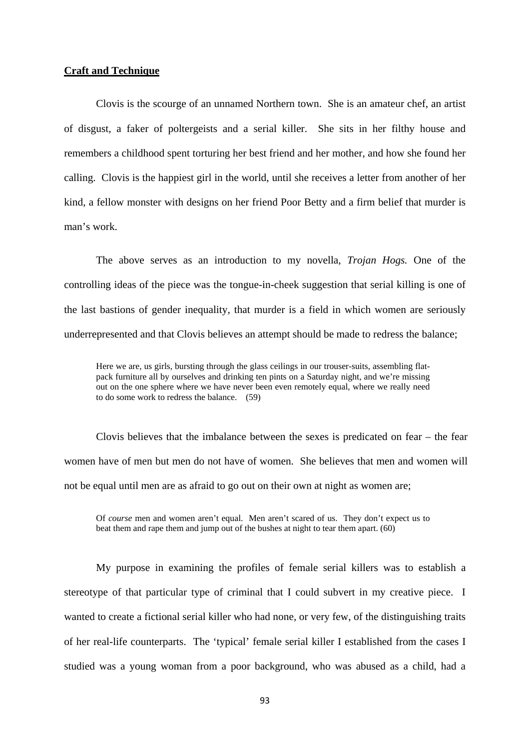**Craft and Technique**

Clovis is the scourge of an unnamed Northern town. She is an amateur chef, an artist of disgust, a faker of poltergeists and a serial killer. She sits in her filthy house and remembers a childhood spent torturing her best friend and her mother, and how she found her calling. Clovis is the happiest girl in the world, until she receives a letter from another of her kind, a fellow monster with designs on her friend Poor Betty and a firm belief that murder is man's work.

The above serves as an introduction to my novella, *Trojan Hogs.* One of the controlling ideas of the piece was the tongue-in-cheek suggestion that serial killing is one of the last bastions of gender inequality, that murder is a field in which women are seriously underrepresented and that Clovis believes an attempt should be made to redress the balance;

> Here we are, us girls, bursting through the glass ceilings in our trouser-suits, assembling flat-pack furniture all by ourselves and drinking ten pints on a Saturday night, and we're missing out on the one sphere where we have never been even remotely equal, where we really need to do some work to redress the balance. (59)

Clovis believes that the imbalance between the sexes is predicated on fear – the fear women have of men but men do not have of women. She believes that men and women will not be equal until men are as afraid to go out on their own at night as women are;

> Of *course* men and women aren't equal. Men aren't scared of us. They don't expect us to beat them and rape them and jump out of the bushes at night to tear them apart. (60)

My purpose in examining the profiles of female serial killers was to establish a stereotype of that particular type of criminal that I could subvert in my creative piece. I wanted to create a fictional serial killer who had none, or very few, of the distinguishing traits of her real-life counterparts. The 'typical' female serial killer I established from the cases I studied was a young woman from a poor background, who was abused as a child, had a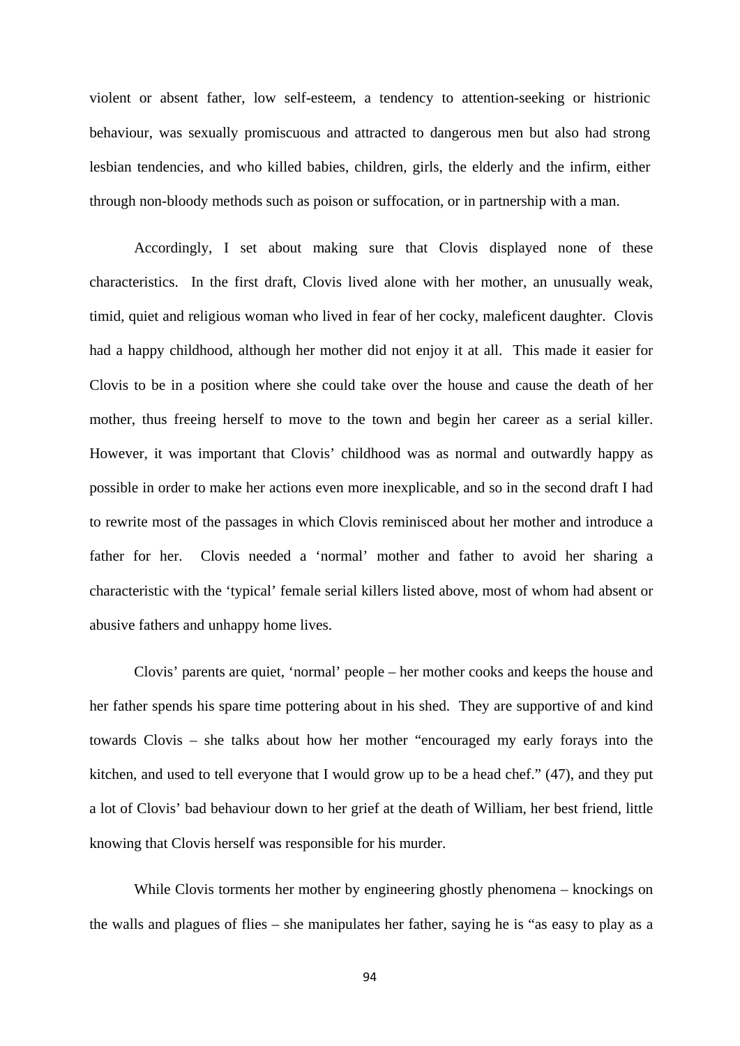violent or absent father, low self-esteem, a tendency to attention-seeking or histrionic behaviour, was sexually promiscuous and attracted to dangerous men but also had strong lesbian tendencies, and who killed babies, children, girls, the elderly and the infirm, either through non-bloody methods such as poison or suffocation, or in partnership with a man.

Accordingly, I set about making sure that Clovis displayed none of these characteristics. In the first draft, Clovis lived alone with her mother, an unusually weak, timid, quiet and religious woman who lived in fear of her cocky, maleficent daughter. Clovis had a happy childhood, although her mother did not enjoy it at all. This made it easier for Clovis to be in a position where she could take over the house and cause the death of her mother, thus freeing herself to move to the town and begin her career as a serial killer. However, it was important that Clovis' childhood was as normal and outwardly happy as possible in order to make her actions even more inexplicable, and so in the second draft I had to rewrite most of the passages in which Clovis reminisced about her mother and introduce a father for her. Clovis needed a 'normal' mother and father to avoid her sharing a characteristic with the 'typical' female serial killers listed above, most of whom had absent or abusive fathers and unhappy home lives.

Clovis' parents are quiet, 'normal' people – her mother cooks and keeps the house and her father spends his spare time pottering about in his shed. They are supportive of and kind towards Clovis – she talks about how her mother "encouraged my early forays into the kitchen, and used to tell everyone that I would grow up to be a head chef." (47), and they put a lot of Clovis' bad behaviour down to her grief at the death of William, her best friend, little knowing that Clovis herself was responsible for his murder.

While Clovis torments her mother by engineering ghostly phenomena – knockings on the walls and plagues of flies – she manipulates her father, saying he is "as easy to play as a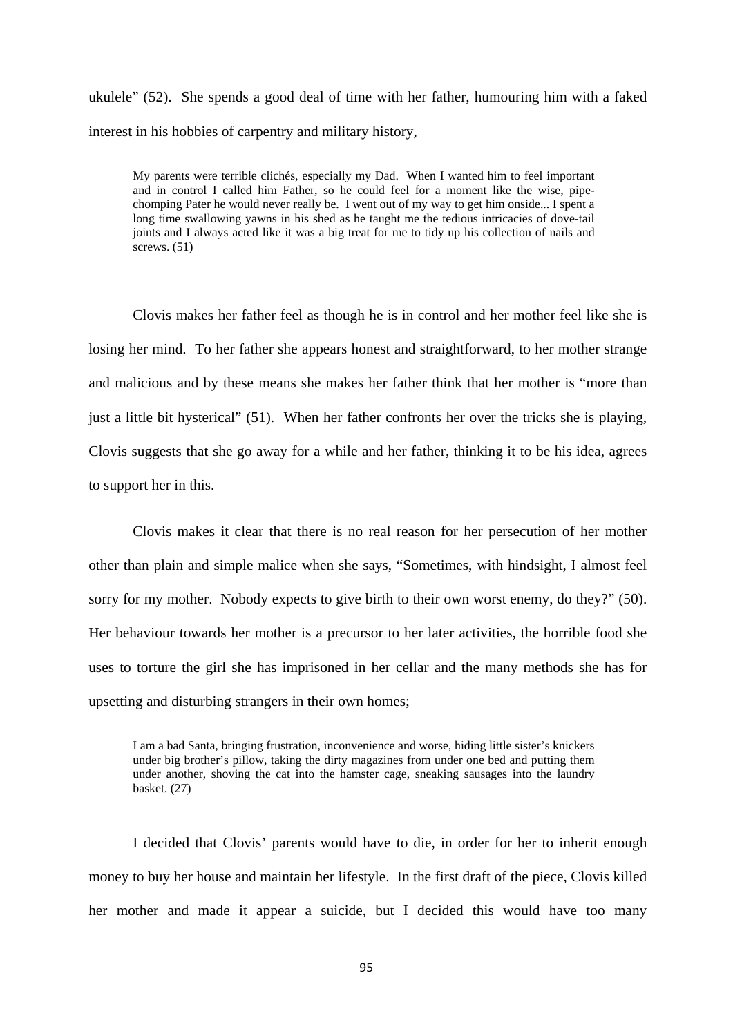ukulele" (52). She spends a good deal of time with her father, humouring him with a faked interest in his hobbies of carpentry and military history,

> My parents were terrible clichés, especially my Dad. When I wanted him to feel important and in control I called him Father, so he could feel for a moment like the wise, pipe-chomping Pater he would never really be. I went out of my way to get him onside... I spent a long time swallowing yawns in his shed as he taught me the tedious intricacies of dove-tail joints and I always acted like it was a big treat for me to tidy up his collection of nails and screws. (51)

Clovis makes her father feel as though he is in control and her mother feel like she is losing her mind. To her father she appears honest and straightforward, to her mother strange and malicious and by these means she makes her father think that her mother is "more than just a little bit hysterical" (51). When her father confronts her over the tricks she is playing, Clovis suggests that she go away for a while and her father, thinking it to be his idea, agrees to support her in this.

Clovis makes it clear that there is no real reason for her persecution of her mother other than plain and simple malice when she says, "Sometimes, with hindsight, I almost feel sorry for my mother. Nobody expects to give birth to their own worst enemy, do they?" (50). Her behaviour towards her mother is a precursor to her later activities, the horrible food she uses to torture the girl she has imprisoned in her cellar and the many methods she has for upsetting and disturbing strangers in their own homes;

> I am a bad Santa, bringing frustration, inconvenience and worse, hiding little sister's knickers under big brother's pillow, taking the dirty magazines from under one bed and putting them under another, shoving the cat into the hamster cage, sneaking sausages into the laundry basket. (27)

I decided that Clovis' parents would have to die, in order for her to inherit enough money to buy her house and maintain her lifestyle. In the first draft of the piece, Clovis killed her mother and made it appear a suicide, but I decided this would have too many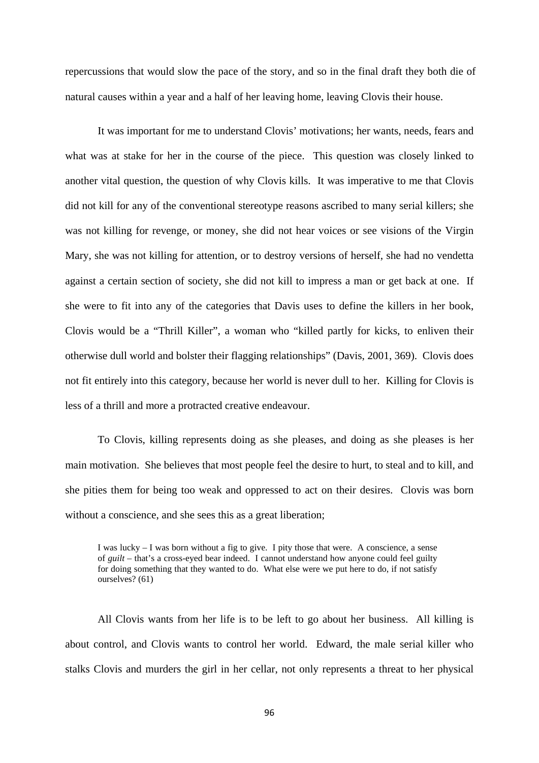repercussions that would slow the pace of the story, and so in the final draft they both die of natural causes within a year and a half of her leaving home, leaving Clovis their house.

It was important for me to understand Clovis' motivations; her wants, needs, fears and what was at stake for her in the course of the piece. This question was closely linked to another vital question, the question of why Clovis kills. It was imperative to me that Clovis did not kill for any of the conventional stereotype reasons ascribed to many serial killers; she was not killing for revenge, or money, she did not hear voices or see visions of the Virgin Mary, she was not killing for attention, or to destroy versions of herself, she had no vendetta against a certain section of society, she did not kill to impress a man or get back at one. If she were to fit into any of the categories that Davis uses to define the killers in her book, Clovis would be a "Thrill Killer", a woman who "killed partly for kicks, to enliven their otherwise dull world and bolster their flagging relationships" (Davis, 2001, 369). Clovis does not fit entirely into this category, because her world is never dull to her. Killing for Clovis is less of a thrill and more a protracted creative endeavour.

To Clovis, killing represents doing as she pleases, and doing as she pleases is her main motivation. She believes that most people feel the desire to hurt, to steal and to kill, and she pities them for being too weak and oppressed to act on their desires. Clovis was born without a conscience, and she sees this as a great liberation;

> I was lucky – I was born without a fig to give. I pity those that were. A conscience, a sense of *guilt* – that's a cross-eyed bear indeed. I cannot understand how anyone could feel guilty for doing something that they wanted to do. What else were we put here to do, if not satisfy ourselves? (61)

All Clovis wants from her life is to be left to go about her business. All killing is about control, and Clovis wants to control her world. Edward, the male serial killer who stalks Clovis and murders the girl in her cellar, not only represents a threat to her physical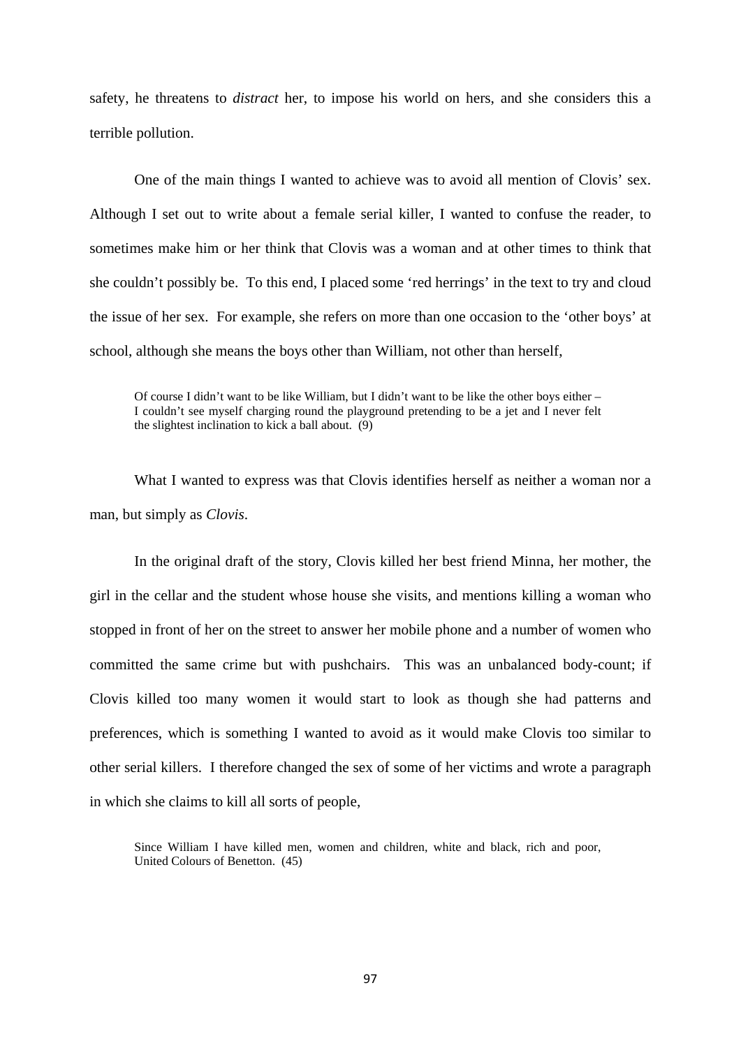safety, he threatens to *distract* her, to impose his world on hers, and she considers this a terrible pollution.

One of the main things I wanted to achieve was to avoid all mention of Clovis' sex. Although I set out to write about a female serial killer, I wanted to confuse the reader, to sometimes make him or her think that Clovis was a woman and at other times to think that she couldn't possibly be. To this end, I placed some 'red herrings' in the text to try and cloud the issue of her sex. For example, she refers on more than one occasion to the 'other boys' at school, although she means the boys other than William, not other than herself,

> Of course I didn't want to be like William, but I didn't want to be like the other boys either – I couldn't see myself charging round the playground pretending to be a jet and I never felt the slightest inclination to kick a ball about. (9)

What I wanted to express was that Clovis identifies herself as neither a woman nor a man, but simply as *Clovis*.

In the original draft of the story, Clovis killed her best friend Minna, her mother, the girl in the cellar and the student whose house she visits, and mentions killing a woman who stopped in front of her on the street to answer her mobile phone and a number of women who committed the same crime but with pushchairs. This was an unbalanced body-count; if Clovis killed too many women it would start to look as though she had patterns and preferences, which is something I wanted to avoid as it would make Clovis too similar to other serial killers. I therefore changed the sex of some of her victims and wrote a paragraph in which she claims to kill all sorts of people,

> Since William I have killed men, women and children, white and black, rich and poor, United Colours of Benetton. (45)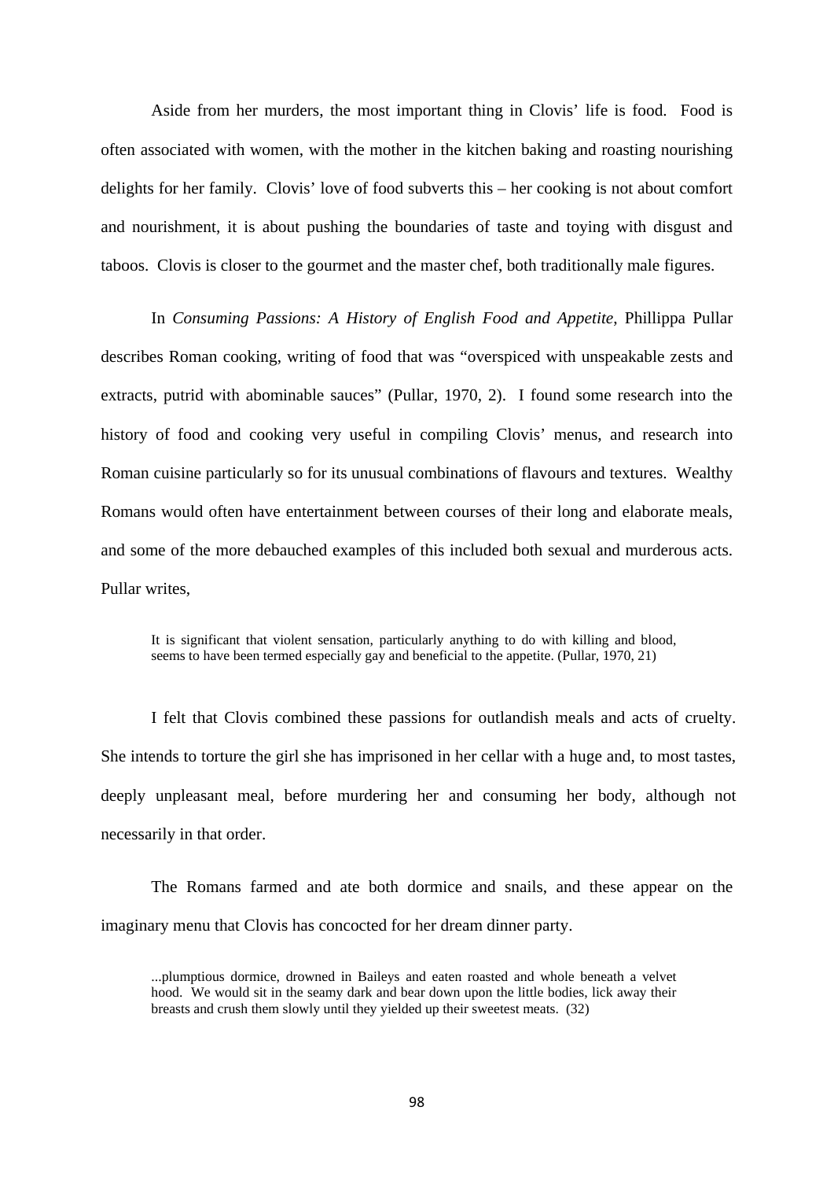Aside from her murders, the most important thing in Clovis' life is food. Food is often associated with women, with the mother in the kitchen baking and roasting nourishing delights for her family. Clovis' love of food subverts this – her cooking is not about comfort and nourishment, it is about pushing the boundaries of taste and toying with disgust and taboos. Clovis is closer to the gourmet and the master chef, both traditionally male figures.

In *Consuming Passions: A History of English Food and Appetite*, Phillippa Pullar describes Roman cooking, writing of food that was "overspiced with unspeakable zests and extracts, putrid with abominable sauces" (Pullar, 1970, 2). I found some research into the history of food and cooking very useful in compiling Clovis' menus, and research into Roman cuisine particularly so for its unusual combinations of flavours and textures. Wealthy Romans would often have entertainment between courses of their long and elaborate meals, and some of the more debauched examples of this included both sexual and murderous acts. Pullar writes,

> It is significant that violent sensation, particularly anything to do with killing and blood, seems to have been termed especially gay and beneficial to the appetite. (Pullar, 1970, 21)

I felt that Clovis combined these passions for outlandish meals and acts of cruelty. She intends to torture the girl she has imprisoned in her cellar with a huge and, to most tastes, deeply unpleasant meal, before murdering her and consuming her body, although not necessarily in that order.

The Romans farmed and ate both dormice and snails, and these appear on the imaginary menu that Clovis has concocted for her dream dinner party.

> ...plumptious dormice, drowned in Baileys and eaten roasted and whole beneath a velvet hood. We would sit in the seamy dark and bear down upon the little bodies, lick away their breasts and crush them slowly until they yielded up their sweetest meats. (32)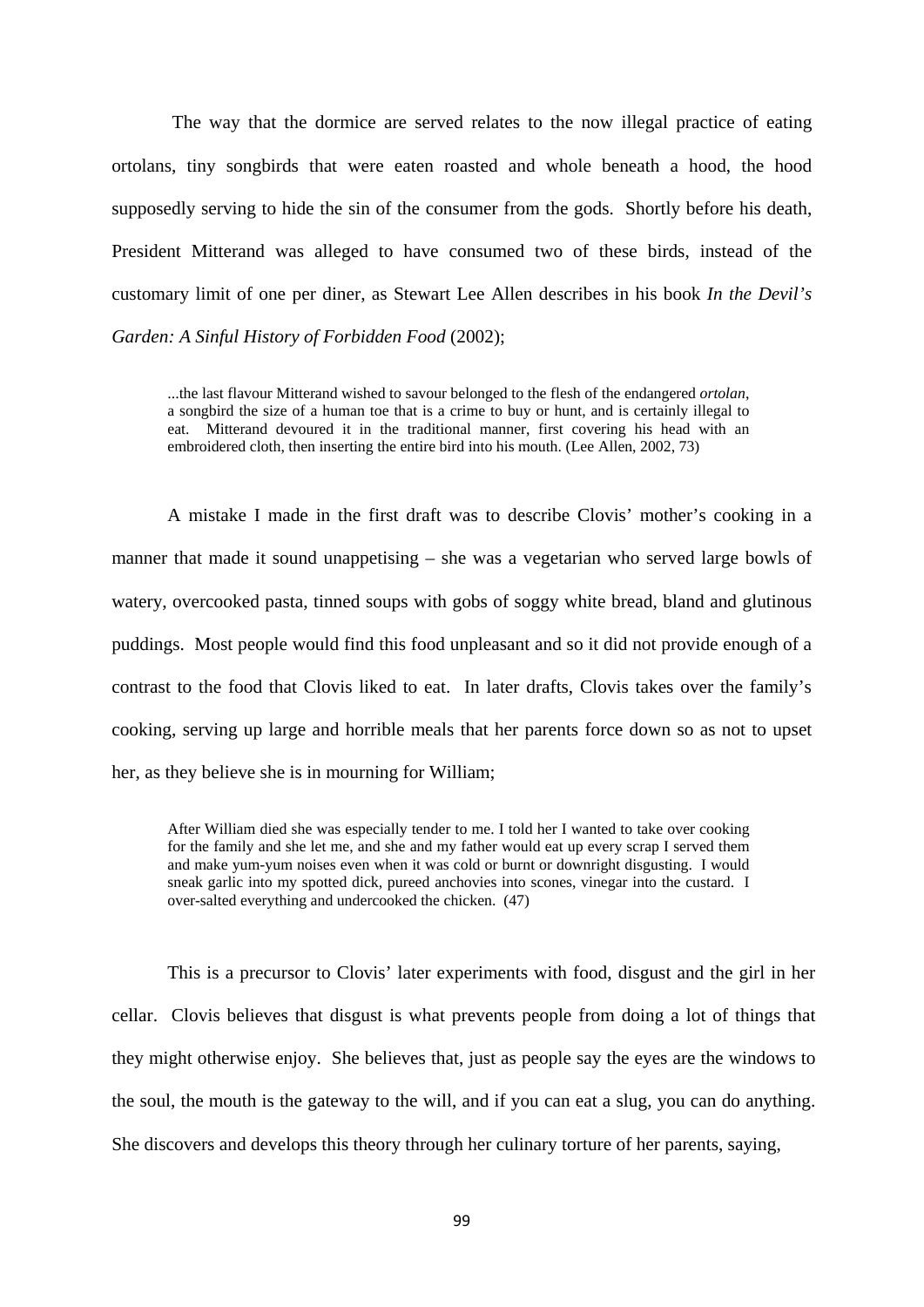The way that the dormice are served relates to the now illegal practice of eating ortolans, tiny songbirds that were eaten roasted and whole beneath a hood, the hood supposedly serving to hide the sin of the consumer from the gods. Shortly before his death, President Mitterand was alleged to have consumed two of these birds, instead of the customary limit of one per diner, as Stewart Lee Allen describes in his book *In the Devil's Garden: A Sinful History of Forbidden Food* (2002);

> ...the last flavour Mitterand wished to savour belonged to the flesh of the endangered *ortolan*, a songbird the size of a human toe that is a crime to buy or hunt, and is certainly illegal to eat. Mitterand devoured it in the traditional manner, first covering his head with an embroidered cloth, then inserting the entire bird into his mouth. (Lee Allen, 2002, 73)

A mistake I made in the first draft was to describe Clovis' mother's cooking in a manner that made it sound unappetising – she was a vegetarian who served large bowls of watery, overcooked pasta, tinned soups with gobs of soggy white bread, bland and glutinous puddings. Most people would find this food unpleasant and so it did not provide enough of a contrast to the food that Clovis liked to eat. In later drafts, Clovis takes over the family's cooking, serving up large and horrible meals that her parents force down so as not to upset her, as they believe she is in mourning for William;

> After William died she was especially tender to me. I told her I wanted to take over cooking for the family and she let me, and she and my father would eat up every scrap I served them and make yum-yum noises even when it was cold or burnt or downright disgusting. I would sneak garlic into my spotted dick, pureed anchovies into scones, vinegar into the custard. I over-salted everything and undercooked the chicken. (47)

This is a precursor to Clovis' later experiments with food, disgust and the girl in her cellar. Clovis believes that disgust is what prevents people from doing a lot of things that they might otherwise enjoy. She believes that, just as people say the eyes are the windows to the soul, the mouth is the gateway to the will, and if you can eat a slug, you can do anything. She discovers and develops this theory through her culinary torture of her parents, saying,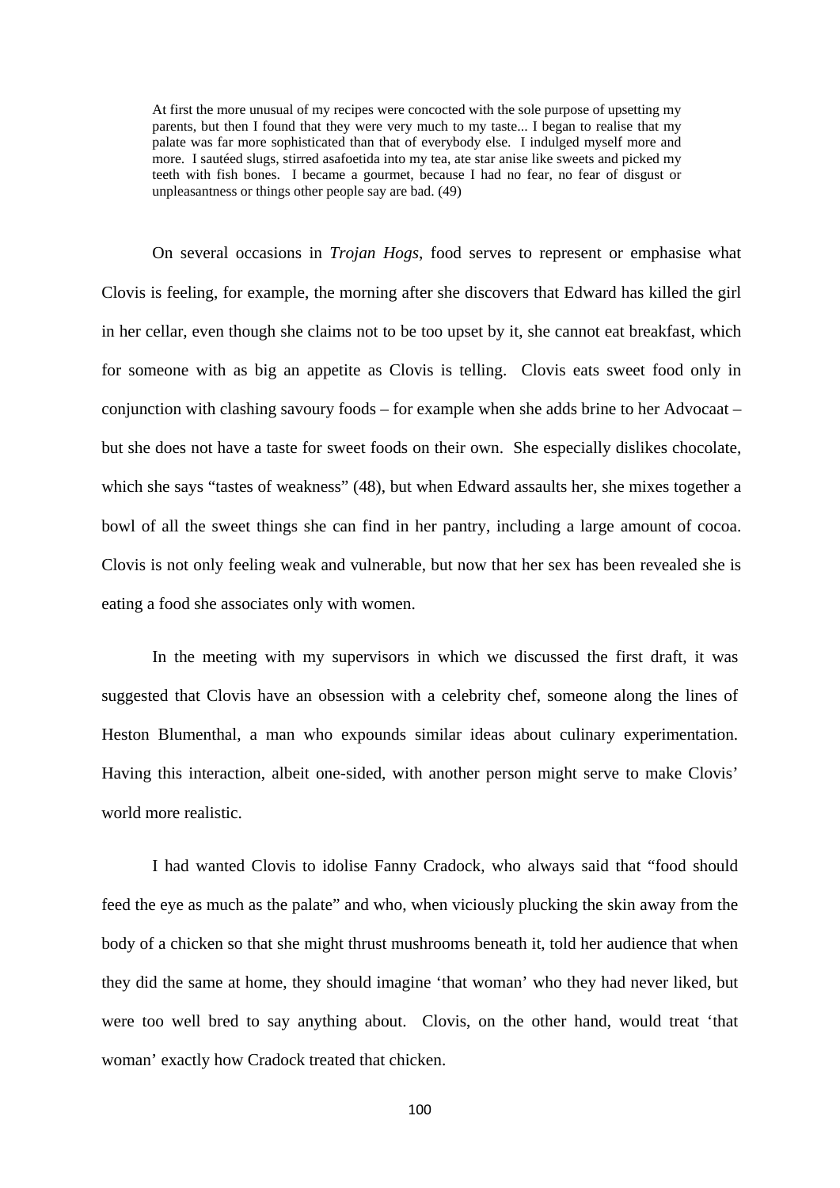> At first the more unusual of my recipes were concocted with the sole purpose of upsetting my parents, but then I found that they were very much to my taste... I began to realise that my palate was far more sophisticated than that of everybody else. I indulged myself more and more. I sautéed slugs, stirred asafoetida into my tea, ate star anise like sweets and picked my teeth with fish bones. I became a gourmet, because I had no fear, no fear of disgust or unpleasantness or things other people say are bad. (49)

On several occasions in *Trojan Hogs*, food serves to represent or emphasise what Clovis is feeling, for example, the morning after she discovers that Edward has killed the girl in her cellar, even though she claims not to be too upset by it, she cannot eat breakfast, which for someone with as big an appetite as Clovis is telling. Clovis eats sweet food only in conjunction with clashing savoury foods – for example when she adds brine to her Advocaat – but she does not have a taste for sweet foods on their own. She especially dislikes chocolate, which she says "tastes of weakness" (48), but when Edward assaults her, she mixes together a bowl of all the sweet things she can find in her pantry, including a large amount of cocoa. Clovis is not only feeling weak and vulnerable, but now that her sex has been revealed she is eating a food she associates only with women.

In the meeting with my supervisors in which we discussed the first draft, it was suggested that Clovis have an obsession with a celebrity chef, someone along the lines of Heston Blumenthal, a man who expounds similar ideas about culinary experimentation. Having this interaction, albeit one-sided, with another person might serve to make Clovis' world more realistic.

I had wanted Clovis to idolise Fanny Cradock, who always said that "food should feed the eye as much as the palate" and who, when viciously plucking the skin away from the body of a chicken so that she might thrust mushrooms beneath it, told her audience that when they did the same at home, they should imagine 'that woman' who they had never liked, but were too well bred to say anything about. Clovis, on the other hand, would treat 'that woman' exactly how Cradock treated that chicken.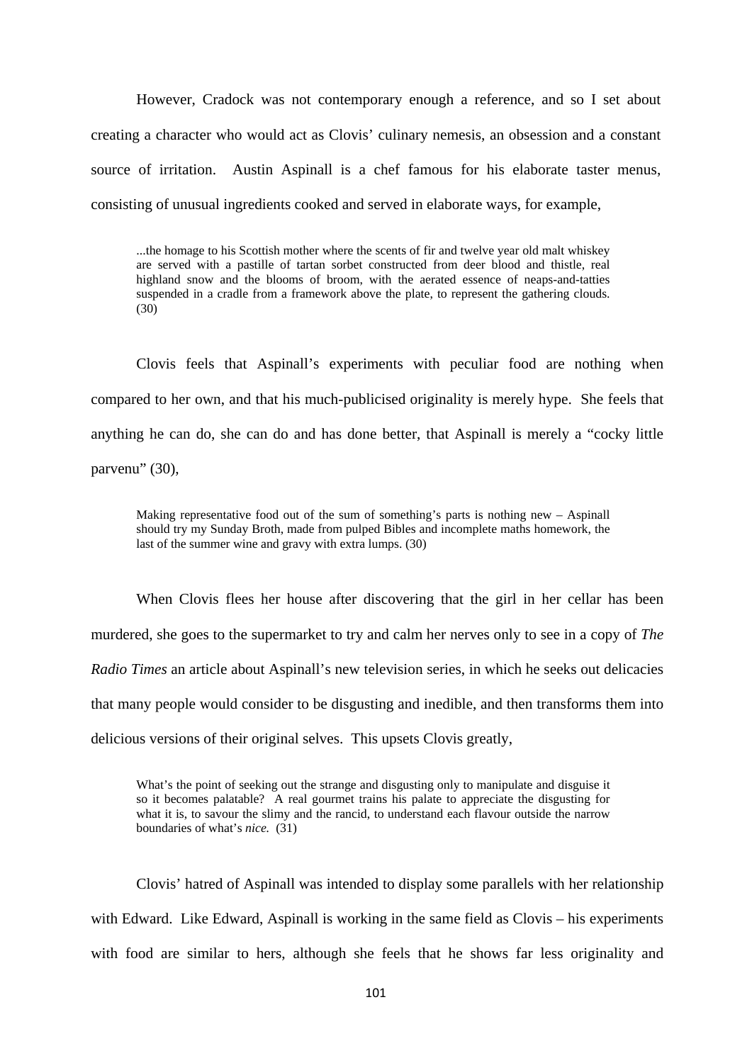However, Cradock was not contemporary enough a reference, and so I set about creating a character who would act as Clovis' culinary nemesis, an obsession and a constant source of irritation. Austin Aspinall is a chef famous for his elaborate taster menus, consisting of unusual ingredients cooked and served in elaborate ways, for example,

> ...the homage to his Scottish mother where the scents of fir and twelve year old malt whiskey are served with a pastille of tartan sorbet constructed from deer blood and thistle, real highland snow and the blooms of broom, with the aerated essence of neaps-and-tatties suspended in a cradle from a framework above the plate, to represent the gathering clouds. (30)

Clovis feels that Aspinall's experiments with peculiar food are nothing when compared to her own, and that his much-publicised originality is merely hype. She feels that anything he can do, she can do and has done better, that Aspinall is merely a "cocky little parvenu" (30),

> Making representative food out of the sum of something's parts is nothing new – Aspinall should try my Sunday Broth, made from pulped Bibles and incomplete maths homework, the last of the summer wine and gravy with extra lumps. (30)

When Clovis flees her house after discovering that the girl in her cellar has been murdered, she goes to the supermarket to try and calm her nerves only to see in a copy of *The Radio Times* an article about Aspinall's new television series, in which he seeks out delicacies that many people would consider to be disgusting and inedible, and then transforms them into delicious versions of their original selves. This upsets Clovis greatly,

> What's the point of seeking out the strange and disgusting only to manipulate and disguise it so it becomes palatable? A real gourmet trains his palate to appreciate the disgusting for what it is, to savour the slimy and the rancid, to understand each flavour outside the narrow boundaries of what's *nice.* (31)

Clovis' hatred of Aspinall was intended to display some parallels with her relationship with Edward. Like Edward, Aspinall is working in the same field as Clovis – his experiments with food are similar to hers, although she feels that he shows far less originality and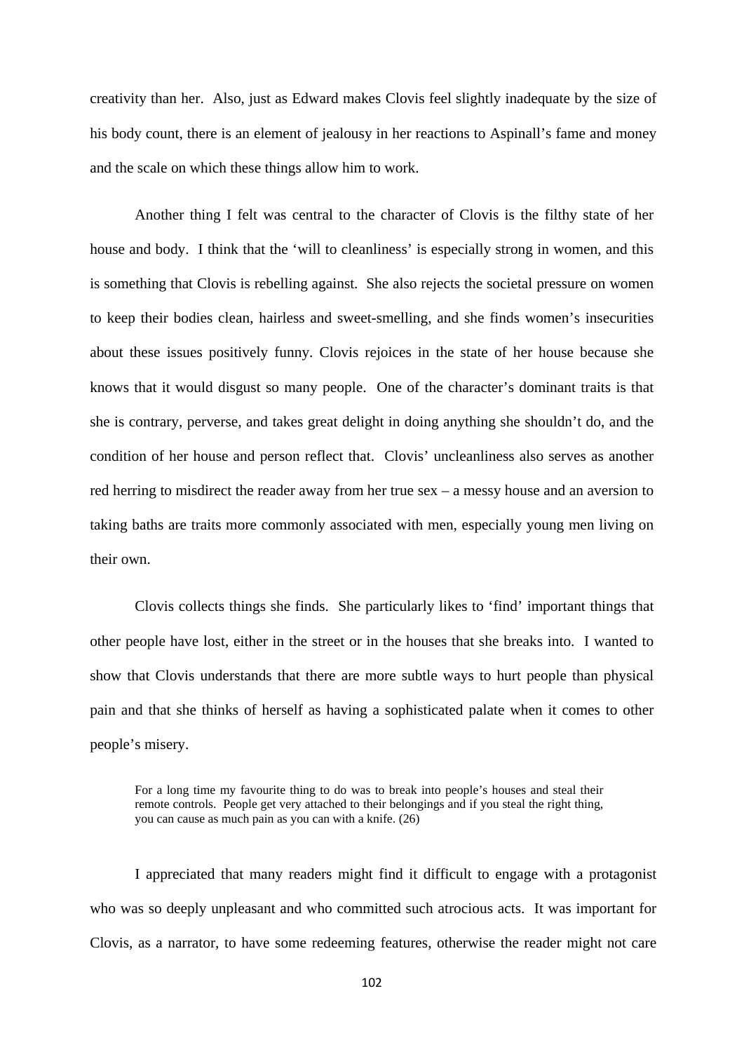creativity than her. Also, just as Edward makes Clovis feel slightly inadequate by the size of his body count, there is an element of jealousy in her reactions to Aspinall's fame and money and the scale on which these things allow him to work.

Another thing I felt was central to the character of Clovis is the filthy state of her house and body. I think that the 'will to cleanliness' is especially strong in women, and this is something that Clovis is rebelling against. She also rejects the societal pressure on women to keep their bodies clean, hairless and sweet-smelling, and she finds women's insecurities about these issues positively funny. Clovis rejoices in the state of her house because she knows that it would disgust so many people. One of the character's dominant traits is that she is contrary, perverse, and takes great delight in doing anything she shouldn't do, and the condition of her house and person reflect that. Clovis' uncleanliness also serves as another red herring to misdirect the reader away from her true sex – a messy house and an aversion to taking baths are traits more commonly associated with men, especially young men living on their own.

Clovis collects things she finds. She particularly likes to 'find' important things that other people have lost, either in the street or in the houses that she breaks into. I wanted to show that Clovis understands that there are more subtle ways to hurt people than physical pain and that she thinks of herself as having a sophisticated palate when it comes to other people's misery.

> For a long time my favourite thing to do was to break into people's houses and steal their remote controls. People get very attached to their belongings and if you steal the right thing, you can cause as much pain as you can with a knife. (26)

I appreciated that many readers might find it difficult to engage with a protagonist who was so deeply unpleasant and who committed such atrocious acts. It was important for Clovis, as a narrator, to have some redeeming features, otherwise the reader might not care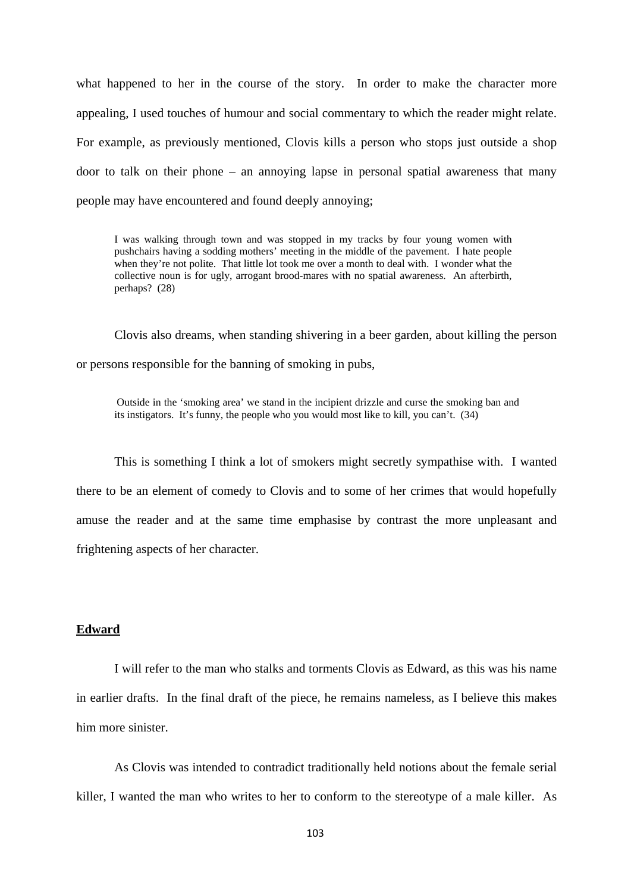what happened to her in the course of the story. In order to make the character more appealing, I used touches of humour and social commentary to which the reader might relate. For example, as previously mentioned, Clovis kills a person who stops just outside a shop door to talk on their phone – an annoying lapse in personal spatial awareness that many people may have encountered and found deeply annoying;

> I was walking through town and was stopped in my tracks by four young women with pushchairs having a sodding mothers' meeting in the middle of the pavement. I hate people when they're not polite. That little lot took me over a month to deal with. I wonder what the collective noun is for ugly, arrogant brood-mares with no spatial awareness. An afterbirth, perhaps? (28)

Clovis also dreams, when standing shivering in a beer garden, about killing the person or persons responsible for the banning of smoking in pubs,

> Outside in the 'smoking area' we stand in the incipient drizzle and curse the smoking ban and its instigators. It's funny, the people who you would most like to kill, you can't. (34)

This is something I think a lot of smokers might secretly sympathise with. I wanted there to be an element of comedy to Clovis and to some of her crimes that would hopefully amuse the reader and at the same time emphasise by contrast the more unpleasant and frightening aspects of her character.

## Edward

I will refer to the man who stalks and torments Clovis as Edward, as this was his name in earlier drafts. In the final draft of the piece, he remains nameless, as I believe this makes him more sinister.

As Clovis was intended to contradict traditionally held notions about the female serial killer, I wanted the man who writes to her to conform to the stereotype of a male killer. As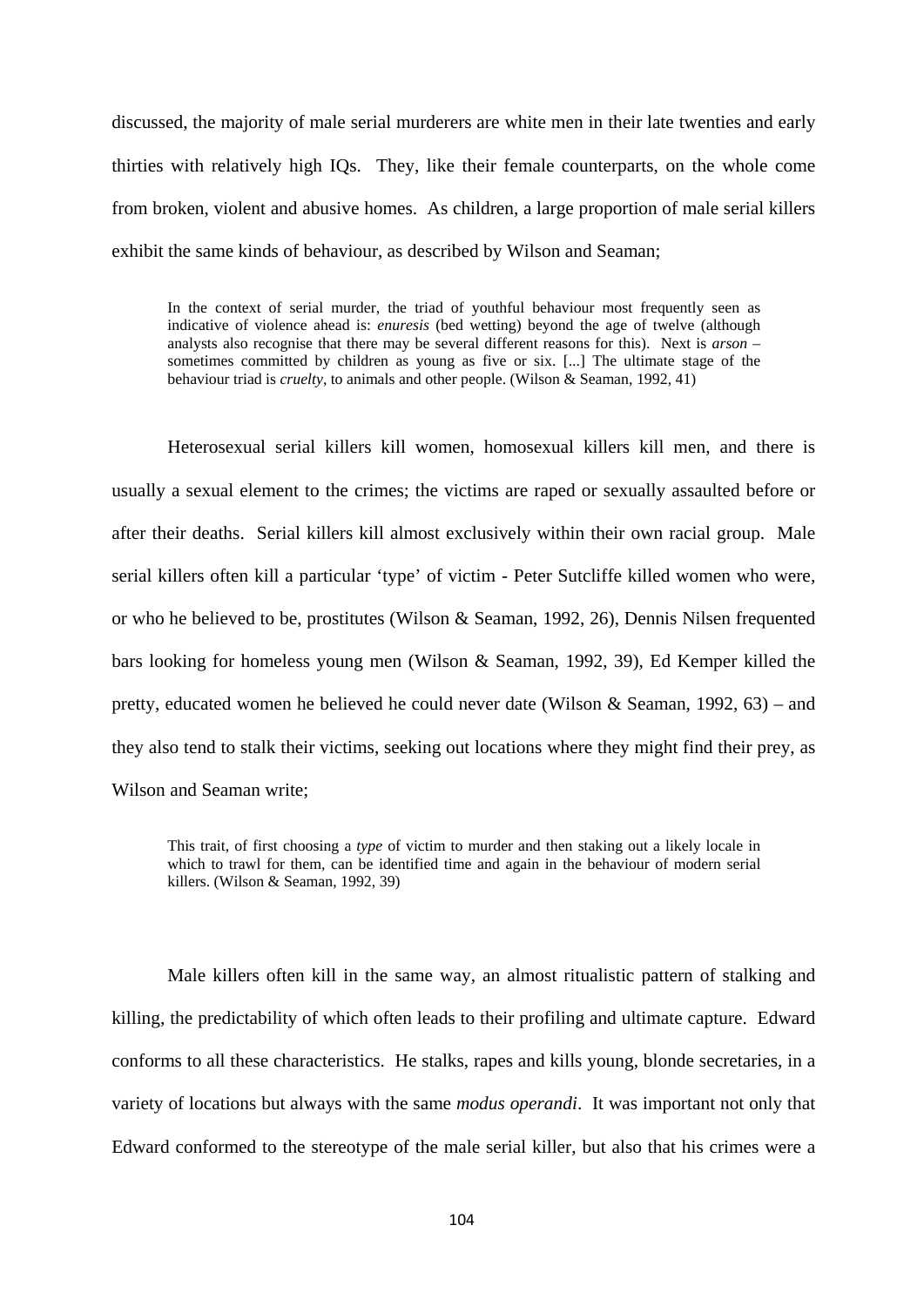discussed, the majority of male serial murderers are white men in their late twenties and early thirties with relatively high IQs. They, like their female counterparts, on the whole come from broken, violent and abusive homes. As children, a large proportion of male serial killers exhibit the same kinds of behaviour, as described by Wilson and Seaman;

> In the context of serial murder, the triad of youthful behaviour most frequently seen as indicative of violence ahead is: *enuresis* (bed wetting) beyond the age of twelve (although analysts also recognise that there may be several different reasons for this). Next is *arson* – sometimes committed by children as young as five or six. [...] The ultimate stage of the behaviour triad is *cruelty*, to animals and other people. (Wilson & Seaman, 1992, 41)

Heterosexual serial killers kill women, homosexual killers kill men, and there is usually a sexual element to the crimes; the victims are raped or sexually assaulted before or after their deaths. Serial killers kill almost exclusively within their own racial group. Male serial killers often kill a particular 'type' of victim - Peter Sutcliffe killed women who were, or who he believed to be, prostitutes (Wilson & Seaman, 1992, 26), Dennis Nilsen frequented bars looking for homeless young men (Wilson & Seaman, 1992, 39), Ed Kemper killed the pretty, educated women he believed he could never date (Wilson & Seaman, 1992, 63) – and they also tend to stalk their victims, seeking out locations where they might find their prey, as Wilson and Seaman write;

> This trait, of first choosing a *type* of victim to murder and then staking out a likely locale in which to trawl for them, can be identified time and again in the behaviour of modern serial killers. (Wilson & Seaman, 1992, 39)

Male killers often kill in the same way, an almost ritualistic pattern of stalking and killing, the predictability of which often leads to their profiling and ultimate capture. Edward conforms to all these characteristics. He stalks, rapes and kills young, blonde secretaries, in a variety of locations but always with the same *modus operandi*. It was important not only that Edward conformed to the stereotype of the male serial killer, but also that his crimes were a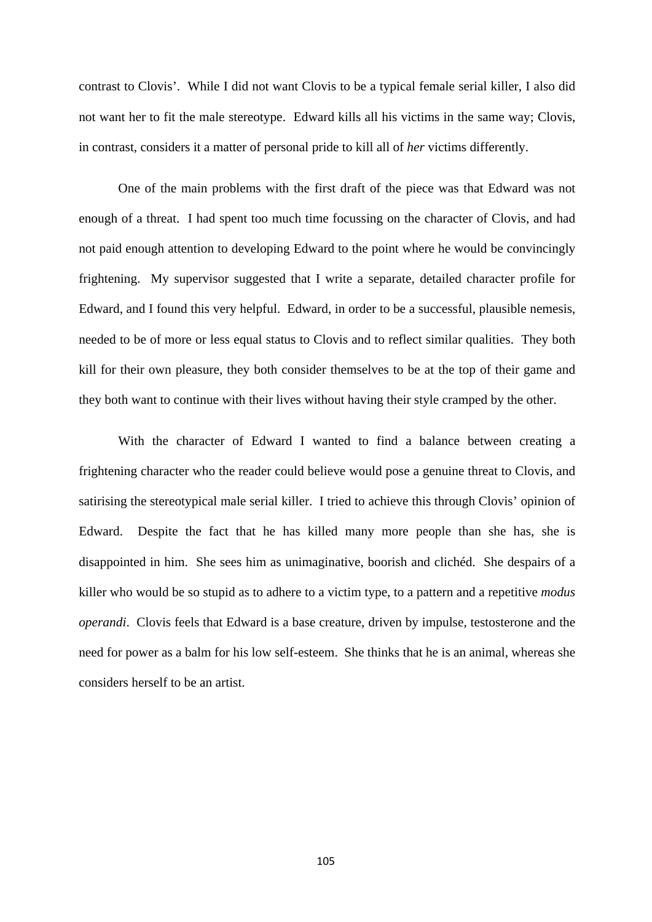contrast to Clovis'. While I did not want Clovis to be a typical female serial killer, I also did not want her to fit the male stereotype. Edward kills all his victims in the same way; Clovis, in contrast, considers it a matter of personal pride to kill all of *her* victims differently.

One of the main problems with the first draft of the piece was that Edward was not enough of a threat. I had spent too much time focussing on the character of Clovis, and had not paid enough attention to developing Edward to the point where he would be convincingly frightening. My supervisor suggested that I write a separate, detailed character profile for Edward, and I found this very helpful. Edward, in order to be a successful, plausible nemesis, needed to be of more or less equal status to Clovis and to reflect similar qualities. They both kill for their own pleasure, they both consider themselves to be at the top of their game and they both want to continue with their lives without having their style cramped by the other.

With the character of Edward I wanted to find a balance between creating a frightening character who the reader could believe would pose a genuine threat to Clovis, and satirising the stereotypical male serial killer. I tried to achieve this through Clovis' opinion of Edward. Despite the fact that he has killed many more people than she has, she is disappointed in him. She sees him as unimaginative, boorish and clichéd. She despairs of a killer who would be so stupid as to adhere to a victim type, to a pattern and a repetitive *modus operandi*. Clovis feels that Edward is a base creature, driven by impulse, testosterone and the need for power as a balm for his low self-esteem. She thinks that he is an animal, whereas she considers herself to be an artist.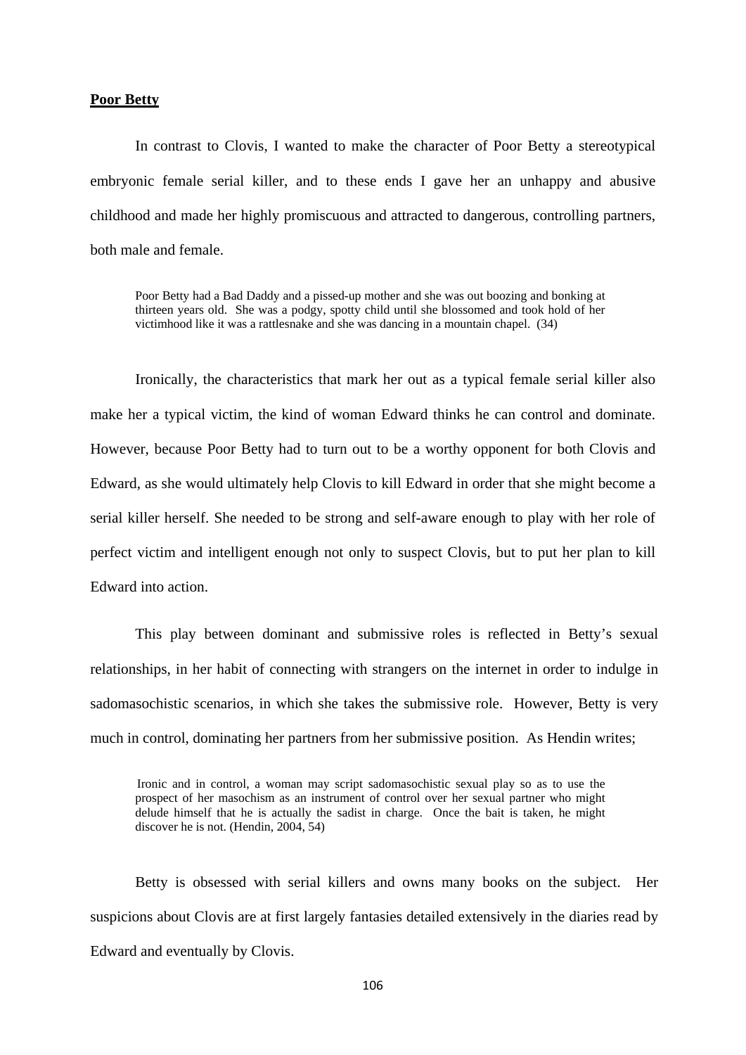**Poor Betty**

In contrast to Clovis, I wanted to make the character of Poor Betty a stereotypical embryonic female serial killer, and to these ends I gave her an unhappy and abusive childhood and made her highly promiscuous and attracted to dangerous, controlling partners, both male and female.

> Poor Betty had a Bad Daddy and a pissed-up mother and she was out boozing and bonking at thirteen years old. She was a podgy, spotty child until she blossomed and took hold of her victimhood like it was a rattlesnake and she was dancing in a mountain chapel. (34)

Ironically, the characteristics that mark her out as a typical female serial killer also make her a typical victim, the kind of woman Edward thinks he can control and dominate. However, because Poor Betty had to turn out to be a worthy opponent for both Clovis and Edward, as she would ultimately help Clovis to kill Edward in order that she might become a serial killer herself. She needed to be strong and self-aware enough to play with her role of perfect victim and intelligent enough not only to suspect Clovis, but to put her plan to kill Edward into action.

This play between dominant and submissive roles is reflected in Betty's sexual relationships, in her habit of connecting with strangers on the internet in order to indulge in sadomasochistic scenarios, in which she takes the submissive role. However, Betty is very much in control, dominating her partners from her submissive position. As Hendin writes;

> Ironic and in control, a woman may script sadomasochistic sexual play so as to use the prospect of her masochism as an instrument of control over her sexual partner who might delude himself that he is actually the sadist in charge. Once the bait is taken, he might discover he is not. (Hendin, 2004, 54)

Betty is obsessed with serial killers and owns many books on the subject. Her suspicions about Clovis are at first largely fantasies detailed extensively in the diaries read by Edward and eventually by Clovis.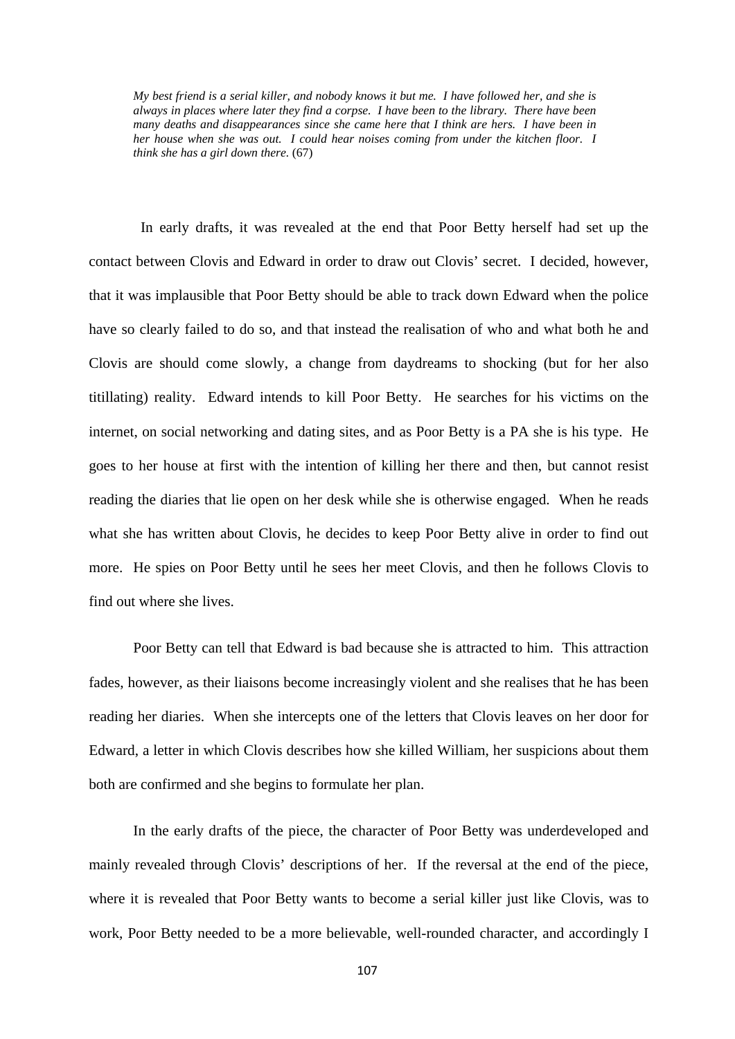> *My best friend is a serial killer, and nobody knows it but me. I have followed her, and she is always in places where later they find a corpse. I have been to the library. There have been many deaths and disappearances since she came here that I think are hers. I have been in her house when she was out. I could hear noises coming from under the kitchen floor. I think she has a girl down there.* (67)

In early drafts, it was revealed at the end that Poor Betty herself had set up the contact between Clovis and Edward in order to draw out Clovis' secret. I decided, however, that it was implausible that Poor Betty should be able to track down Edward when the police have so clearly failed to do so, and that instead the realisation of who and what both he and Clovis are should come slowly, a change from daydreams to shocking (but for her also titillating) reality. Edward intends to kill Poor Betty. He searches for his victims on the internet, on social networking and dating sites, and as Poor Betty is a PA she is his type. He goes to her house at first with the intention of killing her there and then, but cannot resist reading the diaries that lie open on her desk while she is otherwise engaged. When he reads what she has written about Clovis, he decides to keep Poor Betty alive in order to find out more. He spies on Poor Betty until he sees her meet Clovis, and then he follows Clovis to find out where she lives.

Poor Betty can tell that Edward is bad because she is attracted to him. This attraction fades, however, as their liaisons become increasingly violent and she realises that he has been reading her diaries. When she intercepts one of the letters that Clovis leaves on her door for Edward, a letter in which Clovis describes how she killed William, her suspicions about them both are confirmed and she begins to formulate her plan.

In the early drafts of the piece, the character of Poor Betty was underdeveloped and mainly revealed through Clovis' descriptions of her. If the reversal at the end of the piece, where it is revealed that Poor Betty wants to become a serial killer just like Clovis, was to work, Poor Betty needed to be a more believable, well-rounded character, and accordingly I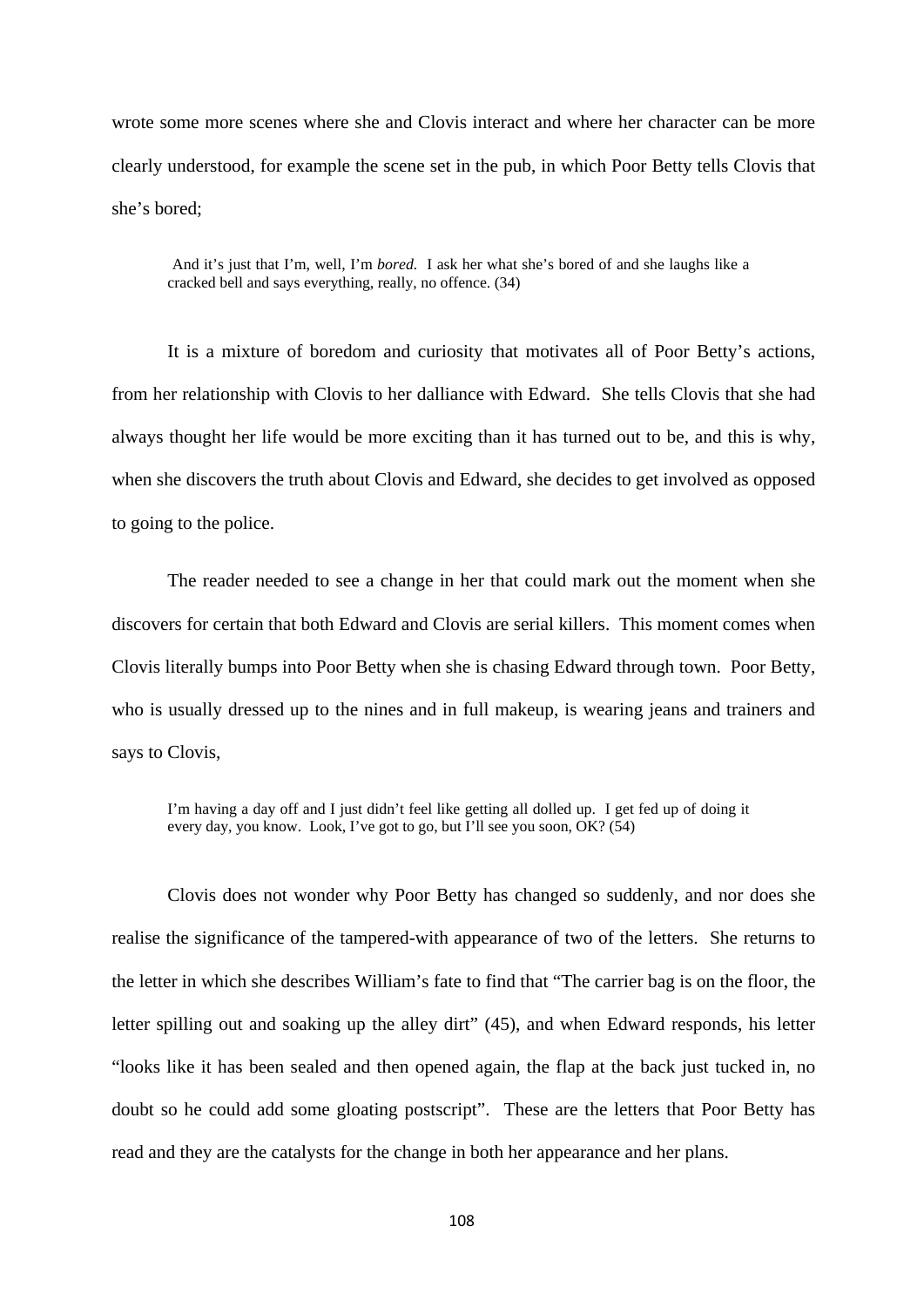wrote some more scenes where she and Clovis interact and where her character can be more clearly understood, for example the scene set in the pub, in which Poor Betty tells Clovis that she's bored;

> And it's just that I'm, well, I'm *bored*. I ask her what she's bored of and she laughs like a cracked bell and says everything, really, no offence. (34)

It is a mixture of boredom and curiosity that motivates all of Poor Betty's actions, from her relationship with Clovis to her dalliance with Edward. She tells Clovis that she had always thought her life would be more exciting than it has turned out to be, and this is why, when she discovers the truth about Clovis and Edward, she decides to get involved as opposed to going to the police.

The reader needed to see a change in her that could mark out the moment when she discovers for certain that both Edward and Clovis are serial killers. This moment comes when Clovis literally bumps into Poor Betty when she is chasing Edward through town. Poor Betty, who is usually dressed up to the nines and in full makeup, is wearing jeans and trainers and says to Clovis,

> I'm having a day off and I just didn't feel like getting all dolled up. I get fed up of doing it every day, you know. Look, I've got to go, but I'll see you soon, OK? (54)

Clovis does not wonder why Poor Betty has changed so suddenly, and nor does she realise the significance of the tampered-with appearance of two of the letters. She returns to the letter in which she describes William's fate to find that "The carrier bag is on the floor, the letter spilling out and soaking up the alley dirt" (45), and when Edward responds, his letter "looks like it has been sealed and then opened again, the flap at the back just tucked in, no doubt so he could add some gloating postscript". These are the letters that Poor Betty has read and they are the catalysts for the change in both her appearance and her plans.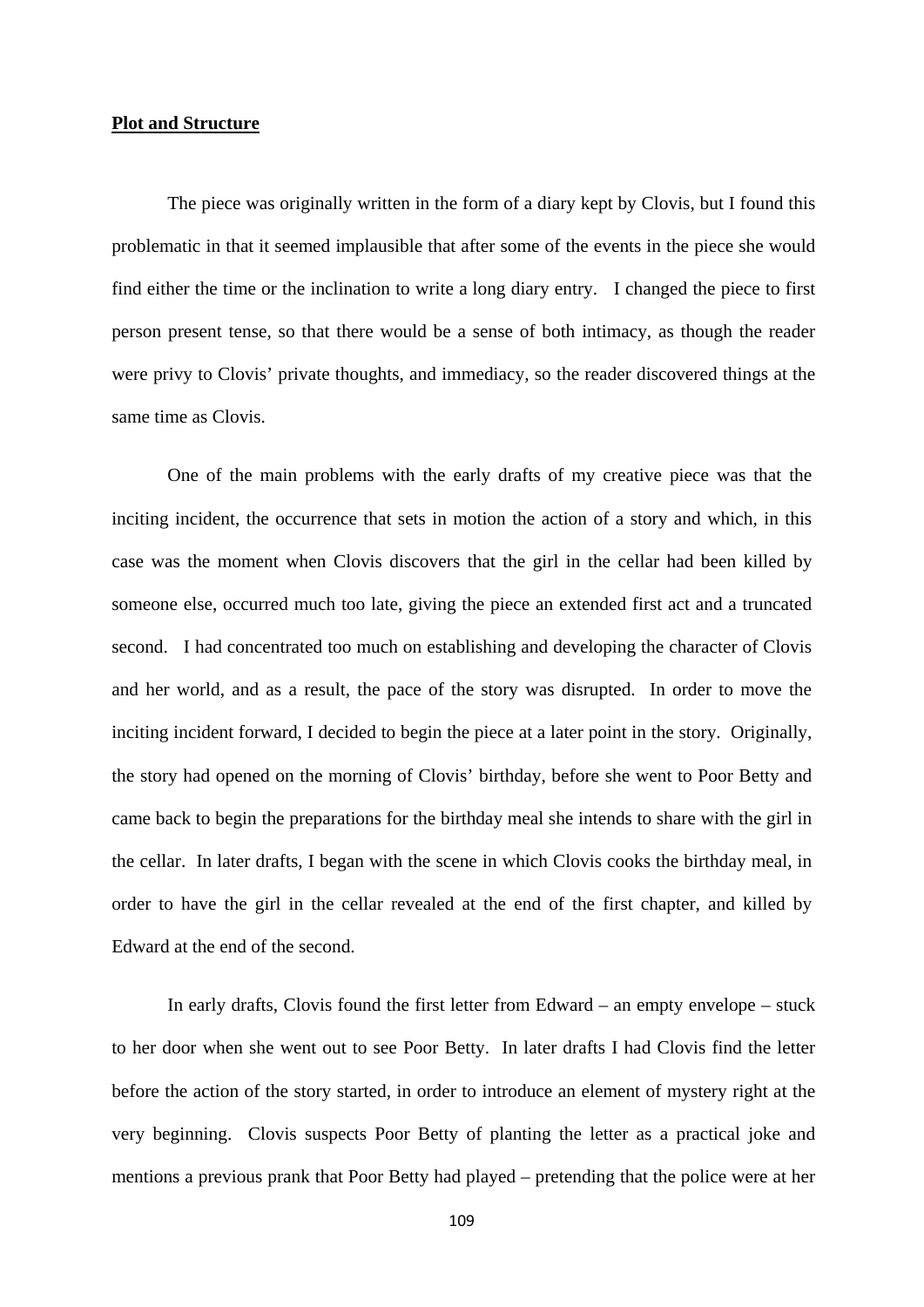**Plot and Structure**

The piece was originally written in the form of a diary kept by Clovis, but I found this problematic in that it seemed implausible that after some of the events in the piece she would find either the time or the inclination to write a long diary entry. I changed the piece to first person present tense, so that there would be a sense of both intimacy, as though the reader were privy to Clovis' private thoughts, and immediacy, so the reader discovered things at the same time as Clovis.

One of the main problems with the early drafts of my creative piece was that the inciting incident, the occurrence that sets in motion the action of a story and which, in this case was the moment when Clovis discovers that the girl in the cellar had been killed by someone else, occurred much too late, giving the piece an extended first act and a truncated second. I had concentrated too much on establishing and developing the character of Clovis and her world, and as a result, the pace of the story was disrupted. In order to move the inciting incident forward, I decided to begin the piece at a later point in the story. Originally, the story had opened on the morning of Clovis' birthday, before she went to Poor Betty and came back to begin the preparations for the birthday meal she intends to share with the girl in the cellar. In later drafts, I began with the scene in which Clovis cooks the birthday meal, in order to have the girl in the cellar revealed at the end of the first chapter, and killed by Edward at the end of the second.

In early drafts, Clovis found the first letter from Edward – an empty envelope – stuck to her door when she went out to see Poor Betty. In later drafts I had Clovis find the letter before the action of the story started, in order to introduce an element of mystery right at the very beginning. Clovis suspects Poor Betty of planting the letter as a practical joke and mentions a previous prank that Poor Betty had played – pretending that the police were at her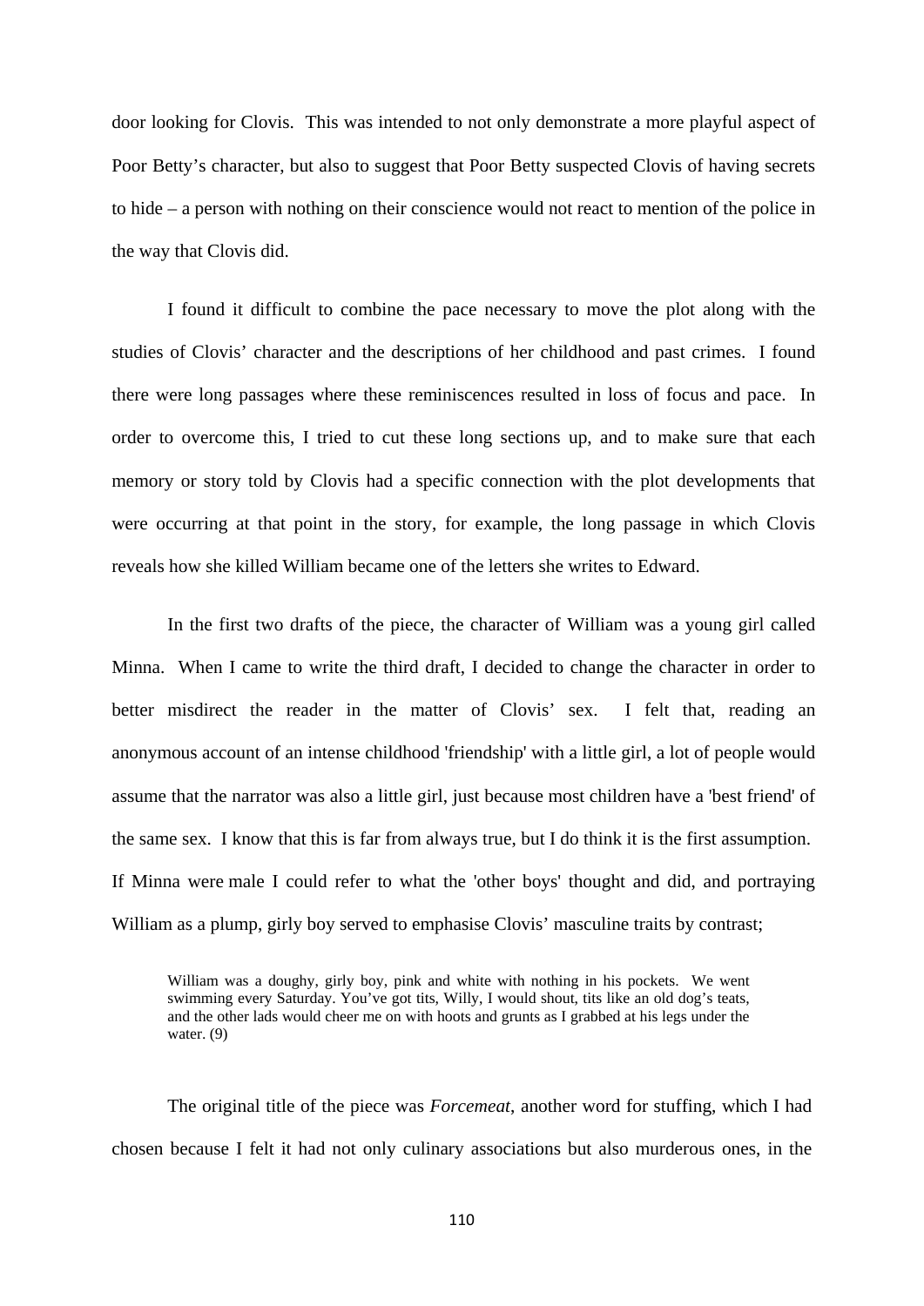door looking for Clovis. This was intended to not only demonstrate a more playful aspect of Poor Betty's character, but also to suggest that Poor Betty suspected Clovis of having secrets to hide – a person with nothing on their conscience would not react to mention of the police in the way that Clovis did.

I found it difficult to combine the pace necessary to move the plot along with the studies of Clovis' character and the descriptions of her childhood and past crimes. I found there were long passages where these reminiscences resulted in loss of focus and pace. In order to overcome this, I tried to cut these long sections up, and to make sure that each memory or story told by Clovis had a specific connection with the plot developments that were occurring at that point in the story, for example, the long passage in which Clovis reveals how she killed William became one of the letters she writes to Edward.

In the first two drafts of the piece, the character of William was a young girl called Minna. When I came to write the third draft, I decided to change the character in order to better misdirect the reader in the matter of Clovis' sex. I felt that, reading an anonymous account of an intense childhood 'friendship' with a little girl, a lot of people would assume that the narrator was also a little girl, just because most children have a 'best friend' of the same sex. I know that this is far from always true, but I do think it is the first assumption. If Minna were male I could refer to what the 'other boys' thought and did, and portraying William as a plump, girly boy served to emphasise Clovis' masculine traits by contrast;

> William was a doughy, girly boy, pink and white with nothing in his pockets. We went swimming every Saturday. You've got tits, Willy, I would shout, tits like an old dog's teats, and the other lads would cheer me on with hoots and grunts as I grabbed at his legs under the water. (9)

The original title of the piece was *Forcemeat*, another word for stuffing, which I had chosen because I felt it had not only culinary associations but also murderous ones, in the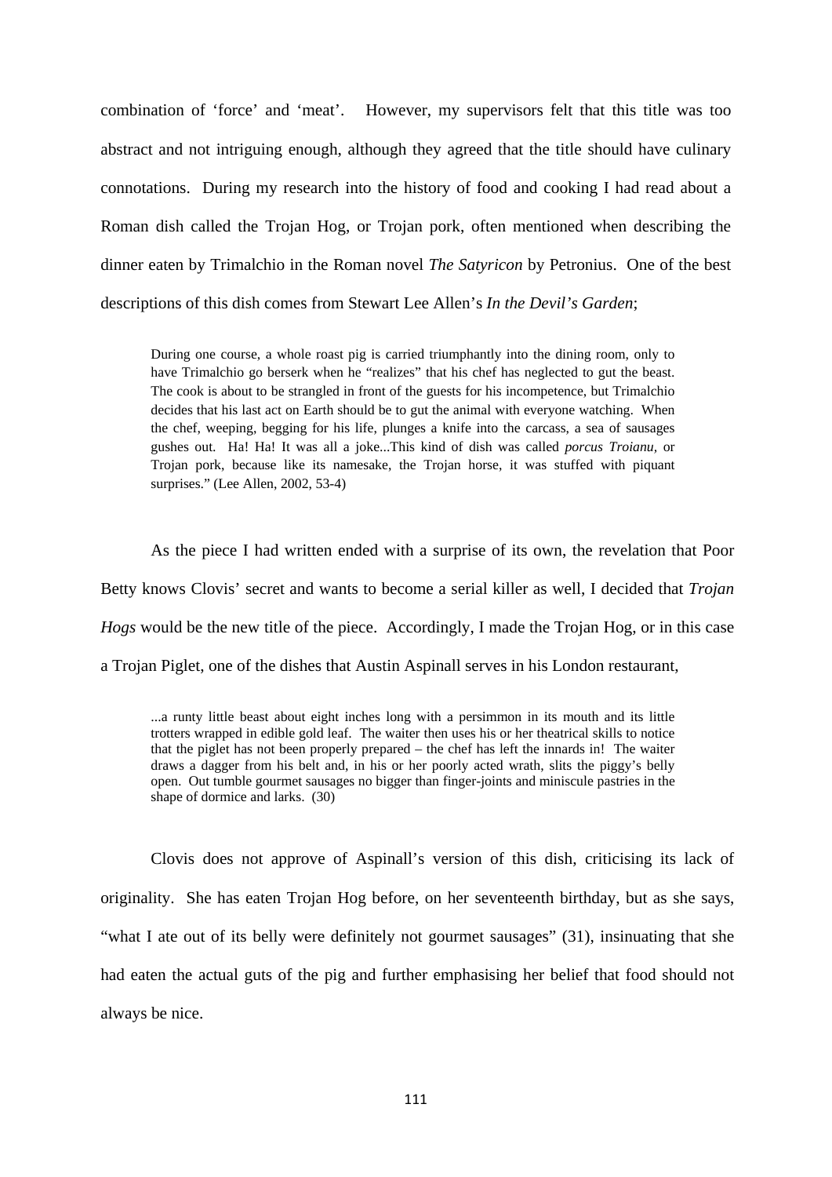combination of 'force' and 'meat'. However, my supervisors felt that this title was too abstract and not intriguing enough, although they agreed that the title should have culinary connotations. During my research into the history of food and cooking I had read about a Roman dish called the Trojan Hog, or Trojan pork, often mentioned when describing the dinner eaten by Trimalchio in the Roman novel *The Satyricon* by Petronius. One of the best descriptions of this dish comes from Stewart Lee Allen's *In the Devil's Garden*;

> During one course, a whole roast pig is carried triumphantly into the dining room, only to have Trimalchio go berserk when he "realizes" that his chef has neglected to gut the beast. The cook is about to be strangled in front of the guests for his incompetence, but Trimalchio decides that his last act on Earth should be to gut the animal with everyone watching. When the chef, weeping, begging for his life, plunges a knife into the carcass, a sea of sausages gushes out. Ha! Ha! It was all a joke...This kind of dish was called *porcus Troianu*, or Trojan pork, because like its namesake, the Trojan horse, it was stuffed with piquant surprises." (Lee Allen, 2002, 53-4)

As the piece I had written ended with a surprise of its own, the revelation that Poor Betty knows Clovis' secret and wants to become a serial killer as well, I decided that *Trojan Hogs* would be the new title of the piece. Accordingly, I made the Trojan Hog, or in this case a Trojan Piglet, one of the dishes that Austin Aspinall serves in his London restaurant,

> ...a runty little beast about eight inches long with a persimmon in its mouth and its little trotters wrapped in edible gold leaf. The waiter then uses his or her theatrical skills to notice that the piglet has not been properly prepared – the chef has left the innards in! The waiter draws a dagger from his belt and, in his or her poorly acted wrath, slits the piggy's belly open. Out tumble gourmet sausages no bigger than finger-joints and miniscule pastries in the shape of dormice and larks. (30)

Clovis does not approve of Aspinall's version of this dish, criticising its lack of originality. She has eaten Trojan Hog before, on her seventeenth birthday, but as she says, "what I ate out of its belly were definitely not gourmet sausages" (31), insinuating that she had eaten the actual guts of the pig and further emphasising her belief that food should not always be nice.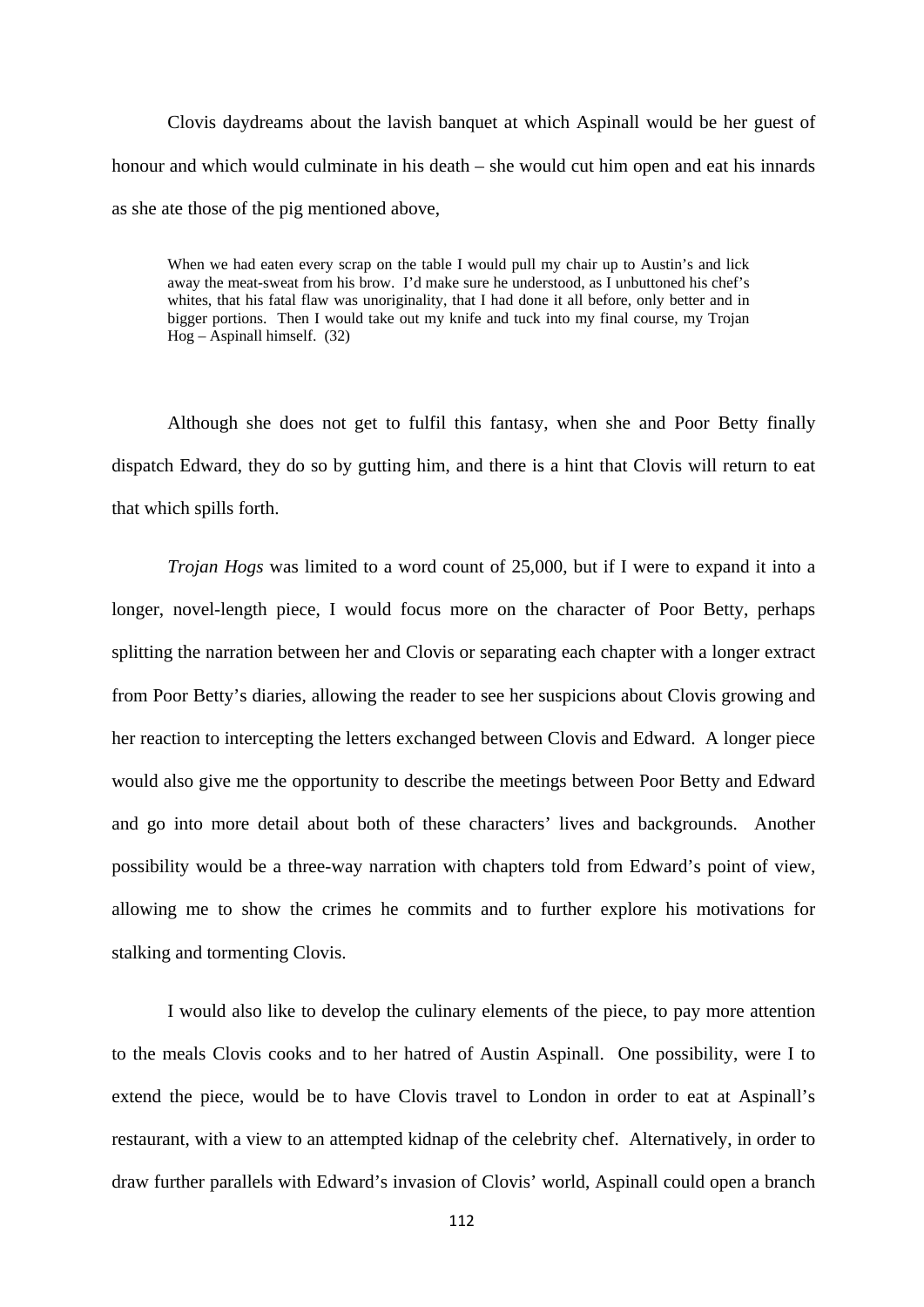Clovis daydreams about the lavish banquet at which Aspinall would be her guest of honour and which would culminate in his death – she would cut him open and eat his innards as she ate those of the pig mentioned above,

> When we had eaten every scrap on the table I would pull my chair up to Austin's and lick away the meat-sweat from his brow. I'd make sure he understood, as I unbuttoned his chef's whites, that his fatal flaw was unoriginality, that I had done it all before, only better and in bigger portions. Then I would take out my knife and tuck into my final course, my Trojan Hog – Aspinall himself. (32)

Although she does not get to fulfil this fantasy, when she and Poor Betty finally dispatch Edward, they do so by gutting him, and there is a hint that Clovis will return to eat that which spills forth.

*Trojan Hogs* was limited to a word count of 25,000, but if I were to expand it into a longer, novel-length piece, I would focus more on the character of Poor Betty, perhaps splitting the narration between her and Clovis or separating each chapter with a longer extract from Poor Betty's diaries, allowing the reader to see her suspicions about Clovis growing and her reaction to intercepting the letters exchanged between Clovis and Edward. A longer piece would also give me the opportunity to describe the meetings between Poor Betty and Edward and go into more detail about both of these characters' lives and backgrounds. Another possibility would be a three-way narration with chapters told from Edward's point of view, allowing me to show the crimes he commits and to further explore his motivations for stalking and tormenting Clovis.

I would also like to develop the culinary elements of the piece, to pay more attention to the meals Clovis cooks and to her hatred of Austin Aspinall. One possibility, were I to extend the piece, would be to have Clovis travel to London in order to eat at Aspinall's restaurant, with a view to an attempted kidnap of the celebrity chef. Alternatively, in order to draw further parallels with Edward's invasion of Clovis' world, Aspinall could open a branch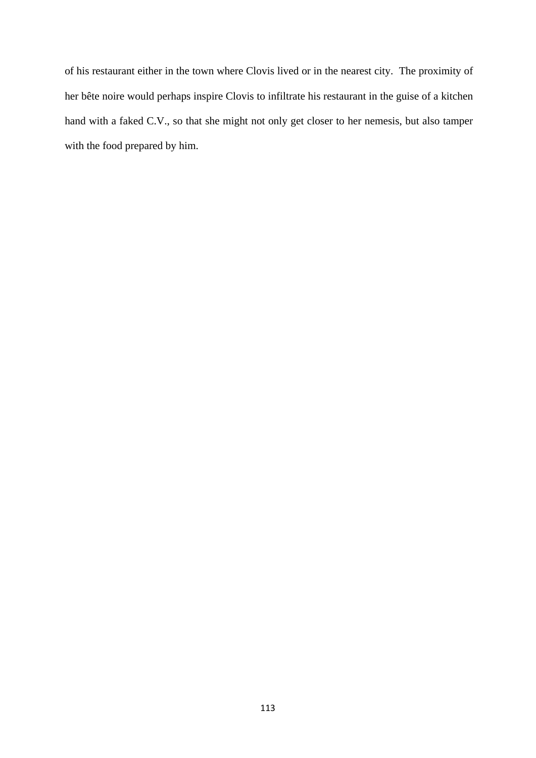of his restaurant either in the town where Clovis lived or in the nearest city. The proximity of her bête noire would perhaps inspire Clovis to infiltrate his restaurant in the guise of a kitchen hand with a faked C.V., so that she might not only get closer to her nemesis, but also tamper with the food prepared by him.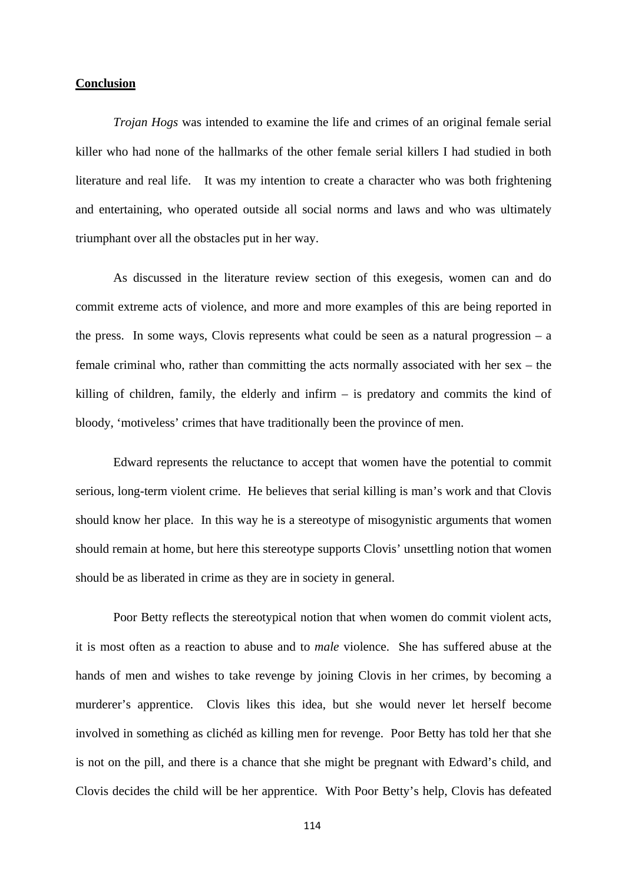## **Conclusion**

*Trojan Hogs* was intended to examine the life and crimes of an original female serial killer who had none of the hallmarks of the other female serial killers I had studied in both literature and real life. It was my intention to create a character who was both frightening and entertaining, who operated outside all social norms and laws and who was ultimately triumphant over all the obstacles put in her way.

As discussed in the literature review section of this exegesis, women can and do commit extreme acts of violence, and more and more examples of this are being reported in the press. In some ways, Clovis represents what could be seen as a natural progression – a female criminal who, rather than committing the acts normally associated with her sex – the killing of children, family, the elderly and infirm – is predatory and commits the kind of bloody, 'motiveless' crimes that have traditionally been the province of men.

Edward represents the reluctance to accept that women have the potential to commit serious, long-term violent crime. He believes that serial killing is man's work and that Clovis should know her place. In this way he is a stereotype of misogynistic arguments that women should remain at home, but here this stereotype supports Clovis' unsettling notion that women should be as liberated in crime as they are in society in general.

Poor Betty reflects the stereotypical notion that when women do commit violent acts, it is most often as a reaction to abuse and to *male* violence. She has suffered abuse at the hands of men and wishes to take revenge by joining Clovis in her crimes, by becoming a murderer's apprentice. Clovis likes this idea, but she would never let herself become involved in something as clichéd as killing men for revenge. Poor Betty has told her that she is not on the pill, and there is a chance that she might be pregnant with Edward's child, and Clovis decides the child will be her apprentice. With Poor Betty's help, Clovis has defeated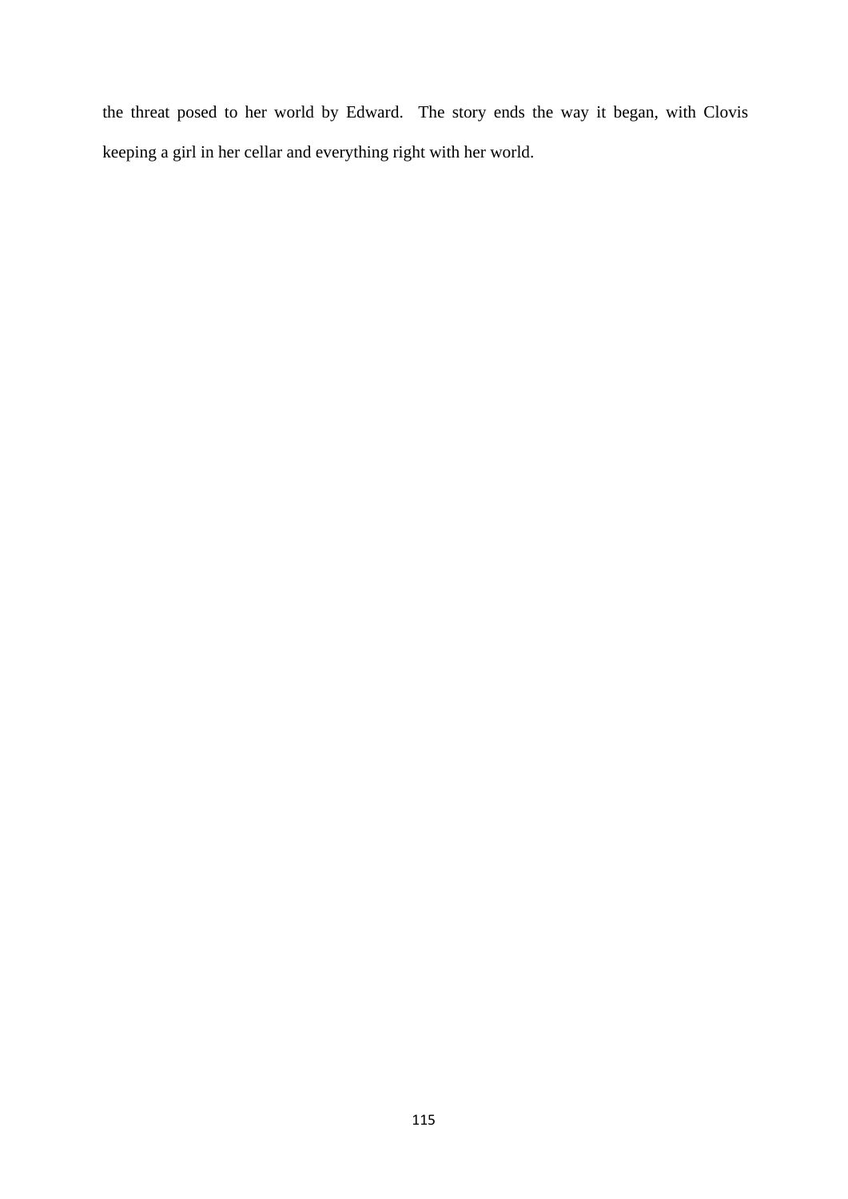the threat posed to her world by Edward. The story ends the way it began, with Clovis keeping a girl in her cellar and everything right with her world.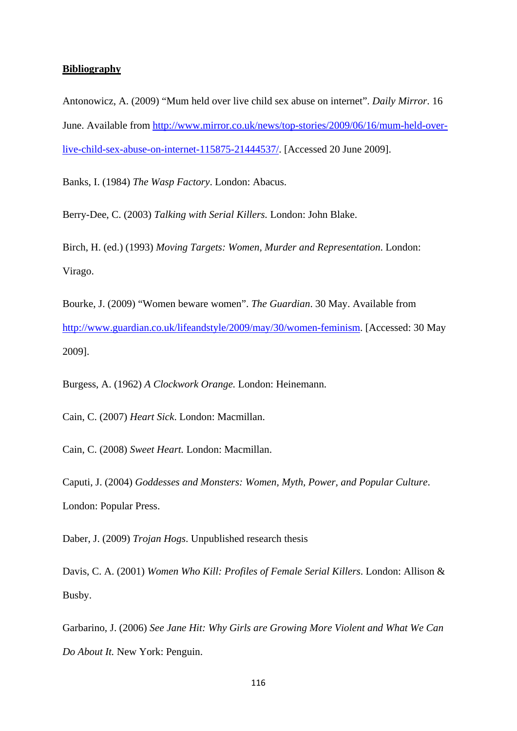**Bibliography**

Antonowicz, A. (2009) "Mum held over live child sex abuse on internet". *Daily Mirror*. 16 June. Available from [http://www.mirror.co.uk/news/top-stories/2009/06/16/mum-held-over-live-child-sex-abuse-on-internet-115875-21444537/](http://www.mirror.co.uk/news/top-stories/2009/06/16/mum-held-over-live-child-sex-abuse-on-internet-115875-21444537/). [Accessed 20 June 2009].

Banks, I. (1984) *The Wasp Factory*. London: Abacus.

Berry-Dee, C. (2003) *Talking with Serial Killers.* London: John Blake.

Birch, H. (ed.) (1993) *Moving Targets: Women, Murder and Representation*. London: Virago.

Bourke, J. (2009) "Women beware women". *The Guardian*. 30 May. Available from [http://www.guardian.co.uk/lifeandstyle/2009/may/30/women-feminism](http://www.guardian.co.uk/lifeandstyle/2009/may/30/women-feminism). [Accessed: 30 May 2009].

Burgess, A. (1962) *A Clockwork Orange.* London: Heinemann.

Cain, C. (2007) *Heart Sick*. London: Macmillan.

Cain, C. (2008) *Sweet Heart.* London: Macmillan.

Caputi, J. (2004) *Goddesses and Monsters: Women, Myth, Power, and Popular Culture*. London: Popular Press.

Daber, J. (2009) *Trojan Hogs*. Unpublished research thesis

Davis, C. A. (2001) *Women Who Kill: Profiles of Female Serial Killers*. London: Allison & Busby.

Garbarino, J. (2006) *See Jane Hit: Why Girls are Growing More Violent and What We Can Do About It.* New York: Penguin.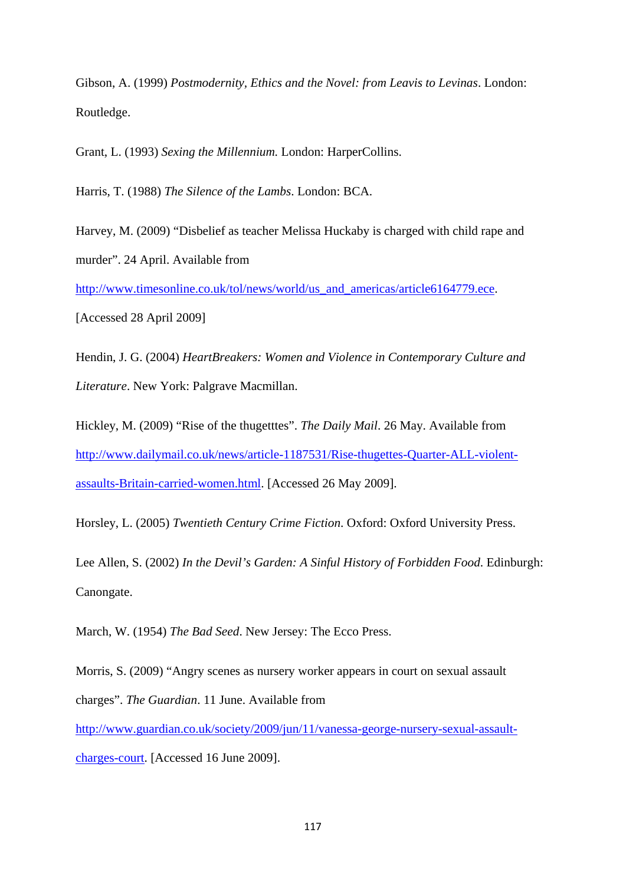Gibson, A. (1999) *Postmodernity, Ethics and the Novel: from Leavis to Levinas*. London: Routledge.

Grant, L. (1993) *Sexing the Millennium.* London: HarperCollins.

Harris, T. (1988) *The Silence of the Lambs*. London: BCA.

Harvey, M. (2009) "Disbelief as teacher Melissa Huckaby is charged with child rape and murder". 24 April. Available from http://www.timesonline.co.uk/tol/news/world/us_and_americas/article6164779.ece. [Accessed 28 April 2009]

Hendin, J. G. (2004) *HeartBreakers: Women and Violence in Contemporary Culture and Literature*. New York: Palgrave Macmillan.

Hickley, M. (2009) "Rise of the thugetttes". *The Daily Mail*. 26 May. Available from http://www.dailymail.co.uk/news/article-1187531/Rise-thugettes-Quarter-ALL-violent-assaults-Britain-carried-women.html. [Accessed 26 May 2009].

Horsley, L. (2005) *Twentieth Century Crime Fiction.* Oxford: Oxford University Press.

Lee Allen, S. (2002) *In the Devil's Garden: A Sinful History of Forbidden Food.* Edinburgh: Canongate.

March, W. (1954) *The Bad Seed*. New Jersey: The Ecco Press.

Morris, S. (2009) "Angry scenes as nursery worker appears in court on sexual assault charges". *The Guardian*. 11 June. Available from http://www.guardian.co.uk/society/2009/jun/11/vanessa-george-nursery-sexual-assault-charges-court. [Accessed 16 June 2009].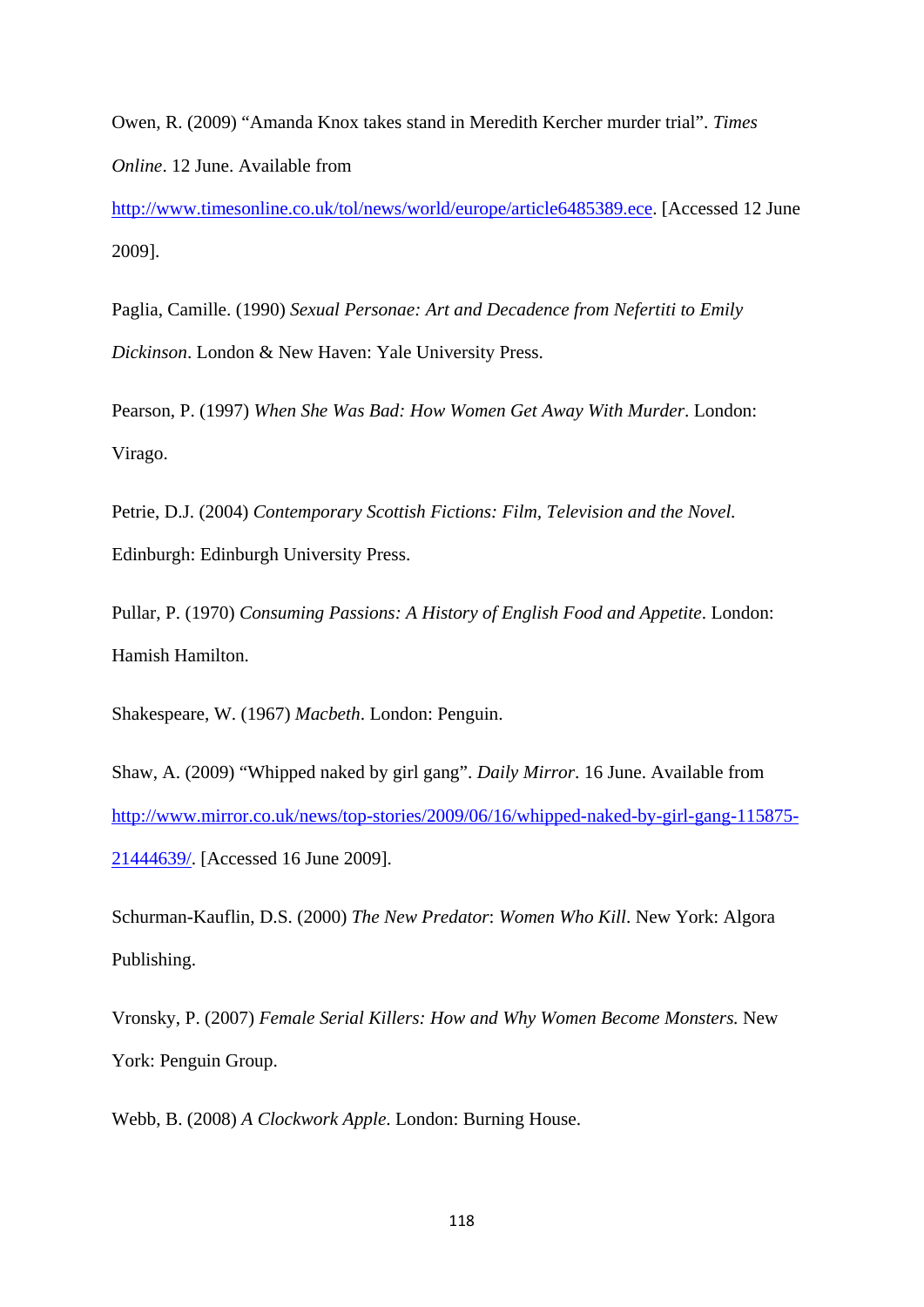Owen, R. (2009) “Amanda Knox takes stand in Meredith Kercher murder trial”. *Times Online*. 12 June. Available from http://www.timesonline.co.uk/tol/news/world/europe/article6485389.ece. [Accessed 12 June 2009].

Paglia, Camille. (1990) *Sexual Personae: Art and Decadence from Nefertiti to Emily Dickinson*. London & New Haven: Yale University Press.

Pearson, P. (1997) *When She Was Bad: How Women Get Away With Murder*. London: Virago.

Petrie, D.J. (2004) *Contemporary Scottish Fictions: Film, Television and the Novel.* Edinburgh: Edinburgh University Press.

Pullar, P. (1970) *Consuming Passions: A History of English Food and Appetite*. London: Hamish Hamilton.

Shakespeare, W. (1967) *Macbeth*. London: Penguin.

Shaw, A. (2009) “Whipped naked by girl gang”. *Daily Mirror*. 16 June. Available from http://www.mirror.co.uk/news/top-stories/2009/06/16/whipped-naked-by-girl-gang-115875-21444639/. [Accessed 16 June 2009].

Schurman-Kauflin, D.S. (2000) *The New Predator*: *Women Who Kill*. New York: Algora Publishing.

Vronsky, P. (2007) *Female Serial Killers: How and Why Women Become Monsters.* New York: Penguin Group.

Webb, B. (2008) *A Clockwork Apple*. London: Burning House.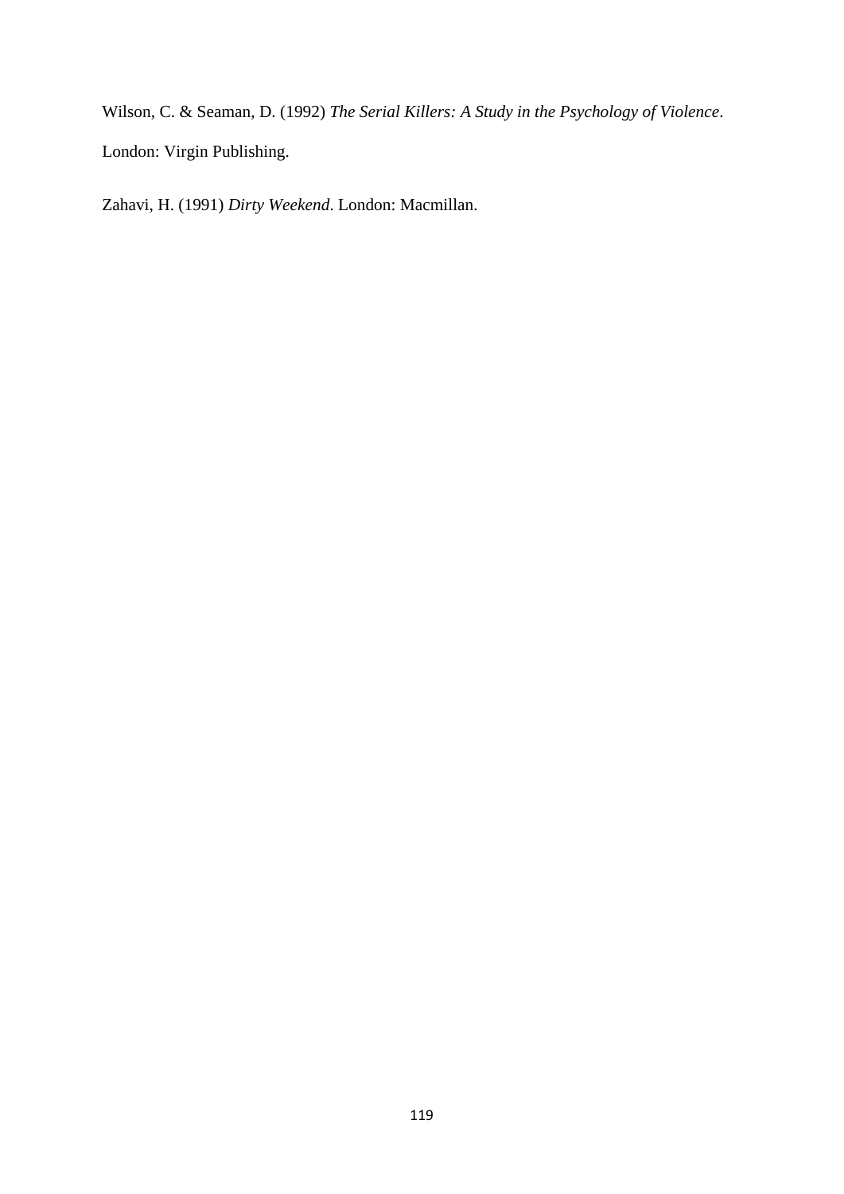Wilson, C. & Seaman, D. (1992) *The Serial Killers: A Study in the Psychology of Violence*. London: Virgin Publishing.

Zahavi, H. (1991) *Dirty Weekend*. London: Macmillan.